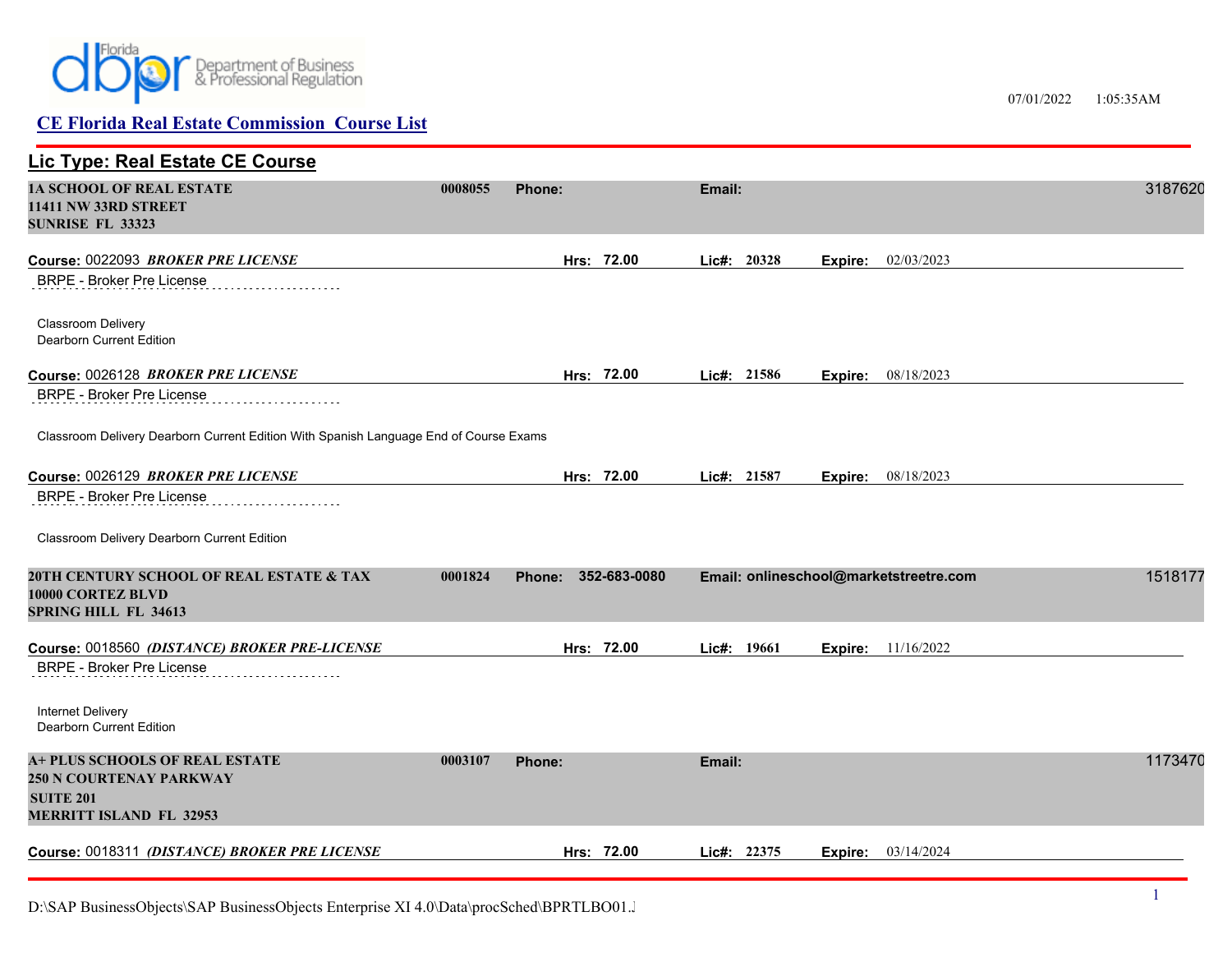## CE Florida Real Estate Commission Course List

07/01/2022 1:05:35AM

### Lic Type: Real Estate CE Course

**1A SCHOOL OF REAL ESTATE** 0008055 **Phone:** **Email:** 3187620
**11411 NW 33RD STREET**
**SUNRISE FL 33323**

**Course:** 0022093 ***BROKER PRE LICENSE*** **Hrs: 72.00** **Lic#: 20328** **Expire:** 02/03/2023

BRPE - Broker Pre License

Classroom Delivery
Dearborn Current Edition

**Course:** 0026128 ***BROKER PRE LICENSE*** **Hrs: 72.00** **Lic#: 21586** **Expire:** 08/18/2023

BRPE - Broker Pre License

Classroom Delivery Dearborn Current Edition With Spanish Language End of Course Exams

**Course:** 0026129 ***BROKER PRE LICENSE*** **Hrs: 72.00** **Lic#: 21587** **Expire:** 08/18/2023

BRPE - Broker Pre License

Classroom Delivery Dearborn Current Edition

**20TH CENTURY SCHOOL OF REAL ESTATE & TAX** 0001824 **Phone: 352-683-0080** **Email: onlineschool@marketstreetre.com** 1518177
**10000 CORTEZ BLVD**
**SPRING HILL FL 34613**

**Course:** 0018560 ***(DISTANCE) BROKER PRE-LICENSE*** **Hrs: 72.00** **Lic#: 19661** **Expire:** 11/16/2022

BRPE - Broker Pre License

Internet Delivery
Dearborn Current Edition

**A+ PLUS SCHOOLS OF REAL ESTATE** 0003107 **Phone:** **Email:** 1173470
**250 N COURTENAY PARKWAY**
**SUITE 201**
**MERRITT ISLAND FL 32953**

**Course:** 0018311 ***(DISTANCE) BROKER PRE LICENSE*** **Hrs: 72.00** **Lic#: 22375** **Expire:** 03/14/2024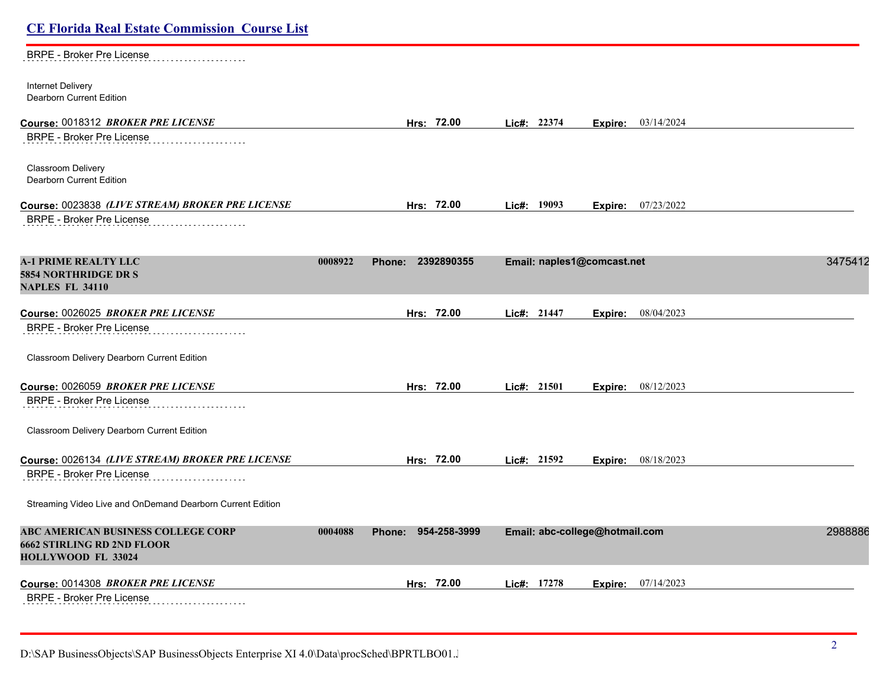BRPE - Broker Pre License

Internet Delivery
Dearborn Current Edition

**Course:** 0018312 ***BROKER PRE LICENSE*** **Hrs: 72.00** **Lic#: 22374** **Expire:** 03/14/2024

BRPE - Broker Pre License

Classroom Delivery
Dearborn Current Edition

**Course:** 0023838 ***(LIVE STREAM) BROKER PRE LICENSE*** **Hrs: 72.00** **Lic#: 19093** **Expire:** 07/23/2022

BRPE - Broker Pre License

**A-1 PRIME REALTY LLC** **0008922** **Phone: 2392890355** **Email: naples1@comcast.net** 3475412
**5854 NORTHRIDGE DR S**
**NAPLES FL 34110**

**Course:** 0026025 ***BROKER PRE LICENSE*** **Hrs: 72.00** **Lic#: 21447** **Expire:** 08/04/2023

BRPE - Broker Pre License

Classroom Delivery Dearborn Current Edition

**Course:** 0026059 ***BROKER PRE LICENSE*** **Hrs: 72.00** **Lic#: 21501** **Expire:** 08/12/2023

BRPE - Broker Pre License

Classroom Delivery Dearborn Current Edition

**Course:** 0026134 ***(LIVE STREAM) BROKER PRE LICENSE*** **Hrs: 72.00** **Lic#: 21592** **Expire:** 08/18/2023

BRPE - Broker Pre License

Streaming Video Live and OnDemand Dearborn Current Edition

**ABC AMERICAN BUSINESS COLLEGE CORP** **0004088** **Phone: 954-258-3999** **Email: abc-college@hotmail.com** 2988886
**6662 STIRLING RD 2ND FLOOR**
**HOLLYWOOD FL 33024**

**Course:** 0014308 ***BROKER PRE LICENSE*** **Hrs: 72.00** **Lic#: 17278** **Expire:** 07/14/2023

BRPE - Broker Pre License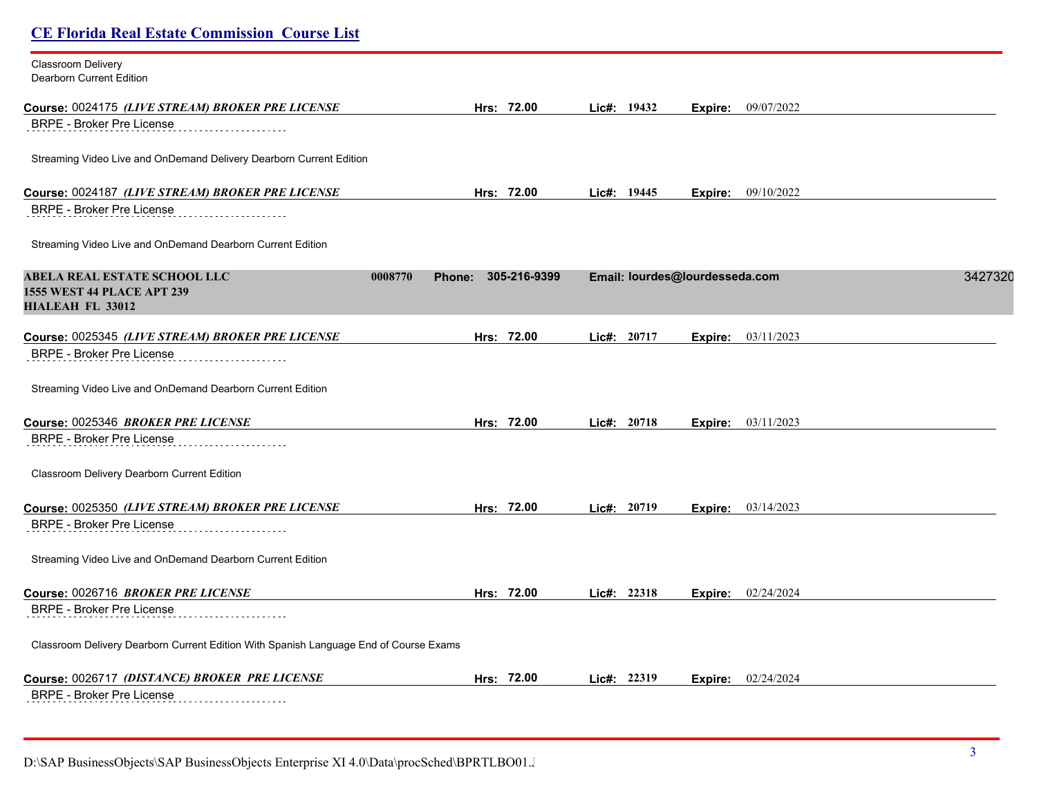Classroom Delivery
Dearborn Current Edition

**Course:** 0024175 ***(LIVE STREAM) BROKER PRE LICENSE*** **Hrs: 72.00** **Lic#: 19432** **Expire:** 09/07/2022

BRPE - Broker Pre License

Streaming Video Live and OnDemand Delivery Dearborn Current Edition

**Course:** 0024187 ***(LIVE STREAM) BROKER PRE LICENSE*** **Hrs: 72.00** **Lic#: 19445** **Expire:** 09/10/2022

BRPE - Broker Pre License

Streaming Video Live and OnDemand Dearborn Current Edition

**ABELA REAL ESTATE SCHOOL LLC** **0008770** **Phone: 305-216-9399** **Email: lourdes@lourdesseda.com** 3427320
**1555 WEST 44 PLACE APT 239**
**HIALEAH FL 33012**

**Course:** 0025345 ***(LIVE STREAM) BROKER PRE LICENSE*** **Hrs: 72.00** **Lic#: 20717** **Expire:** 03/11/2023

BRPE - Broker Pre License

Streaming Video Live and OnDemand Dearborn Current Edition

**Course:** 0025346 ***BROKER PRE LICENSE*** **Hrs: 72.00** **Lic#: 20718** **Expire:** 03/11/2023

BRPE - Broker Pre License

Classroom Delivery Dearborn Current Edition

**Course:** 0025350 ***(LIVE STREAM) BROKER PRE LICENSE*** **Hrs: 72.00** **Lic#: 20719** **Expire:** 03/14/2023

BRPE - Broker Pre License

Streaming Video Live and OnDemand Dearborn Current Edition

**Course:** 0026716 ***BROKER PRE LICENSE*** **Hrs: 72.00** **Lic#: 22318** **Expire:** 02/24/2024

BRPE - Broker Pre License

Classroom Delivery Dearborn Current Edition With Spanish Language End of Course Exams

**Course:** 0026717 ***(DISTANCE) BROKER PRE LICENSE*** **Hrs: 72.00** **Lic#: 22319** **Expire:** 02/24/2024

BRPE - Broker Pre License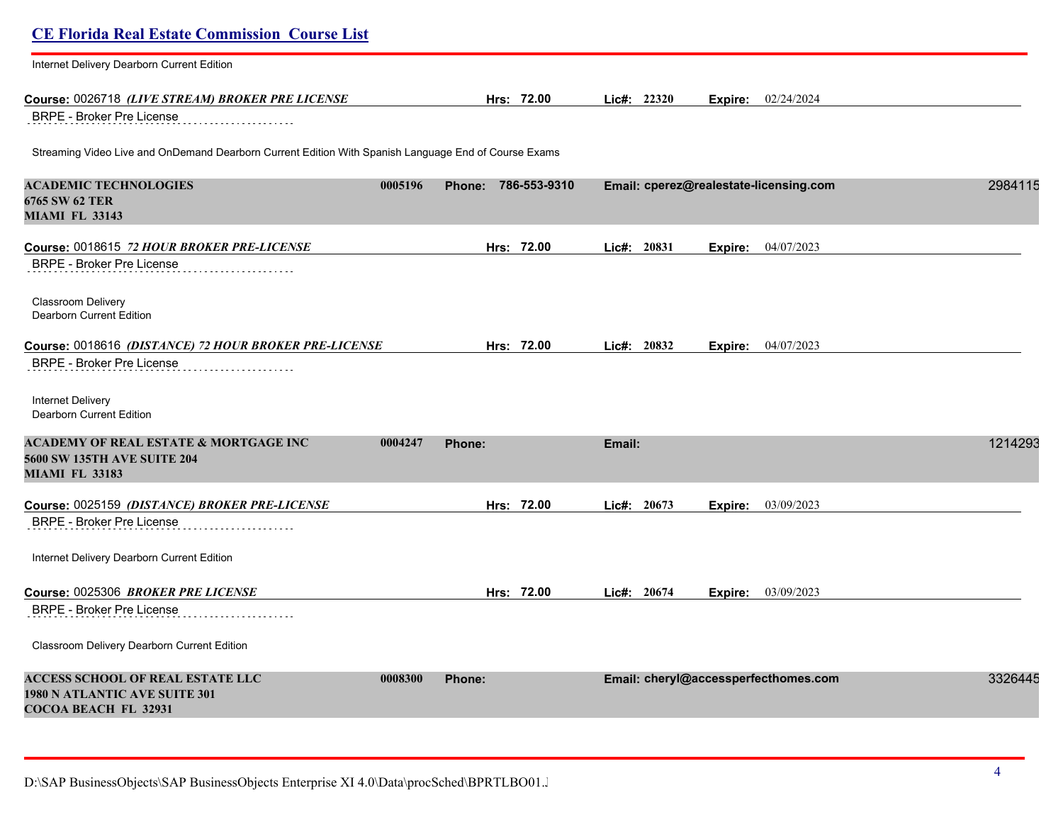Internet Delivery Dearborn Current Edition

**Course:** 0026718 ***(LIVE STREAM) BROKER PRE LICENSE*** **Hrs:** 72.00 **Lic#:** 22320 **Expire:** 02/24/2024

BRPE - Broker Pre License

Streaming Video Live and OnDemand Dearborn Current Edition With Spanish Language End of Course Exams

**ACADEMIC TECHNOLOGIES** 0005196 **Phone:** 786-553-9310 **Email:** cperez@realestate-licensing.com 2984115
**6765 SW 62 TER**
**MIAMI FL 33143**

**Course:** 0018615 ***72 HOUR BROKER PRE-LICENSE*** **Hrs:** 72.00 **Lic#:** 20831 **Expire:** 04/07/2023

BRPE - Broker Pre License

Classroom Delivery
Dearborn Current Edition

**Course:** 0018616 ***(DISTANCE) 72 HOUR BROKER PRE-LICENSE*** **Hrs:** 72.00 **Lic#:** 20832 **Expire:** 04/07/2023

BRPE - Broker Pre License

Internet Delivery
Dearborn Current Edition

**ACADEMY OF REAL ESTATE & MORTGAGE INC** 0004247 **Phone:** **Email:** 1214293
**5600 SW 135TH AVE SUITE 204**
**MIAMI FL 33183**

**Course:** 0025159 ***(DISTANCE) BROKER PRE-LICENSE*** **Hrs:** 72.00 **Lic#:** 20673 **Expire:** 03/09/2023

BRPE - Broker Pre License

Internet Delivery Dearborn Current Edition

**Course:** 0025306 ***BROKER PRE LICENSE*** **Hrs:** 72.00 **Lic#:** 20674 **Expire:** 03/09/2023

BRPE - Broker Pre License

Classroom Delivery Dearborn Current Edition

**ACCESS SCHOOL OF REAL ESTATE LLC** 0008300 **Phone:** **Email:** cheryl@accessperfecthomes.com 3326445
**1980 N ATLANTIC AVE SUITE 301**
**COCOA BEACH FL 32931**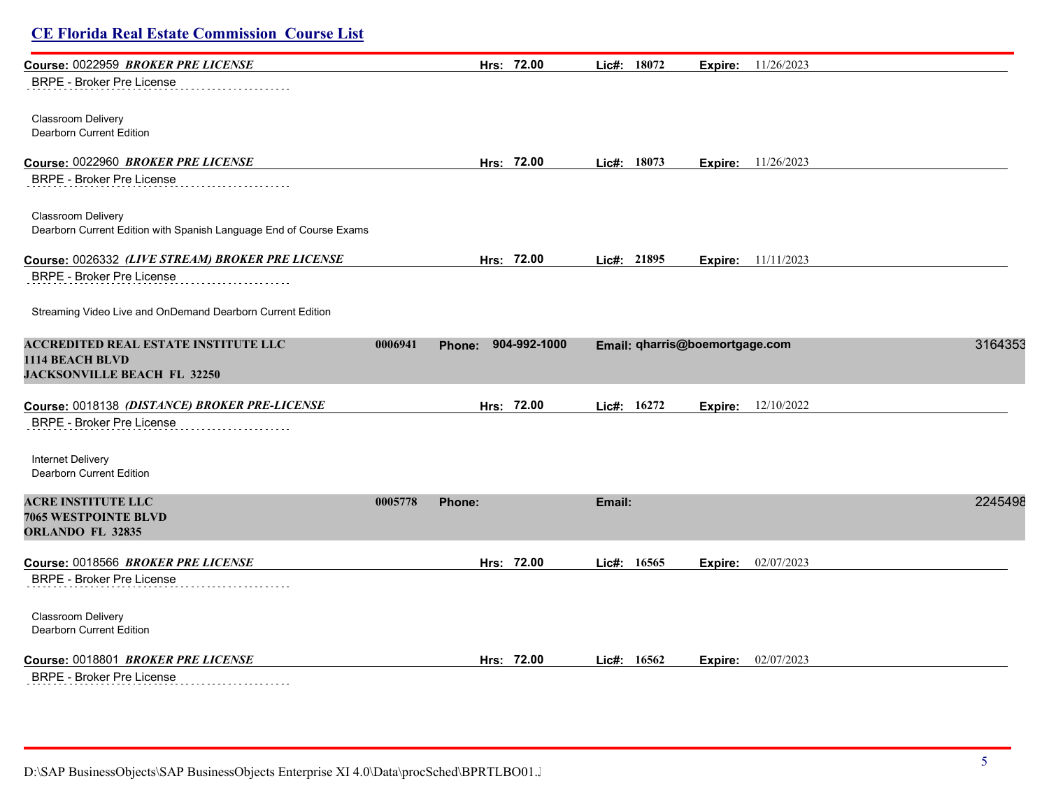**Course:** 0022959 ***BROKER PRE LICENSE*** **Hrs:** 72.00 **Lic#:** 18072 **Expire:** 11/26/2023

BRPE - Broker Pre License

Classroom Delivery
Dearborn Current Edition

**Course:** 0022960 ***BROKER PRE LICENSE*** **Hrs:** 72.00 **Lic#:** 18073 **Expire:** 11/26/2023

BRPE - Broker Pre License

Classroom Delivery
Dearborn Current Edition with Spanish Language End of Course Exams

**Course:** 0026332 ***(LIVE STREAM) BROKER PRE LICENSE*** **Hrs:** 72.00 **Lic#:** 21895 **Expire:** 11/11/2023

BRPE - Broker Pre License

Streaming Video Live and OnDemand Dearborn Current Edition

**ACCREDITED REAL ESTATE INSTITUTE LLC** 0006941 **Phone:** 904-992-1000 **Email:** qharris@boemortgage.com 3164353
**1114 BEACH BLVD**
**JACKSONVILLE BEACH FL 32250**

**Course:** 0018138 ***(DISTANCE) BROKER PRE-LICENSE*** **Hrs:** 72.00 **Lic#:** 16272 **Expire:** 12/10/2022

BRPE - Broker Pre License

Internet Delivery
Dearborn Current Edition

**ACRE INSTITUTE LLC** 0005778 **Phone:** **Email:** 2245498
**7065 WESTPOINTE BLVD**
**ORLANDO FL 32835**

**Course:** 0018566 ***BROKER PRE LICENSE*** **Hrs:** 72.00 **Lic#:** 16565 **Expire:** 02/07/2023

BRPE - Broker Pre License

Classroom Delivery
Dearborn Current Edition

**Course:** 0018801 ***BROKER PRE LICENSE*** **Hrs:** 72.00 **Lic#:** 16562 **Expire:** 02/07/2023

BRPE - Broker Pre License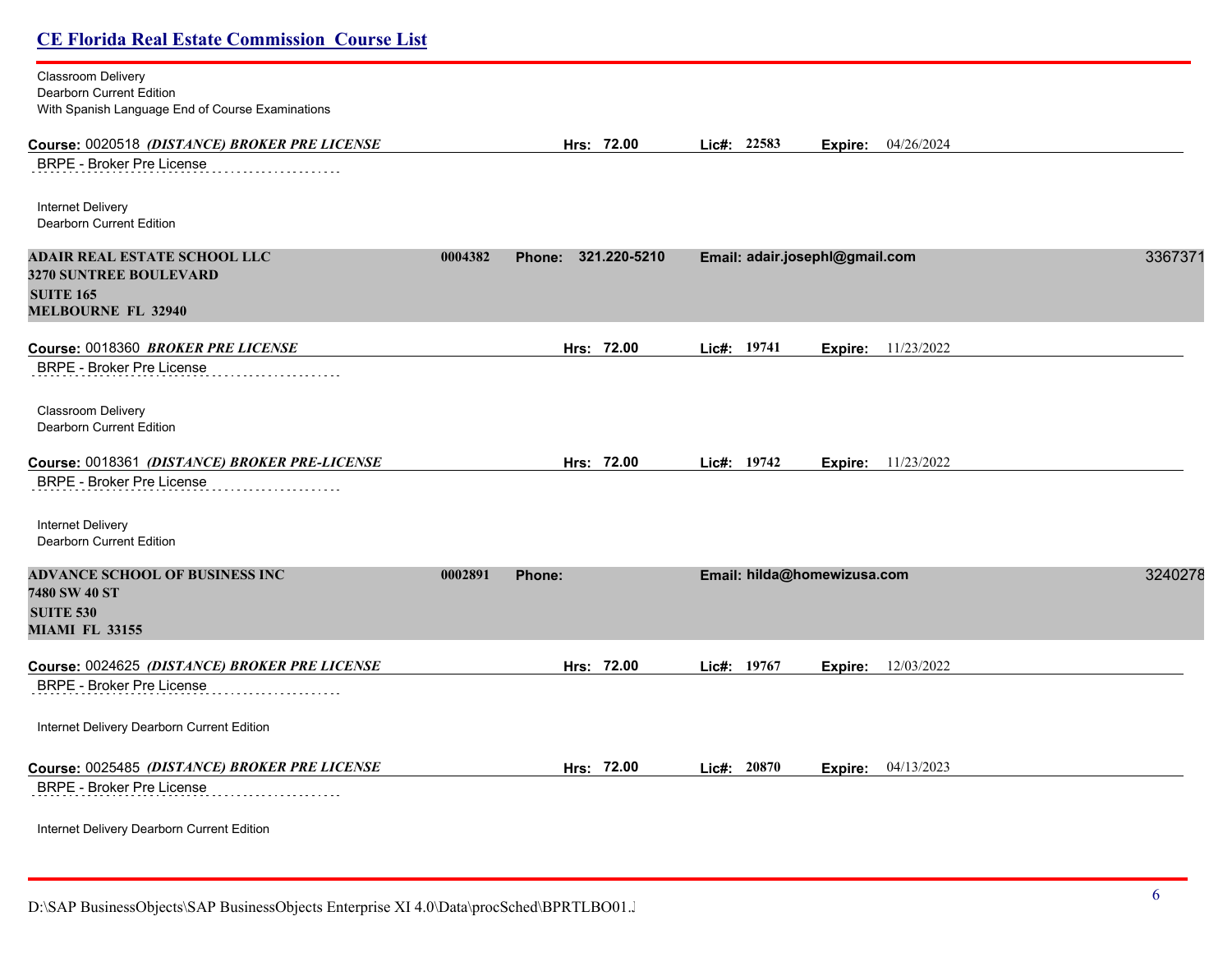Classroom Delivery
Dearborn Current Edition
With Spanish Language End of Course Examinations

**Course:** 0020518 ***(DISTANCE) BROKER PRE LICENSE*** **Hrs:** 72.00 **Lic#:** 22583 **Expire:** 04/26/2024

BRPE - Broker Pre License

Internet Delivery
Dearborn Current Edition

**ADAIR REAL ESTATE SCHOOL LLC** 0004382 **Phone:** 321.220-5210 **Email:** adair.josephl@gmail.com 3367371
**3270 SUNTREE BOULEVARD**
**SUITE 165**
**MELBOURNE FL 32940**

**Course:** 0018360 ***BROKER PRE LICENSE*** **Hrs:** 72.00 **Lic#:** 19741 **Expire:** 11/23/2022

BRPE - Broker Pre License

Classroom Delivery
Dearborn Current Edition

**Course:** 0018361 ***(DISTANCE) BROKER PRE-LICENSE*** **Hrs:** 72.00 **Lic#:** 19742 **Expire:** 11/23/2022

BRPE - Broker Pre License

Internet Delivery
Dearborn Current Edition

**ADVANCE SCHOOL OF BUSINESS INC** 0002891 **Phone:** **Email:** hilda@homewizusa.com 3240278
**7480 SW 40 ST**
**SUITE 530**
**MIAMI FL 33155**

**Course:** 0024625 ***(DISTANCE) BROKER PRE LICENSE*** **Hrs:** 72.00 **Lic#:** 19767 **Expire:** 12/03/2022

BRPE - Broker Pre License

Internet Delivery Dearborn Current Edition

**Course:** 0025485 ***(DISTANCE) BROKER PRE LICENSE*** **Hrs:** 72.00 **Lic#:** 20870 **Expire:** 04/13/2023

BRPE - Broker Pre License

Internet Delivery Dearborn Current Edition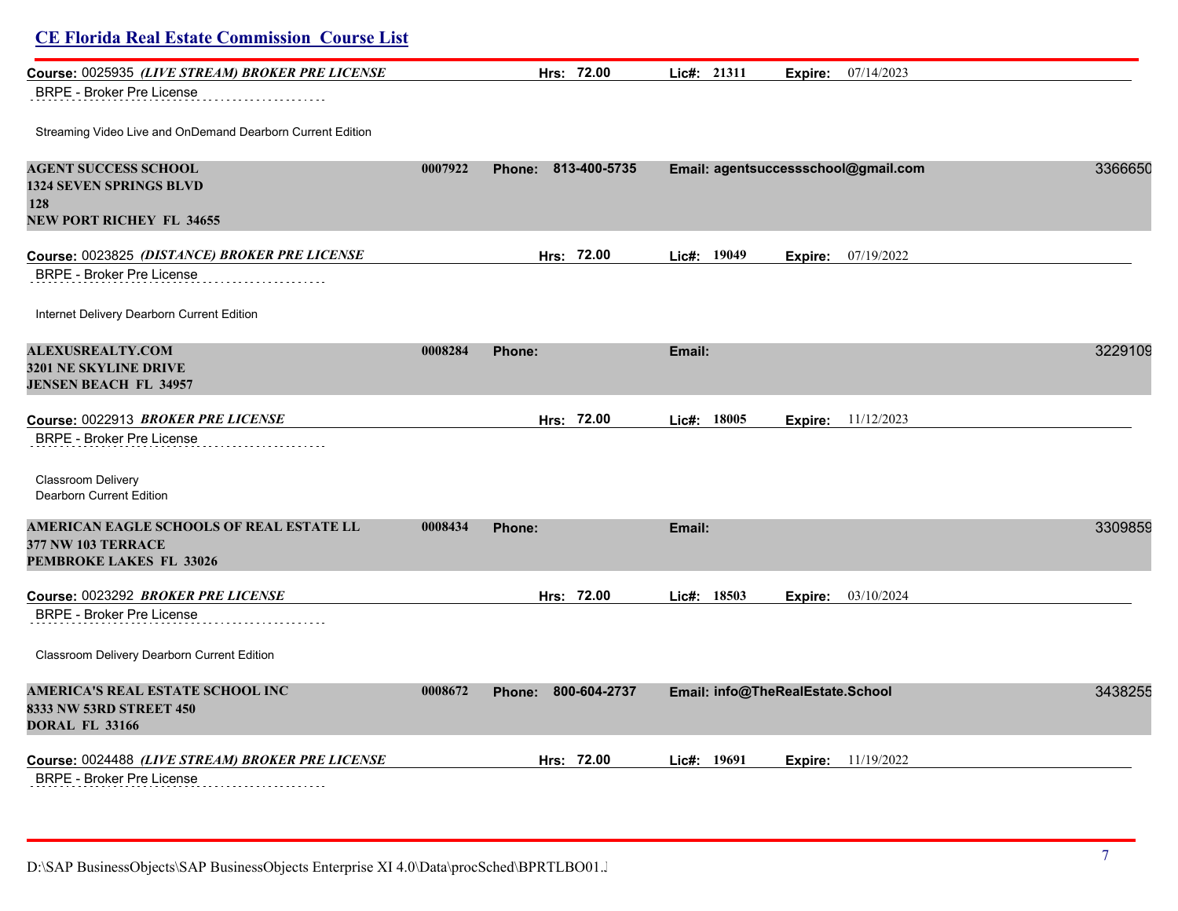## CE Florida Real Estate Commission Course List

**Course:** 0025935 ***(LIVE STREAM) BROKER PRE LICENSE*** **Hrs: 72.00** **Lic#: 21311** **Expire:** 07/14/2023

BRPE - Broker Pre License

Streaming Video Live and OnDemand Dearborn Current Edition

**AGENT SUCCESS SCHOOL** **0007922** **Phone: 813-400-5735** **Email: agentsuccessschool@gmail.com** 3366650
**1324 SEVEN SPRINGS BLVD**
**128**
**NEW PORT RICHEY FL 34655**

**Course:** 0023825 ***(DISTANCE) BROKER PRE LICENSE*** **Hrs: 72.00** **Lic#: 19049** **Expire:** 07/19/2022

BRPE - Broker Pre License

Internet Delivery Dearborn Current Edition

**ALEXUSREALTY.COM** **0008284** **Phone:** **Email:** 3229109
**3201 NE SKYLINE DRIVE**
**JENSEN BEACH FL 34957**

**Course:** 0022913 ***BROKER PRE LICENSE*** **Hrs: 72.00** **Lic#: 18005** **Expire:** 11/12/2023

BRPE - Broker Pre License

Classroom Delivery
Dearborn Current Edition

**AMERICAN EAGLE SCHOOLS OF REAL ESTATE LL** **0008434** **Phone:** **Email:** 3309859
**377 NW 103 TERRACE**
**PEMBROKE LAKES FL 33026**

**Course:** 0023292 ***BROKER PRE LICENSE*** **Hrs: 72.00** **Lic#: 18503** **Expire:** 03/10/2024

BRPE - Broker Pre License

Classroom Delivery Dearborn Current Edition

**AMERICA'S REAL ESTATE SCHOOL INC** **0008672** **Phone: 800-604-2737** **Email: info@TheRealEstate.School** 3438255
**8333 NW 53RD STREET 450**
**DORAL FL 33166**

**Course:** 0024488 ***(LIVE STREAM) BROKER PRE LICENSE*** **Hrs: 72.00** **Lic#: 19691** **Expire:** 11/19/2022

BRPE - Broker Pre License

D:\SAP BusinessObjects\SAP BusinessObjects Enterprise XI 4.0\Data\procSched\BPRTLBO01.J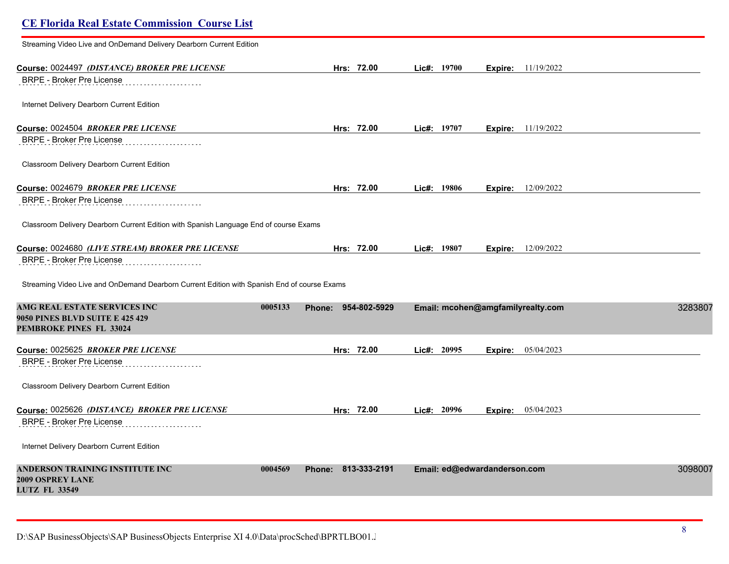Streaming Video Live and OnDemand Delivery Dearborn Current Edition

**Course:** 0024497 ***(DISTANCE) BROKER PRE LICENSE*** **Hrs:** 72.00 **Lic#:** 19700 **Expire:** 11/19/2022

BRPE - Broker Pre License

Internet Delivery Dearborn Current Edition

**Course:** 0024504 ***BROKER PRE LICENSE*** **Hrs:** 72.00 **Lic#:** 19707 **Expire:** 11/19/2022

BRPE - Broker Pre License

Classroom Delivery Dearborn Current Edition

**Course:** 0024679 ***BROKER PRE LICENSE*** **Hrs:** 72.00 **Lic#:** 19806 **Expire:** 12/09/2022

BRPE - Broker Pre License

Classroom Delivery Dearborn Current Edition with Spanish Language End of course Exams

**Course:** 0024680 ***(LIVE STREAM) BROKER PRE LICENSE*** **Hrs:** 72.00 **Lic#:** 19807 **Expire:** 12/09/2022

BRPE - Broker Pre License

Streaming Video Live and OnDemand Dearborn Current Edition with Spanish End of course Exams

**AMG REAL ESTATE SERVICES INC** **0005133** **Phone:** 954-802-5929 **Email:** mcohen@amgfamilyrealty.com 3283807
**9050 PINES BLVD SUITE E 425 429**
**PEMBROKE PINES FL 33024**

**Course:** 0025625 ***BROKER PRE LICENSE*** **Hrs:** 72.00 **Lic#:** 20995 **Expire:** 05/04/2023

BRPE - Broker Pre License

Classroom Delivery Dearborn Current Edition

**Course:** 0025626 ***(DISTANCE) BROKER PRE LICENSE*** **Hrs:** 72.00 **Lic#:** 20996 **Expire:** 05/04/2023

BRPE - Broker Pre License

Internet Delivery Dearborn Current Edition

**ANDERSON TRAINING INSTITUTE INC** **0004569** **Phone:** 813-333-2191 **Email:** ed@edwardanderson.com 3098007
**2009 OSPREY LANE**
**LUTZ FL 33549**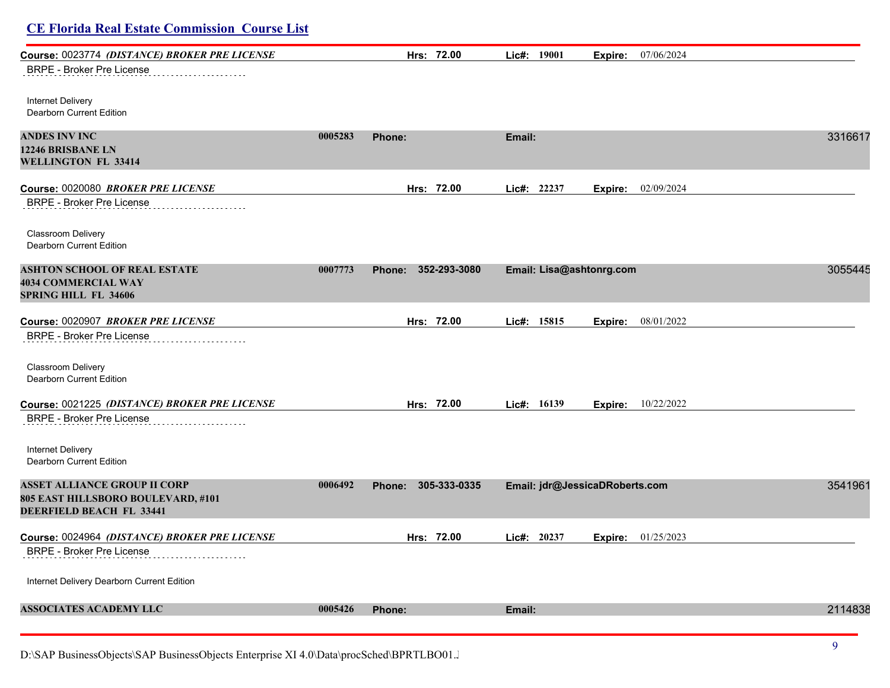## CE Florida Real Estate Commission Course List

**Course:** 0023774 ***(DISTANCE) BROKER PRE LICENSE*** **Hrs:** 72.00 **Lic#:** 19001 **Expire:** 07/06/2024

BRPE - Broker Pre License

Internet Delivery
Dearborn Current Edition

**ANDES INV INC** 0005283 **Phone:** **Email:** 3316617
**12246 BRISBANE LN**
**WELLINGTON FL 33414**

**Course:** 0020080 ***BROKER PRE LICENSE*** **Hrs:** 72.00 **Lic#:** 22237 **Expire:** 02/09/2024

BRPE - Broker Pre License

Classroom Delivery
Dearborn Current Edition

**ASHTON SCHOOL OF REAL ESTATE** 0007773 **Phone:** 352-293-3080 **Email:** Lisa@ashtonrg.com 3055445
**4034 COMMERCIAL WAY**
**SPRING HILL FL 34606**

**Course:** 0020907 ***BROKER PRE LICENSE*** **Hrs:** 72.00 **Lic#:** 15815 **Expire:** 08/01/2022

BRPE - Broker Pre License

Classroom Delivery
Dearborn Current Edition

**Course:** 0021225 ***(DISTANCE) BROKER PRE LICENSE*** **Hrs:** 72.00 **Lic#:** 16139 **Expire:** 10/22/2022

BRPE - Broker Pre License

Internet Delivery
Dearborn Current Edition

**ASSET ALLIANCE GROUP II CORP** 0006492 **Phone:** 305-333-0335 **Email:** jdr@JessicaDRoberts.com 3541961
**805 EAST HILLSBORO BOULEVARD, #101**
**DEERFIELD BEACH FL 33441**

**Course:** 0024964 ***(DISTANCE) BROKER PRE LICENSE*** **Hrs:** 72.00 **Lic#:** 20237 **Expire:** 01/25/2023

BRPE - Broker Pre License

Internet Delivery Dearborn Current Edition

**ASSOCIATES ACADEMY LLC** 0005426 **Phone:** **Email:** 2114838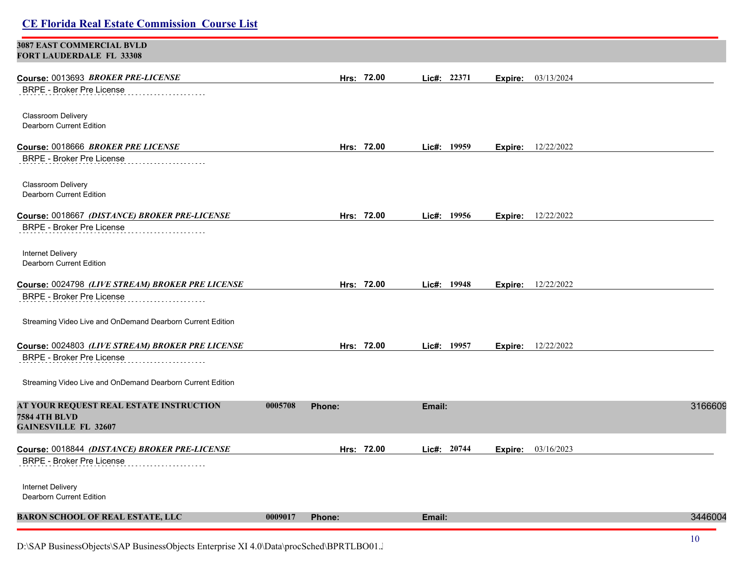**3087 EAST COMMERCIAL BVLD**
**FORT LAUDERDALE FL 33308**

**Course:** 0013693 ***BROKER PRE-LICENSE*** **Hrs: 72.00** **Lic#: 22371** **Expire:** 03/13/2024

BRPE - Broker Pre License

Classroom Delivery
Dearborn Current Edition

**Course:** 0018666 ***BROKER PRE LICENSE*** **Hrs: 72.00** **Lic#: 19959** **Expire:** 12/22/2022

BRPE - Broker Pre License

Classroom Delivery
Dearborn Current Edition

**Course:** 0018667 ***(DISTANCE) BROKER PRE-LICENSE*** **Hrs: 72.00** **Lic#: 19956** **Expire:** 12/22/2022

BRPE - Broker Pre License

Internet Delivery
Dearborn Current Edition

**Course:** 0024798 ***(LIVE STREAM) BROKER PRE LICENSE*** **Hrs: 72.00** **Lic#: 19948** **Expire:** 12/22/2022

BRPE - Broker Pre License

Streaming Video Live and OnDemand Dearborn Current Edition

**Course:** 0024803 ***(LIVE STREAM) BROKER PRE LICENSE*** **Hrs: 72.00** **Lic#: 19957** **Expire:** 12/22/2022

BRPE - Broker Pre License

Streaming Video Live and OnDemand Dearborn Current Edition

**AT YOUR REQUEST REAL ESTATE INSTRUCTION** **0005708** **Phone:** **Email:** 3166609
**7584 4TH BLVD**
**GAINESVILLE FL 32607**

**Course:** 0018844 ***(DISTANCE) BROKER PRE-LICENSE*** **Hrs: 72.00** **Lic#: 20744** **Expire:** 03/16/2023

BRPE - Broker Pre License

Internet Delivery
Dearborn Current Edition

**BARON SCHOOL OF REAL ESTATE, LLC** **0009017** **Phone:** **Email:** 3446004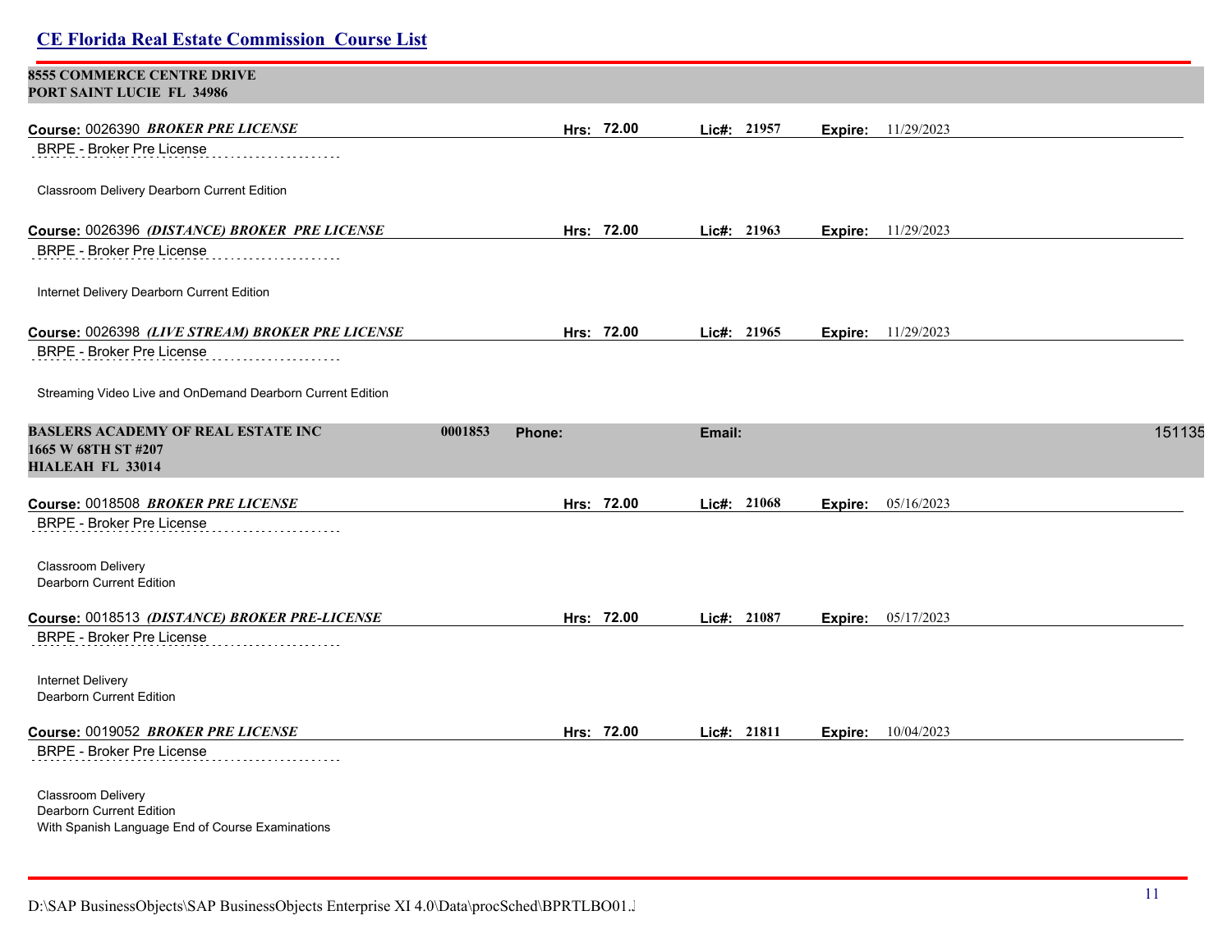**8555 COMMERCE CENTRE DRIVE**
**PORT SAINT LUCIE FL 34986**

**Course:** 0026390 ***BROKER PRE LICENSE*** **Hrs:** 72.00 **Lic#:** 21957 **Expire:** 11/29/2023

BRPE - Broker Pre License

Classroom Delivery Dearborn Current Edition

**Course:** 0026396 ***(DISTANCE) BROKER PRE LICENSE*** **Hrs:** 72.00 **Lic#:** 21963 **Expire:** 11/29/2023

BRPE - Broker Pre License

Internet Delivery Dearborn Current Edition

**Course:** 0026398 ***(LIVE STREAM) BROKER PRE LICENSE*** **Hrs:** 72.00 **Lic#:** 21965 **Expire:** 11/29/2023

BRPE - Broker Pre License

Streaming Video Live and OnDemand Dearborn Current Edition

**BASLERS ACADEMY OF REAL ESTATE INC** 0001853 **Phone:** **Email:** 151135
**1665 W 68TH ST #207**
**HIALEAH FL 33014**

**Course:** 0018508 ***BROKER PRE LICENSE*** **Hrs:** 72.00 **Lic#:** 21068 **Expire:** 05/16/2023

BRPE - Broker Pre License

Classroom Delivery
Dearborn Current Edition

**Course:** 0018513 ***(DISTANCE) BROKER PRE-LICENSE*** **Hrs:** 72.00 **Lic#:** 21087 **Expire:** 05/17/2023

BRPE - Broker Pre License

Internet Delivery
Dearborn Current Edition

**Course:** 0019052 ***BROKER PRE LICENSE*** **Hrs:** 72.00 **Lic#:** 21811 **Expire:** 10/04/2023

BRPE - Broker Pre License

Classroom Delivery
Dearborn Current Edition
With Spanish Language End of Course Examinations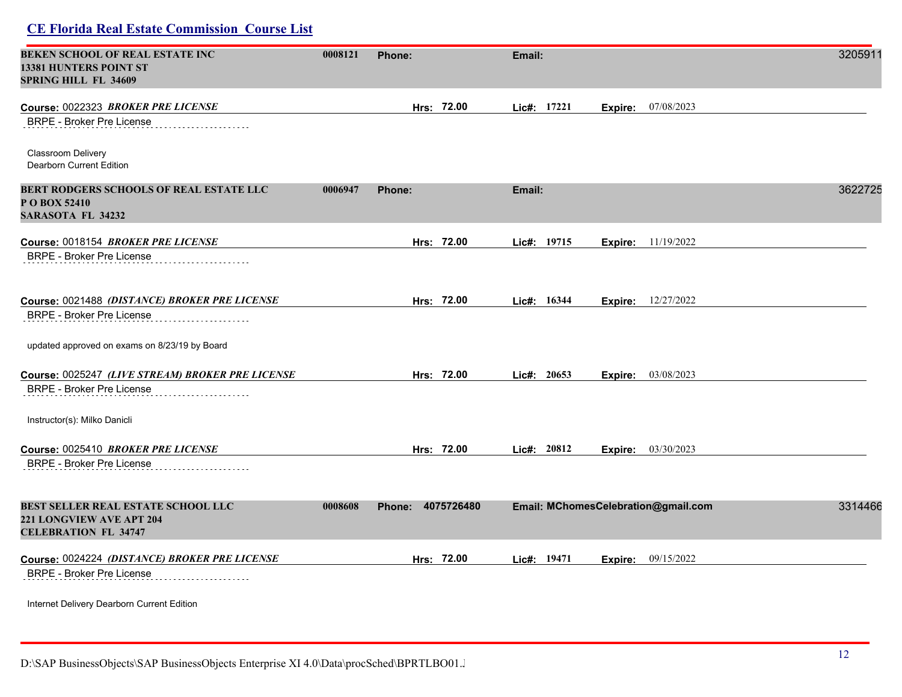## CE Florida Real Estate Commission Course List

**BEKEN SCHOOL OF REAL ESTATE INC** | 0008121 | **Phone:** | **Email:** | 3205911
**13381 HUNTERS POINT ST**
**SPRING HILL FL 34609**

**Course:** 0022323 ***BROKER PRE LICENSE*** | **Hrs:** 72.00 | **Lic#:** 17221 | **Expire:** 07/08/2023

BRPE - Broker Pre License

Classroom Delivery
Dearborn Current Edition

**BERT RODGERS SCHOOLS OF REAL ESTATE LLC** | 0006947 | **Phone:** | **Email:** | 3622725
**P O BOX 52410**
**SARASOTA FL 34232**

**Course:** 0018154 ***BROKER PRE LICENSE*** | **Hrs:** 72.00 | **Lic#:** 19715 | **Expire:** 11/19/2022

BRPE - Broker Pre License

**Course:** 0021488 ***(DISTANCE) BROKER PRE LICENSE*** | **Hrs:** 72.00 | **Lic#:** 16344 | **Expire:** 12/27/2022

BRPE - Broker Pre License

updated approved on exams on 8/23/19 by Board

**Course:** 0025247 ***(LIVE STREAM) BROKER PRE LICENSE*** | **Hrs:** 72.00 | **Lic#:** 20653 | **Expire:** 03/08/2023

BRPE - Broker Pre License

Instructor(s): Milko Danicli

**Course:** 0025410 ***BROKER PRE LICENSE*** | **Hrs:** 72.00 | **Lic#:** 20812 | **Expire:** 03/30/2023

BRPE - Broker Pre License

**BEST SELLER REAL ESTATE SCHOOL LLC** | 0008608 | **Phone:** 4075726480 | **Email:** MChomesCelebration@gmail.com | 3314466
**221 LONGVIEW AVE APT 204**
**CELEBRATION FL 34747**

**Course:** 0024224 ***(DISTANCE) BROKER PRE LICENSE*** | **Hrs:** 72.00 | **Lic#:** 19471 | **Expire:** 09/15/2022

BRPE - Broker Pre License

Internet Delivery Dearborn Current Edition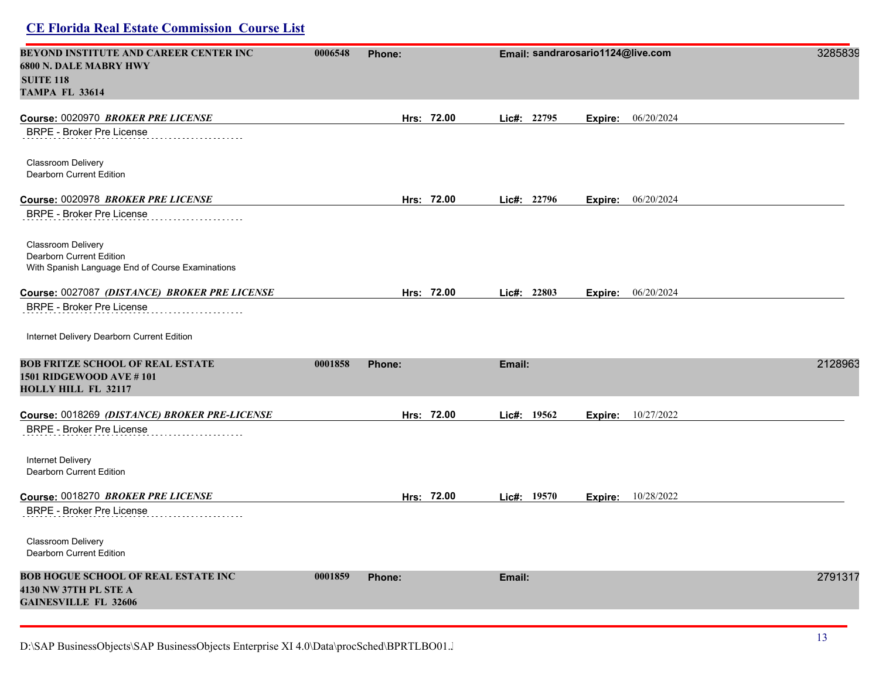**BEYOND INSTITUTE AND CAREER CENTER INC** 0006548 **Phone:** **Email: sandrarosario1124@live.com** 3285839
**6800 N. DALE MABRY HWY**
**SUITE 118**
**TAMPA FL 33614**

**Course:** 0020970 ***BROKER PRE LICENSE*** **Hrs: 72.00** **Lic#: 22795** **Expire:** 06/20/2024

BRPE - Broker Pre License

Classroom Delivery
Dearborn Current Edition

**Course:** 0020978 ***BROKER PRE LICENSE*** **Hrs: 72.00** **Lic#: 22796** **Expire:** 06/20/2024

BRPE - Broker Pre License

Classroom Delivery
Dearborn Current Edition
With Spanish Language End of Course Examinations

**Course:** 0027087 ***(DISTANCE) BROKER PRE LICENSE*** **Hrs: 72.00** **Lic#: 22803** **Expire:** 06/20/2024

BRPE - Broker Pre License

Internet Delivery Dearborn Current Edition

**BOB FRITZE SCHOOL OF REAL ESTATE** 0001858 **Phone:** **Email:** 2128963
**1501 RIDGEWOOD AVE # 101**
**HOLLY HILL FL 32117**

**Course:** 0018269 ***(DISTANCE) BROKER PRE-LICENSE*** **Hrs: 72.00** **Lic#: 19562** **Expire:** 10/27/2022

BRPE - Broker Pre License

Internet Delivery
Dearborn Current Edition

**Course:** 0018270 ***BROKER PRE LICENSE*** **Hrs: 72.00** **Lic#: 19570** **Expire:** 10/28/2022

BRPE - Broker Pre License

Classroom Delivery
Dearborn Current Edition

**BOB HOGUE SCHOOL OF REAL ESTATE INC** 0001859 **Phone:** **Email:** 2791317
**4130 NW 37TH PL STE A**
**GAINESVILLE FL 32606**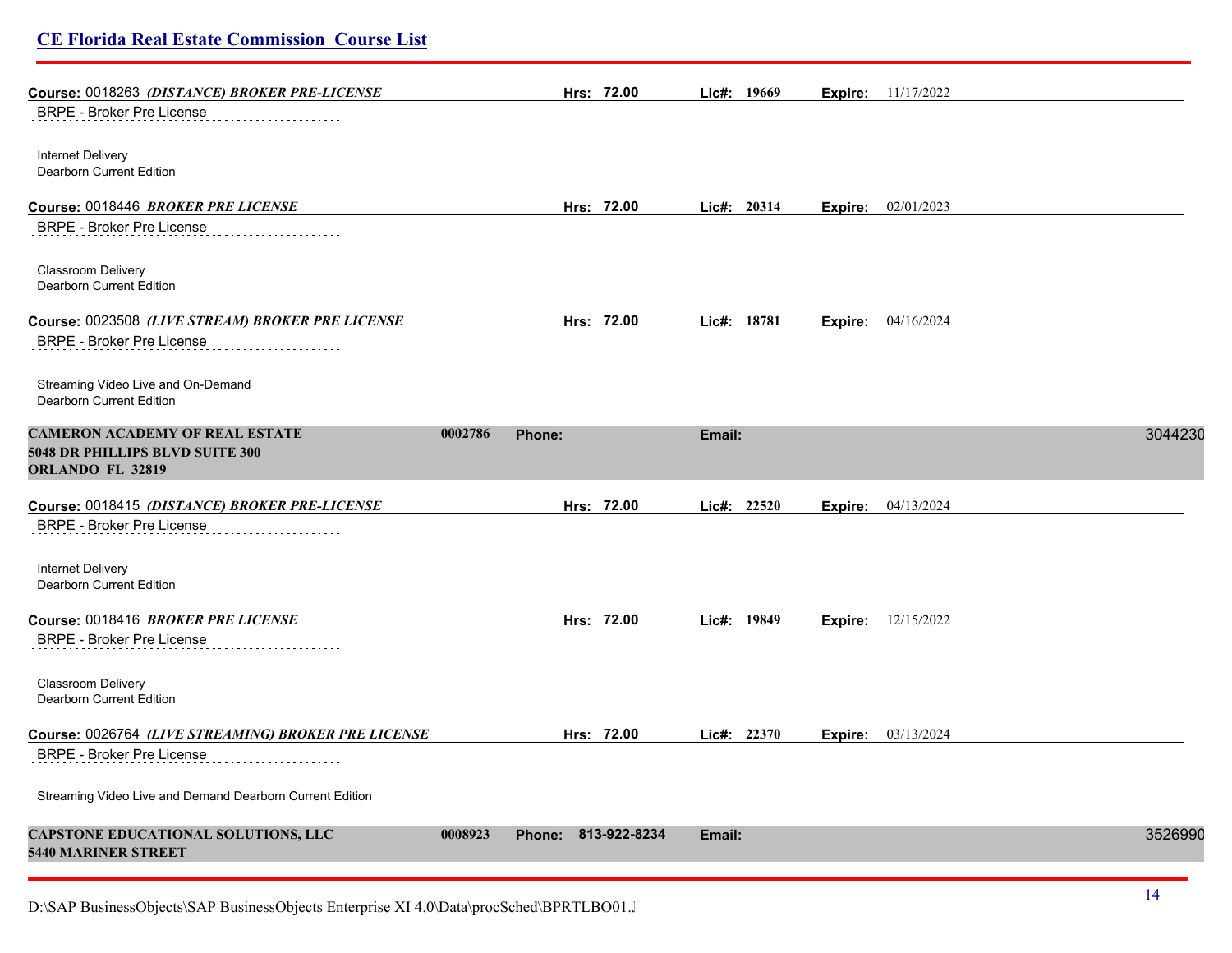**Course:** 0018263 ***(DISTANCE) BROKER PRE-LICENSE*** **Hrs:** **72.00** **Lic#:** **19669** **Expire:** 11/17/2022

BRPE - Broker Pre License

Internet Delivery
Dearborn Current Edition

**Course:** 0018446 ***BROKER PRE LICENSE*** **Hrs:** **72.00** **Lic#:** **20314** **Expire:** 02/01/2023

BRPE - Broker Pre License

Classroom Delivery
Dearborn Current Edition

**Course:** 0023508 ***(LIVE STREAM) BROKER PRE LICENSE*** **Hrs:** **72.00** **Lic#:** **18781** **Expire:** 04/16/2024

BRPE - Broker Pre License

Streaming Video Live and On-Demand
Dearborn Current Edition

**CAMERON ACADEMY OF REAL ESTATE** **0002786** **Phone:** **Email:** 3044230
**5048 DR PHILLIPS BLVD SUITE 300**
**ORLANDO FL 32819**

**Course:** 0018415 ***(DISTANCE) BROKER PRE-LICENSE*** **Hrs:** **72.00** **Lic#:** **22520** **Expire:** 04/13/2024

BRPE - Broker Pre License

Internet Delivery
Dearborn Current Edition

**Course:** 0018416 ***BROKER PRE LICENSE*** **Hrs:** **72.00** **Lic#:** **19849** **Expire:** 12/15/2022

BRPE - Broker Pre License

Classroom Delivery
Dearborn Current Edition

**Course:** 0026764 ***(LIVE STREAMING) BROKER PRE LICENSE*** **Hrs:** **72.00** **Lic#:** **22370** **Expire:** 03/13/2024

BRPE - Broker Pre License

Streaming Video Live and Demand Dearborn Current Edition

**CAPSTONE EDUCATIONAL SOLUTIONS, LLC** **0008923** **Phone:** **813-922-8234** **Email:** 3526990
**5440 MARINER STREET**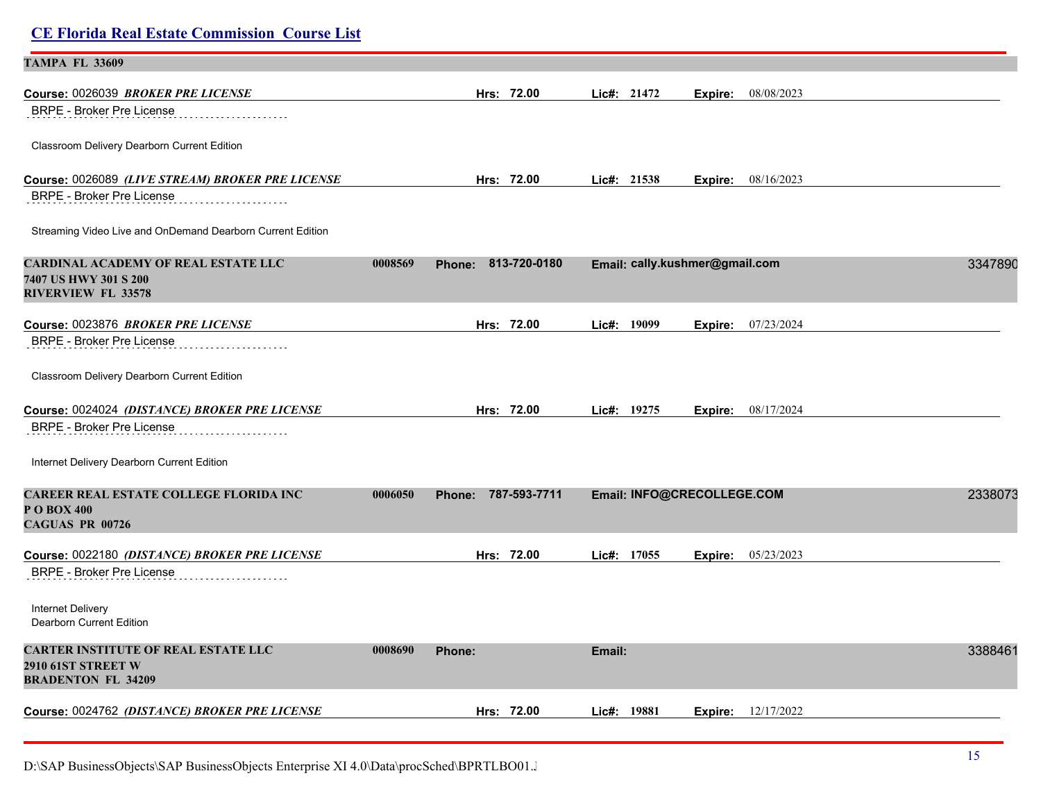**TAMPA FL 33609**

**Course:** 0026039 ***BROKER PRE LICENSE*** **Hrs:** 72.00 **Lic#:** 21472 **Expire:** 08/08/2023

BRPE - Broker Pre License

Classroom Delivery Dearborn Current Edition

**Course:** 0026089 ***(LIVE STREAM) BROKER PRE LICENSE*** **Hrs:** 72.00 **Lic#:** 21538 **Expire:** 08/16/2023

BRPE - Broker Pre License

Streaming Video Live and OnDemand Dearborn Current Edition

**CARDINAL ACADEMY OF REAL ESTATE LLC** 0008569 **Phone:** 813-720-0180 **Email:** cally.kushmer@gmail.com 3347890
**7407 US HWY 301 S 200**
**RIVERVIEW FL 33578**

**Course:** 0023876 ***BROKER PRE LICENSE*** **Hrs:** 72.00 **Lic#:** 19099 **Expire:** 07/23/2024

BRPE - Broker Pre License

Classroom Delivery Dearborn Current Edition

**Course:** 0024024 ***(DISTANCE) BROKER PRE LICENSE*** **Hrs:** 72.00 **Lic#:** 19275 **Expire:** 08/17/2024

BRPE - Broker Pre License

Internet Delivery Dearborn Current Edition

**CAREER REAL ESTATE COLLEGE FLORIDA INC** 0006050 **Phone:** 787-593-7711 **Email:** INFO@CRECOLLEGE.COM 2338073
**P O BOX 400**
**CAGUAS PR 00726**

**Course:** 0022180 ***(DISTANCE) BROKER PRE LICENSE*** **Hrs:** 72.00 **Lic#:** 17055 **Expire:** 05/23/2023

BRPE - Broker Pre License

Internet Delivery
Dearborn Current Edition

**CARTER INSTITUTE OF REAL ESTATE LLC** 0008690 **Phone:** **Email:** 3388461
**2910 61ST STREET W**
**BRADENTON FL 34209**

**Course:** 0024762 ***(DISTANCE) BROKER PRE LICENSE*** **Hrs:** 72.00 **Lic#:** 19881 **Expire:** 12/17/2022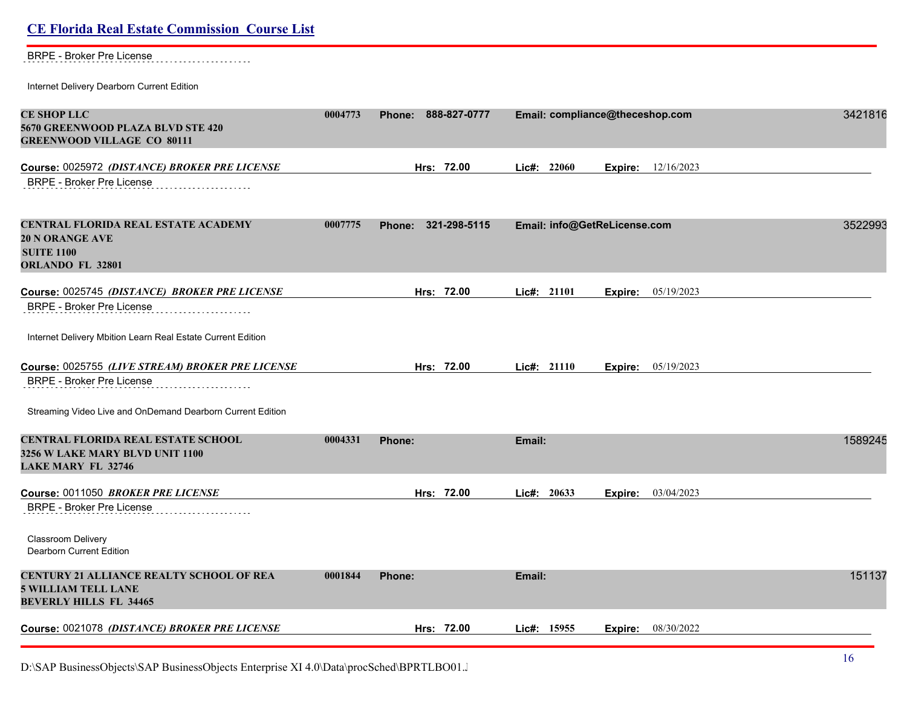BRPE - Broker Pre License

Internet Delivery Dearborn Current Edition

**CE SHOP LLC** | 0004773 | Phone: 888-827-0777 | Email: compliance@theceshop.com | 3421816
**5670 GREENWOOD PLAZA BLVD STE 420**
**GREENWOOD VILLAGE CO 80111**

**Course:** 0025972 ***(DISTANCE) BROKER PRE LICENSE*** | **Hrs:** 72.00 | **Lic#:** 22060 | **Expire:** 12/16/2023

BRPE - Broker Pre License

**CENTRAL FLORIDA REAL ESTATE ACADEMY** | 0007775 | Phone: 321-298-5115 | Email: info@GetReLicense.com | 3522993
**20 N ORANGE AVE**
**SUITE 1100**
**ORLANDO FL 32801**

**Course:** 0025745 ***(DISTANCE) BROKER PRE LICENSE*** | **Hrs:** 72.00 | **Lic#:** 21101 | **Expire:** 05/19/2023

BRPE - Broker Pre License

Internet Delivery Mbition Learn Real Estate Current Edition

**Course:** 0025755 ***(LIVE STREAM) BROKER PRE LICENSE*** | **Hrs:** 72.00 | **Lic#:** 21110 | **Expire:** 05/19/2023

BRPE - Broker Pre License

Streaming Video Live and OnDemand Dearborn Current Edition

**CENTRAL FLORIDA REAL ESTATE SCHOOL** | 0004331 | Phone: | Email: | 1589245
**3256 W LAKE MARY BLVD UNIT 1100**
**LAKE MARY FL 32746**

**Course:** 0011050 ***BROKER PRE LICENSE*** | **Hrs:** 72.00 | **Lic#:** 20633 | **Expire:** 03/04/2023

BRPE - Broker Pre License

Classroom Delivery
Dearborn Current Edition

**CENTURY 21 ALLIANCE REALTY SCHOOL OF REA** | 0001844 | Phone: | Email: | 151137
**5 WILLIAM TELL LANE**
**BEVERLY HILLS FL 34465**

**Course:** 0021078 ***(DISTANCE) BROKER PRE LICENSE*** | **Hrs:** 72.00 | **Lic#:** 15955 | **Expire:** 08/30/2022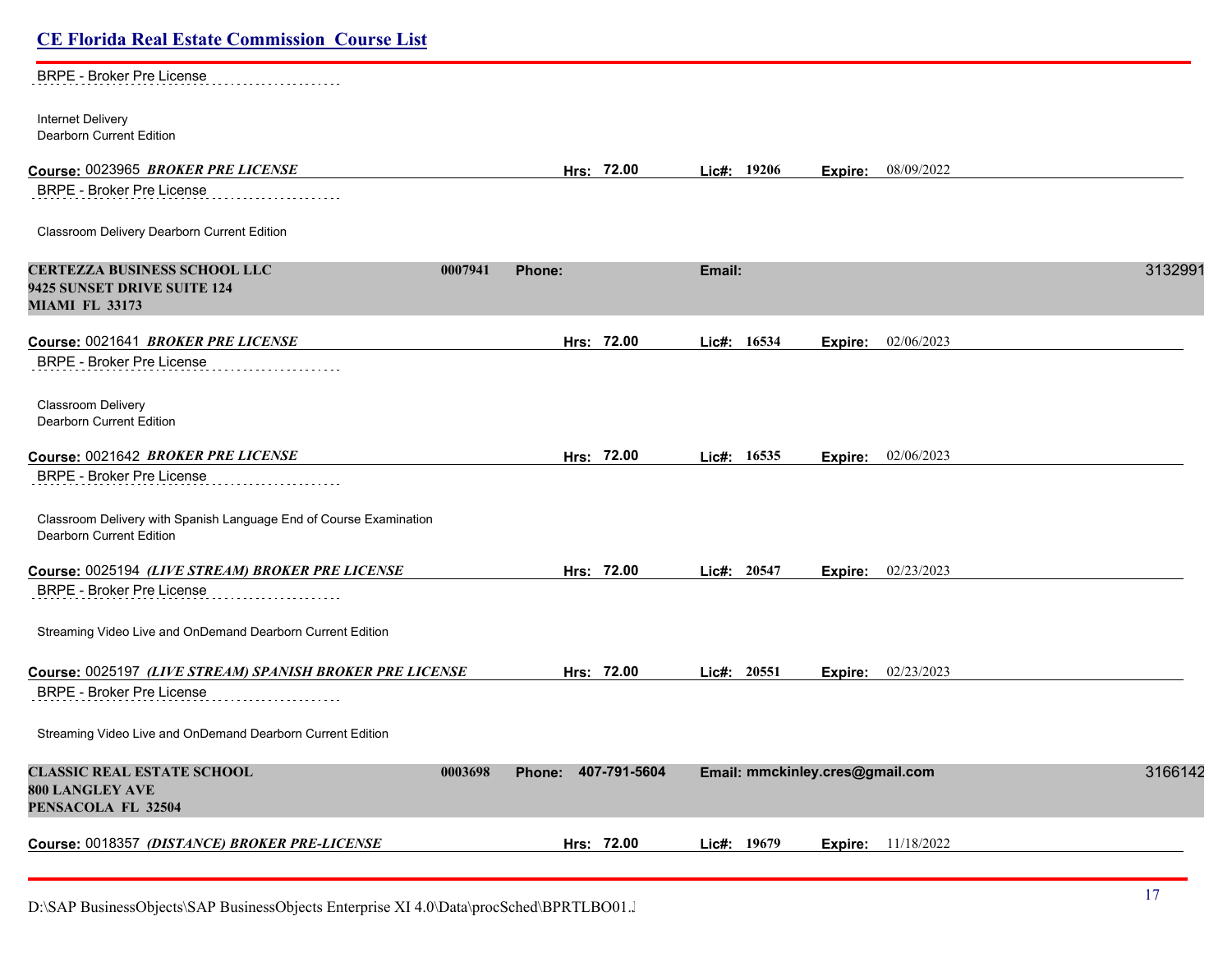BRPE - Broker Pre License

Internet Delivery
Dearborn Current Edition

**Course:** 0023965 ***BROKER PRE LICENSE*** **Hrs: 72.00** **Lic#: 19206** **Expire:** 08/09/2022

BRPE - Broker Pre License

Classroom Delivery Dearborn Current Edition

**CERTEZZA BUSINESS SCHOOL LLC** **0007941** **Phone:** **Email:** 3132991
**9425 SUNSET DRIVE SUITE 124**
**MIAMI FL 33173**

**Course:** 0021641 ***BROKER PRE LICENSE*** **Hrs: 72.00** **Lic#: 16534** **Expire:** 02/06/2023

BRPE - Broker Pre License

Classroom Delivery
Dearborn Current Edition

**Course:** 0021642 ***BROKER PRE LICENSE*** **Hrs: 72.00** **Lic#: 16535** **Expire:** 02/06/2023

BRPE - Broker Pre License

Classroom Delivery with Spanish Language End of Course Examination
Dearborn Current Edition

**Course:** 0025194 ***(LIVE STREAM) BROKER PRE LICENSE*** **Hrs: 72.00** **Lic#: 20547** **Expire:** 02/23/2023

BRPE - Broker Pre License

Streaming Video Live and OnDemand Dearborn Current Edition

**Course:** 0025197 ***(LIVE STREAM) SPANISH BROKER PRE LICENSE*** **Hrs: 72.00** **Lic#: 20551** **Expire:** 02/23/2023

BRPE - Broker Pre License

Streaming Video Live and OnDemand Dearborn Current Edition

**CLASSIC REAL ESTATE SCHOOL** **0003698** **Phone: 407-791-5604** **Email: mmckinley.cres@gmail.com** 3166142
**800 LANGLEY AVE**
**PENSACOLA FL 32504**

**Course:** 0018357 ***(DISTANCE) BROKER PRE-LICENSE*** **Hrs: 72.00** **Lic#: 19679** **Expire:** 11/18/2022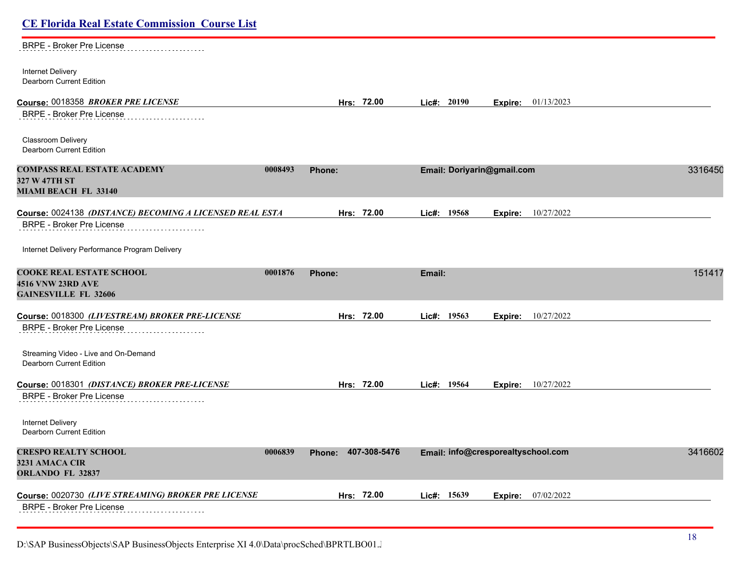BRPE - Broker Pre License

Internet Delivery
Dearborn Current Edition

**Course:** 0018358 ***BROKER PRE LICENSE*** **Hrs: 72.00** **Lic#: 20190** **Expire:** 01/13/2023

BRPE - Broker Pre License

Classroom Delivery
Dearborn Current Edition

**COMPASS REAL ESTATE ACADEMY** **0008493** **Phone:** **Email: Doriyarin@gmail.com** 3316450
**327 W 47TH ST**
**MIAMI BEACH FL 33140**

**Course:** 0024138 ***(DISTANCE) BECOMING A LICENSED REAL ESTA*** **Hrs: 72.00** **Lic#: 19568** **Expire:** 10/27/2022

BRPE - Broker Pre License

Internet Delivery Performance Program Delivery

**COOKE REAL ESTATE SCHOOL** **0001876** **Phone:** **Email:** 151417
**4516 VNW 23RD AVE**
**GAINESVILLE FL 32606**

**Course:** 0018300 ***(LIVESTREAM) BROKER PRE-LICENSE*** **Hrs: 72.00** **Lic#: 19563** **Expire:** 10/27/2022

BRPE - Broker Pre License

Streaming Video - Live and On-Demand
Dearborn Current Edition

**Course:** 0018301 ***(DISTANCE) BROKER PRE-LICENSE*** **Hrs: 72.00** **Lic#: 19564** **Expire:** 10/27/2022

BRPE - Broker Pre License

Internet Delivery
Dearborn Current Edition

**CRESPO REALTY SCHOOL** **0006839** **Phone: 407-308-5476** **Email: info@cresporealtyschool.com** 3416602
**3231 AMACA CIR**
**ORLANDO FL 32837**

**Course:** 0020730 ***(LIVE STREAMING) BROKER PRE LICENSE*** **Hrs: 72.00** **Lic#: 15639** **Expire:** 07/02/2022

BRPE - Broker Pre License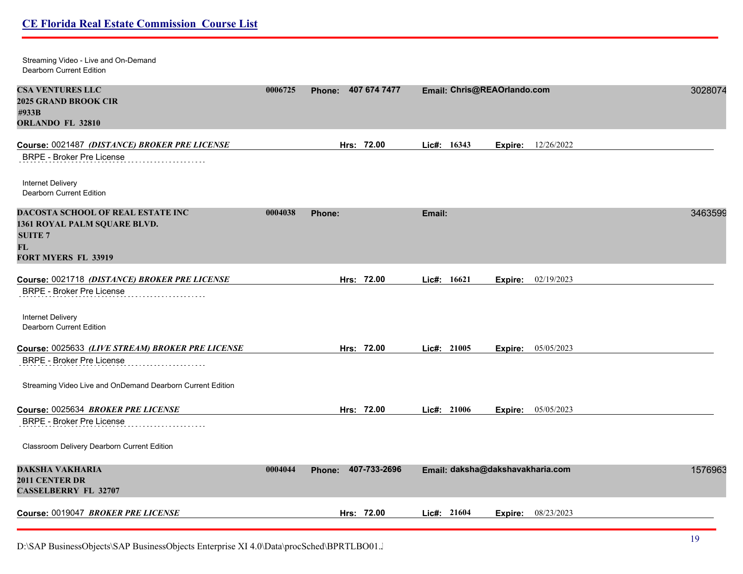Streaming Video - Live and On-Demand
Dearborn Current Edition

**CSA VENTURES LLC** **0006725** **Phone: 407 674 7477** **Email: Chris@REAOrlando.com** 3028074
**2025 GRAND BROOK CIR**
**#933B**
**ORLANDO FL 32810**

**Course:** 0021487 ***(DISTANCE) BROKER PRE LICENSE*** **Hrs: 72.00** **Lic#: 16343** **Expire:** 12/26/2022

BRPE - Broker Pre License

Internet Delivery
Dearborn Current Edition

**DACOSTA SCHOOL OF REAL ESTATE INC** **0004038** **Phone:** **Email:** 3463599
**1361 ROYAL PALM SQUARE BLVD.**
**SUITE 7**
**FL**
**FORT MYERS FL 33919**

**Course:** 0021718 ***(DISTANCE) BROKER PRE LICENSE*** **Hrs: 72.00** **Lic#: 16621** **Expire:** 02/19/2023

BRPE - Broker Pre License

Internet Delivery
Dearborn Current Edition

**Course:** 0025633 ***(LIVE STREAM) BROKER PRE LICENSE*** **Hrs: 72.00** **Lic#: 21005** **Expire:** 05/05/2023

BRPE - Broker Pre License

Streaming Video Live and OnDemand Dearborn Current Edition

**Course:** 0025634 ***BROKER PRE LICENSE*** **Hrs: 72.00** **Lic#: 21006** **Expire:** 05/05/2023

BRPE - Broker Pre License

Classroom Delivery Dearborn Current Edition

**DAKSHA VAKHARIA** **0004044** **Phone: 407-733-2696** **Email: daksha@dakshavakharia.com** 1576963
**2011 CENTER DR**
**CASSELBERRY FL 32707**

**Course:** 0019047 ***BROKER PRE LICENSE*** **Hrs: 72.00** **Lic#: 21604** **Expire:** 08/23/2023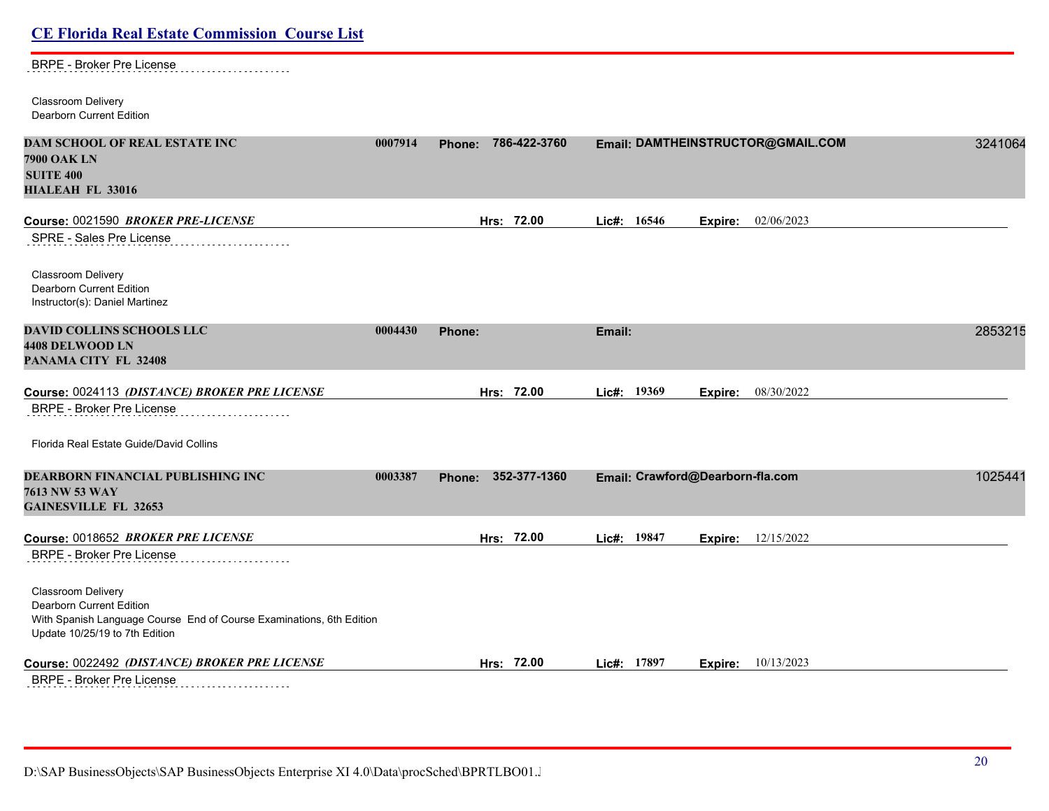BRPE - Broker Pre License

Classroom Delivery
Dearborn Current Edition

**DAM SCHOOL OF REAL ESTATE INC** 0007914 **Phone:** 786-422-3760 **Email:** DAMTHEINSTRUCTOR@GMAIL.COM 3241064
**7900 OAK LN**
**SUITE 400**
**HIALEAH FL 33016**

**Course:** 0021590 ***BROKER PRE-LICENSE*** **Hrs:** 72.00 **Lic#:** 16546 **Expire:** 02/06/2023

SPRE - Sales Pre License

Classroom Delivery
Dearborn Current Edition
Instructor(s): Daniel Martinez

**DAVID COLLINS SCHOOLS LLC** 0004430 **Phone:** **Email:** 2853215
**4408 DELWOOD LN**
**PANAMA CITY FL 32408**

**Course:** 0024113 ***(DISTANCE) BROKER PRE LICENSE*** **Hrs:** 72.00 **Lic#:** 19369 **Expire:** 08/30/2022

BRPE - Broker Pre License

Florida Real Estate Guide/David Collins

**DEARBORN FINANCIAL PUBLISHING INC** 0003387 **Phone:** 352-377-1360 **Email:** Crawford@Dearborn-fla.com 1025441
**7613 NW 53 WAY**
**GAINESVILLE FL 32653**

**Course:** 0018652 ***BROKER PRE LICENSE*** **Hrs:** 72.00 **Lic#:** 19847 **Expire:** 12/15/2022

BRPE - Broker Pre License

Classroom Delivery
Dearborn Current Edition
With Spanish Language Course End of Course Examinations, 6th Edition
Update 10/25/19 to 7th Edition

**Course:** 0022492 ***(DISTANCE) BROKER PRE LICENSE*** **Hrs:** 72.00 **Lic#:** 17897 **Expire:** 10/13/2023

BRPE - Broker Pre License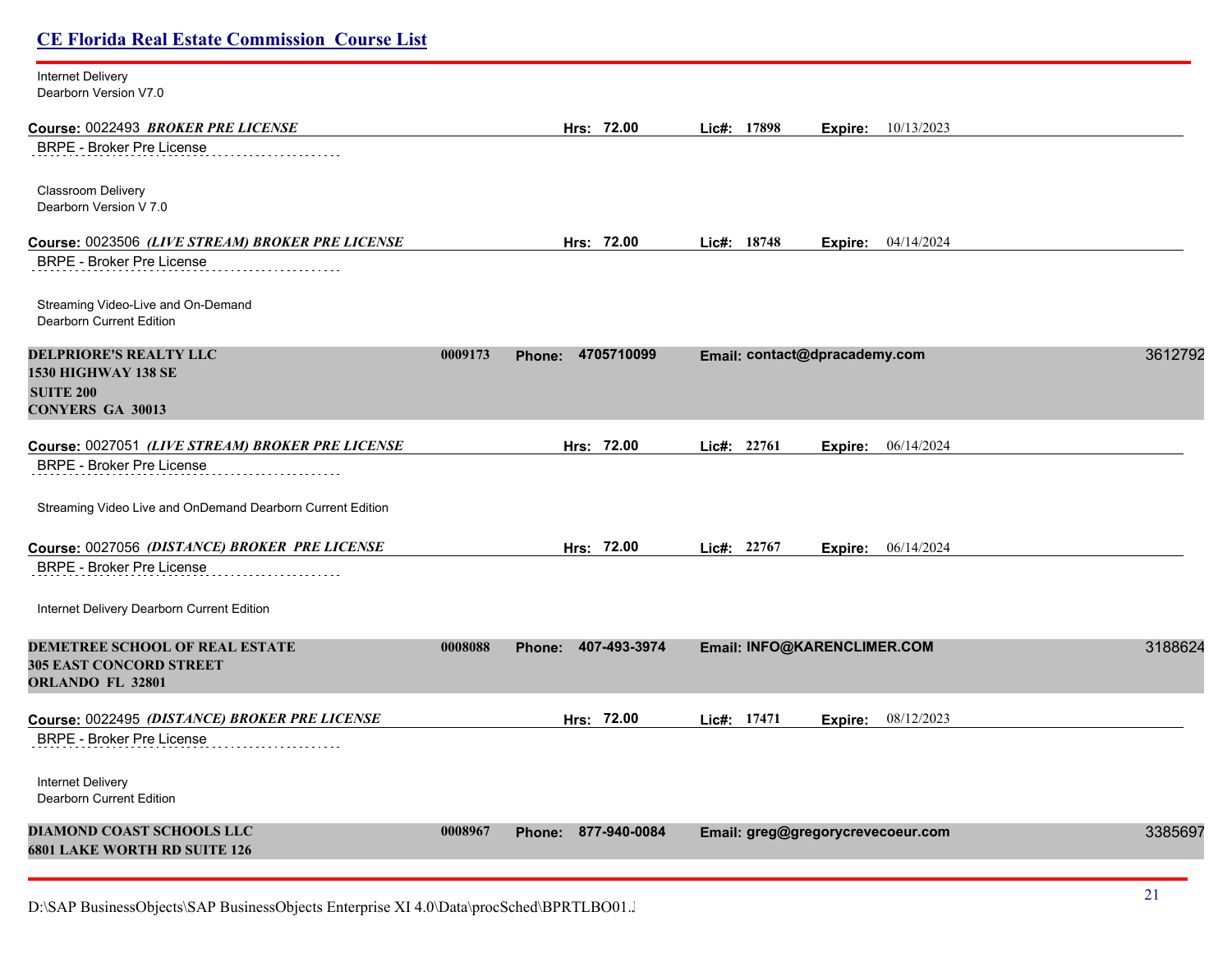Internet Delivery
Dearborn Version V7.0

**Course:** 0022493 ***BROKER PRE LICENSE*** **Hrs: 72.00** **Lic#: 17898** **Expire:** 10/13/2023

BRPE - Broker Pre License

Classroom Delivery
Dearborn Version V 7.0

**Course:** 0023506 ***(LIVE STREAM) BROKER PRE LICENSE*** **Hrs: 72.00** **Lic#: 18748** **Expire:** 04/14/2024

BRPE - Broker Pre License

Streaming Video-Live and On-Demand
Dearborn Current Edition

**DELPRIORE'S REALTY LLC** **0009173** **Phone: 4705710099** **Email: contact@dpracademy.com** 3612792
**1530 HIGHWAY 138 SE**
**SUITE 200**
**CONYERS GA 30013**

**Course:** 0027051 ***(LIVE STREAM) BROKER PRE LICENSE*** **Hrs: 72.00** **Lic#: 22761** **Expire:** 06/14/2024

BRPE - Broker Pre License

Streaming Video Live and OnDemand Dearborn Current Edition

**Course:** 0027056 ***(DISTANCE) BROKER PRE LICENSE*** **Hrs: 72.00** **Lic#: 22767** **Expire:** 06/14/2024

BRPE - Broker Pre License

Internet Delivery Dearborn Current Edition

**DEMETREE SCHOOL OF REAL ESTATE** **0008088** **Phone: 407-493-3974** **Email: INFO@KARENCLIMER.COM** 3188624
**305 EAST CONCORD STREET**
**ORLANDO FL 32801**

**Course:** 0022495 ***(DISTANCE) BROKER PRE LICENSE*** **Hrs: 72.00** **Lic#: 17471** **Expire:** 08/12/2023

BRPE - Broker Pre License

Internet Delivery
Dearborn Current Edition

**DIAMOND COAST SCHOOLS LLC** **0008967** **Phone: 877-940-0084** **Email: greg@gregorycrevecoeur.com** 3385697
**6801 LAKE WORTH RD SUITE 126**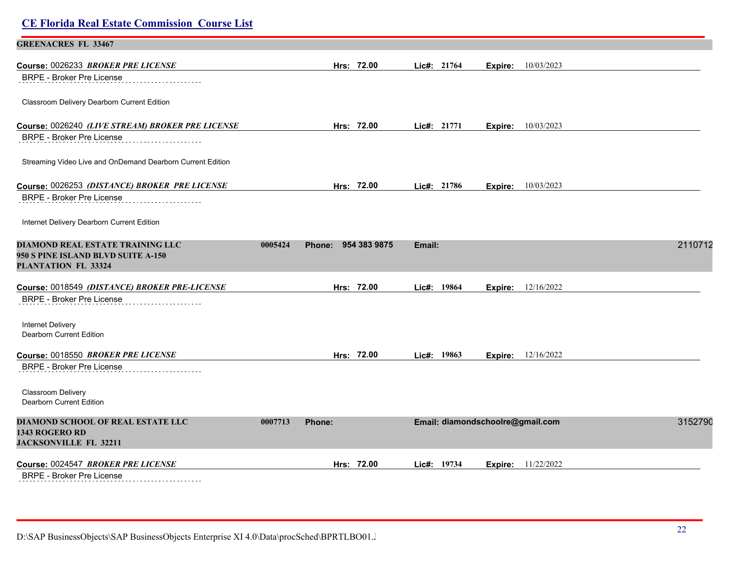**GREENACRES FL 33467**

**Course:** 0026233 ***BROKER PRE LICENSE*** **Hrs: 72.00** **Lic#: 21764** **Expire:** 10/03/2023

BRPE - Broker Pre License

Classroom Delivery Dearborn Current Edition

**Course:** 0026240 ***(LIVE STREAM) BROKER PRE LICENSE*** **Hrs: 72.00** **Lic#: 21771** **Expire:** 10/03/2023

BRPE - Broker Pre License

Streaming Video Live and OnDemand Dearborn Current Edition

**Course:** 0026253 ***(DISTANCE) BROKER PRE LICENSE*** **Hrs: 72.00** **Lic#: 21786** **Expire:** 10/03/2023

BRPE - Broker Pre License

Internet Delivery Dearborn Current Edition

**DIAMOND REAL ESTATE TRAINING LLC** 0005424 **Phone: 954 383 9875** **Email:** 2110712
**950 S PINE ISLAND BLVD SUITE A-150**
**PLANTATION FL 33324**

**Course:** 0018549 ***(DISTANCE) BROKER PRE-LICENSE*** **Hrs: 72.00** **Lic#: 19864** **Expire:** 12/16/2022

BRPE - Broker Pre License

Internet Delivery
Dearborn Current Edition

**Course:** 0018550 ***BROKER PRE LICENSE*** **Hrs: 72.00** **Lic#: 19863** **Expire:** 12/16/2022

BRPE - Broker Pre License

Classroom Delivery
Dearborn Current Edition

**DIAMOND SCHOOL OF REAL ESTATE LLC** 0007713 **Phone:** **Email: diamondschoolre@gmail.com** 3152790
**1343 ROGERO RD**
**JACKSONVILLE FL 32211**

**Course:** 0024547 ***BROKER PRE LICENSE*** **Hrs: 72.00** **Lic#: 19734** **Expire:** 11/22/2022

BRPE - Broker Pre License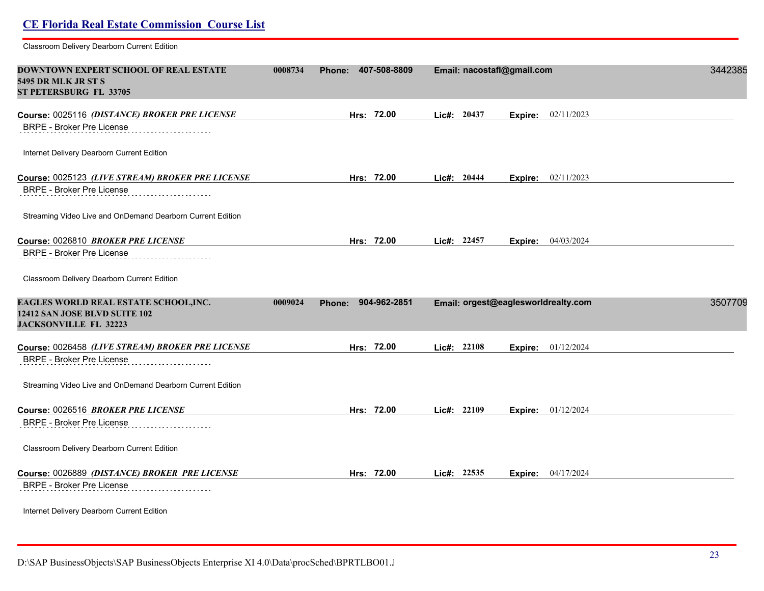Classroom Delivery Dearborn Current Edition

**DOWNTOWN EXPERT SCHOOL OF REAL ESTATE** 0008734 **Phone: 407-508-8809** **Email: nacostafl@gmail.com** 3442385
**5495 DR MLK JR ST S**
**ST PETERSBURG FL 33705**

**Course:** 0025116 ***(DISTANCE) BROKER PRE LICENSE*** **Hrs: 72.00** **Lic#: 20437** **Expire:** 02/11/2023

BRPE - Broker Pre License

Internet Delivery Dearborn Current Edition

**Course:** 0025123 ***(LIVE STREAM) BROKER PRE LICENSE*** **Hrs: 72.00** **Lic#: 20444** **Expire:** 02/11/2023

BRPE - Broker Pre License

Streaming Video Live and OnDemand Dearborn Current Edition

**Course:** 0026810 ***BROKER PRE LICENSE*** **Hrs: 72.00** **Lic#: 22457** **Expire:** 04/03/2024

BRPE - Broker Pre License

Classroom Delivery Dearborn Current Edition

**EAGLES WORLD REAL ESTATE SCHOOL,INC.** 0009024 **Phone: 904-962-2851** **Email: orgest@eaglesworldrealty.com** 3507709
**12412 SAN JOSE BLVD SUITE 102**
**JACKSONVILLE FL 32223**

**Course:** 0026458 ***(LIVE STREAM) BROKER PRE LICENSE*** **Hrs: 72.00** **Lic#: 22108** **Expire:** 01/12/2024

BRPE - Broker Pre License

Streaming Video Live and OnDemand Dearborn Current Edition

**Course:** 0026516 ***BROKER PRE LICENSE*** **Hrs: 72.00** **Lic#: 22109** **Expire:** 01/12/2024

BRPE - Broker Pre License

Classroom Delivery Dearborn Current Edition

**Course:** 0026889 ***(DISTANCE) BROKER PRE LICENSE*** **Hrs: 72.00** **Lic#: 22535** **Expire:** 04/17/2024

BRPE - Broker Pre License

Internet Delivery Dearborn Current Edition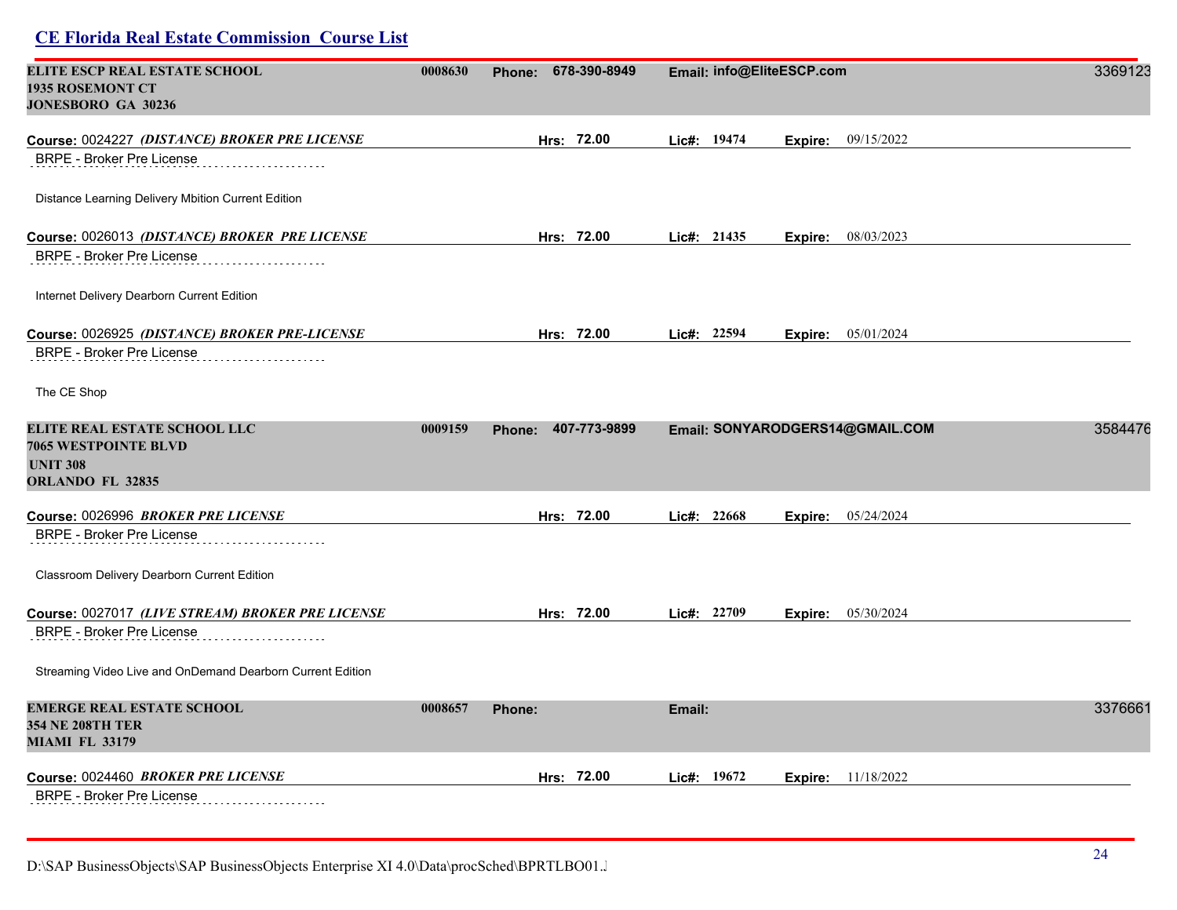## CE Florida Real Estate Commission Course List

**ELITE ESCP REAL ESTATE SCHOOL** | 0008630 | Phone: 678-390-8949 | Email: info@EliteESCP.com | 3369123

1935 ROSEMONT CT
JONESBORO GA 30236

**Course:** 0024227 ***(DISTANCE) BROKER PRE LICENSE*** | **Hrs: 72.00** | **Lic#: 19474** | **Expire:** 09/15/2022

BRPE - Broker Pre License

Distance Learning Delivery Mbition Current Edition

**Course:** 0026013 ***(DISTANCE) BROKER PRE LICENSE*** | **Hrs: 72.00** | **Lic#: 21435** | **Expire:** 08/03/2023

BRPE - Broker Pre License

Internet Delivery Dearborn Current Edition

**Course:** 0026925 ***(DISTANCE) BROKER PRE-LICENSE*** | **Hrs: 72.00** | **Lic#: 22594** | **Expire:** 05/01/2024

BRPE - Broker Pre License

The CE Shop

**ELITE REAL ESTATE SCHOOL LLC** | 0009159 | Phone: 407-773-9899 | Email: SONYARODGERS14@GMAIL.COM | 3584476

7065 WESTPOINTE BLVD
UNIT 308
ORLANDO FL 32835

**Course:** 0026996 ***BROKER PRE LICENSE*** | **Hrs: 72.00** | **Lic#: 22668** | **Expire:** 05/24/2024

BRPE - Broker Pre License

Classroom Delivery Dearborn Current Edition

**Course:** 0027017 ***(LIVE STREAM) BROKER PRE LICENSE*** | **Hrs: 72.00** | **Lic#: 22709** | **Expire:** 05/30/2024

BRPE - Broker Pre License

Streaming Video Live and OnDemand Dearborn Current Edition

**EMERGE REAL ESTATE SCHOOL** | 0008657 | Phone: | Email: | 3376661

354 NE 208TH TER
MIAMI FL 33179

**Course:** 0024460 ***BROKER PRE LICENSE*** | **Hrs: 72.00** | **Lic#: 19672** | **Expire:** 11/18/2022

BRPE - Broker Pre License

D:\SAP BusinessObjects\SAP BusinessObjects Enterprise XI 4.0\Data\procSched\BPRTLBO01.J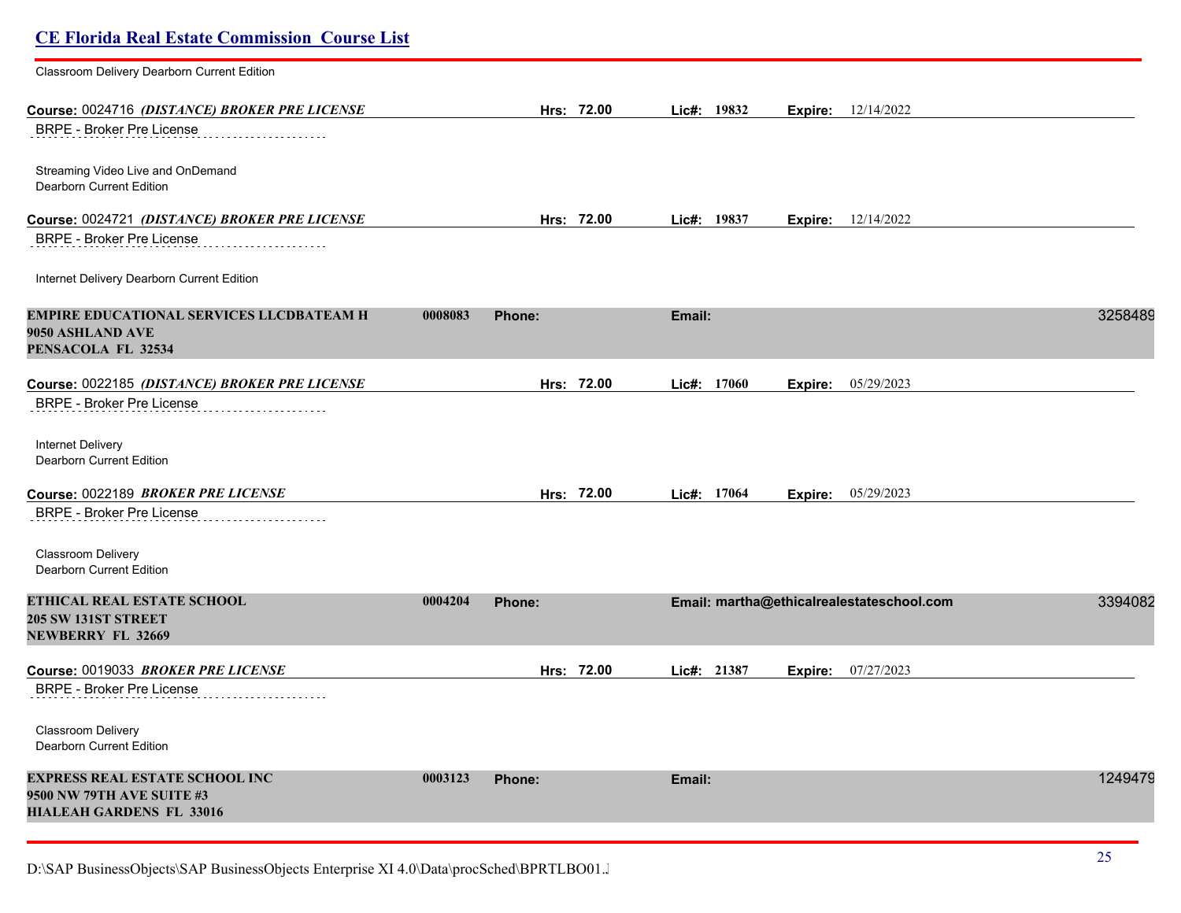Classroom Delivery Dearborn Current Edition

**Course:** 0024716 ***(DISTANCE) BROKER PRE LICENSE*** **Hrs: 72.00** **Lic#: 19832** **Expire:** 12/14/2022

BRPE - Broker Pre License

Streaming Video Live and OnDemand
Dearborn Current Edition

**Course:** 0024721 ***(DISTANCE) BROKER PRE LICENSE*** **Hrs: 72.00** **Lic#: 19837** **Expire:** 12/14/2022

BRPE - Broker Pre License

Internet Delivery Dearborn Current Edition

**EMPIRE EDUCATIONAL SERVICES LLCDBATEAM H** **0008083** **Phone:** **Email:** 3258489
**9050 ASHLAND AVE**
**PENSACOLA FL 32534**

**Course:** 0022185 ***(DISTANCE) BROKER PRE LICENSE*** **Hrs: 72.00** **Lic#: 17060** **Expire:** 05/29/2023

BRPE - Broker Pre License

Internet Delivery
Dearborn Current Edition

**Course:** 0022189 ***BROKER PRE LICENSE*** **Hrs: 72.00** **Lic#: 17064** **Expire:** 05/29/2023

BRPE - Broker Pre License

Classroom Delivery
Dearborn Current Edition

**ETHICAL REAL ESTATE SCHOOL** **0004204** **Phone:** **Email: martha@ethicalrealestateschool.com** 3394082
**205 SW 131ST STREET**
**NEWBERRY FL 32669**

**Course:** 0019033 ***BROKER PRE LICENSE*** **Hrs: 72.00** **Lic#: 21387** **Expire:** 07/27/2023

BRPE - Broker Pre License

Classroom Delivery
Dearborn Current Edition

**EXPRESS REAL ESTATE SCHOOL INC** **0003123** **Phone:** **Email:** 1249479
**9500 NW 79TH AVE SUITE #3**
**HIALEAH GARDENS FL 33016**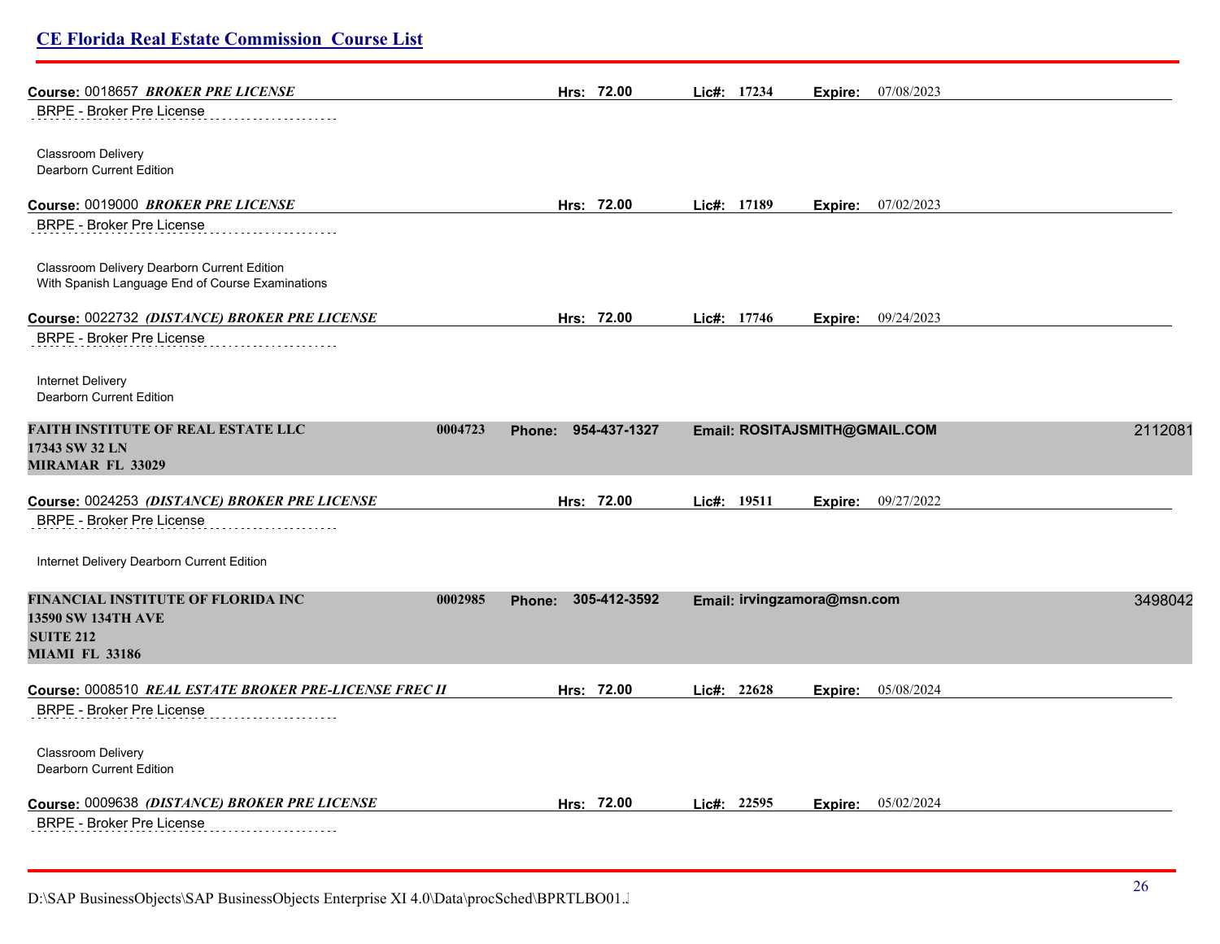**Course:** 0018657 ***BROKER PRE LICENSE*** **Hrs:** 72.00 **Lic#:** 17234 **Expire:** 07/08/2023

BRPE - Broker Pre License

Classroom Delivery
Dearborn Current Edition

**Course:** 0019000 ***BROKER PRE LICENSE*** **Hrs:** 72.00 **Lic#:** 17189 **Expire:** 07/02/2023

BRPE - Broker Pre License

Classroom Delivery Dearborn Current Edition
With Spanish Language End of Course Examinations

**Course:** 0022732 ***(DISTANCE) BROKER PRE LICENSE*** **Hrs:** 72.00 **Lic#:** 17746 **Expire:** 09/24/2023

BRPE - Broker Pre License

Internet Delivery
Dearborn Current Edition

**FAITH INSTITUTE OF REAL ESTATE LLC** **0004723** **Phone: 954-437-1327** **Email: ROSITAJSMITH@GMAIL.COM** 2112081
**17343 SW 32 LN**
**MIRAMAR FL 33029**

**Course:** 0024253 ***(DISTANCE) BROKER PRE LICENSE*** **Hrs:** 72.00 **Lic#:** 19511 **Expire:** 09/27/2022

BRPE - Broker Pre License

Internet Delivery Dearborn Current Edition

**FINANCIAL INSTITUTE OF FLORIDA INC** **0002985** **Phone: 305-412-3592** **Email: irvingzamora@msn.com** 3498042
**13590 SW 134TH AVE**
**SUITE 212**
**MIAMI FL 33186**

**Course:** 0008510 ***REAL ESTATE BROKER PRE-LICENSE FREC II*** **Hrs:** 72.00 **Lic#:** 22628 **Expire:** 05/08/2024

BRPE - Broker Pre License

Classroom Delivery
Dearborn Current Edition

**Course:** 0009638 ***(DISTANCE) BROKER PRE LICENSE*** **Hrs:** 72.00 **Lic#:** 22595 **Expire:** 05/02/2024

BRPE - Broker Pre License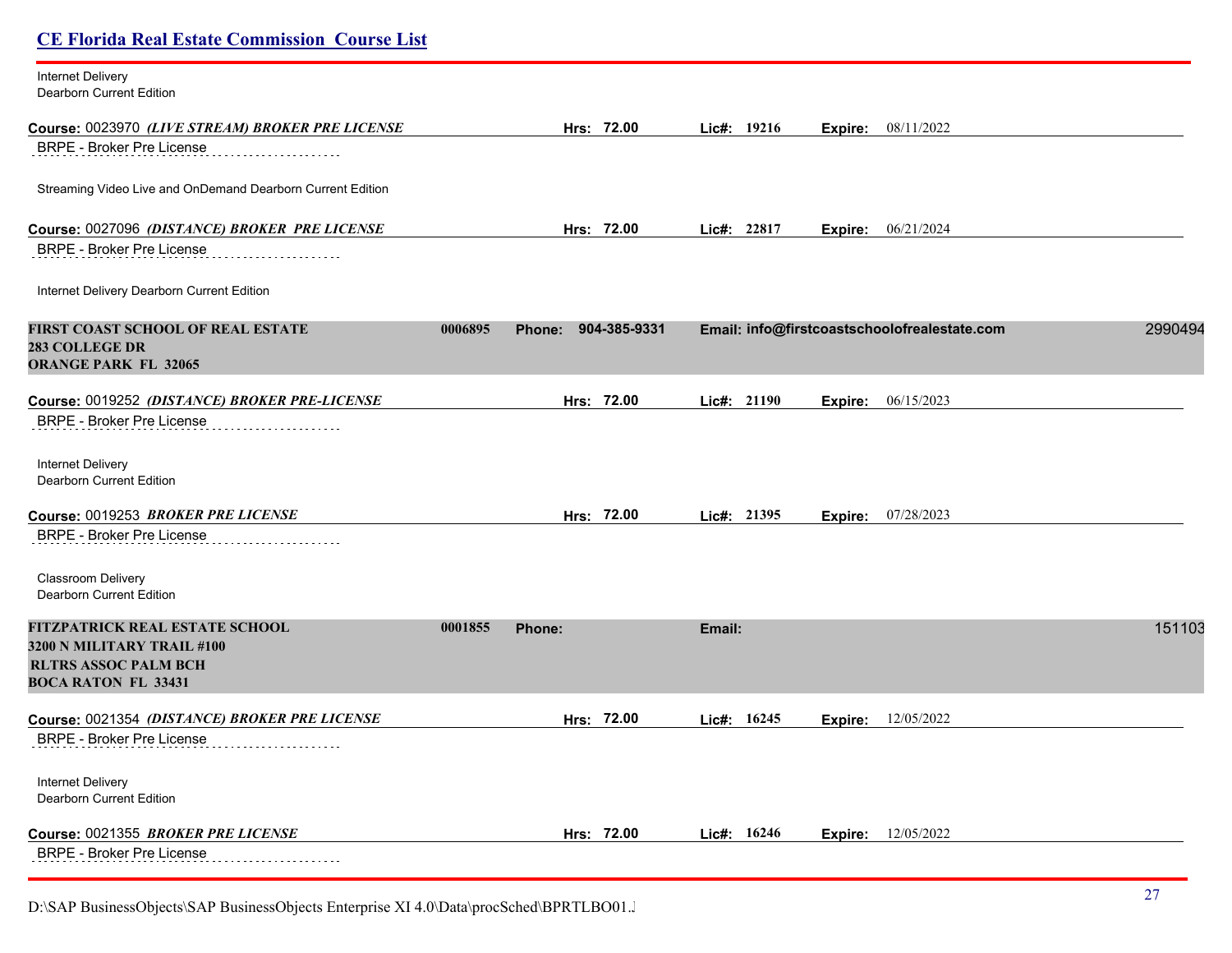Internet Delivery
Dearborn Current Edition

**Course:** 0023970 ***(LIVE STREAM) BROKER PRE LICENSE*** **Hrs: 72.00** **Lic#: 19216** **Expire:** 08/11/2022

BRPE - Broker Pre License

Streaming Video Live and OnDemand Dearborn Current Edition

**Course:** 0027096 ***(DISTANCE) BROKER PRE LICENSE*** **Hrs: 72.00** **Lic#: 22817** **Expire:** 06/21/2024

BRPE - Broker Pre License

Internet Delivery Dearborn Current Edition

**FIRST COAST SCHOOL OF REAL ESTATE** **0006895** **Phone: 904-385-9331** **Email: info@firstcoastschoolofrealestate.com** 2990494
**283 COLLEGE DR**
**ORANGE PARK FL 32065**

**Course:** 0019252 ***(DISTANCE) BROKER PRE-LICENSE*** **Hrs: 72.00** **Lic#: 21190** **Expire:** 06/15/2023

BRPE - Broker Pre License

Internet Delivery
Dearborn Current Edition

**Course:** 0019253 ***BROKER PRE LICENSE*** **Hrs: 72.00** **Lic#: 21395** **Expire:** 07/28/2023

BRPE - Broker Pre License

Classroom Delivery
Dearborn Current Edition

**FITZPATRICK REAL ESTATE SCHOOL** **0001855** **Phone:** **Email:** 151103
**3200 N MILITARY TRAIL #100**
**RLTRS ASSOC PALM BCH**
**BOCA RATON FL 33431**

**Course:** 0021354 ***(DISTANCE) BROKER PRE LICENSE*** **Hrs: 72.00** **Lic#: 16245** **Expire:** 12/05/2022

BRPE - Broker Pre License

Internet Delivery
Dearborn Current Edition

**Course:** 0021355 ***BROKER PRE LICENSE*** **Hrs: 72.00** **Lic#: 16246** **Expire:** 12/05/2022

BRPE - Broker Pre License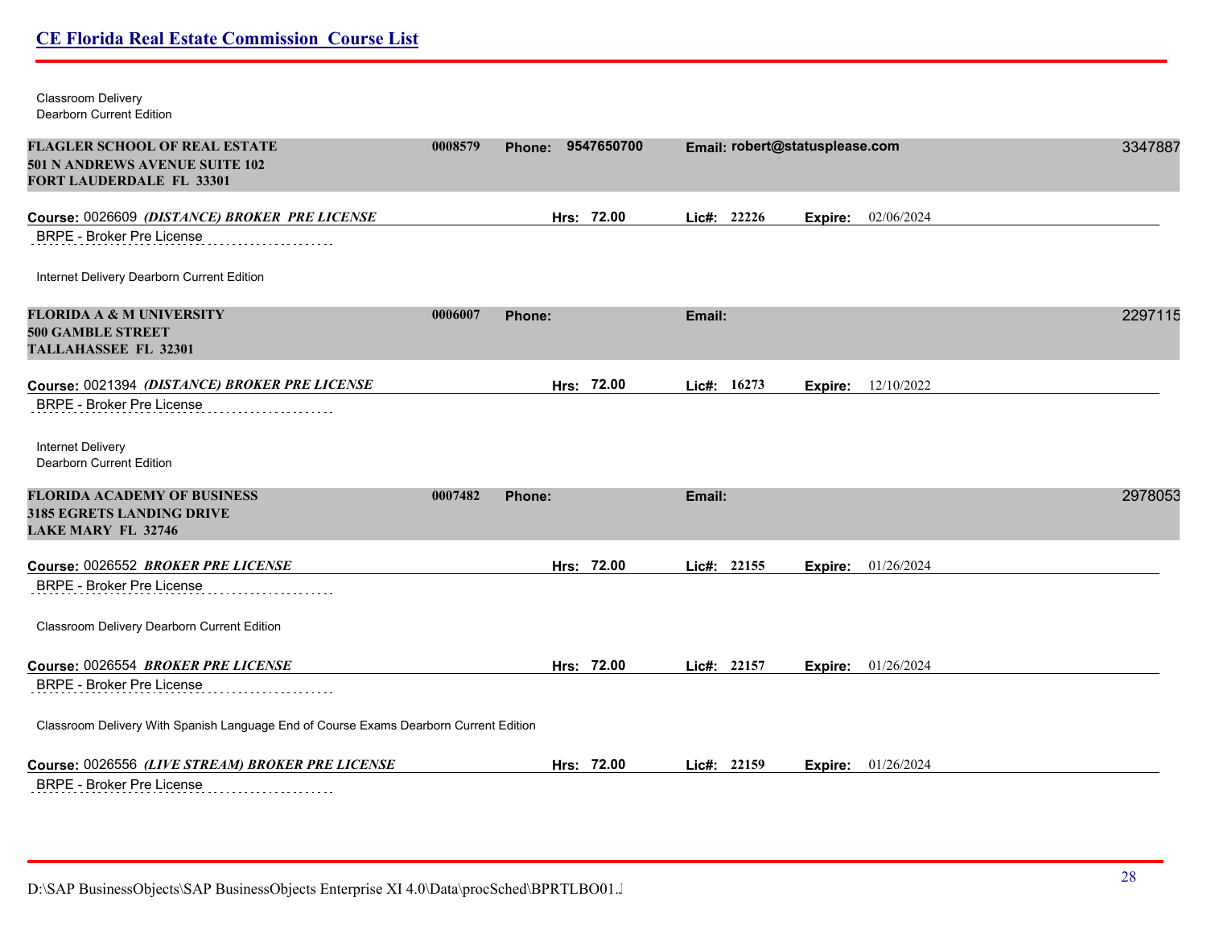Classroom Delivery
Dearborn Current Edition

**FLAGLER SCHOOL OF REAL ESTATE** **0008579** **Phone: 9547650700** **Email: robert@statusplease.com** 3347887
**501 N ANDREWS AVENUE SUITE 102**
**FORT LAUDERDALE FL 33301**

**Course:** 0026609 ***(DISTANCE) BROKER PRE LICENSE*** **Hrs: 72.00** **Lic#: 22226** **Expire:** 02/06/2024

BRPE - Broker Pre License

Internet Delivery Dearborn Current Edition

**FLORIDA A & M UNIVERSITY** **0006007** **Phone:** **Email:** 2297115
**500 GAMBLE STREET**
**TALLAHASSEE FL 32301**

**Course:** 0021394 ***(DISTANCE) BROKER PRE LICENSE*** **Hrs: 72.00** **Lic#: 16273** **Expire:** 12/10/2022

BRPE - Broker Pre License

Internet Delivery
Dearborn Current Edition

**FLORIDA ACADEMY OF BUSINESS** **0007482** **Phone:** **Email:** 2978053
**3185 EGRETS LANDING DRIVE**
**LAKE MARY FL 32746**

**Course:** 0026552 ***BROKER PRE LICENSE*** **Hrs: 72.00** **Lic#: 22155** **Expire:** 01/26/2024

BRPE - Broker Pre License

Classroom Delivery Dearborn Current Edition

**Course:** 0026554 ***BROKER PRE LICENSE*** **Hrs: 72.00** **Lic#: 22157** **Expire:** 01/26/2024

BRPE - Broker Pre License

Classroom Delivery With Spanish Language End of Course Exams Dearborn Current Edition

**Course:** 0026556 ***(LIVE STREAM) BROKER PRE LICENSE*** **Hrs: 72.00** **Lic#: 22159** **Expire:** 01/26/2024

BRPE - Broker Pre License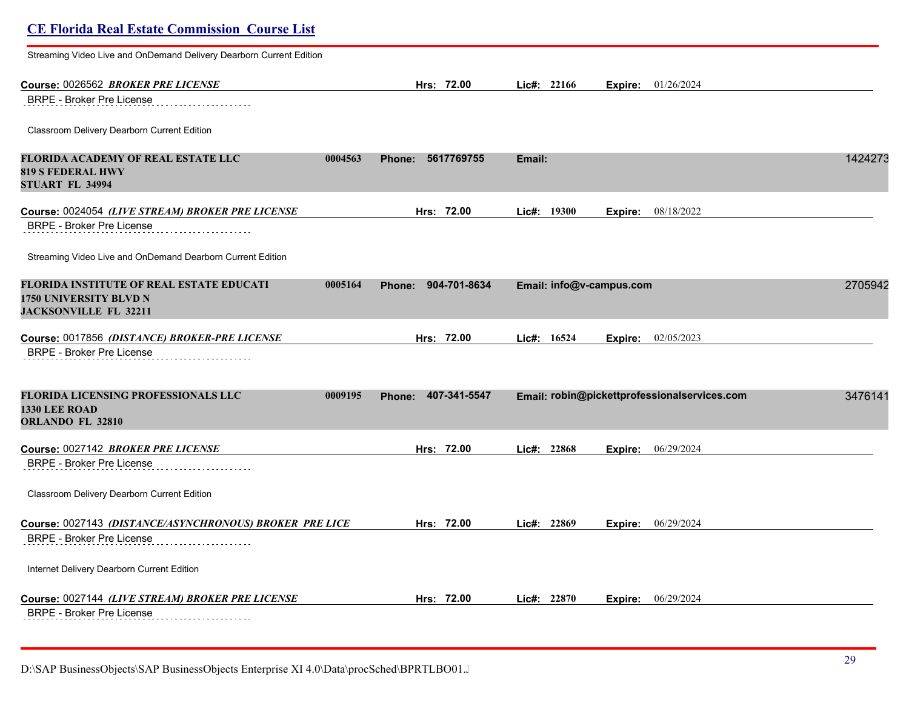Streaming Video Live and OnDemand Delivery Dearborn Current Edition

**Course:** 0026562 ***BROKER PRE LICENSE*** **Hrs: 72.00** **Lic#: 22166** **Expire:** 01/26/2024

BRPE - Broker Pre License

Classroom Delivery Dearborn Current Edition

**FLORIDA ACADEMY OF REAL ESTATE LLC** **0004563** **Phone: 5617769755** **Email:** 1424273
**819 S FEDERAL HWY**
**STUART FL 34994**

**Course:** 0024054 ***(LIVE STREAM) BROKER PRE LICENSE*** **Hrs: 72.00** **Lic#: 19300** **Expire:** 08/18/2022

BRPE - Broker Pre License

Streaming Video Live and OnDemand Dearborn Current Edition

**FLORIDA INSTITUTE OF REAL ESTATE EDUCATI** **0005164** **Phone: 904-701-8634** **Email: info@v-campus.com** 2705942
**1750 UNIVERSITY BLVD N**
**JACKSONVILLE FL 32211**

**Course:** 0017856 ***(DISTANCE) BROKER-PRE LICENSE*** **Hrs: 72.00** **Lic#: 16524** **Expire:** 02/05/2023

BRPE - Broker Pre License

**FLORIDA LICENSING PROFESSIONALS LLC** **0009195** **Phone: 407-341-5547** **Email: robin@pickettprofessionalservices.com** 3476141
**1330 LEE ROAD**
**ORLANDO FL 32810**

**Course:** 0027142 ***BROKER PRE LICENSE*** **Hrs: 72.00** **Lic#: 22868** **Expire:** 06/29/2024

BRPE - Broker Pre License

Classroom Delivery Dearborn Current Edition

**Course:** 0027143 ***(DISTANCE/ASYNCHRONOUS) BROKER PRE LICE*** **Hrs: 72.00** **Lic#: 22869** **Expire:** 06/29/2024

BRPE - Broker Pre License

Internet Delivery Dearborn Current Edition

**Course:** 0027144 ***(LIVE STREAM) BROKER PRE LICENSE*** **Hrs: 72.00** **Lic#: 22870** **Expire:** 06/29/2024

BRPE - Broker Pre License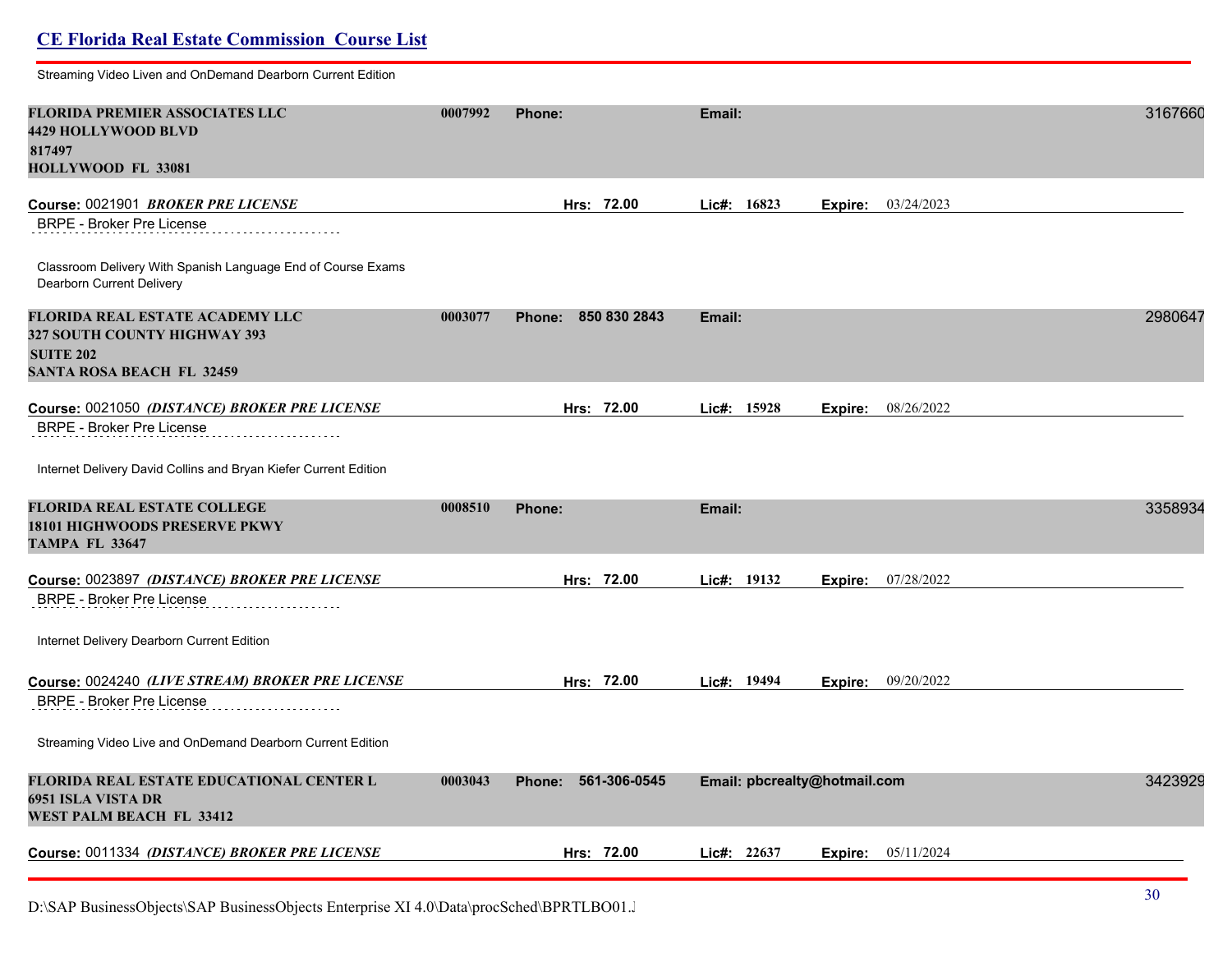Streaming Video Liven and OnDemand Dearborn Current Edition

**FLORIDA PREMIER ASSOCIATES LLC** | **0007992** | **Phone:** | **Email:** | 3167660
**4429 HOLLYWOOD BLVD**
**817497**
**HOLLYWOOD FL 33081**

**Course:** 0021901 ***BROKER PRE LICENSE*** | **Hrs: 72.00** | **Lic#: 16823** | **Expire:** 03/24/2023

BRPE - Broker Pre License

Classroom Delivery With Spanish Language End of Course Exams
Dearborn Current Delivery

**FLORIDA REAL ESTATE ACADEMY LLC** | **0003077** | **Phone: 850 830 2843** | **Email:** | 2980647
**327 SOUTH COUNTY HIGHWAY 393**
**SUITE 202**
**SANTA ROSA BEACH FL 32459**

**Course:** 0021050 ***(DISTANCE) BROKER PRE LICENSE*** | **Hrs: 72.00** | **Lic#: 15928** | **Expire:** 08/26/2022

BRPE - Broker Pre License

Internet Delivery David Collins and Bryan Kiefer Current Edition

**FLORIDA REAL ESTATE COLLEGE** | **0008510** | **Phone:** | **Email:** | 3358934
**18101 HIGHWOODS PRESERVE PKWY**
**TAMPA FL 33647**

**Course:** 0023897 ***(DISTANCE) BROKER PRE LICENSE*** | **Hrs: 72.00** | **Lic#: 19132** | **Expire:** 07/28/2022

BRPE - Broker Pre License

Internet Delivery Dearborn Current Edition

**Course:** 0024240 ***(LIVE STREAM) BROKER PRE LICENSE*** | **Hrs: 72.00** | **Lic#: 19494** | **Expire:** 09/20/2022

BRPE - Broker Pre License

Streaming Video Live and OnDemand Dearborn Current Edition

**FLORIDA REAL ESTATE EDUCATIONAL CENTER L** | **0003043** | **Phone: 561-306-0545** | **Email: pbcrealty@hotmail.com** | 3423929
**6951 ISLA VISTA DR**
**WEST PALM BEACH FL 33412**

**Course:** 0011334 ***(DISTANCE) BROKER PRE LICENSE*** | **Hrs: 72.00** | **Lic#: 22637** | **Expire:** 05/11/2024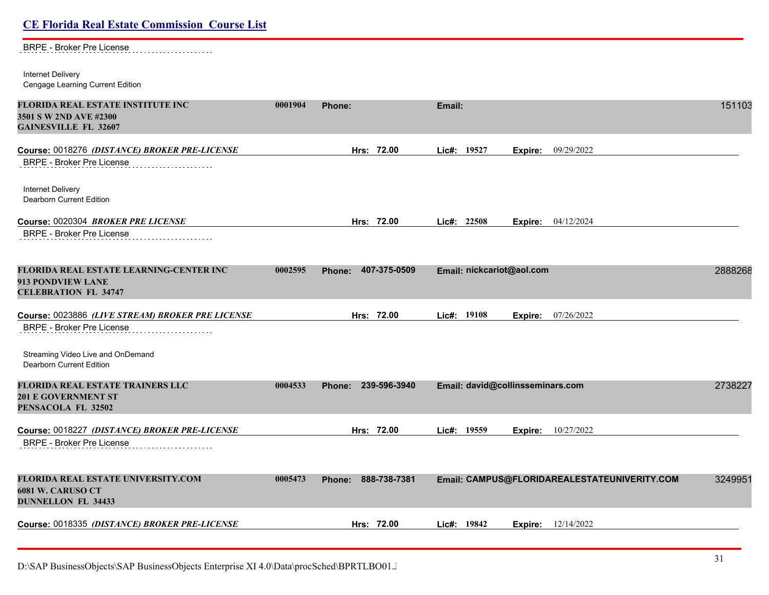BRPE - Broker Pre License

Internet Delivery
Cengage Learning Current Edition

**FLORIDA REAL ESTATE INSTITUTE INC** | **0001904** | **Phone:** | **Email:** | 151103
**3501 S W 2ND AVE #2300**
**GAINESVILLE FL 32607**

**Course:** 0018276 ***(DISTANCE) BROKER PRE-LICENSE*** | **Hrs: 72.00** | **Lic#: 19527** | **Expire:** 09/29/2022

BRPE - Broker Pre License

Internet Delivery
Dearborn Current Edition

**Course:** 0020304 ***BROKER PRE LICENSE*** | **Hrs: 72.00** | **Lic#: 22508** | **Expire:** 04/12/2024

BRPE - Broker Pre License

**FLORIDA REAL ESTATE LEARNING-CENTER INC** | **0002595** | **Phone: 407-375-0509** | **Email: nickcariot@aol.com** | 2888268
**913 PONDVIEW LANE**
**CELEBRATION FL 34747**

**Course:** 0023886 ***(LIVE STREAM) BROKER PRE LICENSE*** | **Hrs: 72.00** | **Lic#: 19108** | **Expire:** 07/26/2022

BRPE - Broker Pre License

Streaming Video Live and OnDemand
Dearborn Current Edition

**FLORIDA REAL ESTATE TRAINERS LLC** | **0004533** | **Phone: 239-596-3940** | **Email: david@collinsseminars.com** | 2738227
**201 E GOVERNMENT ST**
**PENSACOLA FL 32502**

**Course:** 0018227 ***(DISTANCE) BROKER PRE-LICENSE*** | **Hrs: 72.00** | **Lic#: 19559** | **Expire:** 10/27/2022

BRPE - Broker Pre License

**FLORIDA REAL ESTATE UNIVERSITY.COM** | **0005473** | **Phone: 888-738-7381** | **Email: CAMPUS@FLORIDAREALESTATEUNIVERITY.COM** | 3249951
**6081 W. CARUSO CT**
**DUNNELLON FL 34433**

**Course:** 0018335 ***(DISTANCE) BROKER PRE-LICENSE*** | **Hrs: 72.00** | **Lic#: 19842** | **Expire:** 12/14/2022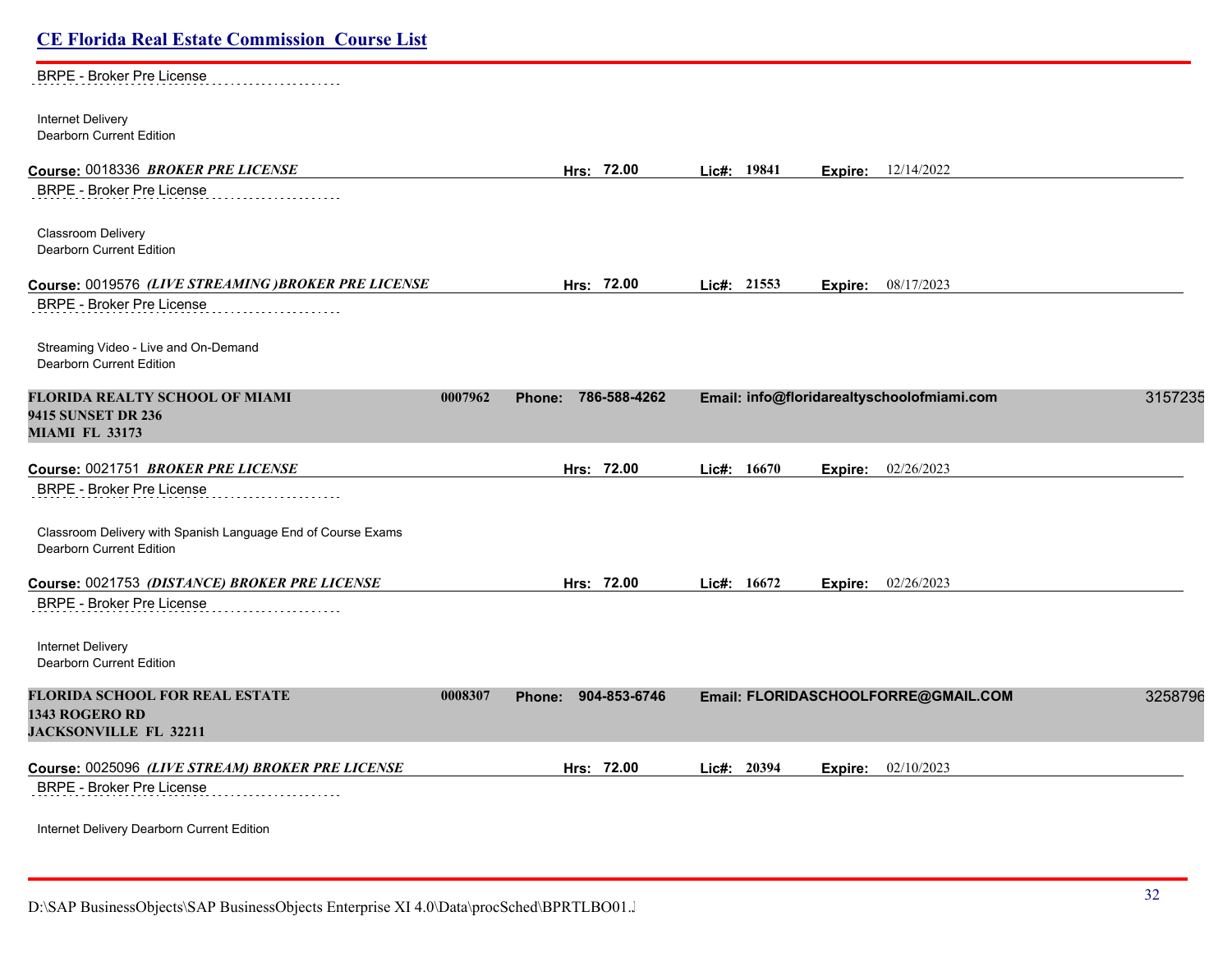BRPE - Broker Pre License

Internet Delivery
Dearborn Current Edition

**Course:** 0018336 ***BROKER PRE LICENSE*** **Hrs:** 72.00 **Lic#:** 19841 **Expire:** 12/14/2022

BRPE - Broker Pre License

Classroom Delivery
Dearborn Current Edition

**Course:** 0019576 ***(LIVE STREAMING )BROKER PRE LICENSE*** **Hrs:** 72.00 **Lic#:** 21553 **Expire:** 08/17/2023

BRPE - Broker Pre License

Streaming Video - Live and On-Demand
Dearborn Current Edition

**FLORIDA REALTY SCHOOL OF MIAMI** **0007962** **Phone:** 786-588-4262 **Email:** info@floridarealtyschoolofmiami.com 3157235
**9415 SUNSET DR 236**
**MIAMI FL 33173**

**Course:** 0021751 ***BROKER PRE LICENSE*** **Hrs:** 72.00 **Lic#:** 16670 **Expire:** 02/26/2023

BRPE - Broker Pre License

Classroom Delivery with Spanish Language End of Course Exams
Dearborn Current Edition

**Course:** 0021753 ***(DISTANCE) BROKER PRE LICENSE*** **Hrs:** 72.00 **Lic#:** 16672 **Expire:** 02/26/2023

BRPE - Broker Pre License

Internet Delivery
Dearborn Current Edition

**FLORIDA SCHOOL FOR REAL ESTATE** **0008307** **Phone:** 904-853-6746 **Email:** FLORIDASCHOOLFORRE@GMAIL.COM 3258796
**1343 ROGERO RD**
**JACKSONVILLE FL 32211**

**Course:** 0025096 ***(LIVE STREAM) BROKER PRE LICENSE*** **Hrs:** 72.00 **Lic#:** 20394 **Expire:** 02/10/2023

BRPE - Broker Pre License

Internet Delivery Dearborn Current Edition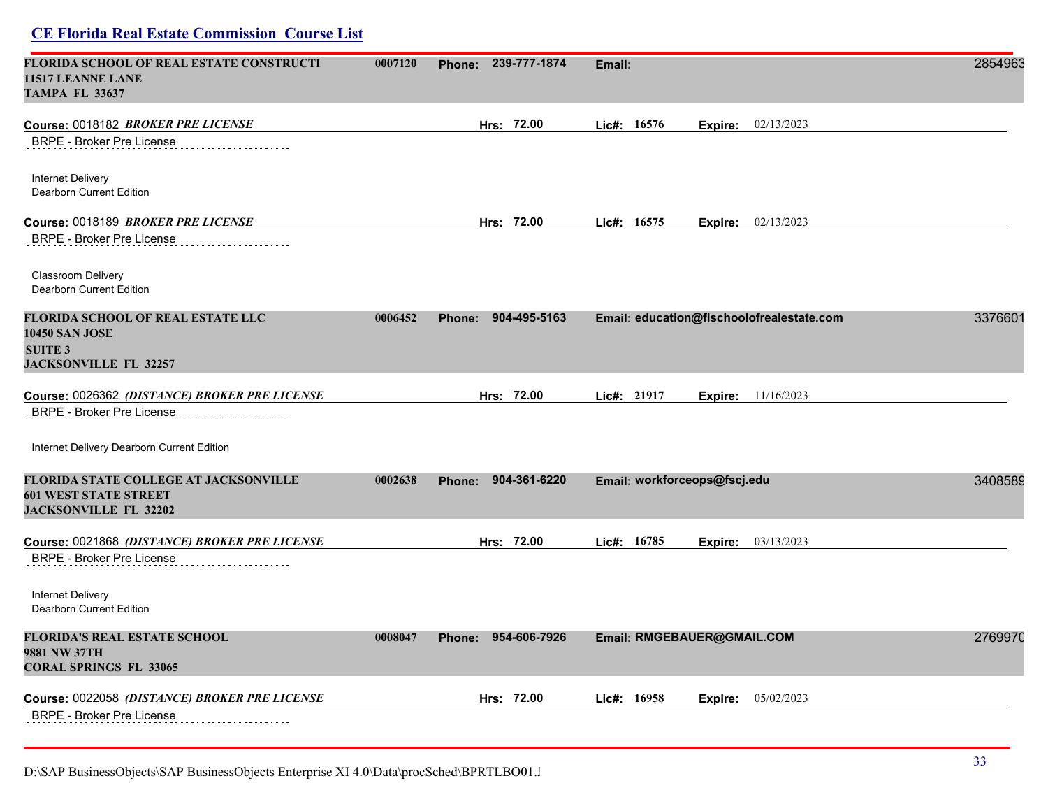**FLORIDA SCHOOL OF REAL ESTATE CONSTRUCTI** 0007120 **Phone:** 239-777-1874 **Email:** 2854963
**11517 LEANNE LANE**
**TAMPA FL 33637**

**Course:** 0018182 ***BROKER PRE LICENSE*** **Hrs:** 72.00 **Lic#:** 16576 **Expire:** 02/13/2023

BRPE - Broker Pre License

Internet Delivery
Dearborn Current Edition

**Course:** 0018189 ***BROKER PRE LICENSE*** **Hrs:** 72.00 **Lic#:** 16575 **Expire:** 02/13/2023

BRPE - Broker Pre License

Classroom Delivery
Dearborn Current Edition

**FLORIDA SCHOOL OF REAL ESTATE LLC** 0006452 **Phone:** 904-495-5163 **Email:** education@flschoolofrealestate.com 3376601
**10450 SAN JOSE**
**SUITE 3**
**JACKSONVILLE FL 32257**

**Course:** 0026362 ***(DISTANCE) BROKER PRE LICENSE*** **Hrs:** 72.00 **Lic#:** 21917 **Expire:** 11/16/2023

BRPE - Broker Pre License

Internet Delivery Dearborn Current Edition

**FLORIDA STATE COLLEGE AT JACKSONVILLE** 0002638 **Phone:** 904-361-6220 **Email:** workforceops@fscj.edu 3408589
**601 WEST STATE STREET**
**JACKSONVILLE FL 32202**

**Course:** 0021868 ***(DISTANCE) BROKER PRE LICENSE*** **Hrs:** 72.00 **Lic#:** 16785 **Expire:** 03/13/2023

BRPE - Broker Pre License

Internet Delivery
Dearborn Current Edition

**FLORIDA'S REAL ESTATE SCHOOL** 0008047 **Phone:** 954-606-7926 **Email:** RMGEBAUER@GMAIL.COM 2769970
**9881 NW 37TH**
**CORAL SPRINGS FL 33065**

**Course:** 0022058 ***(DISTANCE) BROKER PRE LICENSE*** **Hrs:** 72.00 **Lic#:** 16958 **Expire:** 05/02/2023

BRPE - Broker Pre License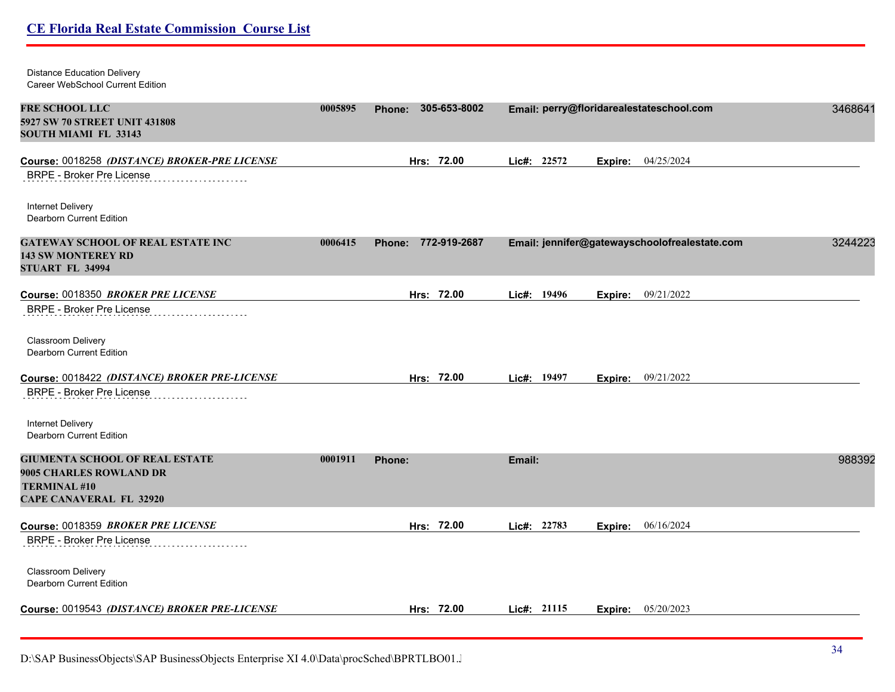Distance Education Delivery
Career WebSchool Current Edition

**FRE SCHOOL LLC** 0005895 **Phone:** 305-653-8002 **Email:** perry@floridarealestateschool.com 3468641
**5927 SW 70 STREET UNIT 431808**
**SOUTH MIAMI FL 33143**

**Course:** 0018258 ***(DISTANCE) BROKER-PRE LICENSE*** **Hrs:** 72.00 **Lic#:** 22572 **Expire:** 04/25/2024
BRPE - Broker Pre License

Internet Delivery
Dearborn Current Edition

**GATEWAY SCHOOL OF REAL ESTATE INC** 0006415 **Phone:** 772-919-2687 **Email:** jennifer@gatewayschoolofrealestate.com 3244223
**143 SW MONTEREY RD**
**STUART FL 34994**

**Course:** 0018350 ***BROKER PRE LICENSE*** **Hrs:** 72.00 **Lic#:** 19496 **Expire:** 09/21/2022
BRPE - Broker Pre License

Classroom Delivery
Dearborn Current Edition

**Course:** 0018422 ***(DISTANCE) BROKER PRE-LICENSE*** **Hrs:** 72.00 **Lic#:** 19497 **Expire:** 09/21/2022
BRPE - Broker Pre License

Internet Delivery
Dearborn Current Edition

**GIUMENTA SCHOOL OF REAL ESTATE** 0001911 **Phone:** **Email:** 988392
**9005 CHARLES ROWLAND DR**
**TERMINAL #10**
**CAPE CANAVERAL FL 32920**

**Course:** 0018359 ***BROKER PRE LICENSE*** **Hrs:** 72.00 **Lic#:** 22783 **Expire:** 06/16/2024
BRPE - Broker Pre License

Classroom Delivery
Dearborn Current Edition

**Course:** 0019543 ***(DISTANCE) BROKER PRE-LICENSE*** **Hrs:** 72.00 **Lic#:** 21115 **Expire:** 05/20/2023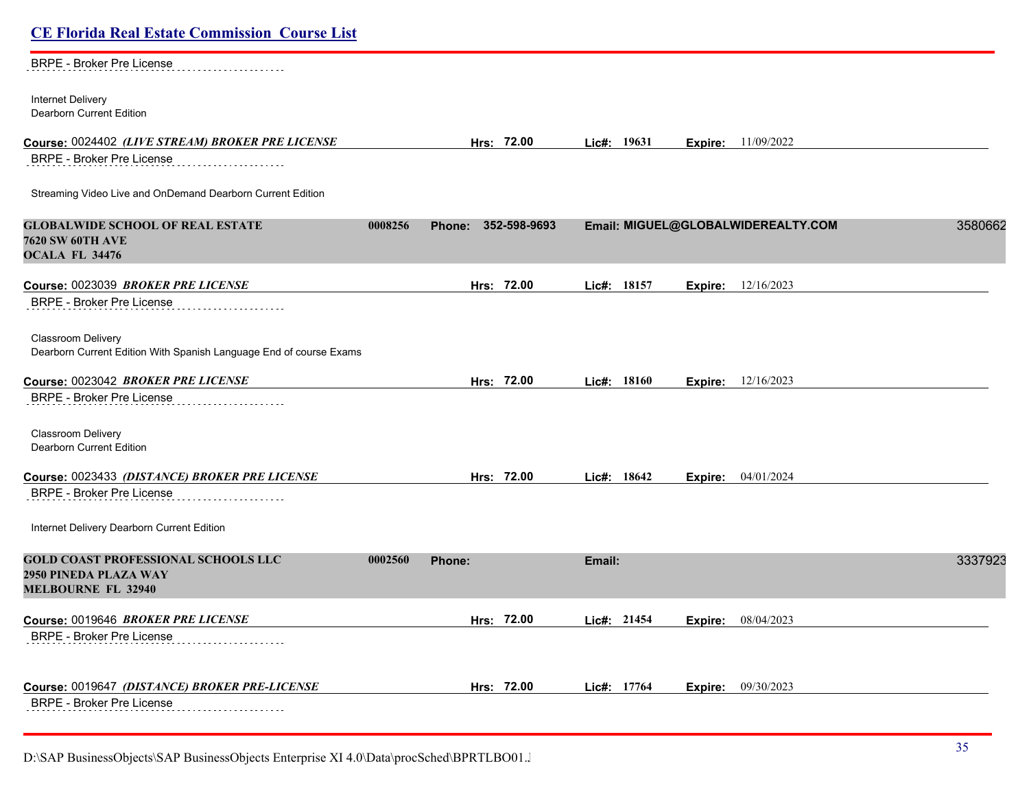BRPE - Broker Pre License

Internet Delivery
Dearborn Current Edition

**Course:** 0024402 ***(LIVE STREAM) BROKER PRE LICENSE*** **Hrs:** **72.00** **Lic#:** **19631** **Expire:** 11/09/2022

BRPE - Broker Pre License

Streaming Video Live and OnDemand Dearborn Current Edition

**GLOBALWIDE SCHOOL OF REAL ESTATE** **0008256** **Phone: 352-598-9693** **Email: MIGUEL@GLOBALWIDEREALTY.COM** 3580662
**7620 SW 60TH AVE**
**OCALA FL 34476**

**Course:** 0023039 ***BROKER PRE LICENSE*** **Hrs:** **72.00** **Lic#:** **18157** **Expire:** 12/16/2023

BRPE - Broker Pre License

Classroom Delivery
Dearborn Current Edition With Spanish Language End of course Exams

**Course:** 0023042 ***BROKER PRE LICENSE*** **Hrs:** **72.00** **Lic#:** **18160** **Expire:** 12/16/2023

BRPE - Broker Pre License

Classroom Delivery
Dearborn Current Edition

**Course:** 0023433 ***(DISTANCE) BROKER PRE LICENSE*** **Hrs:** **72.00** **Lic#:** **18642** **Expire:** 04/01/2024

BRPE - Broker Pre License

Internet Delivery Dearborn Current Edition

**GOLD COAST PROFESSIONAL SCHOOLS LLC** **0002560** **Phone:** **Email:** 3337923
**2950 PINEDA PLAZA WAY**
**MELBOURNE FL 32940**

**Course:** 0019646 ***BROKER PRE LICENSE*** **Hrs:** **72.00** **Lic#:** **21454** **Expire:** 08/04/2023

BRPE - Broker Pre License

**Course:** 0019647 ***(DISTANCE) BROKER PRE-LICENSE*** **Hrs:** **72.00** **Lic#:** **17764** **Expire:** 09/30/2023

BRPE - Broker Pre License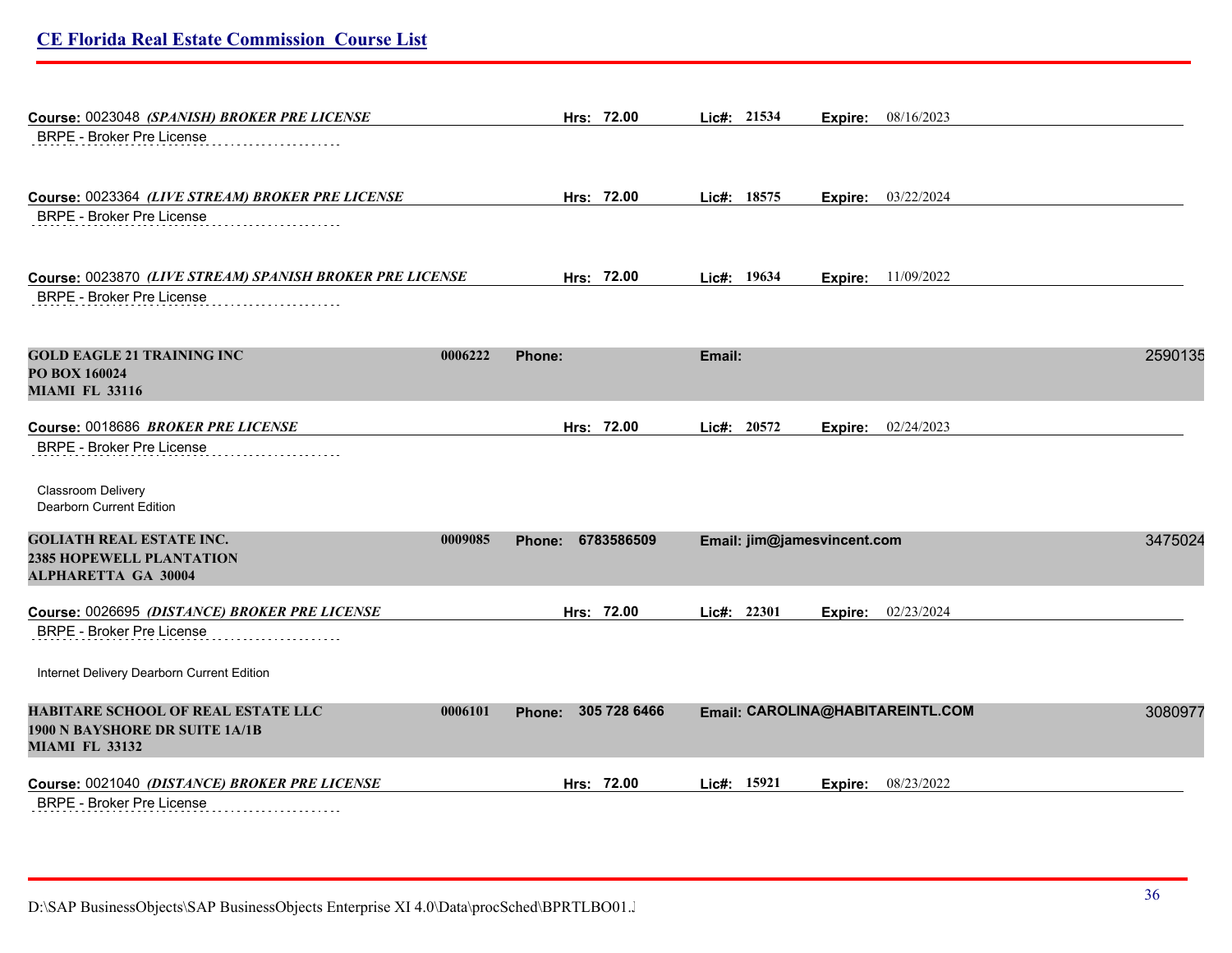**Course:** 0023048 ***(SPANISH) BROKER PRE LICENSE*** **Hrs: 72.00** **Lic#: 21534** **Expire:** 08/16/2023

BRPE - Broker Pre License

**Course:** 0023364 ***(LIVE STREAM) BROKER PRE LICENSE*** **Hrs: 72.00** **Lic#: 18575** **Expire:** 03/22/2024

BRPE - Broker Pre License

**Course:** 0023870 ***(LIVE STREAM) SPANISH BROKER PRE LICENSE*** **Hrs: 72.00** **Lic#: 19634** **Expire:** 11/09/2022

BRPE - Broker Pre License

**GOLD EAGLE 21 TRAINING INC** **0006222** **Phone:** **Email:** 2590135
**PO BOX 160024**
**MIAMI FL 33116**

**Course:** 0018686 ***BROKER PRE LICENSE*** **Hrs: 72.00** **Lic#: 20572** **Expire:** 02/24/2023

BRPE - Broker Pre License

Classroom Delivery
Dearborn Current Edition

**GOLIATH REAL ESTATE INC.** **0009085** **Phone: 6783586509** **Email: jim@jamesvincent.com** 3475024
**2385 HOPEWELL PLANTATION**
**ALPHARETTA GA 30004**

**Course:** 0026695 ***(DISTANCE) BROKER PRE LICENSE*** **Hrs: 72.00** **Lic#: 22301** **Expire:** 02/23/2024

BRPE - Broker Pre License

Internet Delivery Dearborn Current Edition

**HABITARE SCHOOL OF REAL ESTATE LLC** **0006101** **Phone: 305 728 6466** **Email: CAROLINA@HABITAREINTL.COM** 3080977
**1900 N BAYSHORE DR SUITE 1A/1B**
**MIAMI FL 33132**

**Course:** 0021040 ***(DISTANCE) BROKER PRE LICENSE*** **Hrs: 72.00** **Lic#: 15921** **Expire:** 08/23/2022

BRPE - Broker Pre License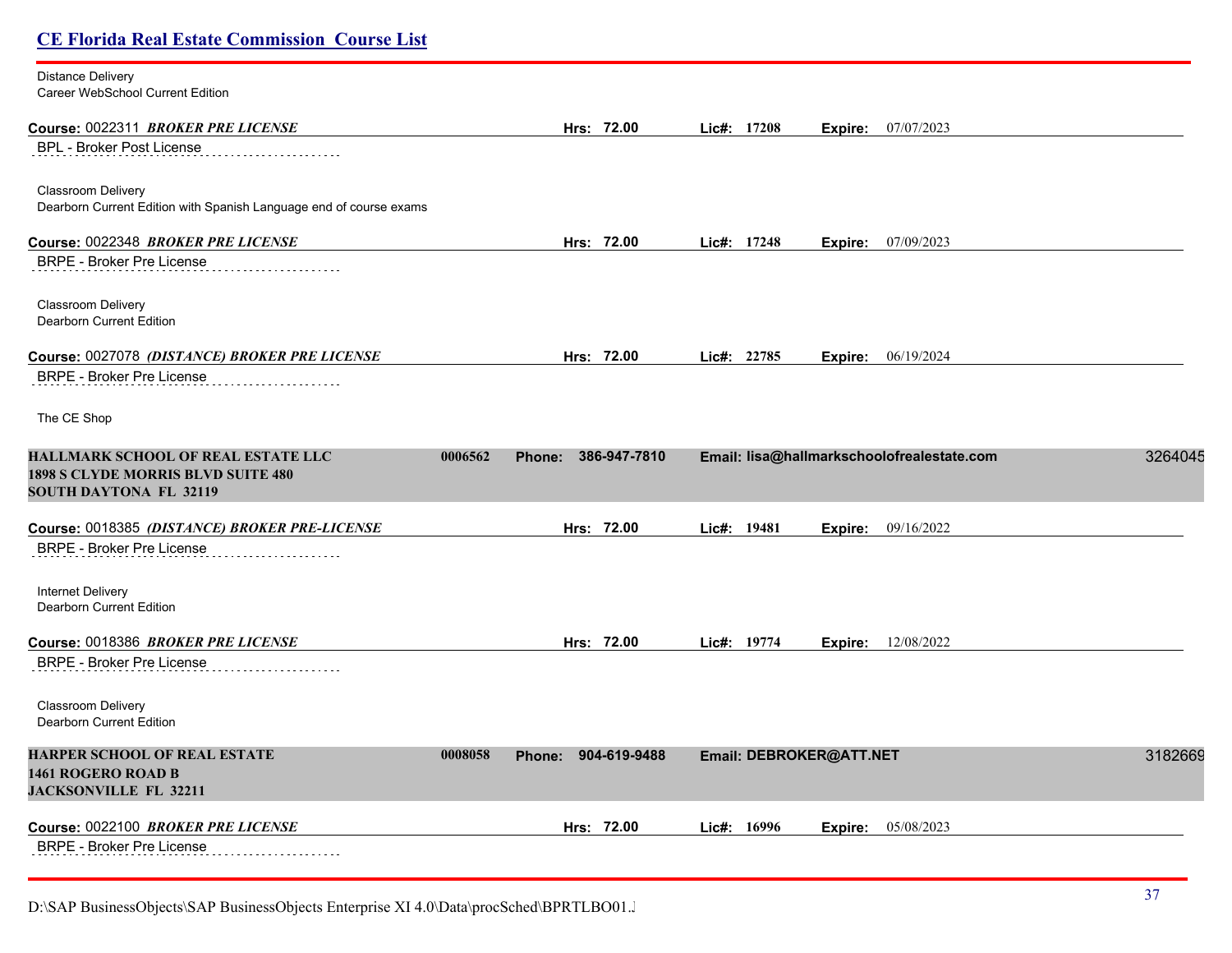Distance Delivery
Career WebSchool Current Edition

**Course:** 0022311 ***BROKER PRE LICENSE*** **Hrs: 72.00** **Lic#: 17208** **Expire:** 07/07/2023

BPL - Broker Post License

Classroom Delivery
Dearborn Current Edition with Spanish Language end of course exams

**Course:** 0022348 ***BROKER PRE LICENSE*** **Hrs: 72.00** **Lic#: 17248** **Expire:** 07/09/2023

BRPE - Broker Pre License

Classroom Delivery
Dearborn Current Edition

**Course:** 0027078 ***(DISTANCE) BROKER PRE LICENSE*** **Hrs: 72.00** **Lic#: 22785** **Expire:** 06/19/2024

BRPE - Broker Pre License

The CE Shop

**HALLMARK SCHOOL OF REAL ESTATE LLC** **0006562** **Phone: 386-947-7810** **Email: lisa@hallmarkschoolofrealestate.com** 3264045
**1898 S CLYDE MORRIS BLVD SUITE 480**
**SOUTH DAYTONA FL 32119**

**Course:** 0018385 ***(DISTANCE) BROKER PRE-LICENSE*** **Hrs: 72.00** **Lic#: 19481** **Expire:** 09/16/2022

BRPE - Broker Pre License

Internet Delivery
Dearborn Current Edition

**Course:** 0018386 ***BROKER PRE LICENSE*** **Hrs: 72.00** **Lic#: 19774** **Expire:** 12/08/2022

BRPE - Broker Pre License

Classroom Delivery
Dearborn Current Edition

**HARPER SCHOOL OF REAL ESTATE** **0008058** **Phone: 904-619-9488** **Email: DEBROKER@ATT.NET** 3182669
**1461 ROGERO ROAD B**
**JACKSONVILLE FL 32211**

**Course:** 0022100 ***BROKER PRE LICENSE*** **Hrs: 72.00** **Lic#: 16996** **Expire:** 05/08/2023

BRPE - Broker Pre License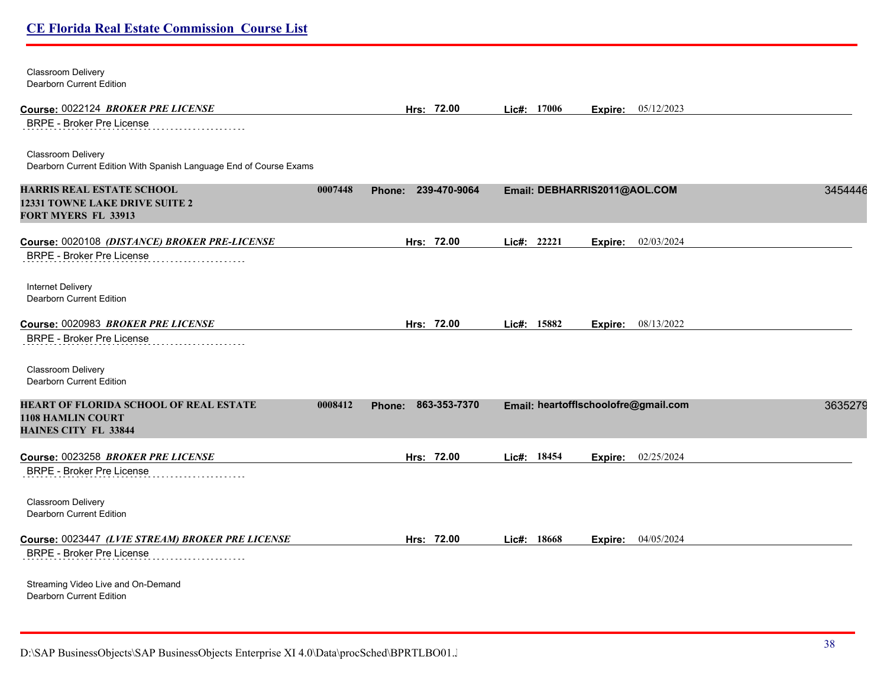Classroom Delivery
Dearborn Current Edition

**Course:** 0022124 ***BROKER PRE LICENSE*** **Hrs:** 72.00 **Lic#:** 17006 **Expire:** 05/12/2023

BRPE - Broker Pre License

Classroom Delivery
Dearborn Current Edition With Spanish Language End of Course Exams

**HARRIS REAL ESTATE SCHOOL** **0007448** **Phone: 239-470-9064** **Email: DEBHARRIS2011@AOL.COM** 3454446
**12331 TOWNE LAKE DRIVE SUITE 2**
**FORT MYERS FL 33913**

**Course:** 0020108 ***(DISTANCE) BROKER PRE-LICENSE*** **Hrs:** 72.00 **Lic#:** 22221 **Expire:** 02/03/2024

BRPE - Broker Pre License

Internet Delivery
Dearborn Current Edition

**Course:** 0020983 ***BROKER PRE LICENSE*** **Hrs:** 72.00 **Lic#:** 15882 **Expire:** 08/13/2022

BRPE - Broker Pre License

Classroom Delivery
Dearborn Current Edition

**HEART OF FLORIDA SCHOOL OF REAL ESTATE** **0008412** **Phone: 863-353-7370** **Email: heartofflschoolofre@gmail.com** 3635279
**1108 HAMLIN COURT**
**HAINES CITY FL 33844**

**Course:** 0023258 ***BROKER PRE LICENSE*** **Hrs:** 72.00 **Lic#:** 18454 **Expire:** 02/25/2024

BRPE - Broker Pre License

Classroom Delivery
Dearborn Current Edition

**Course:** 0023447 ***(LVIE STREAM) BROKER PRE LICENSE*** **Hrs:** 72.00 **Lic#:** 18668 **Expire:** 04/05/2024

BRPE - Broker Pre License

Streaming Video Live and On-Demand
Dearborn Current Edition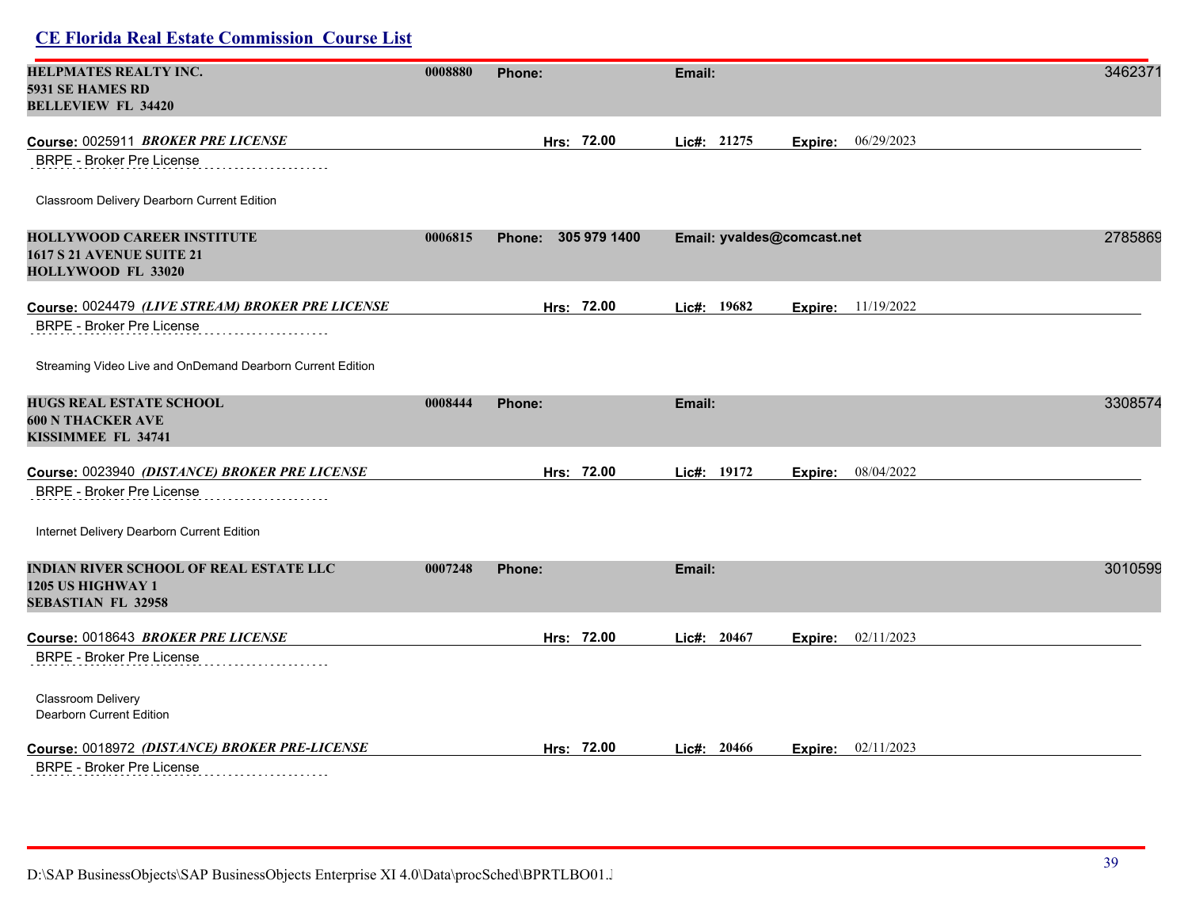**HELPMATES REALTY INC.** | 0008880 | **Phone:** | **Email:** | 3462371
5931 SE HAMES RD
BELLEVIEW FL 34420

**Course:** 0025911 ***BROKER PRE LICENSE*** | **Hrs:** 72.00 | **Lic#:** 21275 | **Expire:** 06/29/2023

BRPE - Broker Pre License

Classroom Delivery Dearborn Current Edition

**HOLLYWOOD CAREER INSTITUTE** | 0006815 | **Phone:** 305 979 1400 | **Email:** yvaldes@comcast.net | 2785869
1617 S 21 AVENUE SUITE 21
HOLLYWOOD FL 33020

**Course:** 0024479 ***(LIVE STREAM) BROKER PRE LICENSE*** | **Hrs:** 72.00 | **Lic#:** 19682 | **Expire:** 11/19/2022

BRPE - Broker Pre License

Streaming Video Live and OnDemand Dearborn Current Edition

**HUGS REAL ESTATE SCHOOL** | 0008444 | **Phone:** | **Email:** | 3308574
600 N THACKER AVE
KISSIMMEE FL 34741

**Course:** 0023940 ***(DISTANCE) BROKER PRE LICENSE*** | **Hrs:** 72.00 | **Lic#:** 19172 | **Expire:** 08/04/2022

BRPE - Broker Pre License

Internet Delivery Dearborn Current Edition

**INDIAN RIVER SCHOOL OF REAL ESTATE LLC** | 0007248 | **Phone:** | **Email:** | 3010599
1205 US HIGHWAY 1
SEBASTIAN FL 32958

**Course:** 0018643 ***BROKER PRE LICENSE*** | **Hrs:** 72.00 | **Lic#:** 20467 | **Expire:** 02/11/2023

BRPE - Broker Pre License

Classroom Delivery
Dearborn Current Edition

**Course:** 0018972 ***(DISTANCE) BROKER PRE-LICENSE*** | **Hrs:** 72.00 | **Lic#:** 20466 | **Expire:** 02/11/2023

BRPE - Broker Pre License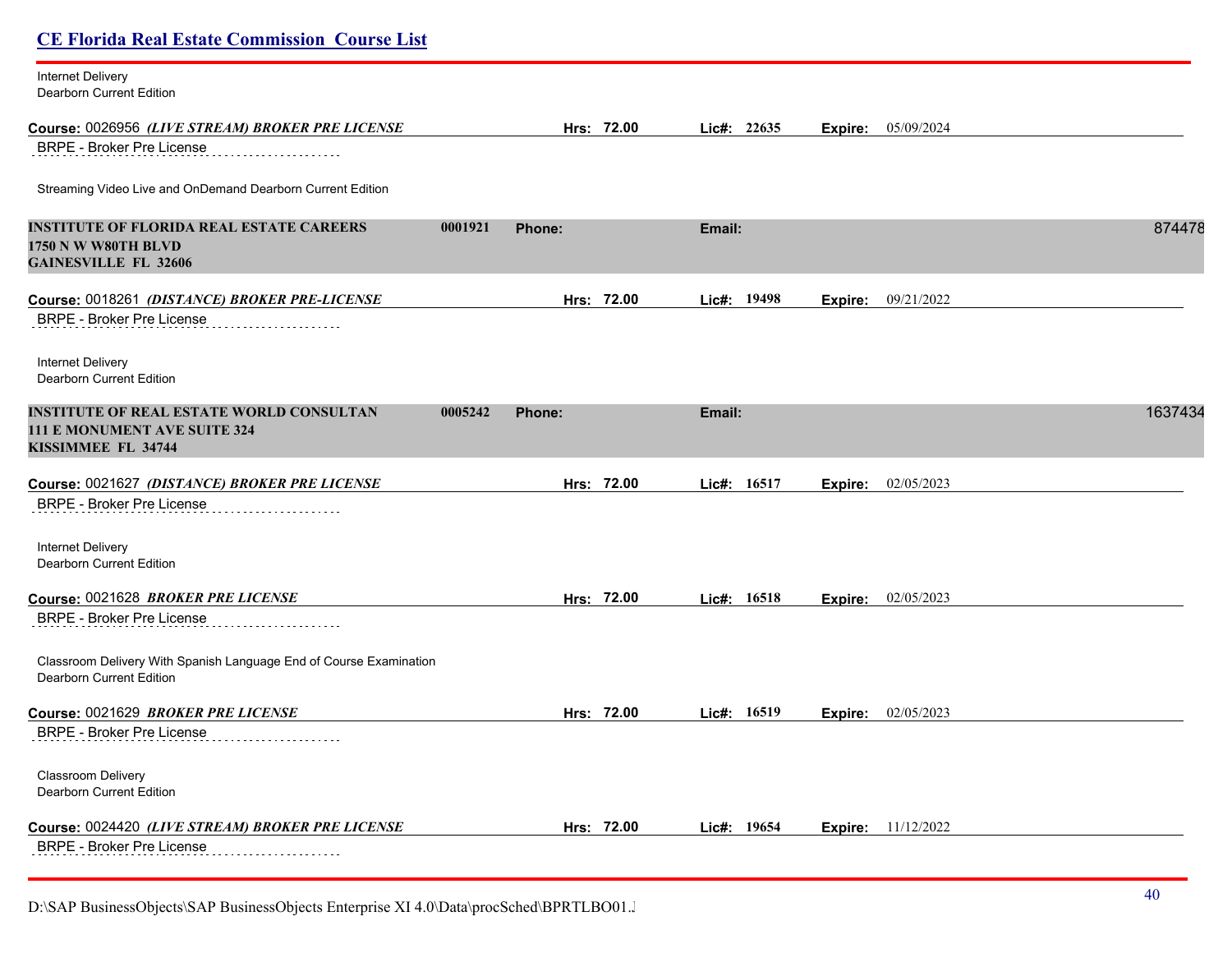Internet Delivery
Dearborn Current Edition

**Course:** 0026956 ***(LIVE STREAM) BROKER PRE LICENSE*** **Hrs:** 72.00 **Lic#:** 22635 **Expire:** 05/09/2024

BRPE - Broker Pre License

Streaming Video Live and OnDemand Dearborn Current Edition

**INSTITUTE OF FLORIDA REAL ESTATE CAREERS** 0001921 **Phone:** **Email:** 874478
**1750 N W W80TH BLVD**
**GAINESVILLE FL 32606**

**Course:** 0018261 ***(DISTANCE) BROKER PRE-LICENSE*** **Hrs:** 72.00 **Lic#:** 19498 **Expire:** 09/21/2022

BRPE - Broker Pre License

Internet Delivery
Dearborn Current Edition

**INSTITUTE OF REAL ESTATE WORLD CONSULTAN** 0005242 **Phone:** **Email:** 1637434
**111 E MONUMENT AVE SUITE 324**
**KISSIMMEE FL 34744**

**Course:** 0021627 ***(DISTANCE) BROKER PRE LICENSE*** **Hrs:** 72.00 **Lic#:** 16517 **Expire:** 02/05/2023

BRPE - Broker Pre License

Internet Delivery
Dearborn Current Edition

**Course:** 0021628 ***BROKER PRE LICENSE*** **Hrs:** 72.00 **Lic#:** 16518 **Expire:** 02/05/2023

BRPE - Broker Pre License

Classroom Delivery With Spanish Language End of Course Examination
Dearborn Current Edition

**Course:** 0021629 ***BROKER PRE LICENSE*** **Hrs:** 72.00 **Lic#:** 16519 **Expire:** 02/05/2023

BRPE - Broker Pre License

Classroom Delivery
Dearborn Current Edition

**Course:** 0024420 ***(LIVE STREAM) BROKER PRE LICENSE*** **Hrs:** 72.00 **Lic#:** 19654 **Expire:** 11/12/2022

BRPE - Broker Pre License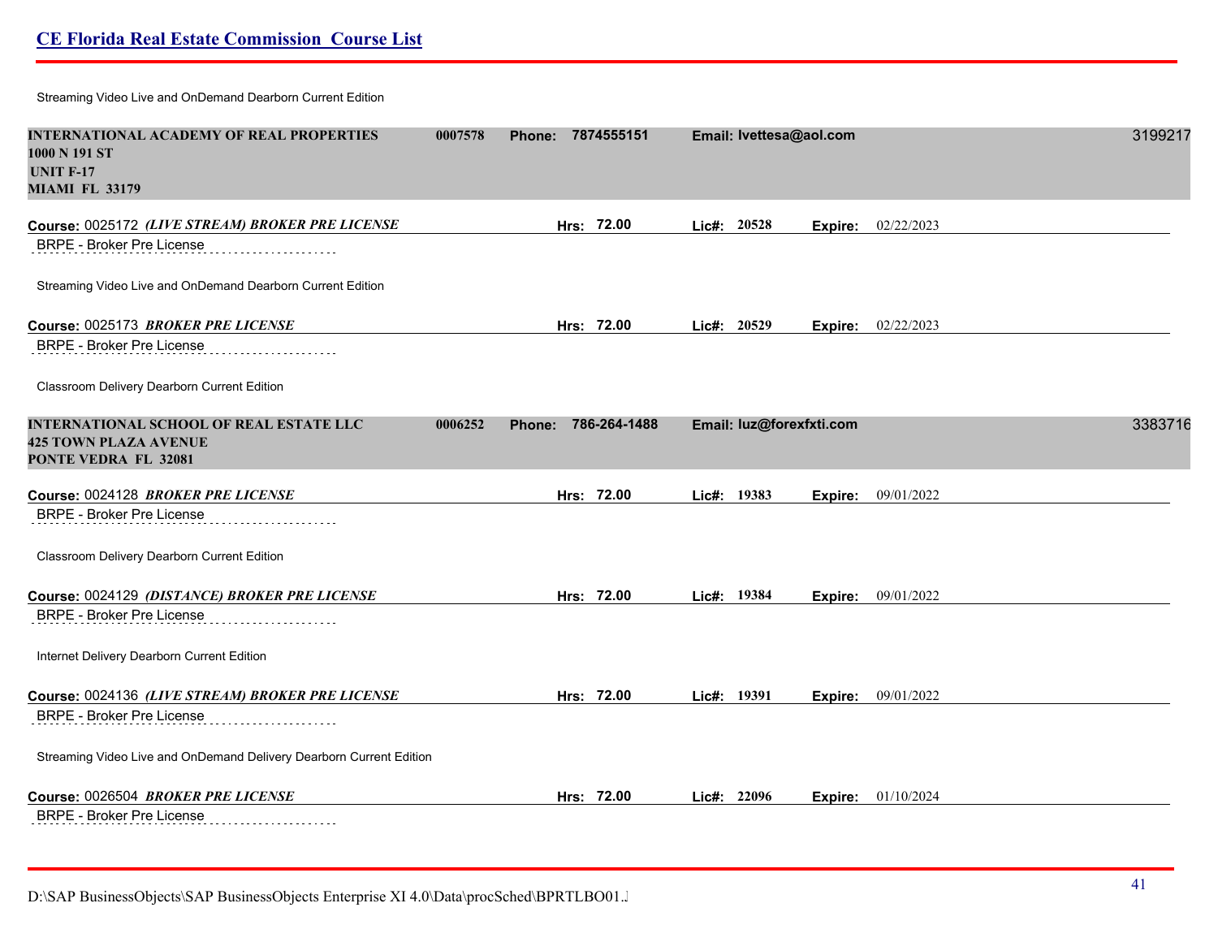Streaming Video Live and OnDemand Dearborn Current Edition

**INTERNATIONAL ACADEMY OF REAL PROPERTIES** **0007578** **Phone: 7874555151** **Email: lvettesa@aol.com** 3199217
**1000 N 191 ST**
**UNIT F-17**
**MIAMI FL 33179**

**Course:** 0025172 ***(LIVE STREAM) BROKER PRE LICENSE*** **Hrs: 72.00** **Lic#: 20528** **Expire:** 02/22/2023

BRPE - Broker Pre License

Streaming Video Live and OnDemand Dearborn Current Edition

**Course:** 0025173 ***BROKER PRE LICENSE*** **Hrs: 72.00** **Lic#: 20529** **Expire:** 02/22/2023

BRPE - Broker Pre License

Classroom Delivery Dearborn Current Edition

**INTERNATIONAL SCHOOL OF REAL ESTATE LLC** **0006252** **Phone: 786-264-1488** **Email: luz@forexfxti.com** 3383716
**425 TOWN PLAZA AVENUE**
**PONTE VEDRA FL 32081**

**Course:** 0024128 ***BROKER PRE LICENSE*** **Hrs: 72.00** **Lic#: 19383** **Expire:** 09/01/2022

BRPE - Broker Pre License

Classroom Delivery Dearborn Current Edition

**Course:** 0024129 ***(DISTANCE) BROKER PRE LICENSE*** **Hrs: 72.00** **Lic#: 19384** **Expire:** 09/01/2022

BRPE - Broker Pre License

Internet Delivery Dearborn Current Edition

**Course:** 0024136 ***(LIVE STREAM) BROKER PRE LICENSE*** **Hrs: 72.00** **Lic#: 19391** **Expire:** 09/01/2022

BRPE - Broker Pre License

Streaming Video Live and OnDemand Delivery Dearborn Current Edition

**Course:** 0026504 ***BROKER PRE LICENSE*** **Hrs: 72.00** **Lic#: 22096** **Expire:** 01/10/2024

BRPE - Broker Pre License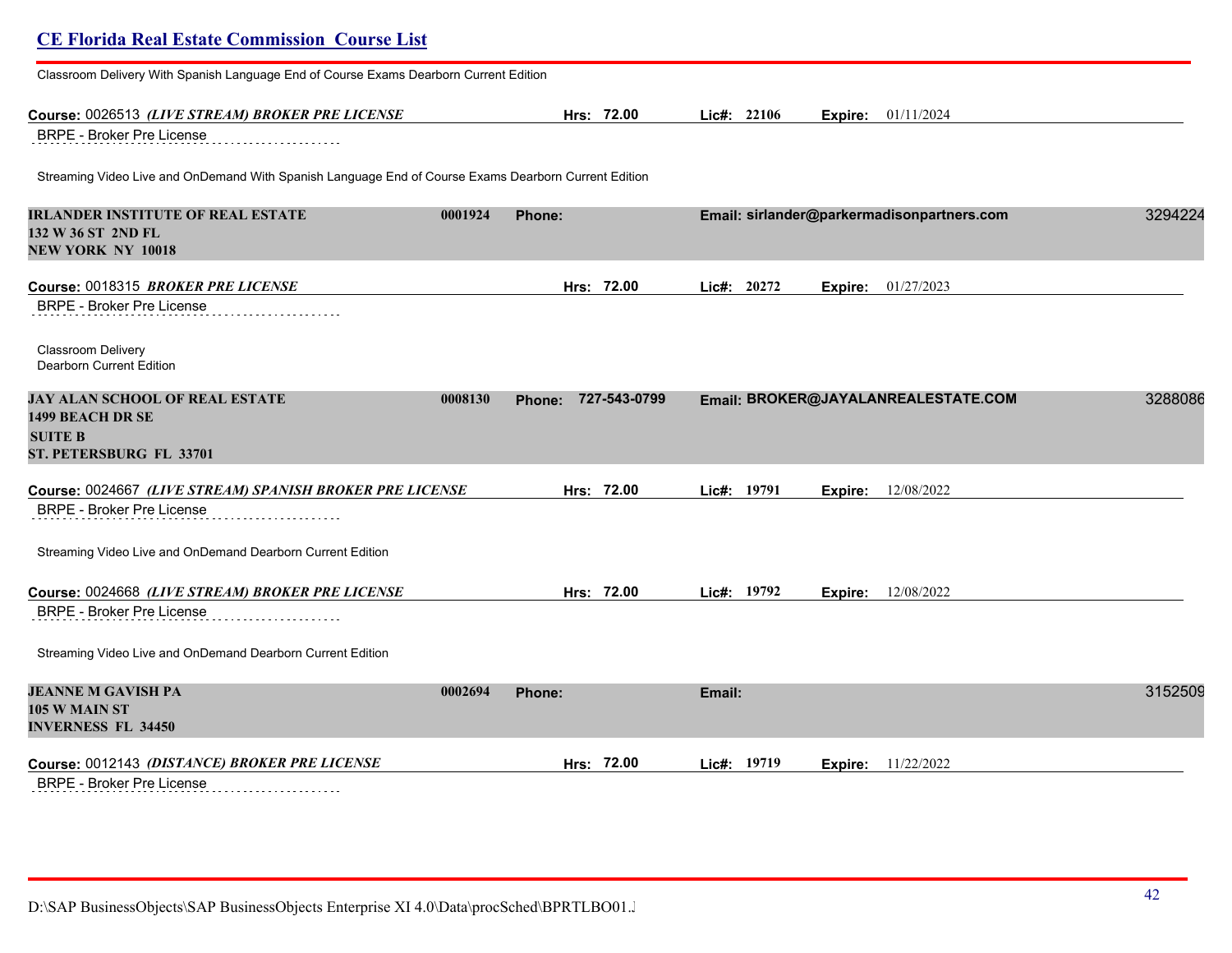Classroom Delivery With Spanish Language End of Course Exams Dearborn Current Edition

**Course:** 0026513 ***(LIVE STREAM) BROKER PRE LICENSE*** **Hrs:** 72.00 **Lic#:** 22106 **Expire:** 01/11/2024

BRPE - Broker Pre License

Streaming Video Live and OnDemand With Spanish Language End of Course Exams Dearborn Current Edition

**IRLANDER INSTITUTE OF REAL ESTATE** 0001924 **Phone:** **Email:** sirlander@parkermadisonpartners.com 3294224
**132 W 36 ST 2ND FL**
**NEW YORK NY 10018**

**Course:** 0018315 ***BROKER PRE LICENSE*** **Hrs:** 72.00 **Lic#:** 20272 **Expire:** 01/27/2023

BRPE - Broker Pre License

Classroom Delivery
Dearborn Current Edition

**JAY ALAN SCHOOL OF REAL ESTATE** 0008130 **Phone:** 727-543-0799 **Email:** BROKER@JAYALANREALESTATE.COM 3288086
**1499 BEACH DR SE**
**SUITE B**
**ST. PETERSBURG FL 33701**

**Course:** 0024667 ***(LIVE STREAM) SPANISH BROKER PRE LICENSE*** **Hrs:** 72.00 **Lic#:** 19791 **Expire:** 12/08/2022

BRPE - Broker Pre License

Streaming Video Live and OnDemand Dearborn Current Edition

**Course:** 0024668 ***(LIVE STREAM) BROKER PRE LICENSE*** **Hrs:** 72.00 **Lic#:** 19792 **Expire:** 12/08/2022

BRPE - Broker Pre License

Streaming Video Live and OnDemand Dearborn Current Edition

**JEANNE M GAVISH PA** 0002694 **Phone:** **Email:** 3152509
**105 W MAIN ST**
**INVERNESS FL 34450**

**Course:** 0012143 ***(DISTANCE) BROKER PRE LICENSE*** **Hrs:** 72.00 **Lic#:** 19719 **Expire:** 11/22/2022

BRPE - Broker Pre License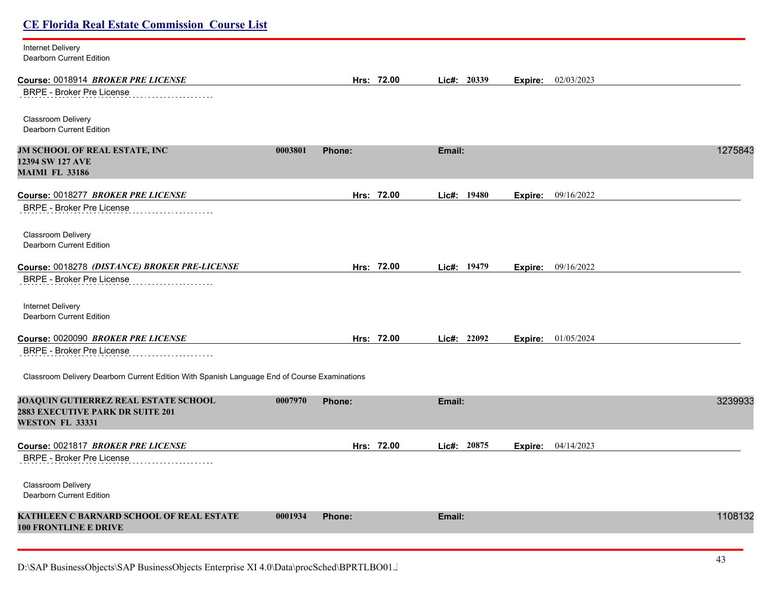Internet Delivery
Dearborn Current Edition

**Course:** 0018914 ***BROKER PRE LICENSE*** **Hrs: 72.00** **Lic#: 20339** **Expire:** 02/03/2023

BRPE - Broker Pre License

Classroom Delivery
Dearborn Current Edition

**JM SCHOOL OF REAL ESTATE, INC** **0003801** **Phone:** **Email:** 1275843
**12394 SW 127 AVE**
**MAIMI FL 33186**

**Course:** 0018277 ***BROKER PRE LICENSE*** **Hrs: 72.00** **Lic#: 19480** **Expire:** 09/16/2022

BRPE - Broker Pre License

Classroom Delivery
Dearborn Current Edition

**Course:** 0018278 ***(DISTANCE) BROKER PRE-LICENSE*** **Hrs: 72.00** **Lic#: 19479** **Expire:** 09/16/2022

BRPE - Broker Pre License

Internet Delivery
Dearborn Current Edition

**Course:** 0020090 ***BROKER PRE LICENSE*** **Hrs: 72.00** **Lic#: 22092** **Expire:** 01/05/2024

BRPE - Broker Pre License

Classroom Delivery Dearborn Current Edition With Spanish Language End of Course Examinations

**JOAQUIN GUTIERREZ REAL ESTATE SCHOOL** **0007970** **Phone:** **Email:** 3239933
**2883 EXECUTIVE PARK DR SUITE 201**
**WESTON FL 33331**

**Course:** 0021817 ***BROKER PRE LICENSE*** **Hrs: 72.00** **Lic#: 20875** **Expire:** 04/14/2023

BRPE - Broker Pre License

Classroom Delivery
Dearborn Current Edition

**KATHLEEN C BARNARD SCHOOL OF REAL ESTATE** **0001934** **Phone:** **Email:** 1108132
**100 FRONTLINE E DRIVE**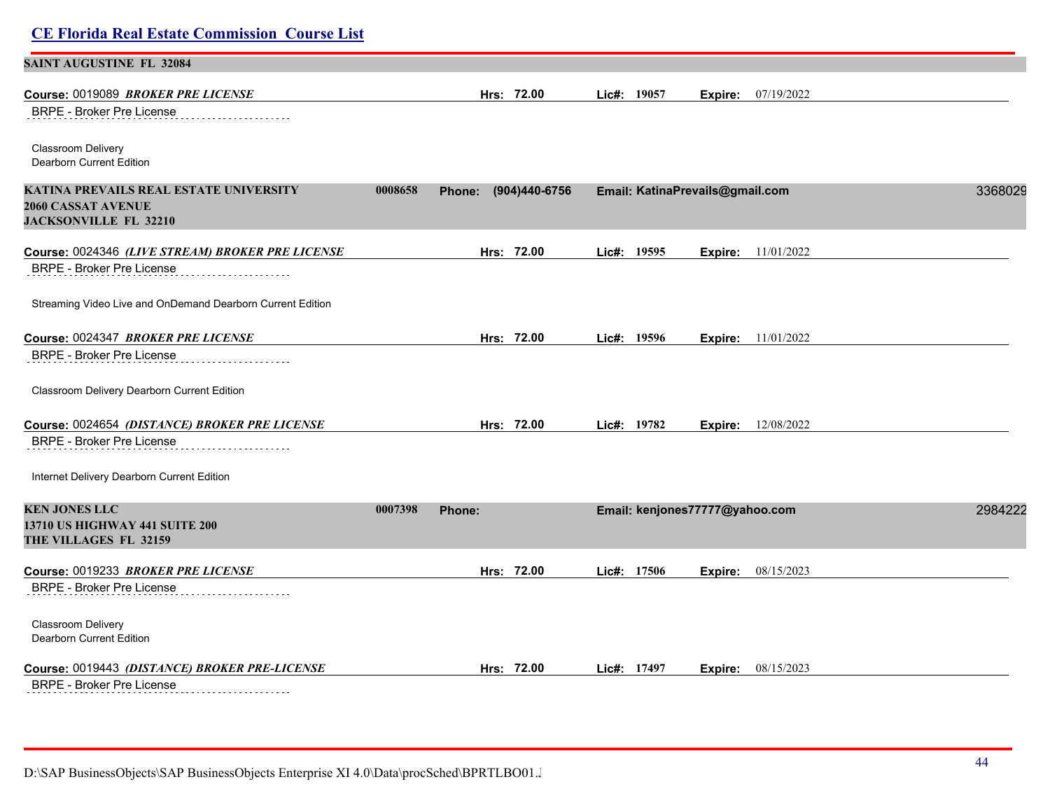**SAINT AUGUSTINE FL 32084**

**Course:** 0019089 ***BROKER PRE LICENSE*** **Hrs: 72.00** **Lic#: 19057** **Expire:** 07/19/2022

BRPE - Broker Pre License

Classroom Delivery
Dearborn Current Edition

**KATINA PREVAILS REAL ESTATE UNIVERSITY** **0008658** **Phone: (904)440-6756** **Email: KatinaPrevails@gmail.com** 3368029
**2060 CASSAT AVENUE**
**JACKSONVILLE FL 32210**

**Course:** 0024346 ***(LIVE STREAM) BROKER PRE LICENSE*** **Hrs: 72.00** **Lic#: 19595** **Expire:** 11/01/2022

BRPE - Broker Pre License

Streaming Video Live and OnDemand Dearborn Current Edition

**Course:** 0024347 ***BROKER PRE LICENSE*** **Hrs: 72.00** **Lic#: 19596** **Expire:** 11/01/2022

BRPE - Broker Pre License

Classroom Delivery Dearborn Current Edition

**Course:** 0024654 ***(DISTANCE) BROKER PRE LICENSE*** **Hrs: 72.00** **Lic#: 19782** **Expire:** 12/08/2022

BRPE - Broker Pre License

Internet Delivery Dearborn Current Edition

**KEN JONES LLC** **0007398** **Phone:** **Email: kenjones77777@yahoo.com** 2984222
**13710 US HIGHWAY 441 SUITE 200**
**THE VILLAGES FL 32159**

**Course:** 0019233 ***BROKER PRE LICENSE*** **Hrs: 72.00** **Lic#: 17506** **Expire:** 08/15/2023

BRPE - Broker Pre License

Classroom Delivery
Dearborn Current Edition

**Course:** 0019443 ***(DISTANCE) BROKER PRE-LICENSE*** **Hrs: 72.00** **Lic#: 17497** **Expire:** 08/15/2023

BRPE - Broker Pre License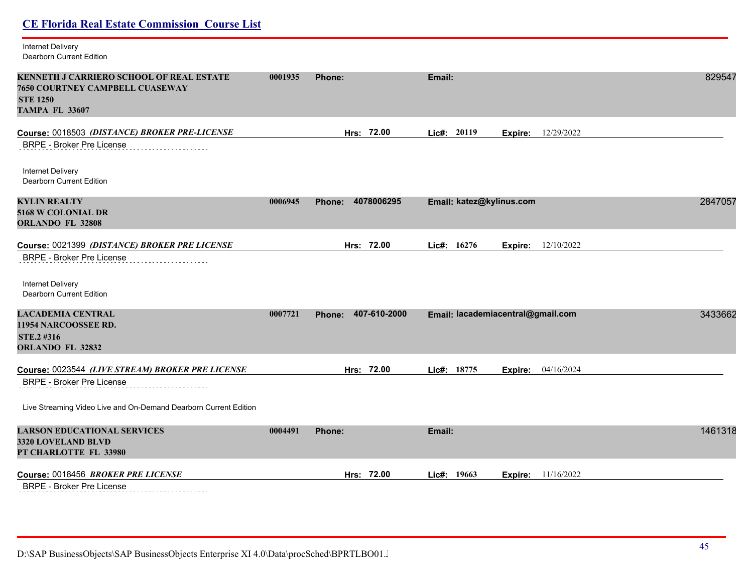Internet Delivery
Dearborn Current Edition

**KENNETH J CARRIERO SCHOOL OF REAL ESTATE** **0001935** **Phone:** **Email:** 829547
**7650 COURTNEY CAMPBELL CUASEWAY**
**STE 1250**
**TAMPA FL 33607**

**Course:** 0018503 ***(DISTANCE) BROKER PRE-LICENSE*** **Hrs: 72.00** **Lic#: 20119** **Expire:** 12/29/2022

BRPE - Broker Pre License

Internet Delivery
Dearborn Current Edition

**KYLIN REALTY** **0006945** **Phone: 4078006295** **Email: katez@kylinus.com** 2847057
**5168 W COLONIAL DR**
**ORLANDO FL 32808**

**Course:** 0021399 ***(DISTANCE) BROKER PRE LICENSE*** **Hrs: 72.00** **Lic#: 16276** **Expire:** 12/10/2022

BRPE - Broker Pre License

Internet Delivery
Dearborn Current Edition

**LACADEMIA CENTRAL** **0007721** **Phone: 407-610-2000** **Email: lacademiacentral@gmail.com** 3433662
**11954 NARCOOSSEE RD.**
**STE.2 #316**
**ORLANDO FL 32832**

**Course:** 0023544 ***(LIVE STREAM) BROKER PRE LICENSE*** **Hrs: 72.00** **Lic#: 18775** **Expire:** 04/16/2024

BRPE - Broker Pre License

Live Streaming Video Live and On-Demand Dearborn Current Edition

**LARSON EDUCATIONAL SERVICES** **0004491** **Phone:** **Email:** 1461318
**3320 LOVELAND BLVD**
**PT CHARLOTTE FL 33980**

**Course:** 0018456 ***BROKER PRE LICENSE*** **Hrs: 72.00** **Lic#: 19663** **Expire:** 11/16/2022

BRPE - Broker Pre License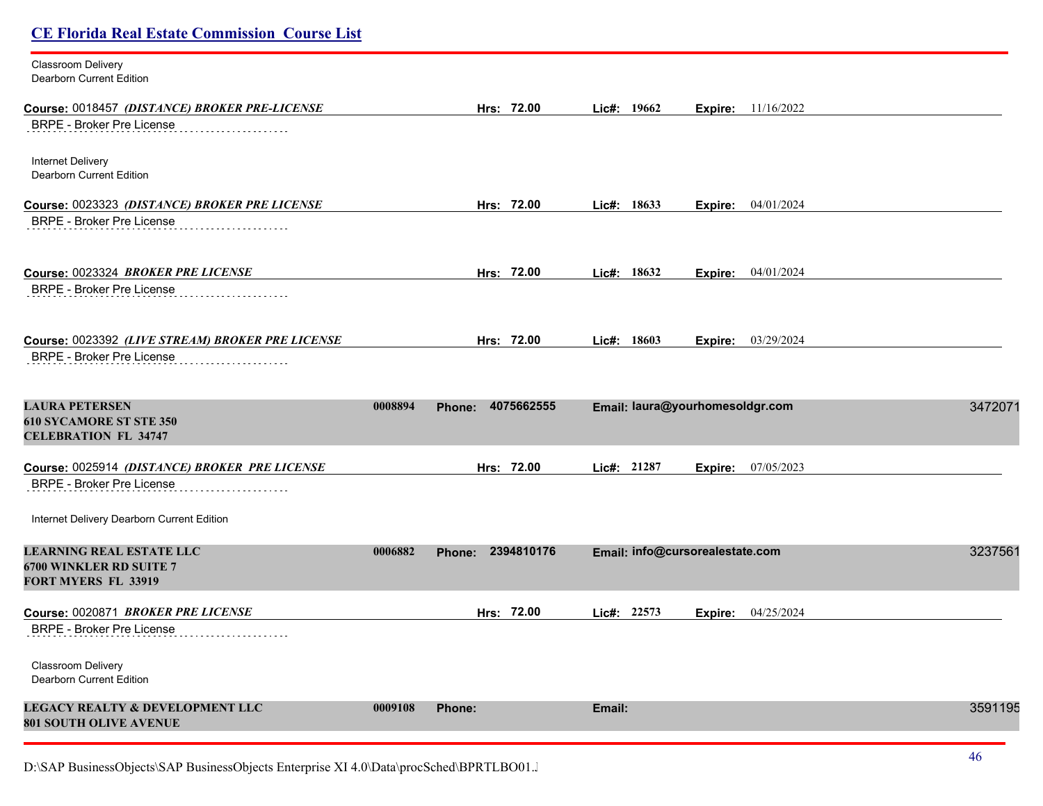Classroom Delivery
Dearborn Current Edition

**Course:** 0018457 ***(DISTANCE) BROKER PRE-LICENSE*** **Hrs: 72.00** **Lic#: 19662** **Expire:** 11/16/2022

BRPE - Broker Pre License

Internet Delivery
Dearborn Current Edition

**Course:** 0023323 ***(DISTANCE) BROKER PRE LICENSE*** **Hrs: 72.00** **Lic#: 18633** **Expire:** 04/01/2024

BRPE - Broker Pre License

**Course:** 0023324 ***BROKER PRE LICENSE*** **Hrs: 72.00** **Lic#: 18632** **Expire:** 04/01/2024

BRPE - Broker Pre License

**Course:** 0023392 ***(LIVE STREAM) BROKER PRE LICENSE*** **Hrs: 72.00** **Lic#: 18603** **Expire:** 03/29/2024

BRPE - Broker Pre License

**LAURA PETERSEN** **0008894** **Phone: 4075662555** **Email: laura@yourhomesoldgr.com** 3472071
**610 SYCAMORE ST STE 350**
**CELEBRATION FL 34747**

**Course:** 0025914 ***(DISTANCE) BROKER PRE LICENSE*** **Hrs: 72.00** **Lic#: 21287** **Expire:** 07/05/2023

BRPE - Broker Pre License

Internet Delivery Dearborn Current Edition

**LEARNING REAL ESTATE LLC** **0006882** **Phone: 2394810176** **Email: info@cursorealestate.com** 3237561
**6700 WINKLER RD SUITE 7**
**FORT MYERS FL 33919**

**Course:** 0020871 ***BROKER PRE LICENSE*** **Hrs: 72.00** **Lic#: 22573** **Expire:** 04/25/2024

BRPE - Broker Pre License

Classroom Delivery
Dearborn Current Edition

**LEGACY REALTY & DEVELOPMENT LLC** **0009108** **Phone:** **Email:** 3591195
**801 SOUTH OLIVE AVENUE**

D:\SAP BusinessObjects\SAP BusinessObjects Enterprise XI 4.0\Data\procSched\BPRTLBO01.J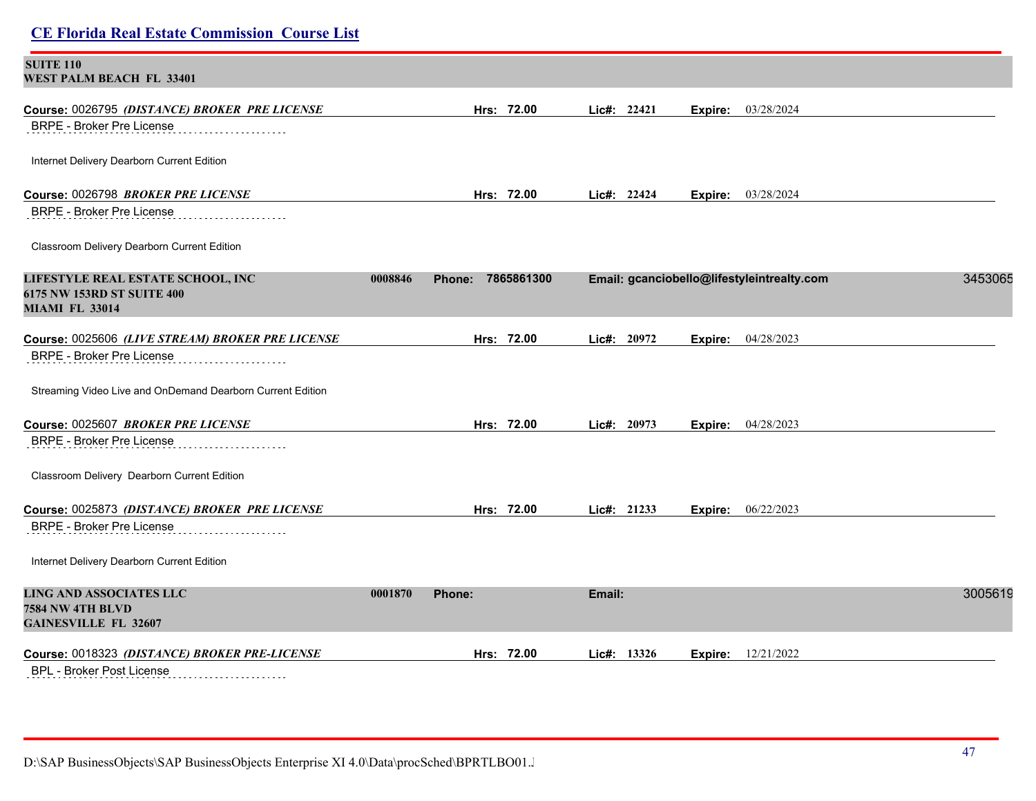**SUITE 110**
**WEST PALM BEACH FL 33401**

**Course:** 0026795 ***(DISTANCE) BROKER PRE LICENSE*** **Hrs: 72.00** **Lic#: 22421** **Expire:** 03/28/2024

BRPE - Broker Pre License

Internet Delivery Dearborn Current Edition

**Course:** 0026798 ***BROKER PRE LICENSE*** **Hrs: 72.00** **Lic#: 22424** **Expire:** 03/28/2024

BRPE - Broker Pre License

Classroom Delivery Dearborn Current Edition

**LIFESTYLE REAL ESTATE SCHOOL, INC** **0008846** **Phone: 7865861300** **Email: gcanciobello@lifestyleintrealty.com** 3453065
**6175 NW 153RD ST SUITE 400**
**MIAMI FL 33014**

**Course:** 0025606 ***(LIVE STREAM) BROKER PRE LICENSE*** **Hrs: 72.00** **Lic#: 20972** **Expire:** 04/28/2023

BRPE - Broker Pre License

Streaming Video Live and OnDemand Dearborn Current Edition

**Course:** 0025607 ***BROKER PRE LICENSE*** **Hrs: 72.00** **Lic#: 20973** **Expire:** 04/28/2023

BRPE - Broker Pre License

Classroom Delivery Dearborn Current Edition

**Course:** 0025873 ***(DISTANCE) BROKER PRE LICENSE*** **Hrs: 72.00** **Lic#: 21233** **Expire:** 06/22/2023

BRPE - Broker Pre License

Internet Delivery Dearborn Current Edition

**LING AND ASSOCIATES LLC** **0001870** **Phone:** **Email:** 3005619
**7584 NW 4TH BLVD**
**GAINESVILLE FL 32607**

**Course:** 0018323 ***(DISTANCE) BROKER PRE-LICENSE*** **Hrs: 72.00** **Lic#: 13326** **Expire:** 12/21/2022

BPL - Broker Post License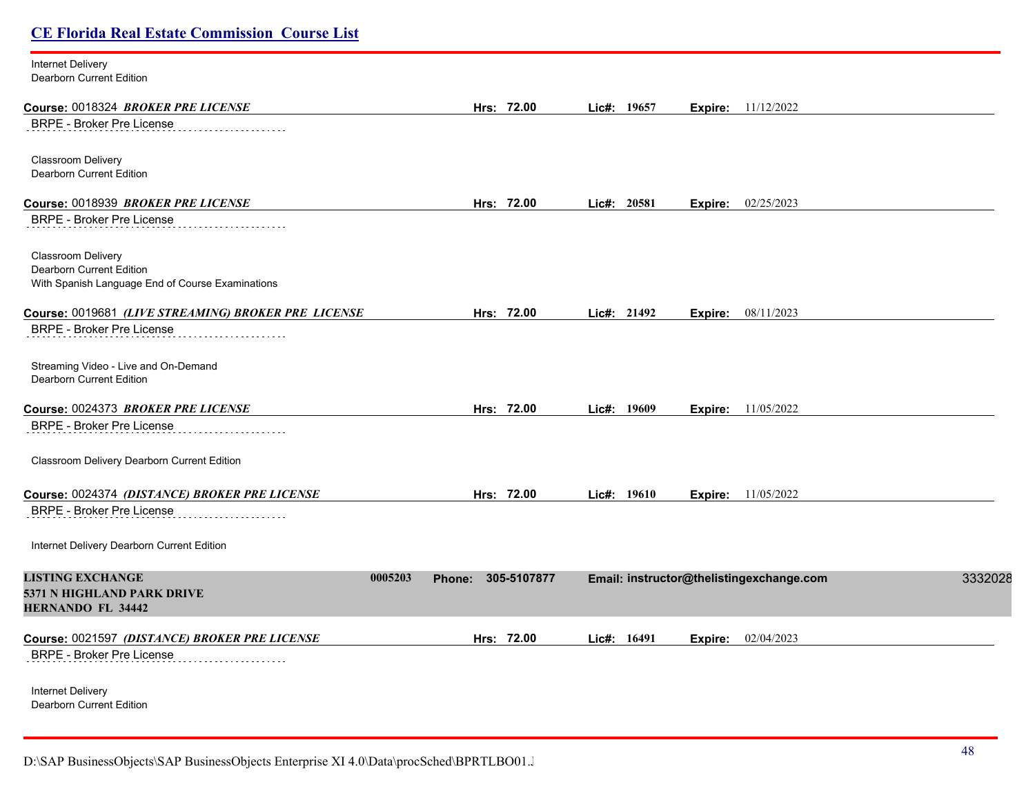Internet Delivery
Dearborn Current Edition

**Course:** 0018324 ***BROKER PRE LICENSE*** **Hrs: 72.00** **Lic#: 19657** **Expire:** 11/12/2022

BRPE - Broker Pre License

Classroom Delivery
Dearborn Current Edition

**Course:** 0018939 ***BROKER PRE LICENSE*** **Hrs: 72.00** **Lic#: 20581** **Expire:** 02/25/2023

BRPE - Broker Pre License

Classroom Delivery
Dearborn Current Edition
With Spanish Language End of Course Examinations

**Course:** 0019681 ***(LIVE STREAMING) BROKER PRE LICENSE*** **Hrs: 72.00** **Lic#: 21492** **Expire:** 08/11/2023

BRPE - Broker Pre License

Streaming Video - Live and On-Demand
Dearborn Current Edition

**Course:** 0024373 ***BROKER PRE LICENSE*** **Hrs: 72.00** **Lic#: 19609** **Expire:** 11/05/2022

BRPE - Broker Pre License

Classroom Delivery Dearborn Current Edition

**Course:** 0024374 ***(DISTANCE) BROKER PRE LICENSE*** **Hrs: 72.00** **Lic#: 19610** **Expire:** 11/05/2022

BRPE - Broker Pre License

Internet Delivery Dearborn Current Edition

**LISTING EXCHANGE** **0005203** **Phone: 305-5107877** **Email: instructor@thelistingexchange.com** 3332028
**5371 N HIGHLAND PARK DRIVE**
**HERNANDO FL 34442**

**Course:** 0021597 ***(DISTANCE) BROKER PRE LICENSE*** **Hrs: 72.00** **Lic#: 16491** **Expire:** 02/04/2023

BRPE - Broker Pre License

Internet Delivery
Dearborn Current Edition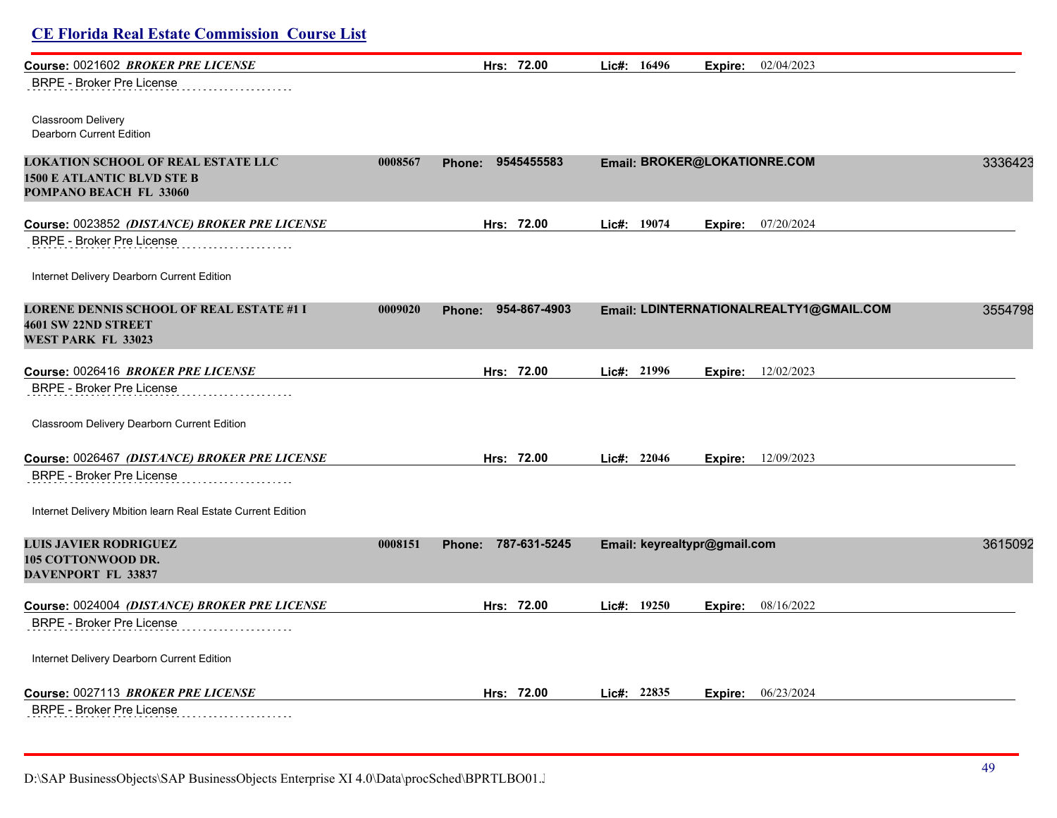## CE Florida Real Estate Commission Course List

**Course:** 0021602 ***BROKER PRE LICENSE*** **Hrs: 72.00** **Lic#: 16496** **Expire:** 02/04/2023

BRPE - Broker Pre License

Classroom Delivery
Dearborn Current Edition

**LOKATION SCHOOL OF REAL ESTATE LLC** **0008567** **Phone: 9545455583** **Email: BROKER@LOKATIONRE.COM** 3336423
**1500 E ATLANTIC BLVD STE B**
**POMPANO BEACH FL 33060**

**Course:** 0023852 ***(DISTANCE) BROKER PRE LICENSE*** **Hrs: 72.00** **Lic#: 19074** **Expire:** 07/20/2024

BRPE - Broker Pre License

Internet Delivery Dearborn Current Edition

**LORENE DENNIS SCHOOL OF REAL ESTATE #1 I** **0009020** **Phone: 954-867-4903** **Email: LDINTERNATIONALREALTY1@GMAIL.COM** 3554798
**4601 SW 22ND STREET**
**WEST PARK FL 33023**

**Course:** 0026416 ***BROKER PRE LICENSE*** **Hrs: 72.00** **Lic#: 21996** **Expire:** 12/02/2023

BRPE - Broker Pre License

Classroom Delivery Dearborn Current Edition

**Course:** 0026467 ***(DISTANCE) BROKER PRE LICENSE*** **Hrs: 72.00** **Lic#: 22046** **Expire:** 12/09/2023

BRPE - Broker Pre License

Internet Delivery Mbition learn Real Estate Current Edition

**LUIS JAVIER RODRIGUEZ** **0008151** **Phone: 787-631-5245** **Email: keyrealtypr@gmail.com** 3615092
**105 COTTONWOOD DR.**
**DAVENPORT FL 33837**

**Course:** 0024004 ***(DISTANCE) BROKER PRE LICENSE*** **Hrs: 72.00** **Lic#: 19250** **Expire:** 08/16/2022

BRPE - Broker Pre License

Internet Delivery Dearborn Current Edition

**Course:** 0027113 ***BROKER PRE LICENSE*** **Hrs: 72.00** **Lic#: 22835** **Expire:** 06/23/2024

BRPE - Broker Pre License

D:\SAP BusinessObjects\SAP BusinessObjects Enterprise XI 4.0\Data\procSched\BPRTLBO01.J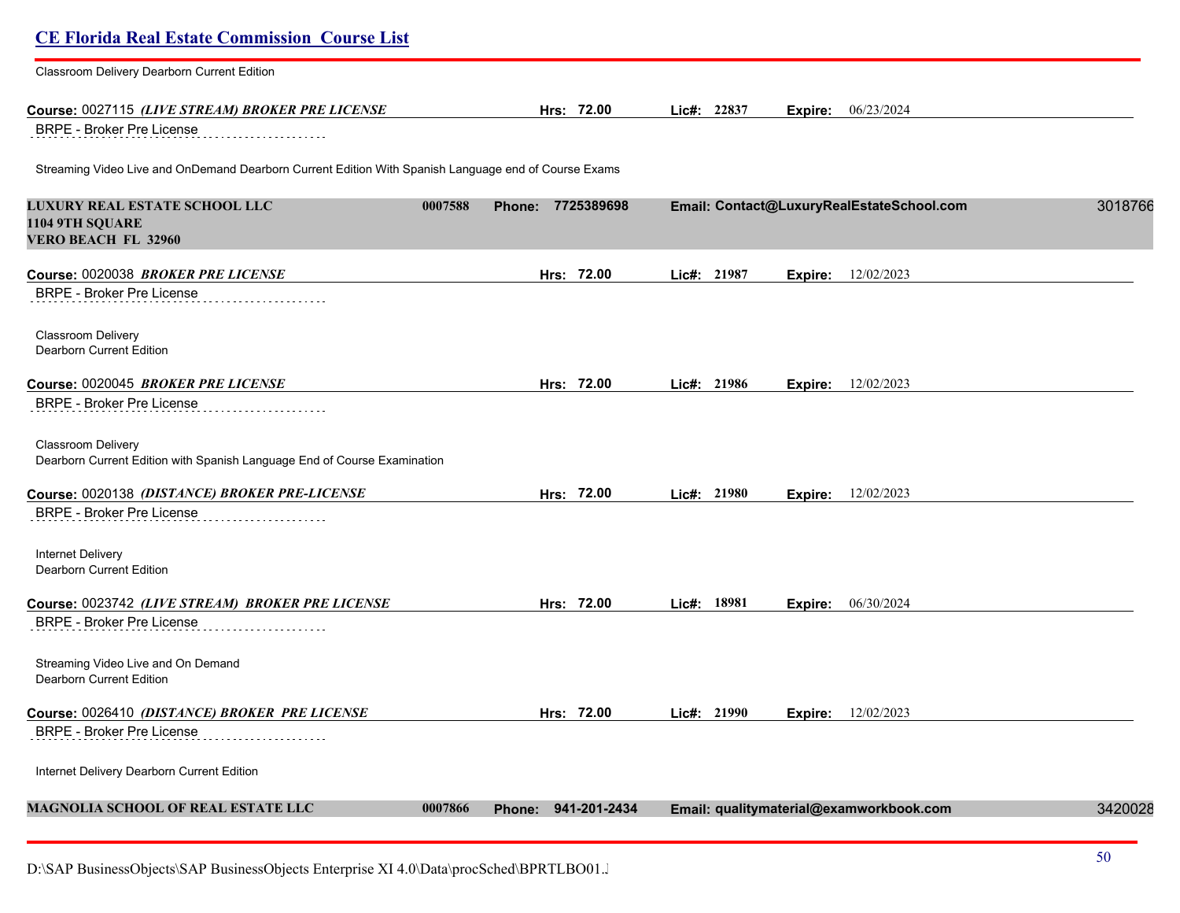Classroom Delivery Dearborn Current Edition

**Course:** 0027115 ***(LIVE STREAM) BROKER PRE LICENSE*** **Hrs: 72.00** **Lic#: 22837** **Expire:** 06/23/2024

BRPE - Broker Pre License

Streaming Video Live and OnDemand Dearborn Current Edition With Spanish Language end of Course Exams

**LUXURY REAL ESTATE SCHOOL LLC** **0007588** **Phone: 7725389698** **Email: Contact@LuxuryRealEstateSchool.com** 3018766
**1104 9TH SQUARE**
**VERO BEACH FL 32960**

**Course:** 0020038 ***BROKER PRE LICENSE*** **Hrs: 72.00** **Lic#: 21987** **Expire:** 12/02/2023

BRPE - Broker Pre License

Classroom Delivery
Dearborn Current Edition

**Course:** 0020045 ***BROKER PRE LICENSE*** **Hrs: 72.00** **Lic#: 21986** **Expire:** 12/02/2023

BRPE - Broker Pre License

Classroom Delivery
Dearborn Current Edition with Spanish Language End of Course Examination

**Course:** 0020138 ***(DISTANCE) BROKER PRE-LICENSE*** **Hrs: 72.00** **Lic#: 21980** **Expire:** 12/02/2023

BRPE - Broker Pre License

Internet Delivery
Dearborn Current Edition

**Course:** 0023742 ***(LIVE STREAM) BROKER PRE LICENSE*** **Hrs: 72.00** **Lic#: 18981** **Expire:** 06/30/2024

BRPE - Broker Pre License

Streaming Video Live and On Demand
Dearborn Current Edition

**Course:** 0026410 ***(DISTANCE) BROKER PRE LICENSE*** **Hrs: 72.00** **Lic#: 21990** **Expire:** 12/02/2023

BRPE - Broker Pre License

Internet Delivery Dearborn Current Edition

**MAGNOLIA SCHOOL OF REAL ESTATE LLC** **0007866** **Phone: 941-201-2434** **Email: qualitymaterial@examworkbook.com** 3420028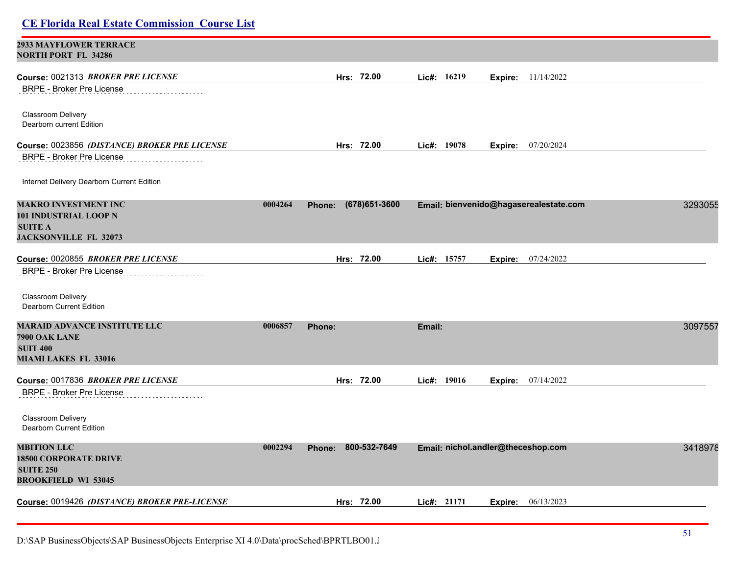**2933 MAYFLOWER TERRACE**
**NORTH PORT FL 34286**

**Course:** 0021313 ***BROKER PRE LICENSE*** **Hrs:** **72.00** **Lic#:** **16219** **Expire:** 11/14/2022

BRPE - Broker Pre License

Classroom Delivery
Dearborn current Edition

**Course:** 0023856 ***(DISTANCE) BROKER PRE LICENSE*** **Hrs:** **72.00** **Lic#:** **19078** **Expire:** 07/20/2024

BRPE - Broker Pre License

Internet Delivery Dearborn Current Edition

**MAKRO INVESTMENT INC** **0004264** **Phone:** **(678)651-3600** **Email: bienvenido@hagaserealestate.com** 3293055
**101 INDUSTRIAL LOOP N**
**SUITE A**
**JACKSONVILLE FL 32073**

**Course:** 0020855 ***BROKER PRE LICENSE*** **Hrs:** **72.00** **Lic#:** **15757** **Expire:** 07/24/2022

BRPE - Broker Pre License

Classroom Delivery
Dearborn Current Edition

**MARAID ADVANCE INSTITUTE LLC** **0006857** **Phone:** **Email:** 3097557
**7900 OAK LANE**
**SUIT 400**
**MIAMI LAKES FL 33016**

**Course:** 0017836 ***BROKER PRE LICENSE*** **Hrs:** **72.00** **Lic#:** **19016** **Expire:** 07/14/2022

BRPE - Broker Pre License

Classroom Delivery
Dearborn Current Edition

**MBITION LLC** **0002294** **Phone:** **800-532-7649** **Email: nichol.andler@theceshop.com** 3418978
**18500 CORPORATE DRIVE**
**SUITE 250**
**BROOKFIELD WI 53045**

**Course:** 0019426 ***(DISTANCE) BROKER PRE-LICENSE*** **Hrs:** **72.00** **Lic#:** **21171** **Expire:** 06/13/2023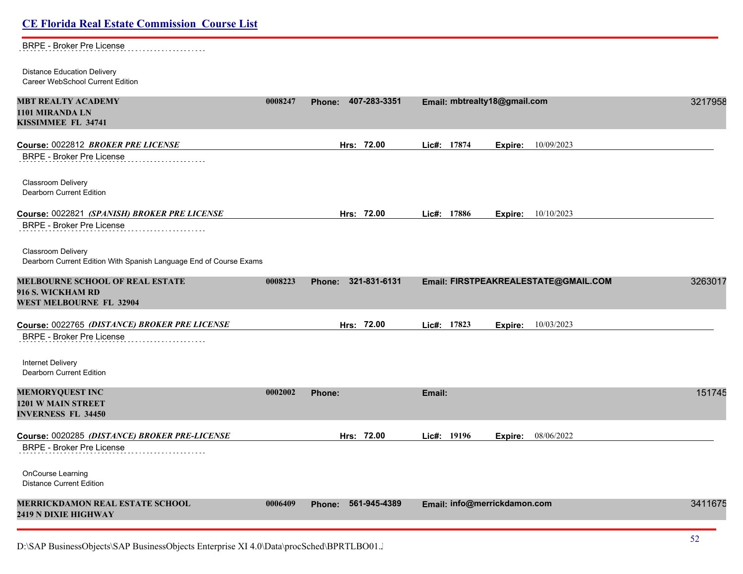BRPE - Broker Pre License

Distance Education Delivery
Career WebSchool Current Edition

**MBT REALTY ACADEMY** | 0008247 | **Phone:** 407-283-3351 | **Email:** mbtrealty18@gmail.com | 3217958
**1101 MIRANDA LN**
**KISSIMMEE FL 34741**

**Course:** 0022812 ***BROKER PRE LICENSE*** | **Hrs:** 72.00 | **Lic#:** 17874 | **Expire:** 10/09/2023

BRPE - Broker Pre License

Classroom Delivery
Dearborn Current Edition

**Course:** 0022821 ***(SPANISH) BROKER PRE LICENSE*** | **Hrs:** 72.00 | **Lic#:** 17886 | **Expire:** 10/10/2023

BRPE - Broker Pre License

Classroom Delivery
Dearborn Current Edition With Spanish Language End of Course Exams

**MELBOURNE SCHOOL OF REAL ESTATE** | 0008223 | **Phone:** 321-831-6131 | **Email:** FIRSTPEAKREALESTATE@GMAIL.COM | 3263017
**916 S. WICKHAM RD**
**WEST MELBOURNE FL 32904**

**Course:** 0022765 ***(DISTANCE) BROKER PRE LICENSE*** | **Hrs:** 72.00 | **Lic#:** 17823 | **Expire:** 10/03/2023

BRPE - Broker Pre License

Internet Delivery
Dearborn Current Edition

**MEMORYQUEST INC** | 0002002 | **Phone:** | **Email:** | 151745
**1201 W MAIN STREET**
**INVERNESS FL 34450**

**Course:** 0020285 ***(DISTANCE) BROKER PRE-LICENSE*** | **Hrs:** 72.00 | **Lic#:** 19196 | **Expire:** 08/06/2022

BRPE - Broker Pre License

OnCourse Learning
Distance Current Edition

**MERRICKDAMON REAL ESTATE SCHOOL** | 0006409 | **Phone:** 561-945-4389 | **Email:** info@merrickdamon.com | 3411675
**2419 N DIXIE HIGHWAY**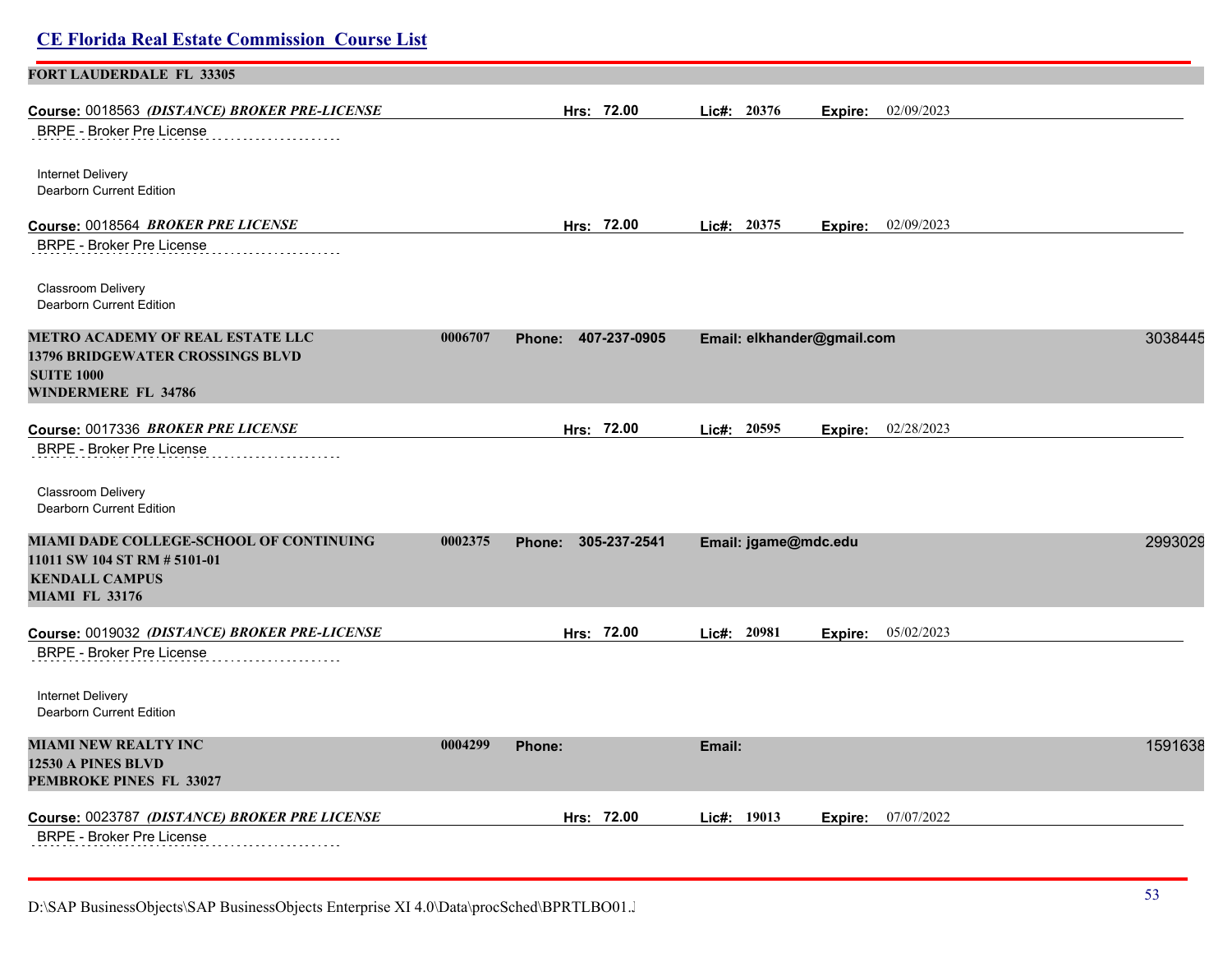**FORT LAUDERDALE FL 33305**

**Course:** 0018563 ***(DISTANCE) BROKER PRE-LICENSE*** **Hrs: 72.00** **Lic#: 20376** **Expire:** 02/09/2023

BRPE - Broker Pre License

Internet Delivery
Dearborn Current Edition

**Course:** 0018564 ***BROKER PRE LICENSE*** **Hrs: 72.00** **Lic#: 20375** **Expire:** 02/09/2023

BRPE - Broker Pre License

Classroom Delivery
Dearborn Current Edition

**METRO ACADEMY OF REAL ESTATE LLC** **0006707** **Phone: 407-237-0905** **Email: elkhander@gmail.com** 3038445
**13796 BRIDGEWATER CROSSINGS BLVD**
**SUITE 1000**
**WINDERMERE FL 34786**

**Course:** 0017336 ***BROKER PRE LICENSE*** **Hrs: 72.00** **Lic#: 20595** **Expire:** 02/28/2023

BRPE - Broker Pre License

Classroom Delivery
Dearborn Current Edition

**MIAMI DADE COLLEGE-SCHOOL OF CONTINUING** **0002375** **Phone: 305-237-2541** **Email: jgame@mdc.edu** 2993029
**11011 SW 104 ST RM # 5101-01**
**KENDALL CAMPUS**
**MIAMI FL 33176**

**Course:** 0019032 ***(DISTANCE) BROKER PRE-LICENSE*** **Hrs: 72.00** **Lic#: 20981** **Expire:** 05/02/2023

BRPE - Broker Pre License

Internet Delivery
Dearborn Current Edition

**MIAMI NEW REALTY INC** **0004299** **Phone:** **Email:** 1591638
**12530 A PINES BLVD**
**PEMBROKE PINES FL 33027**

**Course:** 0023787 ***(DISTANCE) BROKER PRE LICENSE*** **Hrs: 72.00** **Lic#: 19013** **Expire:** 07/07/2022

BRPE - Broker Pre License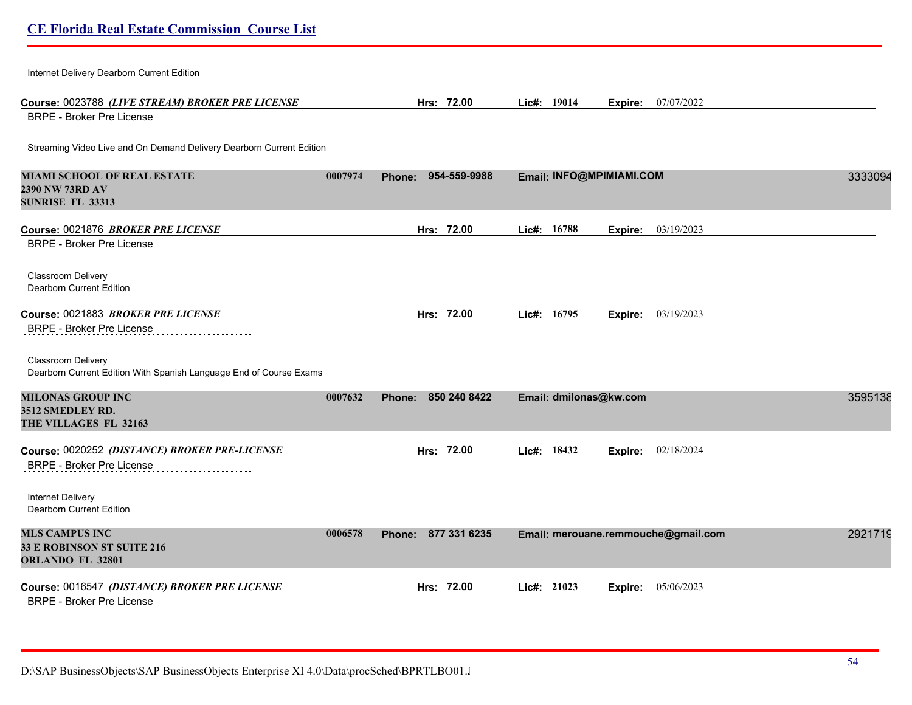Internet Delivery Dearborn Current Edition

**Course:** 0023788 ***(LIVE STREAM) BROKER PRE LICENSE*** **Hrs:** 72.00 **Lic#:** 19014 **Expire:** 07/07/2022

BRPE - Broker Pre License

Streaming Video Live and On Demand Delivery Dearborn Current Edition

**MIAMI SCHOOL OF REAL ESTATE** 0007974 **Phone:** 954-559-9988 **Email:** INFO@MPIMIAMI.COM 3333094
**2390 NW 73RD AV**
**SUNRISE FL 33313**

**Course:** 0021876 ***BROKER PRE LICENSE*** **Hrs:** 72.00 **Lic#:** 16788 **Expire:** 03/19/2023

BRPE - Broker Pre License

Classroom Delivery
Dearborn Current Edition

**Course:** 0021883 ***BROKER PRE LICENSE*** **Hrs:** 72.00 **Lic#:** 16795 **Expire:** 03/19/2023

BRPE - Broker Pre License

Classroom Delivery
Dearborn Current Edition With Spanish Language End of Course Exams

**MILONAS GROUP INC** 0007632 **Phone:** 850 240 8422 **Email:** dmilonas@kw.com 3595138
**3512 SMEDLEY RD.**
**THE VILLAGES FL 32163**

**Course:** 0020252 ***(DISTANCE) BROKER PRE-LICENSE*** **Hrs:** 72.00 **Lic#:** 18432 **Expire:** 02/18/2024

BRPE - Broker Pre License

Internet Delivery
Dearborn Current Edition

**MLS CAMPUS INC** 0006578 **Phone:** 877 331 6235 **Email:** merouane.remmouche@gmail.com 2921719
**33 E ROBINSON ST SUITE 216**
**ORLANDO FL 32801**

**Course:** 0016547 ***(DISTANCE) BROKER PRE LICENSE*** **Hrs:** 72.00 **Lic#:** 21023 **Expire:** 05/06/2023

BRPE - Broker Pre License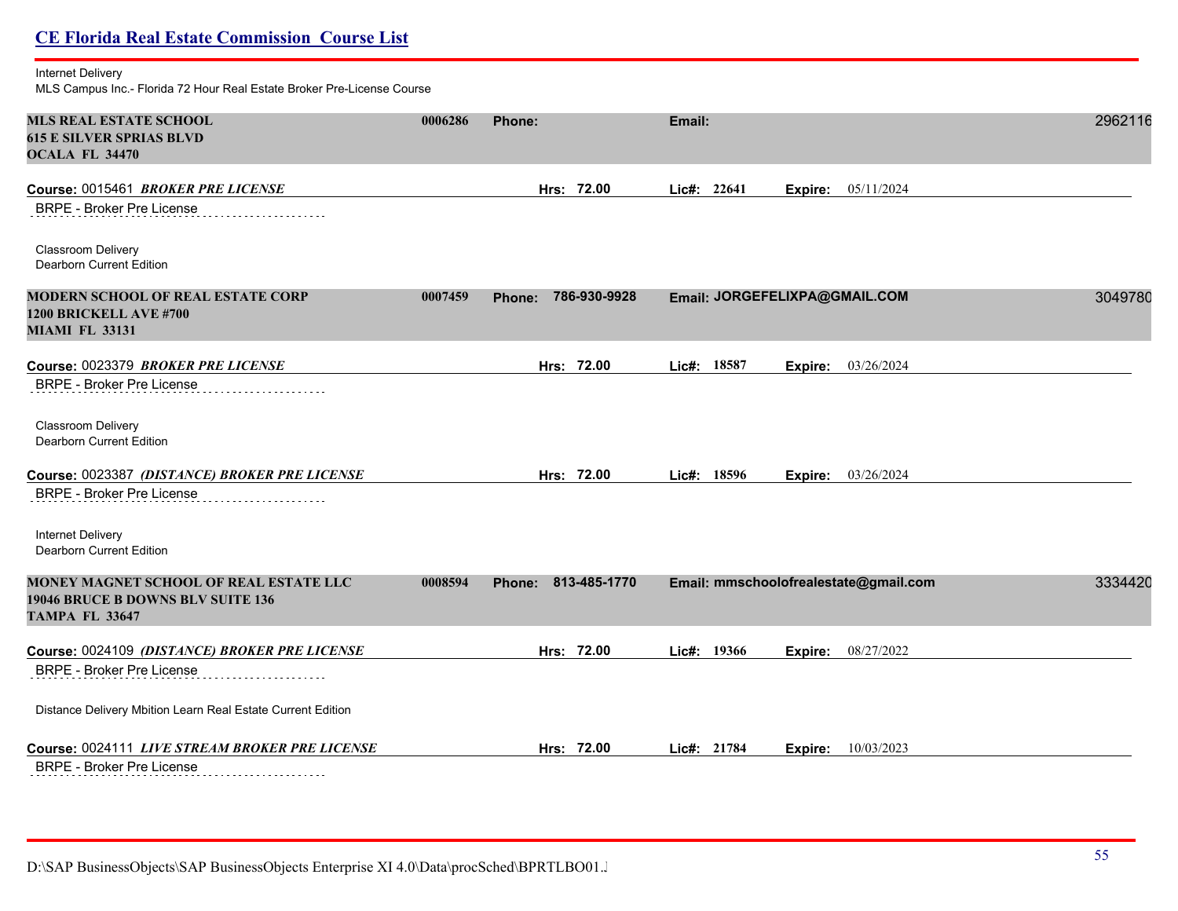## CE Florida Real Estate Commission Course List

Internet Delivery
MLS Campus Inc.- Florida 72 Hour Real Estate Broker Pre-License Course

**MLS REAL ESTATE SCHOOL** | **0006286** | **Phone:** | **Email:** | 2962116
**615 E SILVER SPRIAS BLVD**
**OCALA FL 34470**

**Course:** 0015461 ***BROKER PRE LICENSE*** | **Hrs: 72.00** | **Lic#: 22641** | **Expire:** 05/11/2024

BRPE - Broker Pre License

Classroom Delivery
Dearborn Current Edition

**MODERN SCHOOL OF REAL ESTATE CORP** | **0007459** | **Phone: 786-930-9928** | **Email: JORGEFELIXPA@GMAIL.COM** | 3049780
**1200 BRICKELL AVE #700**
**MIAMI FL 33131**

**Course:** 0023379 ***BROKER PRE LICENSE*** | **Hrs: 72.00** | **Lic#: 18587** | **Expire:** 03/26/2024

BRPE - Broker Pre License

Classroom Delivery
Dearborn Current Edition

**Course:** 0023387 ***(DISTANCE) BROKER PRE LICENSE*** | **Hrs: 72.00** | **Lic#: 18596** | **Expire:** 03/26/2024

BRPE - Broker Pre License

Internet Delivery
Dearborn Current Edition

**MONEY MAGNET SCHOOL OF REAL ESTATE LLC** | **0008594** | **Phone: 813-485-1770** | **Email: mmschoolofrealestate@gmail.com** | 3334420
**19046 BRUCE B DOWNS BLV SUITE 136**
**TAMPA FL 33647**

**Course:** 0024109 ***(DISTANCE) BROKER PRE LICENSE*** | **Hrs: 72.00** | **Lic#: 19366** | **Expire:** 08/27/2022

BRPE - Broker Pre License

Distance Delivery Mbition Learn Real Estate Current Edition

**Course:** 0024111 ***LIVE STREAM BROKER PRE LICENSE*** | **Hrs: 72.00** | **Lic#: 21784** | **Expire:** 10/03/2023

BRPE - Broker Pre License

D:\SAP BusinessObjects\SAP BusinessObjects Enterprise XI 4.0\Data\procSched\BPRTLBO01.J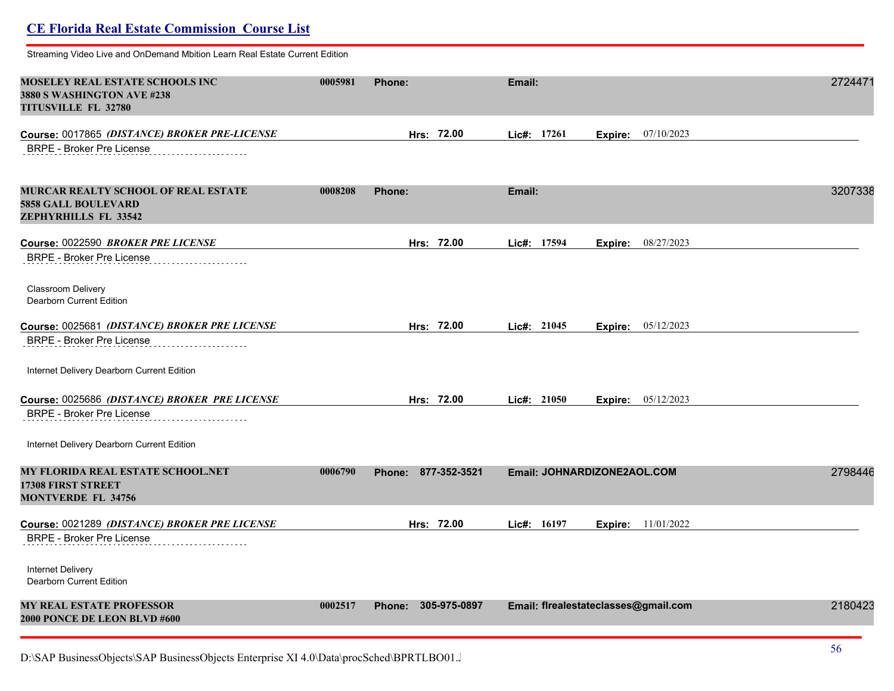## CE Florida Real Estate Commission Course List

Streaming Video Live and OnDemand Mbition Learn Real Estate Current Edition

**MOSELEY REAL ESTATE SCHOOLS INC** 0005981 **Phone:** **Email:** 2724471
**3880 S WASHINGTON AVE #238**
**TITUSVILLE FL 32780**

**Course:** 0017865 ***(DISTANCE) BROKER PRE-LICENSE*** **Hrs:** 72.00 **Lic#:** 17261 **Expire:** 07/10/2023

BRPE - Broker Pre License

**MURCAR REALTY SCHOOL OF REAL ESTATE** 0008208 **Phone:** **Email:** 3207338
**5858 GALL BOULEVARD**
**ZEPHYRHILLS FL 33542**

**Course:** 0022590 ***BROKER PRE LICENSE*** **Hrs:** 72.00 **Lic#:** 17594 **Expire:** 08/27/2023

BRPE - Broker Pre License

Classroom Delivery
Dearborn Current Edition

**Course:** 0025681 ***(DISTANCE) BROKER PRE LICENSE*** **Hrs:** 72.00 **Lic#:** 21045 **Expire:** 05/12/2023

BRPE - Broker Pre License

Internet Delivery Dearborn Current Edition

**Course:** 0025686 ***(DISTANCE) BROKER PRE LICENSE*** **Hrs:** 72.00 **Lic#:** 21050 **Expire:** 05/12/2023

BRPE - Broker Pre License

Internet Delivery Dearborn Current Edition

**MY FLORIDA REAL ESTATE SCHOOL.NET** 0006790 **Phone:** 877-352-3521 **Email:** JOHNARDIZONE2AOL.COM 2798446
**17308 FIRST STREET**
**MONTVERDE FL 34756**

**Course:** 0021289 ***(DISTANCE) BROKER PRE LICENSE*** **Hrs:** 72.00 **Lic#:** 16197 **Expire:** 11/01/2022

BRPE - Broker Pre License

Internet Delivery
Dearborn Current Edition

**MY REAL ESTATE PROFESSOR** 0002517 **Phone:** 305-975-0897 **Email:** flrealestateclasses@gmail.com 2180423
**2000 PONCE DE LEON BLVD #600**

D:\SAP BusinessObjects\SAP BusinessObjects Enterprise XI 4.0\Data\procSched\BPRTLBO01.J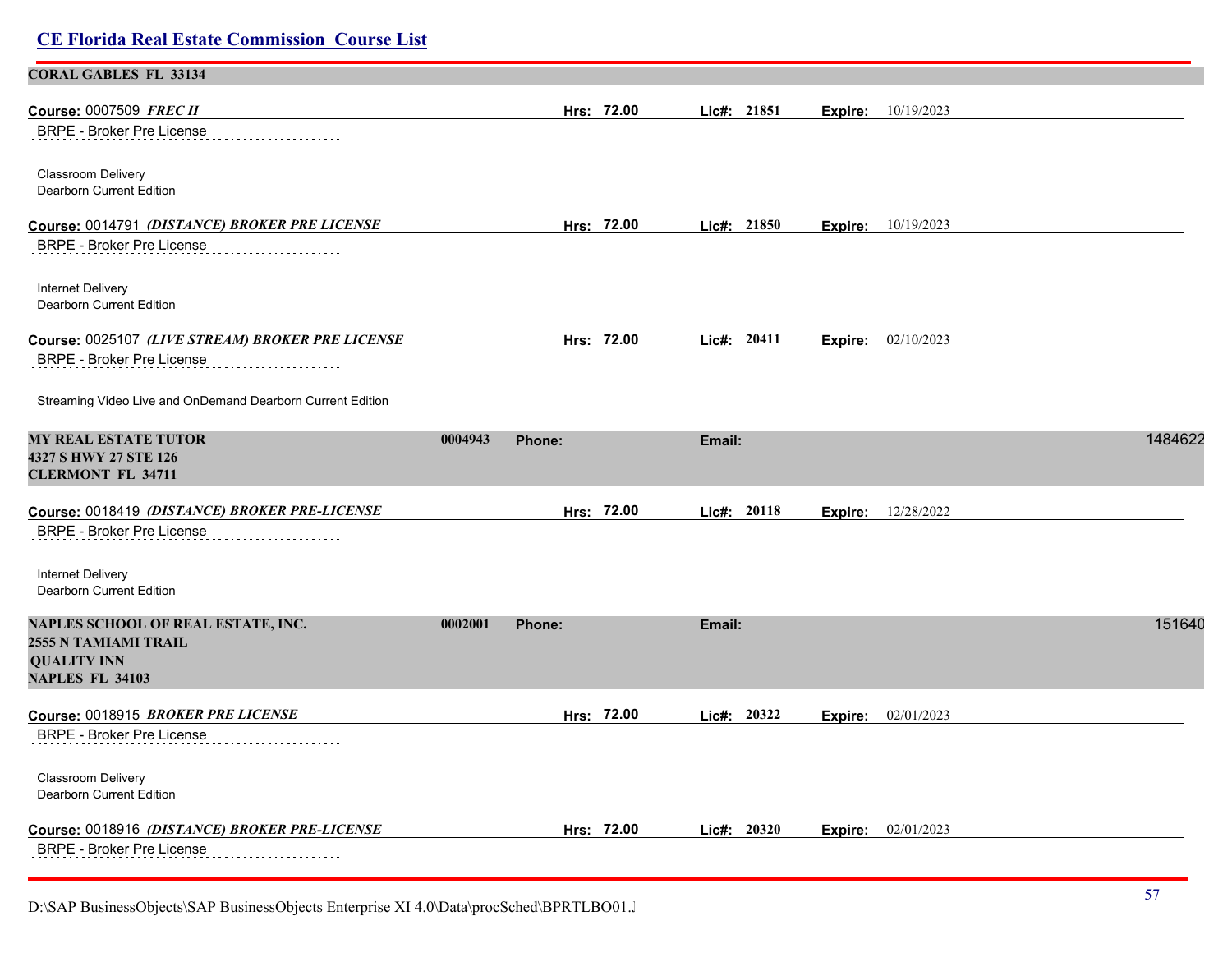## CE Florida Real Estate Commission Course List

**CORAL GABLES FL 33134**

**Course:** 0007509 ***FREC II*** **Hrs: 72.00** **Lic#: 21851** **Expire:** 10/19/2023

BRPE - Broker Pre License

Classroom Delivery
Dearborn Current Edition

**Course:** 0014791 ***(DISTANCE) BROKER PRE LICENSE*** **Hrs: 72.00** **Lic#: 21850** **Expire:** 10/19/2023

BRPE - Broker Pre License

Internet Delivery
Dearborn Current Edition

**Course:** 0025107 ***(LIVE STREAM) BROKER PRE LICENSE*** **Hrs: 72.00** **Lic#: 20411** **Expire:** 02/10/2023

BRPE - Broker Pre License

Streaming Video Live and OnDemand Dearborn Current Edition

**MY REAL ESTATE TUTOR** 0004943 **Phone:** **Email:** 1484622
**4327 S HWY 27 STE 126**
**CLERMONT FL 34711**

**Course:** 0018419 ***(DISTANCE) BROKER PRE-LICENSE*** **Hrs: 72.00** **Lic#: 20118** **Expire:** 12/28/2022

BRPE - Broker Pre License

Internet Delivery
Dearborn Current Edition

**NAPLES SCHOOL OF REAL ESTATE, INC.** 0002001 **Phone:** **Email:** 151640
**2555 N TAMIAMI TRAIL**
**QUALITY INN**
**NAPLES FL 34103**

**Course:** 0018915 ***BROKER PRE LICENSE*** **Hrs: 72.00** **Lic#: 20322** **Expire:** 02/01/2023

BRPE - Broker Pre License

Classroom Delivery
Dearborn Current Edition

**Course:** 0018916 ***(DISTANCE) BROKER PRE-LICENSE*** **Hrs: 72.00** **Lic#: 20320** **Expire:** 02/01/2023

BRPE - Broker Pre License

D:\SAP BusinessObjects\SAP BusinessObjects Enterprise XI 4.0\Data\procSched\BPRTLBO01.J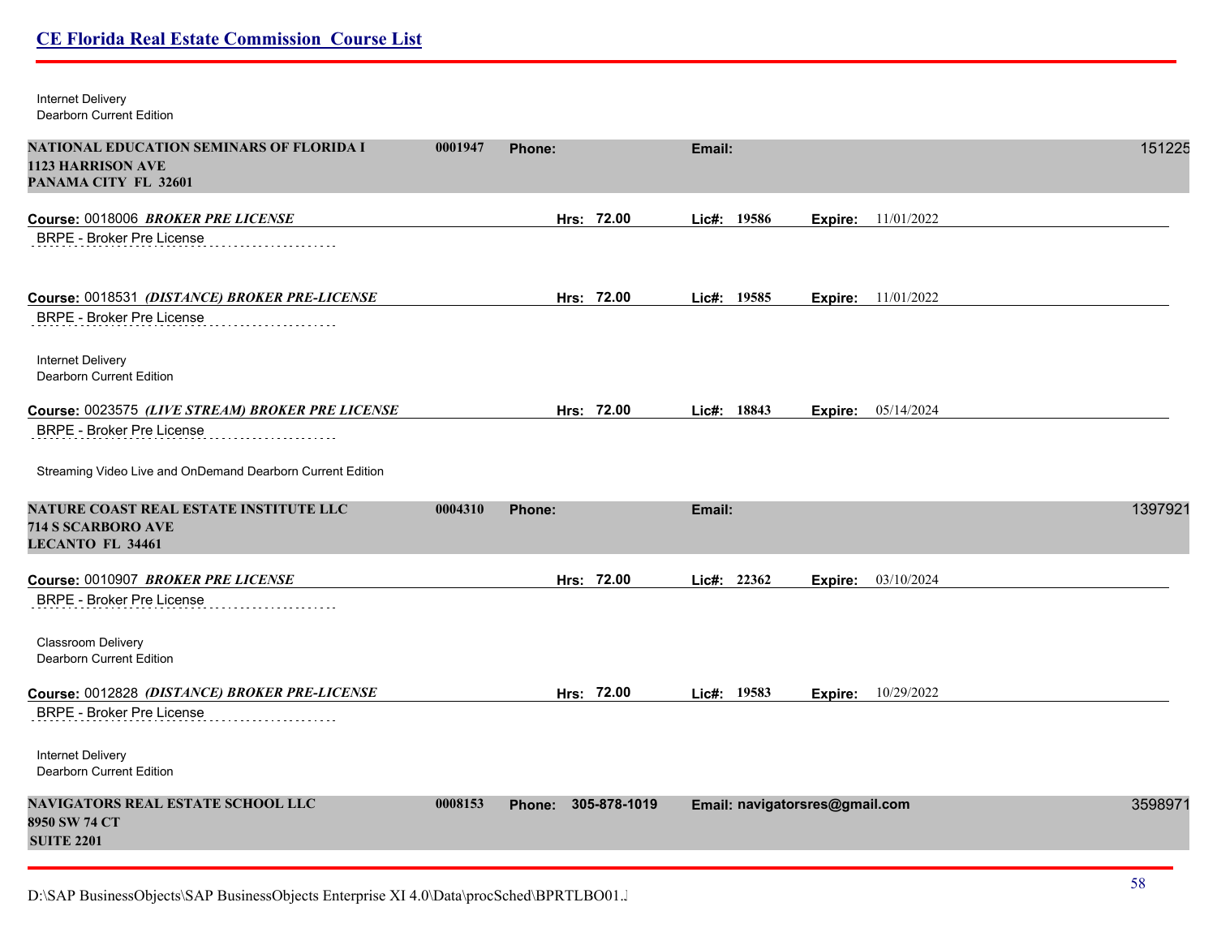Internet Delivery
Dearborn Current Edition

**NATIONAL EDUCATION SEMINARS OF FLORIDA I** **0001947** **Phone:** **Email:** 151225
**1123 HARRISON AVE**
**PANAMA CITY FL 32601**

**Course:** 0018006 ***BROKER PRE LICENSE*** **Hrs: 72.00** **Lic#: 19586** **Expire:** 11/01/2022
BRPE - Broker Pre License

**Course:** 0018531 ***(DISTANCE) BROKER PRE-LICENSE*** **Hrs: 72.00** **Lic#: 19585** **Expire:** 11/01/2022
BRPE - Broker Pre License

Internet Delivery
Dearborn Current Edition

**Course:** 0023575 ***(LIVE STREAM) BROKER PRE LICENSE*** **Hrs: 72.00** **Lic#: 18843** **Expire:** 05/14/2024
BRPE - Broker Pre License

Streaming Video Live and OnDemand Dearborn Current Edition

**NATURE COAST REAL ESTATE INSTITUTE LLC** **0004310** **Phone:** **Email:** 1397921
**714 S SCARBORO AVE**
**LECANTO FL 34461**

**Course:** 0010907 ***BROKER PRE LICENSE*** **Hrs: 72.00** **Lic#: 22362** **Expire:** 03/10/2024
BRPE - Broker Pre License

Classroom Delivery
Dearborn Current Edition

**Course:** 0012828 ***(DISTANCE) BROKER PRE-LICENSE*** **Hrs: 72.00** **Lic#: 19583** **Expire:** 10/29/2022
BRPE - Broker Pre License

Internet Delivery
Dearborn Current Edition

**NAVIGATORS REAL ESTATE SCHOOL LLC** **0008153** **Phone: 305-878-1019** **Email: navigatorsres@gmail.com** 3598971
**8950 SW 74 CT**
**SUITE 2201**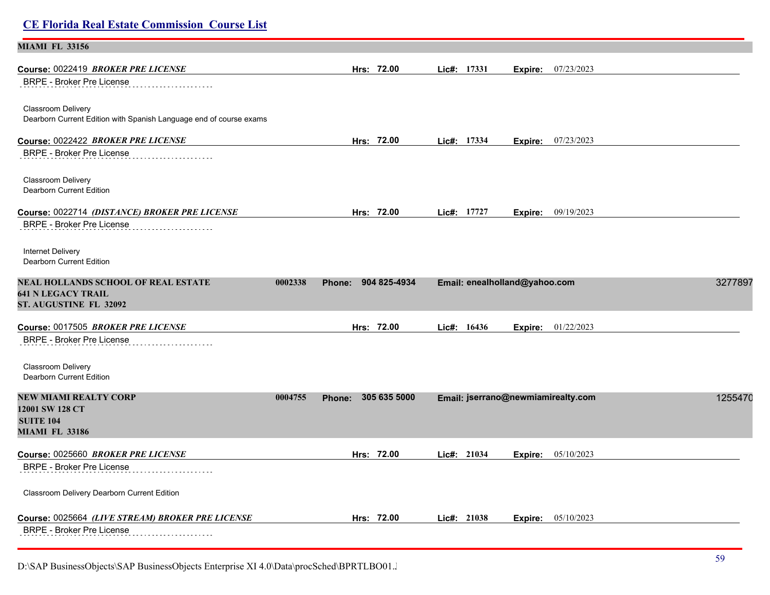**MIAMI FL 33156**

**Course:** 0022419 ***BROKER PRE LICENSE*** **Hrs: 72.00** **Lic#: 17331** **Expire:** 07/23/2023

BRPE - Broker Pre License

Classroom Delivery
Dearborn Current Edition with Spanish Language end of course exams

**Course:** 0022422 ***BROKER PRE LICENSE*** **Hrs: 72.00** **Lic#: 17334** **Expire:** 07/23/2023

BRPE - Broker Pre License

Classroom Delivery
Dearborn Current Edition

**Course:** 0022714 ***(DISTANCE) BROKER PRE LICENSE*** **Hrs: 72.00** **Lic#: 17727** **Expire:** 09/19/2023

BRPE - Broker Pre License

Internet Delivery
Dearborn Current Edition

**NEAL HOLLANDS SCHOOL OF REAL ESTATE** **0002338** **Phone: 904 825-4934** **Email: enealholland@yahoo.com** 3277897
**641 N LEGACY TRAIL**
**ST. AUGUSTINE FL 32092**

**Course:** 0017505 ***BROKER PRE LICENSE*** **Hrs: 72.00** **Lic#: 16436** **Expire:** 01/22/2023

BRPE - Broker Pre License

Classroom Delivery
Dearborn Current Edition

**NEW MIAMI REALTY CORP** **0004755** **Phone: 305 635 5000** **Email: jserrano@newmiamirealty.com** 1255470
**12001 SW 128 CT**
**SUITE 104**
**MIAMI FL 33186**

**Course:** 0025660 ***BROKER PRE LICENSE*** **Hrs: 72.00** **Lic#: 21034** **Expire:** 05/10/2023

BRPE - Broker Pre License

Classroom Delivery Dearborn Current Edition

**Course:** 0025664 ***(LIVE STREAM) BROKER PRE LICENSE*** **Hrs: 72.00** **Lic#: 21038** **Expire:** 05/10/2023

BRPE - Broker Pre License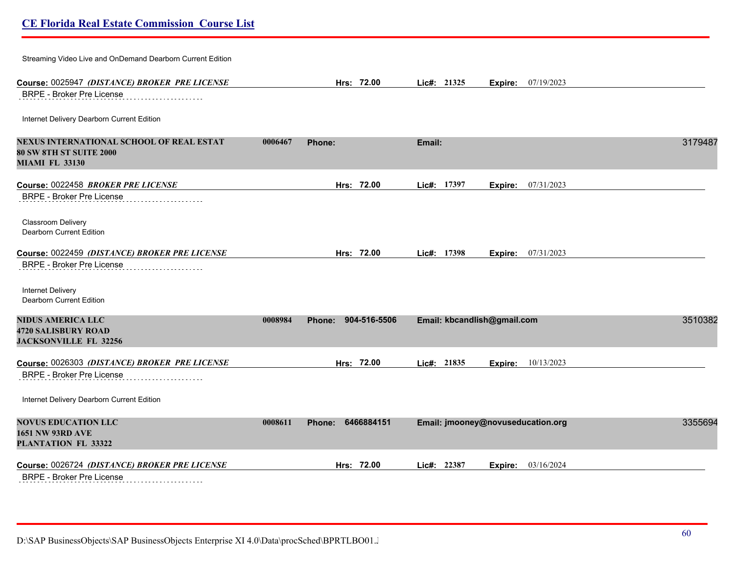Streaming Video Live and OnDemand Dearborn Current Edition

**Course:** 0025947 ***(DISTANCE) BROKER PRE LICENSE*** **Hrs: 72.00** **Lic#: 21325** **Expire:** 07/19/2023

BRPE - Broker Pre License

Internet Delivery Dearborn Current Edition

**NEXUS INTERNATIONAL SCHOOL OF REAL ESTAT** **0006467** **Phone:** **Email:** 3179487
**80 SW 8TH ST SUITE 2000**
**MIAMI FL 33130**

**Course:** 0022458 ***BROKER PRE LICENSE*** **Hrs: 72.00** **Lic#: 17397** **Expire:** 07/31/2023

BRPE - Broker Pre License

Classroom Delivery
Dearborn Current Edition

**Course:** 0022459 ***(DISTANCE) BROKER PRE LICENSE*** **Hrs: 72.00** **Lic#: 17398** **Expire:** 07/31/2023

BRPE - Broker Pre License

Internet Delivery
Dearborn Current Edition

**NIDUS AMERICA LLC** **0008984** **Phone: 904-516-5506** **Email: kbcandlish@gmail.com** 3510382
**4720 SALISBURY ROAD**
**JACKSONVILLE FL 32256**

**Course:** 0026303 ***(DISTANCE) BROKER PRE LICENSE*** **Hrs: 72.00** **Lic#: 21835** **Expire:** 10/13/2023

BRPE - Broker Pre License

Internet Delivery Dearborn Current Edition

**NOVUS EDUCATION LLC** **0008611** **Phone: 6466884151** **Email: jmooney@novuseducation.org** 3355694
**1651 NW 93RD AVE**
**PLANTATION FL 33322**

**Course:** 0026724 ***(DISTANCE) BROKER PRE LICENSE*** **Hrs: 72.00** **Lic#: 22387** **Expire:** 03/16/2024

BRPE - Broker Pre License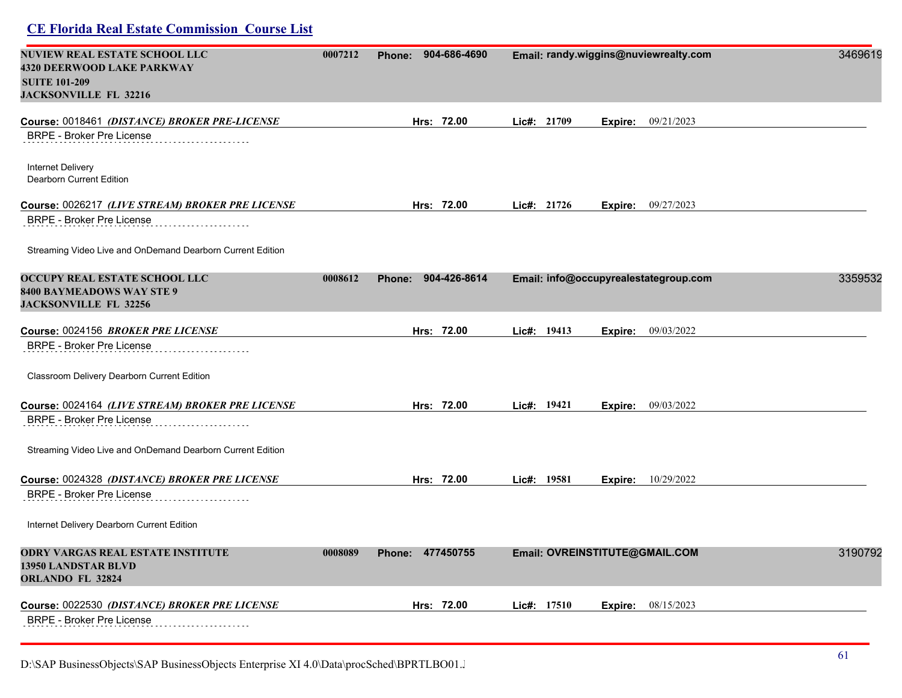## CE Florida Real Estate Commission Course List

**NUVIEW REAL ESTATE SCHOOL LLC** **0007212** **Phone: 904-686-4690** **Email: randy.wiggins@nuviewrealty.com** 3469619
**4320 DEERWOOD LAKE PARKWAY**
**SUITE 101-209**
**JACKSONVILLE FL 32216**

**Course:** 0018461 ***(DISTANCE) BROKER PRE-LICENSE*** **Hrs: 72.00** **Lic#: 21709** **Expire:** 09/21/2023

BRPE - Broker Pre License

Internet Delivery
Dearborn Current Edition

**Course:** 0026217 ***(LIVE STREAM) BROKER PRE LICENSE*** **Hrs: 72.00** **Lic#: 21726** **Expire:** 09/27/2023

BRPE - Broker Pre License

Streaming Video Live and OnDemand Dearborn Current Edition

**OCCUPY REAL ESTATE SCHOOL LLC** **0008612** **Phone: 904-426-8614** **Email: info@occupyrealestategroup.com** 3359532
**8400 BAYMEADOWS WAY STE 9**
**JACKSONVILLE FL 32256**

**Course:** 0024156 ***BROKER PRE LICENSE*** **Hrs: 72.00** **Lic#: 19413** **Expire:** 09/03/2022

BRPE - Broker Pre License

Classroom Delivery Dearborn Current Edition

**Course:** 0024164 ***(LIVE STREAM) BROKER PRE LICENSE*** **Hrs: 72.00** **Lic#: 19421** **Expire:** 09/03/2022

BRPE - Broker Pre License

Streaming Video Live and OnDemand Dearborn Current Edition

**Course:** 0024328 ***(DISTANCE) BROKER PRE LICENSE*** **Hrs: 72.00** **Lic#: 19581** **Expire:** 10/29/2022

BRPE - Broker Pre License

Internet Delivery Dearborn Current Edition

**ODRY VARGAS REAL ESTATE INSTITUTE** **0008089** **Phone: 477450755** **Email: OVREINSTITUTE@GMAIL.COM** 3190792
**13950 LANDSTAR BLVD**
**ORLANDO FL 32824**

**Course:** 0022530 ***(DISTANCE) BROKER PRE LICENSE*** **Hrs: 72.00** **Lic#: 17510** **Expire:** 08/15/2023

BRPE - Broker Pre License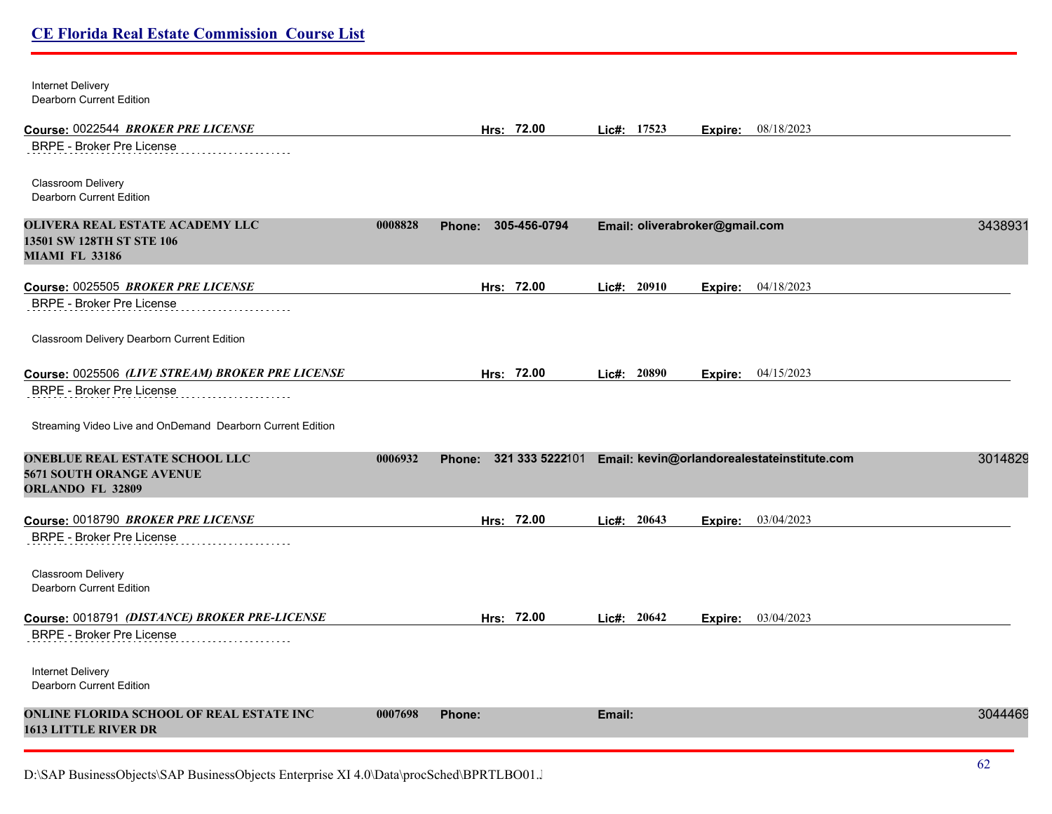Internet Delivery
Dearborn Current Edition

**Course:** 0022544 ***BROKER PRE LICENSE*** **Hrs: 72.00** **Lic#: 17523** **Expire:** 08/18/2023

BRPE - Broker Pre License

Classroom Delivery
Dearborn Current Edition

**OLIVERA REAL ESTATE ACADEMY LLC** **0008828** **Phone: 305-456-0794** **Email: oliverabroker@gmail.com** 3438931
**13501 SW 128TH ST STE 106**
**MIAMI FL 33186**

**Course:** 0025505 ***BROKER PRE LICENSE*** **Hrs: 72.00** **Lic#: 20910** **Expire:** 04/18/2023

BRPE - Broker Pre License

Classroom Delivery Dearborn Current Edition

**Course:** 0025506 ***(LIVE STREAM) BROKER PRE LICENSE*** **Hrs: 72.00** **Lic#: 20890** **Expire:** 04/15/2023

BRPE - Broker Pre License

Streaming Video Live and OnDemand Dearborn Current Edition

**ONEBLUE REAL ESTATE SCHOOL LLC** **0006932** **Phone: 321 333 5222**101 **Email: kevin@orlandorealestateinstitute.com** 3014829
**5671 SOUTH ORANGE AVENUE**
**ORLANDO FL 32809**

**Course:** 0018790 ***BROKER PRE LICENSE*** **Hrs: 72.00** **Lic#: 20643** **Expire:** 03/04/2023

BRPE - Broker Pre License

Classroom Delivery
Dearborn Current Edition

**Course:** 0018791 ***(DISTANCE) BROKER PRE-LICENSE*** **Hrs: 72.00** **Lic#: 20642** **Expire:** 03/04/2023

BRPE - Broker Pre License

Internet Delivery
Dearborn Current Edition

**ONLINE FLORIDA SCHOOL OF REAL ESTATE INC** **0007698** **Phone:** **Email:** 3044469
**1613 LITTLE RIVER DR**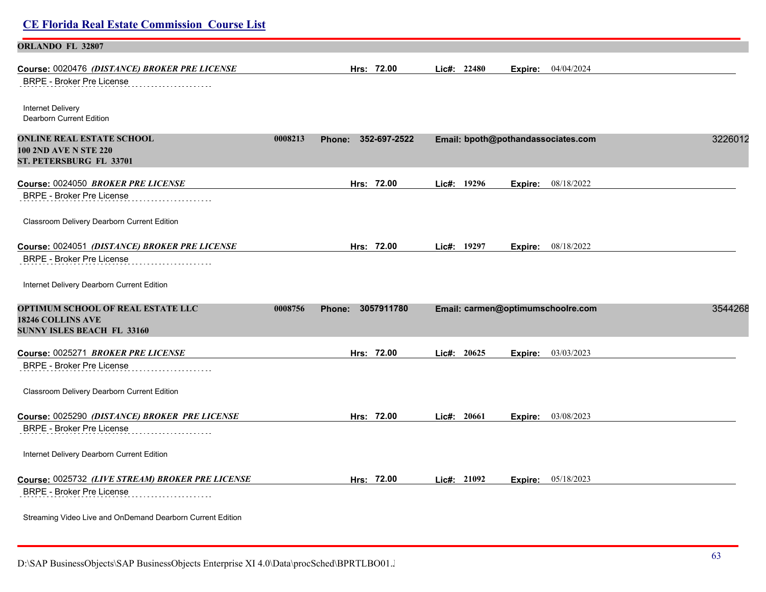**ORLANDO FL 32807**

**Course:** 0020476 ***(DISTANCE) BROKER PRE LICENSE*** **Hrs: 72.00** **Lic#: 22480** **Expire:** 04/04/2024

BRPE - Broker Pre License

Internet Delivery
Dearborn Current Edition

**ONLINE REAL ESTATE SCHOOL** **0008213** **Phone: 352-697-2522** **Email: bpoth@pothandassociates.com** 3226012
**100 2ND AVE N STE 220**
**ST. PETERSBURG FL 33701**

**Course:** 0024050 ***BROKER PRE LICENSE*** **Hrs: 72.00** **Lic#: 19296** **Expire:** 08/18/2022

BRPE - Broker Pre License

Classroom Delivery Dearborn Current Edition

**Course:** 0024051 ***(DISTANCE) BROKER PRE LICENSE*** **Hrs: 72.00** **Lic#: 19297** **Expire:** 08/18/2022

BRPE - Broker Pre License

Internet Delivery Dearborn Current Edition

**OPTIMUM SCHOOL OF REAL ESTATE LLC** **0008756** **Phone: 3057911780** **Email: carmen@optimumschoolre.com** 3544268
**18246 COLLINS AVE**
**SUNNY ISLES BEACH FL 33160**

**Course:** 0025271 ***BROKER PRE LICENSE*** **Hrs: 72.00** **Lic#: 20625** **Expire:** 03/03/2023

BRPE - Broker Pre License

Classroom Delivery Dearborn Current Edition

**Course:** 0025290 ***(DISTANCE) BROKER PRE LICENSE*** **Hrs: 72.00** **Lic#: 20661** **Expire:** 03/08/2023

BRPE - Broker Pre License

Internet Delivery Dearborn Current Edition

**Course:** 0025732 ***(LIVE STREAM) BROKER PRE LICENSE*** **Hrs: 72.00** **Lic#: 21092** **Expire:** 05/18/2023

BRPE - Broker Pre License

Streaming Video Live and OnDemand Dearborn Current Edition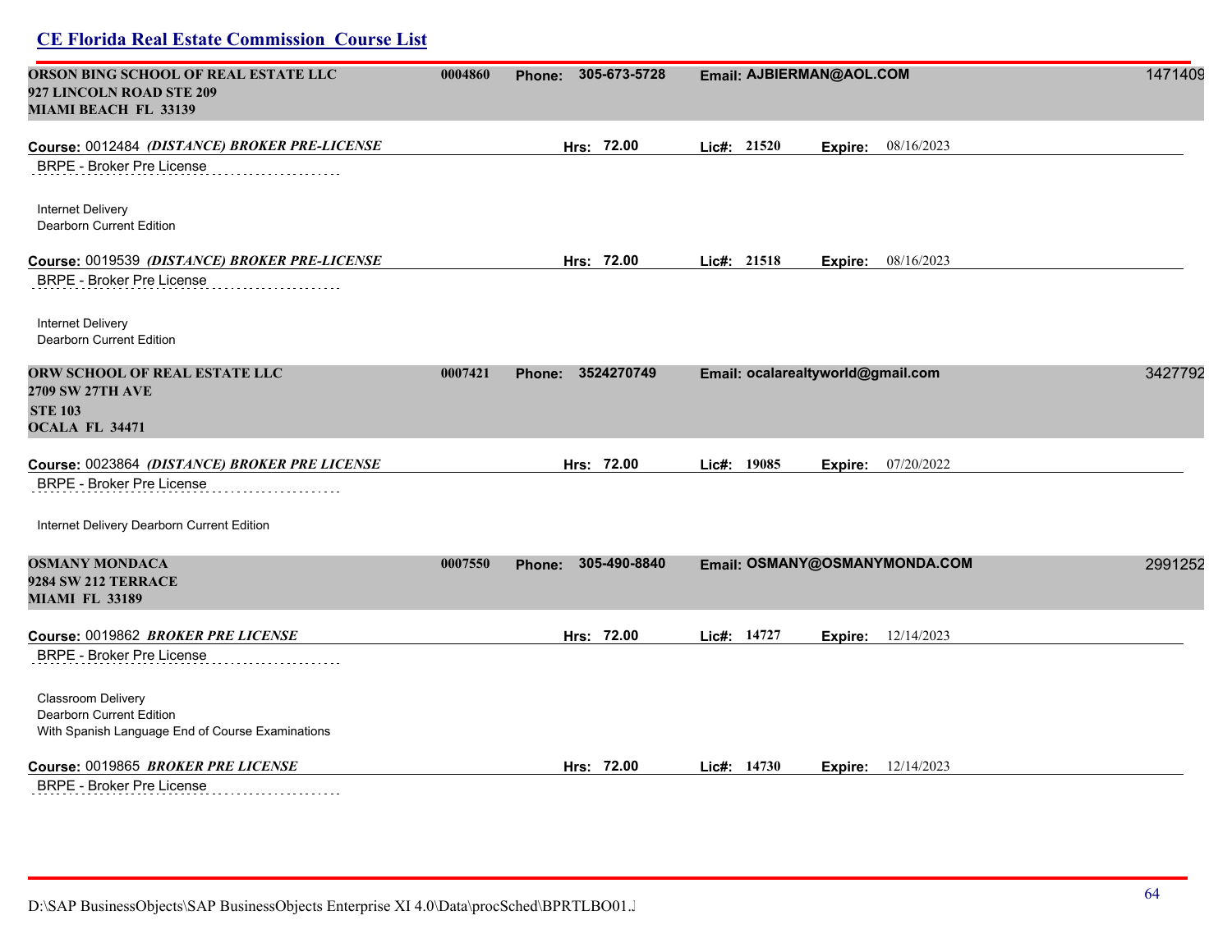## CE Florida Real Estate Commission Course List

**ORSON BING SCHOOL OF REAL ESTATE LLC** | **0004860** | **Phone:** 305-673-5728 | **Email:** AJBIERMAN@AOL.COM | 1471409
**927 LINCOLN ROAD STE 209**
**MIAMI BEACH FL 33139**

**Course:** 0012484 ***(DISTANCE) BROKER PRE-LICENSE*** | **Hrs:** 72.00 | **Lic#:** 21520 | **Expire:** 08/16/2023

BRPE - Broker Pre License

Internet Delivery
Dearborn Current Edition

**Course:** 0019539 ***(DISTANCE) BROKER PRE-LICENSE*** | **Hrs:** 72.00 | **Lic#:** 21518 | **Expire:** 08/16/2023

BRPE - Broker Pre License

Internet Delivery
Dearborn Current Edition

**ORW SCHOOL OF REAL ESTATE LLC** | **0007421** | **Phone:** 3524270749 | **Email:** ocalarealtyworld@gmail.com | 3427792
**2709 SW 27TH AVE**
**STE 103**
**OCALA FL 34471**

**Course:** 0023864 ***(DISTANCE) BROKER PRE LICENSE*** | **Hrs:** 72.00 | **Lic#:** 19085 | **Expire:** 07/20/2022

BRPE - Broker Pre License

Internet Delivery Dearborn Current Edition

**OSMANY MONDACA** | **0007550** | **Phone:** 305-490-8840 | **Email:** OSMANY@OSMANYMONDA.COM | 2991252
**9284 SW 212 TERRACE**
**MIAMI FL 33189**

**Course:** 0019862 ***BROKER PRE LICENSE*** | **Hrs:** 72.00 | **Lic#:** 14727 | **Expire:** 12/14/2023

BRPE - Broker Pre License

Classroom Delivery
Dearborn Current Edition
With Spanish Language End of Course Examinations

**Course:** 0019865 ***BROKER PRE LICENSE*** | **Hrs:** 72.00 | **Lic#:** 14730 | **Expire:** 12/14/2023

BRPE - Broker Pre License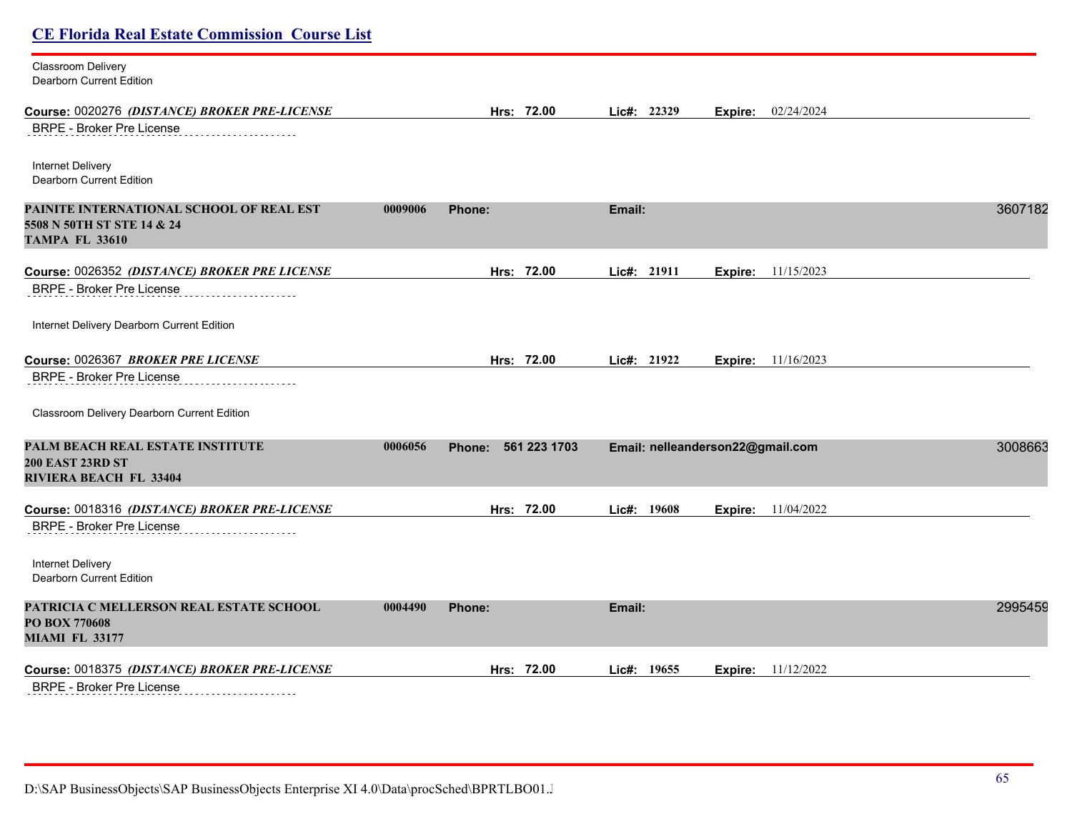Classroom Delivery
Dearborn Current Edition

**Course:** 0020276 ***(DISTANCE) BROKER PRE-LICENSE*** **Hrs: 72.00** **Lic#: 22329** **Expire:** 02/24/2024

BRPE - Broker Pre License

Internet Delivery
Dearborn Current Edition

**PAINITE INTERNATIONAL SCHOOL OF REAL EST** **0009006** **Phone:** **Email:** 3607182
**5508 N 50TH ST STE 14 & 24**
**TAMPA FL 33610**

**Course:** 0026352 ***(DISTANCE) BROKER PRE LICENSE*** **Hrs: 72.00** **Lic#: 21911** **Expire:** 11/15/2023

BRPE - Broker Pre License

Internet Delivery Dearborn Current Edition

**Course:** 0026367 ***BROKER PRE LICENSE*** **Hrs: 72.00** **Lic#: 21922** **Expire:** 11/16/2023

BRPE - Broker Pre License

Classroom Delivery Dearborn Current Edition

**PALM BEACH REAL ESTATE INSTITUTE** **0006056** **Phone: 561 223 1703** **Email: nelleanderson22@gmail.com** 3008663
**200 EAST 23RD ST**
**RIVIERA BEACH FL 33404**

**Course:** 0018316 ***(DISTANCE) BROKER PRE-LICENSE*** **Hrs: 72.00** **Lic#: 19608** **Expire:** 11/04/2022

BRPE - Broker Pre License

Internet Delivery
Dearborn Current Edition

**PATRICIA C MELLERSON REAL ESTATE SCHOOL** **0004490** **Phone:** **Email:** 2995459
**PO BOX 770608**
**MIAMI FL 33177**

**Course:** 0018375 ***(DISTANCE) BROKER PRE-LICENSE*** **Hrs: 72.00** **Lic#: 19655** **Expire:** 11/12/2022

BRPE - Broker Pre License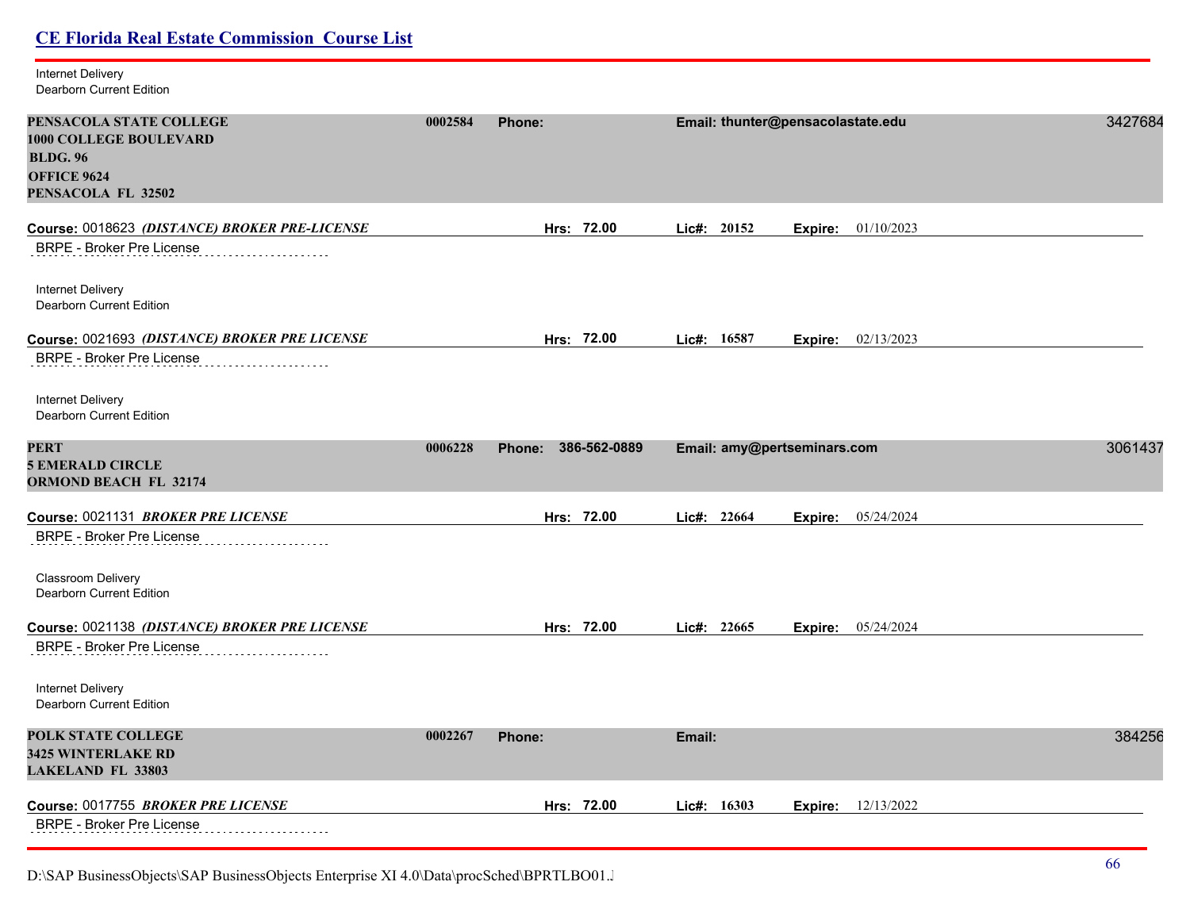Internet Delivery
Dearborn Current Edition

**PENSACOLA STATE COLLEGE** **0002584** **Phone:** **Email: thunter@pensacolastate.edu** 3427684
**1000 COLLEGE BOULEVARD**
**BLDG. 96**
**OFFICE 9624**
**PENSACOLA FL 32502**

**Course:** 0018623 ***(DISTANCE) BROKER PRE-LICENSE*** **Hrs: 72.00** **Lic#: 20152** **Expire:** 01/10/2023

BRPE - Broker Pre License

Internet Delivery
Dearborn Current Edition

**Course:** 0021693 ***(DISTANCE) BROKER PRE LICENSE*** **Hrs: 72.00** **Lic#: 16587** **Expire:** 02/13/2023

BRPE - Broker Pre License

Internet Delivery
Dearborn Current Edition

**PERT** **0006228** **Phone: 386-562-0889** **Email: amy@pertseminars.com** 3061437
**5 EMERALD CIRCLE**
**ORMOND BEACH FL 32174**

**Course:** 0021131 ***BROKER PRE LICENSE*** **Hrs: 72.00** **Lic#: 22664** **Expire:** 05/24/2024

BRPE - Broker Pre License

Classroom Delivery
Dearborn Current Edition

**Course:** 0021138 ***(DISTANCE) BROKER PRE LICENSE*** **Hrs: 72.00** **Lic#: 22665** **Expire:** 05/24/2024

BRPE - Broker Pre License

Internet Delivery
Dearborn Current Edition

**POLK STATE COLLEGE** **0002267** **Phone:** **Email:** 384256
**3425 WINTERLAKE RD**
**LAKELAND FL 33803**

**Course:** 0017755 ***BROKER PRE LICENSE*** **Hrs: 72.00** **Lic#: 16303** **Expire:** 12/13/2022

BRPE - Broker Pre License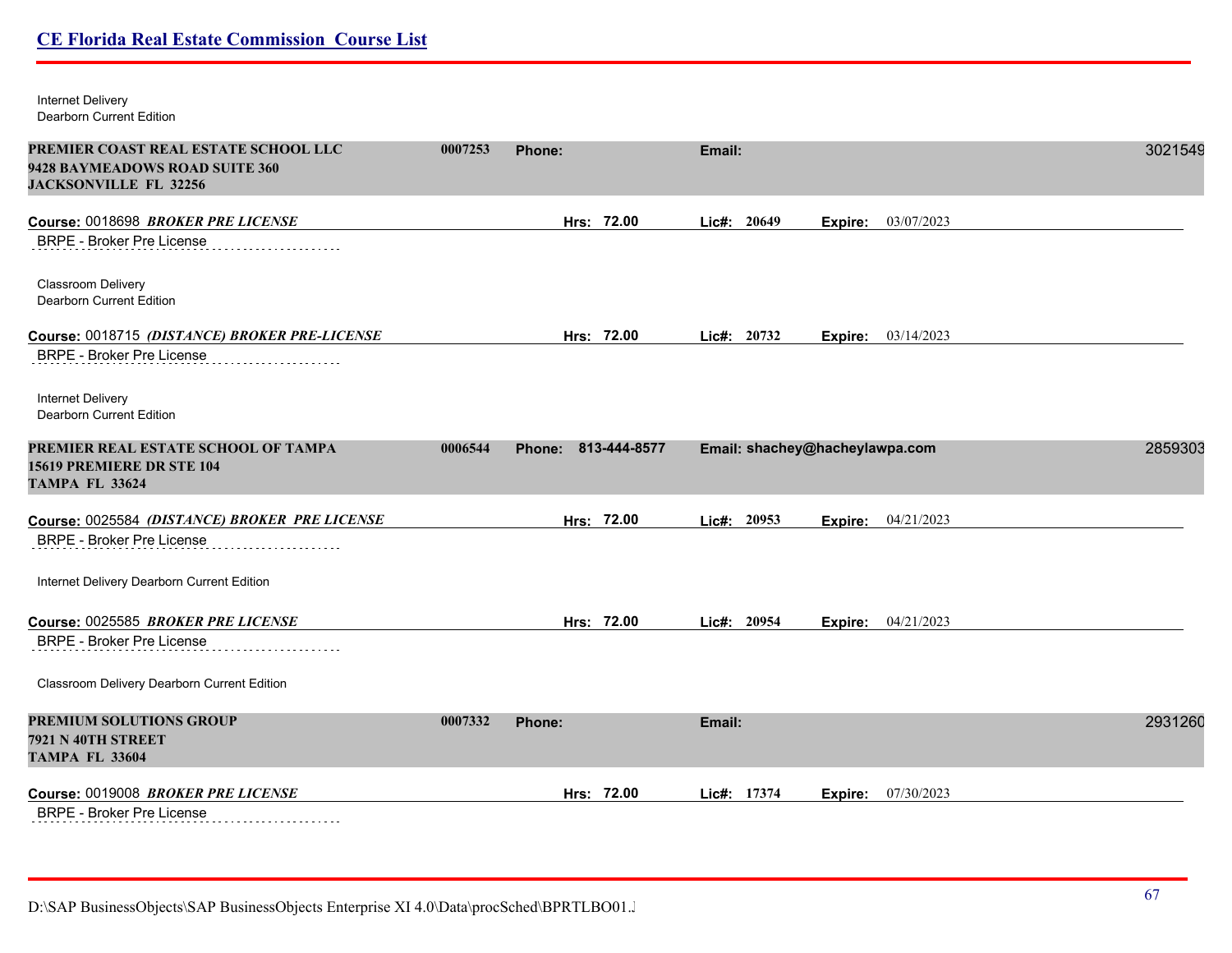Internet Delivery
Dearborn Current Edition

**PREMIER COAST REAL ESTATE SCHOOL LLC** | **0007253** | **Phone:** | **Email:** | 3021549
**9428 BAYMEADOWS ROAD SUITE 360**
**JACKSONVILLE FL 32256**

**Course:** 0018698 ***BROKER PRE LICENSE*** | **Hrs: 72.00** | **Lic#: 20649** | **Expire:** 03/07/2023

BRPE - Broker Pre License

Classroom Delivery
Dearborn Current Edition

**Course:** 0018715 ***(DISTANCE) BROKER PRE-LICENSE*** | **Hrs: 72.00** | **Lic#: 20732** | **Expire:** 03/14/2023

BRPE - Broker Pre License

Internet Delivery
Dearborn Current Edition

**PREMIER REAL ESTATE SCHOOL OF TAMPA** | **0006544** | **Phone: 813-444-8577** | **Email: shachey@hacheylawpa.com** | 2859303
**15619 PREMIERE DR STE 104**
**TAMPA FL 33624**

**Course:** 0025584 ***(DISTANCE) BROKER PRE LICENSE*** | **Hrs: 72.00** | **Lic#: 20953** | **Expire:** 04/21/2023

BRPE - Broker Pre License

Internet Delivery Dearborn Current Edition

**Course:** 0025585 ***BROKER PRE LICENSE*** | **Hrs: 72.00** | **Lic#: 20954** | **Expire:** 04/21/2023

BRPE - Broker Pre License

Classroom Delivery Dearborn Current Edition

**PREMIUM SOLUTIONS GROUP** | **0007332** | **Phone:** | **Email:** | 2931260
**7921 N 40TH STREET**
**TAMPA FL 33604**

**Course:** 0019008 ***BROKER PRE LICENSE*** | **Hrs: 72.00** | **Lic#: 17374** | **Expire:** 07/30/2023

BRPE - Broker Pre License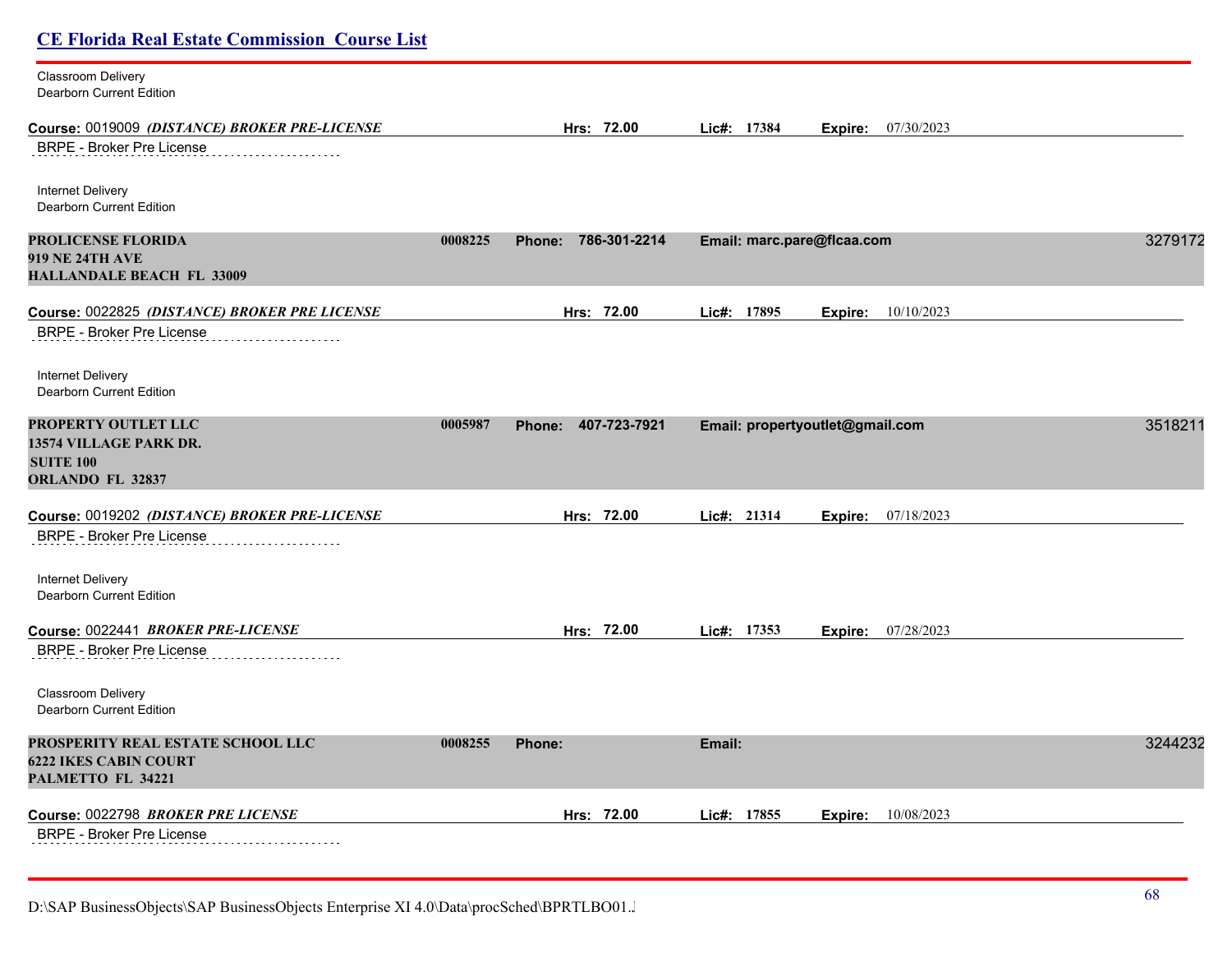Classroom Delivery
Dearborn Current Edition

**Course:** 0019009 ***(DISTANCE) BROKER PRE-LICENSE*** **Hrs:** 72.00 **Lic#:** 17384 **Expire:** 07/30/2023

BRPE - Broker Pre License

Internet Delivery
Dearborn Current Edition

**PROLICENSE FLORIDA** **0008225** **Phone: 786-301-2214** **Email: marc.pare@flcaa.com** 3279172
**919 NE 24TH AVE**
**HALLANDALE BEACH FL 33009**

**Course:** 0022825 ***(DISTANCE) BROKER PRE LICENSE*** **Hrs:** 72.00 **Lic#:** 17895 **Expire:** 10/10/2023

BRPE - Broker Pre License

Internet Delivery
Dearborn Current Edition

**PROPERTY OUTLET LLC** **0005987** **Phone: 407-723-7921** **Email: propertyoutlet@gmail.com** 3518211
**13574 VILLAGE PARK DR.**
**SUITE 100**
**ORLANDO FL 32837**

**Course:** 0019202 ***(DISTANCE) BROKER PRE-LICENSE*** **Hrs:** 72.00 **Lic#:** 21314 **Expire:** 07/18/2023

BRPE - Broker Pre License

Internet Delivery
Dearborn Current Edition

**Course:** 0022441 ***BROKER PRE-LICENSE*** **Hrs:** 72.00 **Lic#:** 17353 **Expire:** 07/28/2023

BRPE - Broker Pre License

Classroom Delivery
Dearborn Current Edition

**PROSPERITY REAL ESTATE SCHOOL LLC** **0008255** **Phone:** **Email:** 3244232
**6222 IKES CABIN COURT**
**PALMETTO FL 34221**

**Course:** 0022798 ***BROKER PRE LICENSE*** **Hrs:** 72.00 **Lic#:** 17855 **Expire:** 10/08/2023

BRPE - Broker Pre License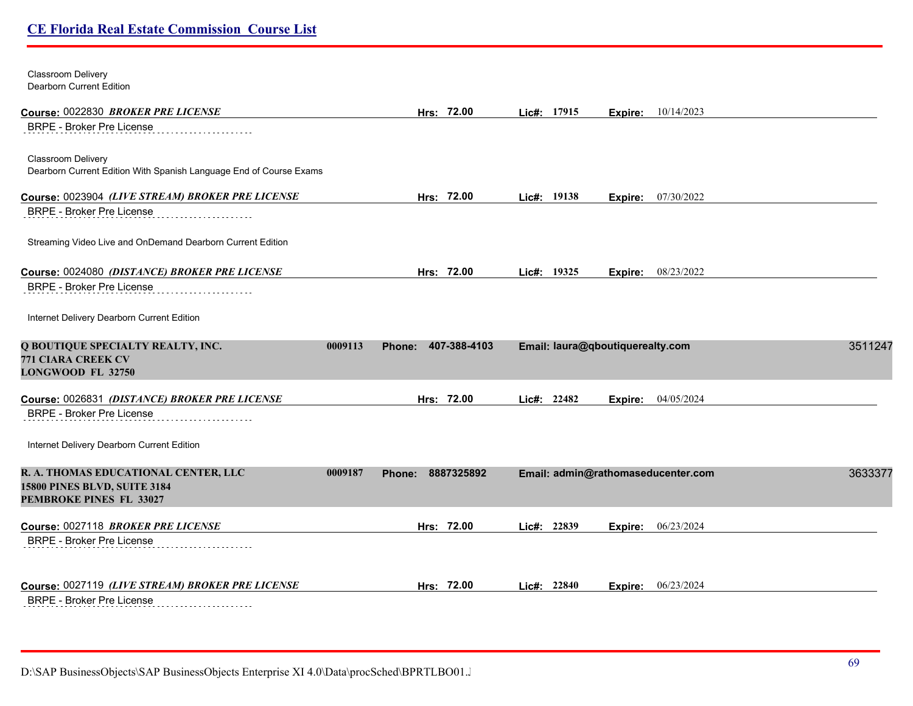Classroom Delivery
Dearborn Current Edition

**Course:** 0022830 ***BROKER PRE LICENSE*** **Hrs: 72.00** **Lic#: 17915** **Expire:** 10/14/2023

BRPE - Broker Pre License

Classroom Delivery
Dearborn Current Edition With Spanish Language End of Course Exams

**Course:** 0023904 ***(LIVE STREAM) BROKER PRE LICENSE*** **Hrs: 72.00** **Lic#: 19138** **Expire:** 07/30/2022

BRPE - Broker Pre License

Streaming Video Live and OnDemand Dearborn Current Edition

**Course:** 0024080 ***(DISTANCE) BROKER PRE LICENSE*** **Hrs: 72.00** **Lic#: 19325** **Expire:** 08/23/2022

BRPE - Broker Pre License

Internet Delivery Dearborn Current Edition

**Q BOUTIQUE SPECIALTY REALTY, INC.** **0009113** **Phone: 407-388-4103** **Email: laura@qboutiquerealty.com** 3511247
**771 CIARA CREEK CV**
**LONGWOOD FL 32750**

**Course:** 0026831 ***(DISTANCE) BROKER PRE LICENSE*** **Hrs: 72.00** **Lic#: 22482** **Expire:** 04/05/2024

BRPE - Broker Pre License

Internet Delivery Dearborn Current Edition

**R. A. THOMAS EDUCATIONAL CENTER, LLC** **0009187** **Phone: 8887325892** **Email: admin@rathomaseducenter.com** 3633377
**15800 PINES BLVD, SUITE 3184**
**PEMBROKE PINES FL 33027**

**Course:** 0027118 ***BROKER PRE LICENSE*** **Hrs: 72.00** **Lic#: 22839** **Expire:** 06/23/2024

BRPE - Broker Pre License

**Course:** 0027119 ***(LIVE STREAM) BROKER PRE LICENSE*** **Hrs: 72.00** **Lic#: 22840** **Expire:** 06/23/2024

BRPE - Broker Pre License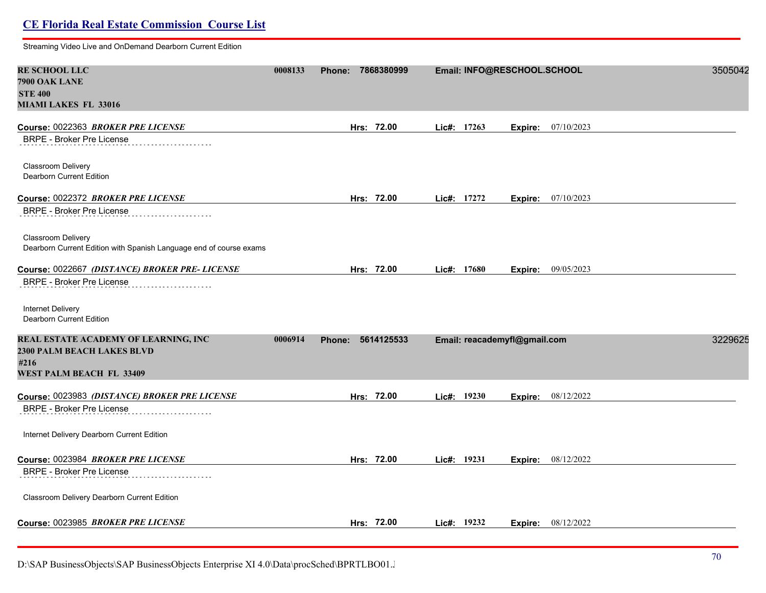Streaming Video Live and OnDemand Dearborn Current Edition

**RE SCHOOL LLC** 0008133 Phone: 7868380999 Email: INFO@RESCHOOL.SCHOOL 3505042
**7900 OAK LANE**
**STE 400**
**MIAMI LAKES FL 33016**

**Course:** 0022363 ***BROKER PRE LICENSE*** **Hrs:** 72.00 **Lic#:** 17263 **Expire:** 07/10/2023

BRPE - Broker Pre License

Classroom Delivery
Dearborn Current Edition

**Course:** 0022372 ***BROKER PRE LICENSE*** **Hrs:** 72.00 **Lic#:** 17272 **Expire:** 07/10/2023

BRPE - Broker Pre License

Classroom Delivery
Dearborn Current Edition with Spanish Language end of course exams

**Course:** 0022667 ***(DISTANCE) BROKER PRE- LICENSE*** **Hrs:** 72.00 **Lic#:** 17680 **Expire:** 09/05/2023

BRPE - Broker Pre License

Internet Delivery
Dearborn Current Edition

**REAL ESTATE ACADEMY OF LEARNING, INC** 0006914 Phone: 5614125533 Email: reacademyfl@gmail.com 3229625
**2300 PALM BEACH LAKES BLVD**
**#216**
**WEST PALM BEACH FL 33409**

**Course:** 0023983 ***(DISTANCE) BROKER PRE LICENSE*** **Hrs:** 72.00 **Lic#:** 19230 **Expire:** 08/12/2022

BRPE - Broker Pre License

Internet Delivery Dearborn Current Edition

**Course:** 0023984 ***BROKER PRE LICENSE*** **Hrs:** 72.00 **Lic#:** 19231 **Expire:** 08/12/2022

BRPE - Broker Pre License

Classroom Delivery Dearborn Current Edition

**Course:** 0023985 ***BROKER PRE LICENSE*** **Hrs:** 72.00 **Lic#:** 19232 **Expire:** 08/12/2022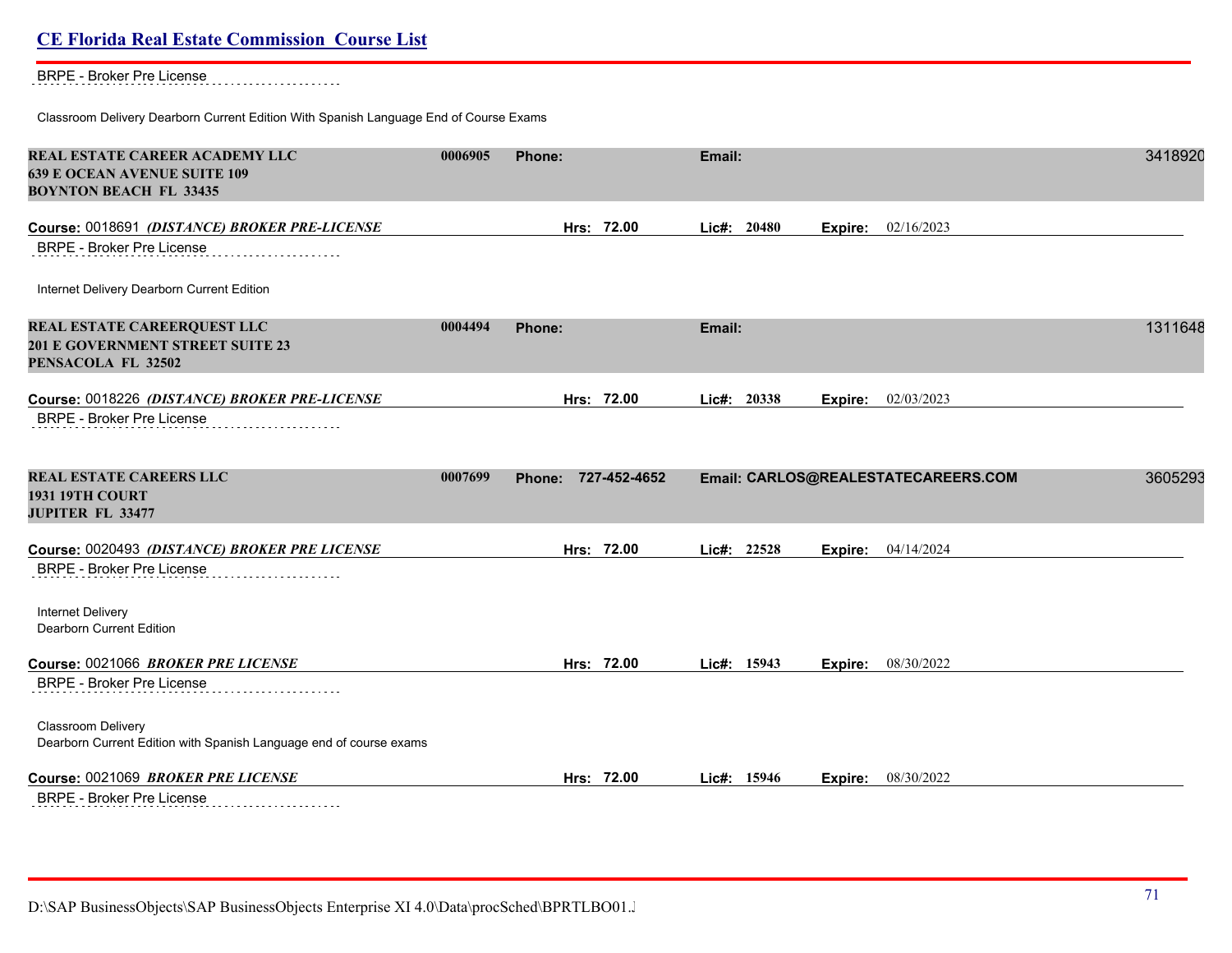BRPE - Broker Pre License

Classroom Delivery Dearborn Current Edition With Spanish Language End of Course Exams

**REAL ESTATE CAREER ACADEMY LLC** 0006905 **Phone:** **Email:** 3418920
**639 E OCEAN AVENUE SUITE 109**
**BOYNTON BEACH FL 33435**

**Course:** 0018691 ***(DISTANCE) BROKER PRE-LICENSE*** **Hrs: 72.00** **Lic#: 20480** **Expire:** 02/16/2023

BRPE - Broker Pre License

Internet Delivery Dearborn Current Edition

**REAL ESTATE CAREERQUEST LLC** 0004494 **Phone:** **Email:** 1311648
**201 E GOVERNMENT STREET SUITE 23**
**PENSACOLA FL 32502**

**Course:** 0018226 ***(DISTANCE) BROKER PRE-LICENSE*** **Hrs: 72.00** **Lic#: 20338** **Expire:** 02/03/2023

BRPE - Broker Pre License

**REAL ESTATE CAREERS LLC** 0007699 **Phone: 727-452-4652** **Email: CARLOS@REALESTATECAREERS.COM** 3605293
**1931 19TH COURT**
**JUPITER FL 33477**

**Course:** 0020493 ***(DISTANCE) BROKER PRE LICENSE*** **Hrs: 72.00** **Lic#: 22528** **Expire:** 04/14/2024

BRPE - Broker Pre License

Internet Delivery
Dearborn Current Edition

**Course:** 0021066 ***BROKER PRE LICENSE*** **Hrs: 72.00** **Lic#: 15943** **Expire:** 08/30/2022

BRPE - Broker Pre License

Classroom Delivery
Dearborn Current Edition with Spanish Language end of course exams

**Course:** 0021069 ***BROKER PRE LICENSE*** **Hrs: 72.00** **Lic#: 15946** **Expire:** 08/30/2022

BRPE - Broker Pre License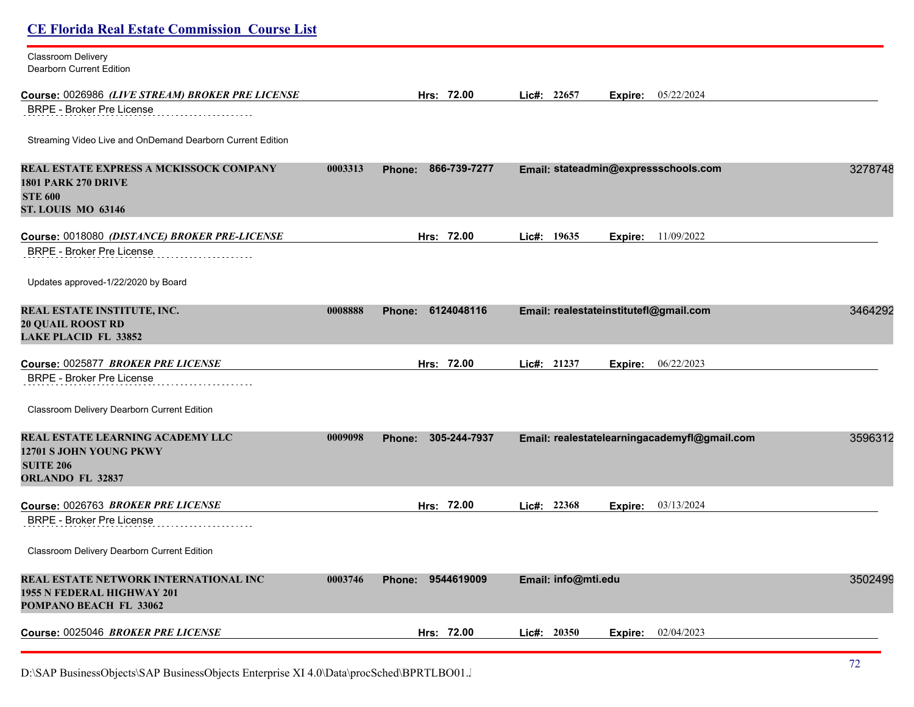Classroom Delivery
Dearborn Current Edition

**Course:** 0026986 ***(LIVE STREAM) BROKER PRE LICENSE*** **Hrs:** 72.00 **Lic#:** 22657 **Expire:** 05/22/2024

BRPE - Broker Pre License

Streaming Video Live and OnDemand Dearborn Current Edition

**REAL ESTATE EXPRESS A MCKISSOCK COMPANY** 0003313 **Phone:** 866-739-7277 **Email:** stateadmin@expressschools.com 3278748
**1801 PARK 270 DRIVE**
**STE 600**
**ST. LOUIS MO 63146**

**Course:** 0018080 ***(DISTANCE) BROKER PRE-LICENSE*** **Hrs:** 72.00 **Lic#:** 19635 **Expire:** 11/09/2022

BRPE - Broker Pre License

Updates approved-1/22/2020 by Board

**REAL ESTATE INSTITUTE, INC.** 0008888 **Phone:** 6124048116 **Email:** realestateinstitutefl@gmail.com 3464292
**20 QUAIL ROOST RD**
**LAKE PLACID FL 33852**

**Course:** 0025877 ***BROKER PRE LICENSE*** **Hrs:** 72.00 **Lic#:** 21237 **Expire:** 06/22/2023

BRPE - Broker Pre License

Classroom Delivery Dearborn Current Edition

**REAL ESTATE LEARNING ACADEMY LLC** 0009098 **Phone:** 305-244-7937 **Email:** realestatelearningacademyfl@gmail.com 3596312
**12701 S JOHN YOUNG PKWY**
**SUITE 206**
**ORLANDO FL 32837**

**Course:** 0026763 ***BROKER PRE LICENSE*** **Hrs:** 72.00 **Lic#:** 22368 **Expire:** 03/13/2024

BRPE - Broker Pre License

Classroom Delivery Dearborn Current Edition

**REAL ESTATE NETWORK INTERNATIONAL INC** 0003746 **Phone:** 9544619009 **Email:** info@mti.edu 3502499
**1955 N FEDERAL HIGHWAY 201**
**POMPANO BEACH FL 33062**

**Course:** 0025046 ***BROKER PRE LICENSE*** **Hrs:** 72.00 **Lic#:** 20350 **Expire:** 02/04/2023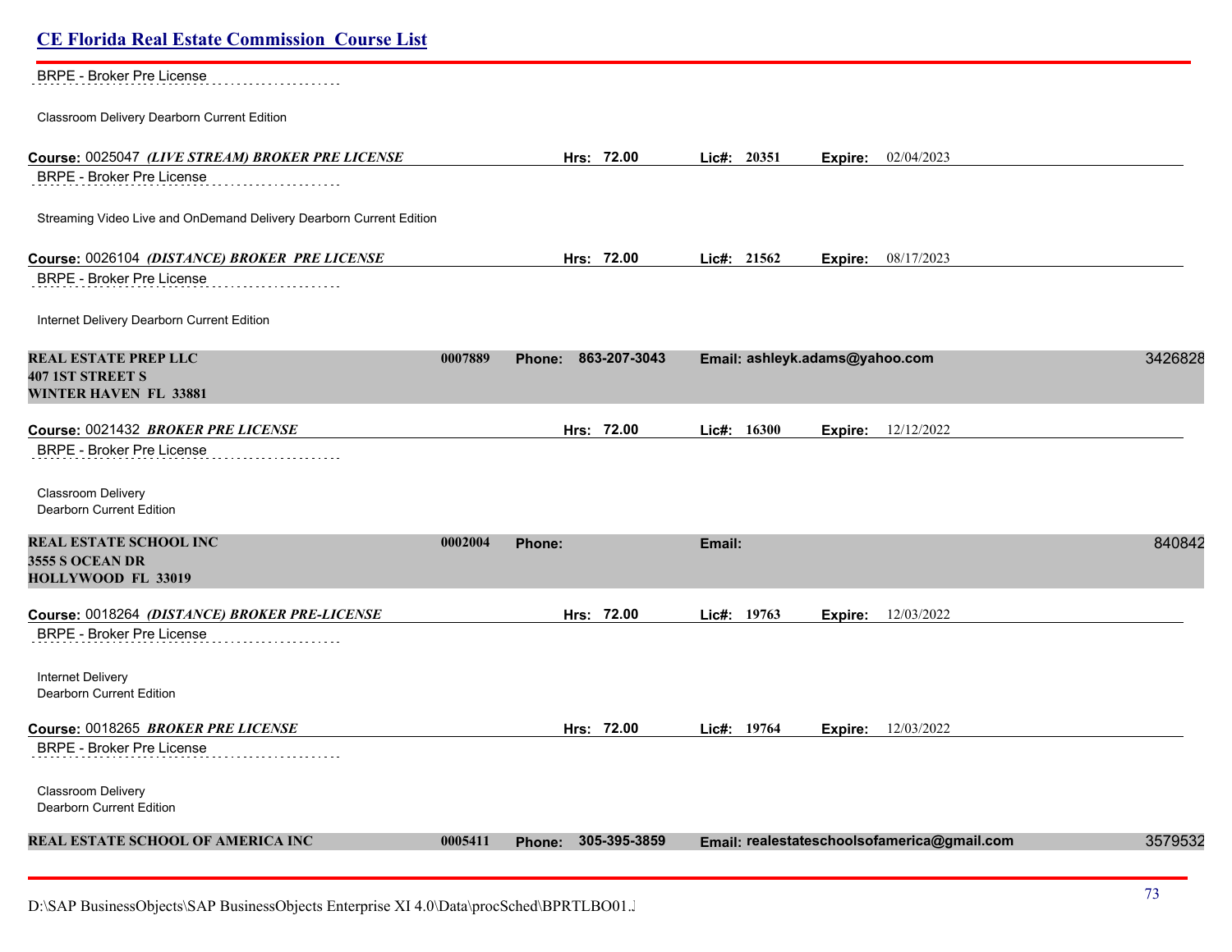BRPE - Broker Pre License

Classroom Delivery Dearborn Current Edition

**Course:** 0025047 ***(LIVE STREAM) BROKER PRE LICENSE*** **Hrs: 72.00** **Lic#: 20351** **Expire:** 02/04/2023

BRPE - Broker Pre License

Streaming Video Live and OnDemand Delivery Dearborn Current Edition

**Course:** 0026104 ***(DISTANCE) BROKER PRE LICENSE*** **Hrs: 72.00** **Lic#: 21562** **Expire:** 08/17/2023

BRPE - Broker Pre License

Internet Delivery Dearborn Current Edition

**REAL ESTATE PREP LLC** **0007889** **Phone: 863-207-3043** **Email: ashleyk.adams@yahoo.com** 3426828
**407 1ST STREET S**
**WINTER HAVEN FL 33881**

**Course:** 0021432 ***BROKER PRE LICENSE*** **Hrs: 72.00** **Lic#: 16300** **Expire:** 12/12/2022

BRPE - Broker Pre License

Classroom Delivery
Dearborn Current Edition

**REAL ESTATE SCHOOL INC** **0002004** **Phone:** **Email:** 840842
**3555 S OCEAN DR**
**HOLLYWOOD FL 33019**

**Course:** 0018264 ***(DISTANCE) BROKER PRE-LICENSE*** **Hrs: 72.00** **Lic#: 19763** **Expire:** 12/03/2022

BRPE - Broker Pre License

Internet Delivery
Dearborn Current Edition

**Course:** 0018265 ***BROKER PRE LICENSE*** **Hrs: 72.00** **Lic#: 19764** **Expire:** 12/03/2022

BRPE - Broker Pre License

Classroom Delivery
Dearborn Current Edition

**REAL ESTATE SCHOOL OF AMERICA INC** **0005411** **Phone: 305-395-3859** **Email: realestateschoolsofamerica@gmail.com** 3579532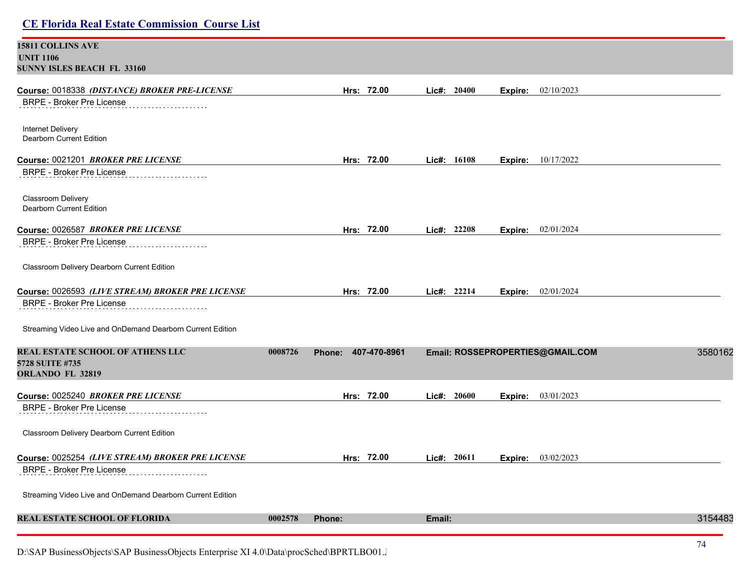**15811 COLLINS AVE**
**UNIT 1106**
**SUNNY ISLES BEACH FL 33160**

**Course:** 0018338 ***(DISTANCE) BROKER PRE-LICENSE*** **Hrs: 72.00** **Lic#: 20400** **Expire:** 02/10/2023

BRPE - Broker Pre License

Internet Delivery
Dearborn Current Edition

**Course:** 0021201 ***BROKER PRE LICENSE*** **Hrs: 72.00** **Lic#: 16108** **Expire:** 10/17/2022

BRPE - Broker Pre License

Classroom Delivery
Dearborn Current Edition

**Course:** 0026587 ***BROKER PRE LICENSE*** **Hrs: 72.00** **Lic#: 22208** **Expire:** 02/01/2024

BRPE - Broker Pre License

Classroom Delivery Dearborn Current Edition

**Course:** 0026593 ***(LIVE STREAM) BROKER PRE LICENSE*** **Hrs: 72.00** **Lic#: 22214** **Expire:** 02/01/2024

BRPE - Broker Pre License

Streaming Video Live and OnDemand Dearborn Current Edition

**REAL ESTATE SCHOOL OF ATHENS LLC** **0008726** **Phone: 407-470-8961** **Email: ROSSEPROPERTIES@GMAIL.COM** 3580162
**5728 SUITE #735**
**ORLANDO FL 32819**

**Course:** 0025240 ***BROKER PRE LICENSE*** **Hrs: 72.00** **Lic#: 20600** **Expire:** 03/01/2023

BRPE - Broker Pre License

Classroom Delivery Dearborn Current Edition

**Course:** 0025254 ***(LIVE STREAM) BROKER PRE LICENSE*** **Hrs: 72.00** **Lic#: 20611** **Expire:** 03/02/2023

BRPE - Broker Pre License

Streaming Video Live and OnDemand Dearborn Current Edition

**REAL ESTATE SCHOOL OF FLORIDA** **0002578** **Phone:** **Email:** 3154483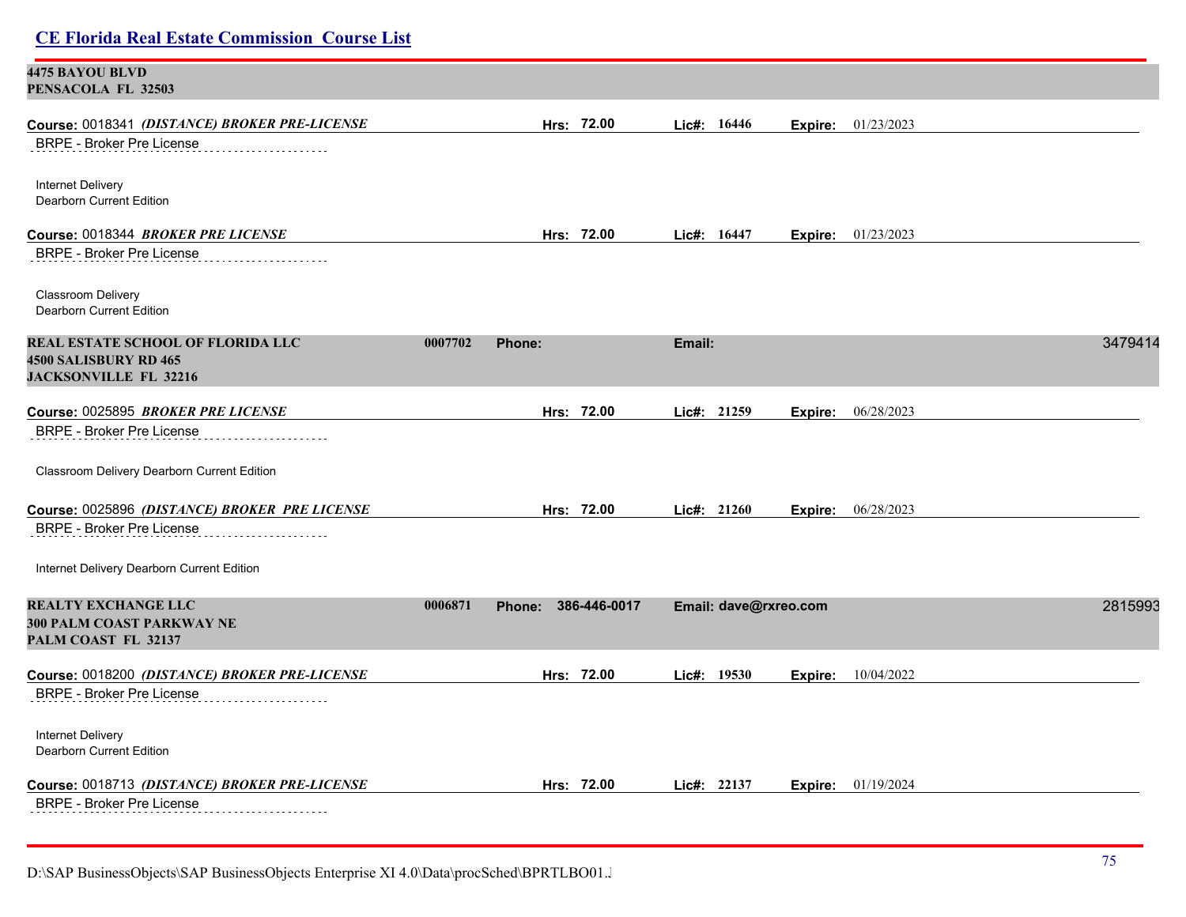**4475 BAYOU BLVD**
**PENSACOLA FL 32503**

**Course:** 0018341 ***(DISTANCE) BROKER PRE-LICENSE*** **Hrs: 72.00** **Lic#: 16446** **Expire:** 01/23/2023

BRPE - Broker Pre License

Internet Delivery
Dearborn Current Edition

**Course:** 0018344 ***BROKER PRE LICENSE*** **Hrs: 72.00** **Lic#: 16447** **Expire:** 01/23/2023

BRPE - Broker Pre License

Classroom Delivery
Dearborn Current Edition

**REAL ESTATE SCHOOL OF FLORIDA LLC** **0007702** **Phone:** **Email:** 3479414
**4500 SALISBURY RD 465**
**JACKSONVILLE FL 32216**

**Course:** 0025895 ***BROKER PRE LICENSE*** **Hrs: 72.00** **Lic#: 21259** **Expire:** 06/28/2023

BRPE - Broker Pre License

Classroom Delivery Dearborn Current Edition

**Course:** 0025896 ***(DISTANCE) BROKER PRE LICENSE*** **Hrs: 72.00** **Lic#: 21260** **Expire:** 06/28/2023

BRPE - Broker Pre License

Internet Delivery Dearborn Current Edition

**REALTY EXCHANGE LLC** **0006871** **Phone: 386-446-0017** **Email: dave@rxreo.com** 2815993
**300 PALM COAST PARKWAY NE**
**PALM COAST FL 32137**

**Course:** 0018200 ***(DISTANCE) BROKER PRE-LICENSE*** **Hrs: 72.00** **Lic#: 19530** **Expire:** 10/04/2022

BRPE - Broker Pre License

Internet Delivery
Dearborn Current Edition

**Course:** 0018713 ***(DISTANCE) BROKER PRE-LICENSE*** **Hrs: 72.00** **Lic#: 22137** **Expire:** 01/19/2024

BRPE - Broker Pre License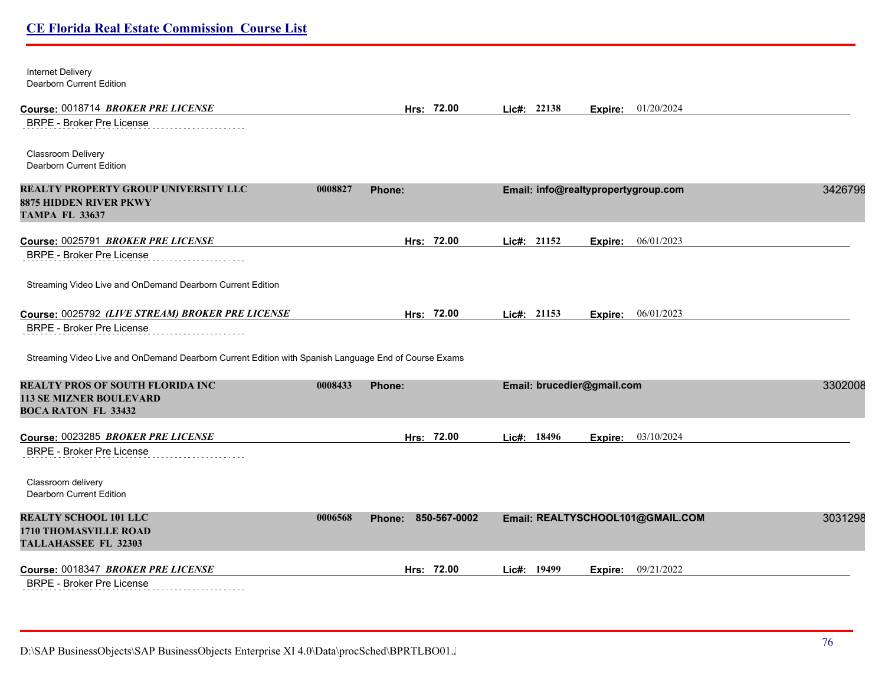Internet Delivery
Dearborn Current Edition

**Course:** 0018714 ***BROKER PRE LICENSE*** **Hrs:** 72.00 **Lic#:** 22138 **Expire:** 01/20/2024

BRPE - Broker Pre License

Classroom Delivery
Dearborn Current Edition

**REALTY PROPERTY GROUP UNIVERSITY LLC** 0008827 **Phone:** **Email:** info@realtypropertygroup.com 3426799
**8875 HIDDEN RIVER PKWY**
**TAMPA FL 33637**

**Course:** 0025791 ***BROKER PRE LICENSE*** **Hrs:** 72.00 **Lic#:** 21152 **Expire:** 06/01/2023

BRPE - Broker Pre License

Streaming Video Live and OnDemand Dearborn Current Edition

**Course:** 0025792 ***(LIVE STREAM) BROKER PRE LICENSE*** **Hrs:** 72.00 **Lic#:** 21153 **Expire:** 06/01/2023

BRPE - Broker Pre License

Streaming Video Live and OnDemand Dearborn Current Edition with Spanish Language End of Course Exams

**REALTY PROS OF SOUTH FLORIDA INC** 0008433 **Phone:** **Email:** brucedier@gmail.com 3302008
**113 SE MIZNER BOULEVARD**
**BOCA RATON FL 33432**

**Course:** 0023285 ***BROKER PRE LICENSE*** **Hrs:** 72.00 **Lic#:** 18496 **Expire:** 03/10/2024

BRPE - Broker Pre License

Classroom delivery
Dearborn Current Edition

**REALTY SCHOOL 101 LLC** 0006568 **Phone:** 850-567-0002 **Email:** REALTYSCHOOL101@GMAIL.COM 3031298
**1710 THOMASVILLE ROAD**
**TALLAHASSEE FL 32303**

**Course:** 0018347 ***BROKER PRE LICENSE*** **Hrs:** 72.00 **Lic#:** 19499 **Expire:** 09/21/2022

BRPE - Broker Pre License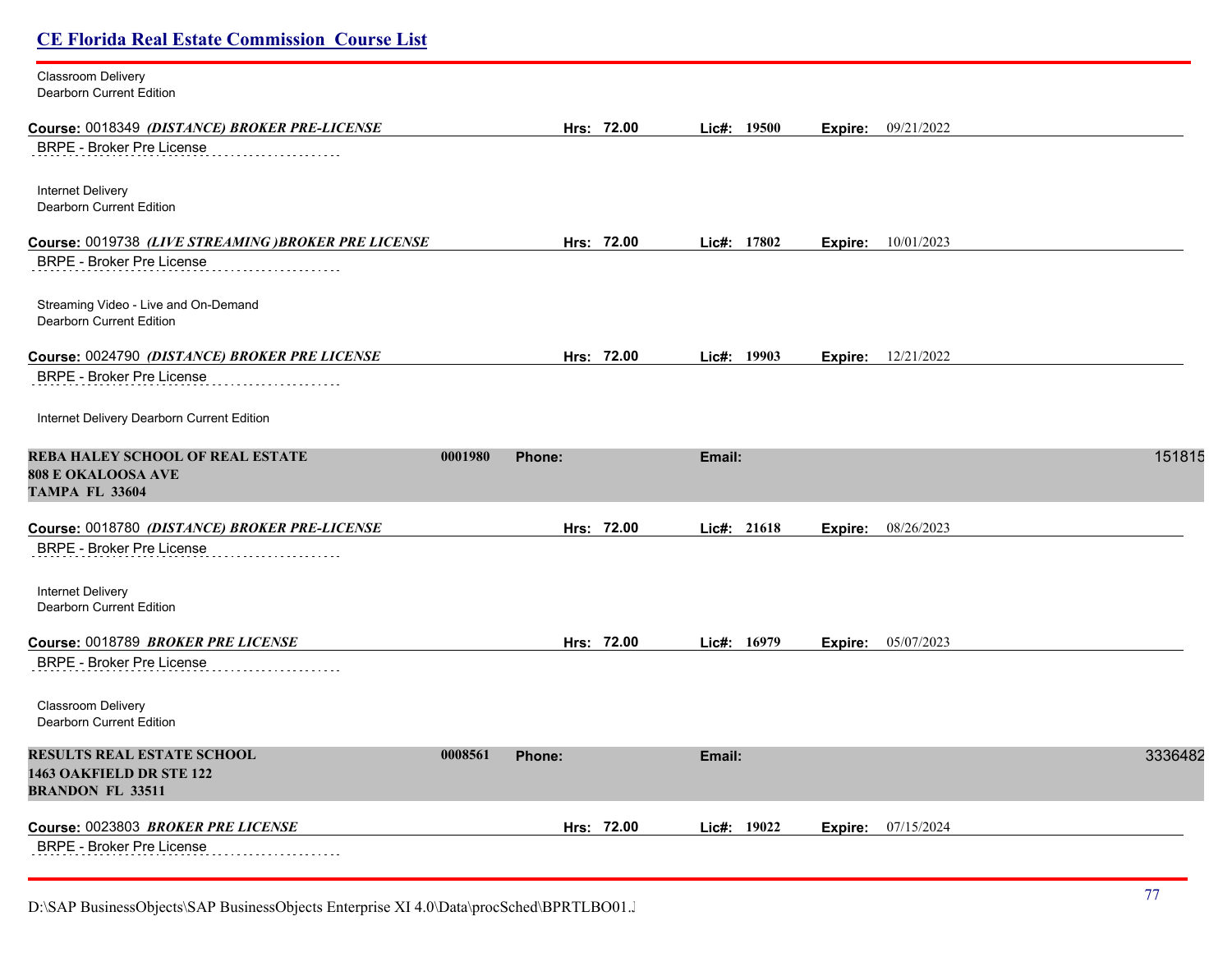Classroom Delivery
Dearborn Current Edition

**Course:** 0018349 ***(DISTANCE) BROKER PRE-LICENSE*** **Hrs:** **72.00** **Lic#:** **19500** **Expire:** 09/21/2022

BRPE - Broker Pre License

Internet Delivery
Dearborn Current Edition

**Course:** 0019738 ***(LIVE STREAMING )BROKER PRE LICENSE*** **Hrs:** **72.00** **Lic#:** **17802** **Expire:** 10/01/2023

BRPE - Broker Pre License

Streaming Video - Live and On-Demand
Dearborn Current Edition

**Course:** 0024790 ***(DISTANCE) BROKER PRE LICENSE*** **Hrs:** **72.00** **Lic#:** **19903** **Expire:** 12/21/2022

BRPE - Broker Pre License

Internet Delivery Dearborn Current Edition

**REBA HALEY SCHOOL OF REAL ESTATE** **0001980** **Phone:** **Email:** 151815
**808 E OKALOOSA AVE**
**TAMPA FL 33604**

**Course:** 0018780 ***(DISTANCE) BROKER PRE-LICENSE*** **Hrs:** **72.00** **Lic#:** **21618** **Expire:** 08/26/2023

BRPE - Broker Pre License

Internet Delivery
Dearborn Current Edition

**Course:** 0018789 ***BROKER PRE LICENSE*** **Hrs:** **72.00** **Lic#:** **16979** **Expire:** 05/07/2023

BRPE - Broker Pre License

Classroom Delivery
Dearborn Current Edition

**RESULTS REAL ESTATE SCHOOL** **0008561** **Phone:** **Email:** 3336482
**1463 OAKFIELD DR STE 122**
**BRANDON FL 33511**

**Course:** 0023803 ***BROKER PRE LICENSE*** **Hrs:** **72.00** **Lic#:** **19022** **Expire:** 07/15/2024

BRPE - Broker Pre License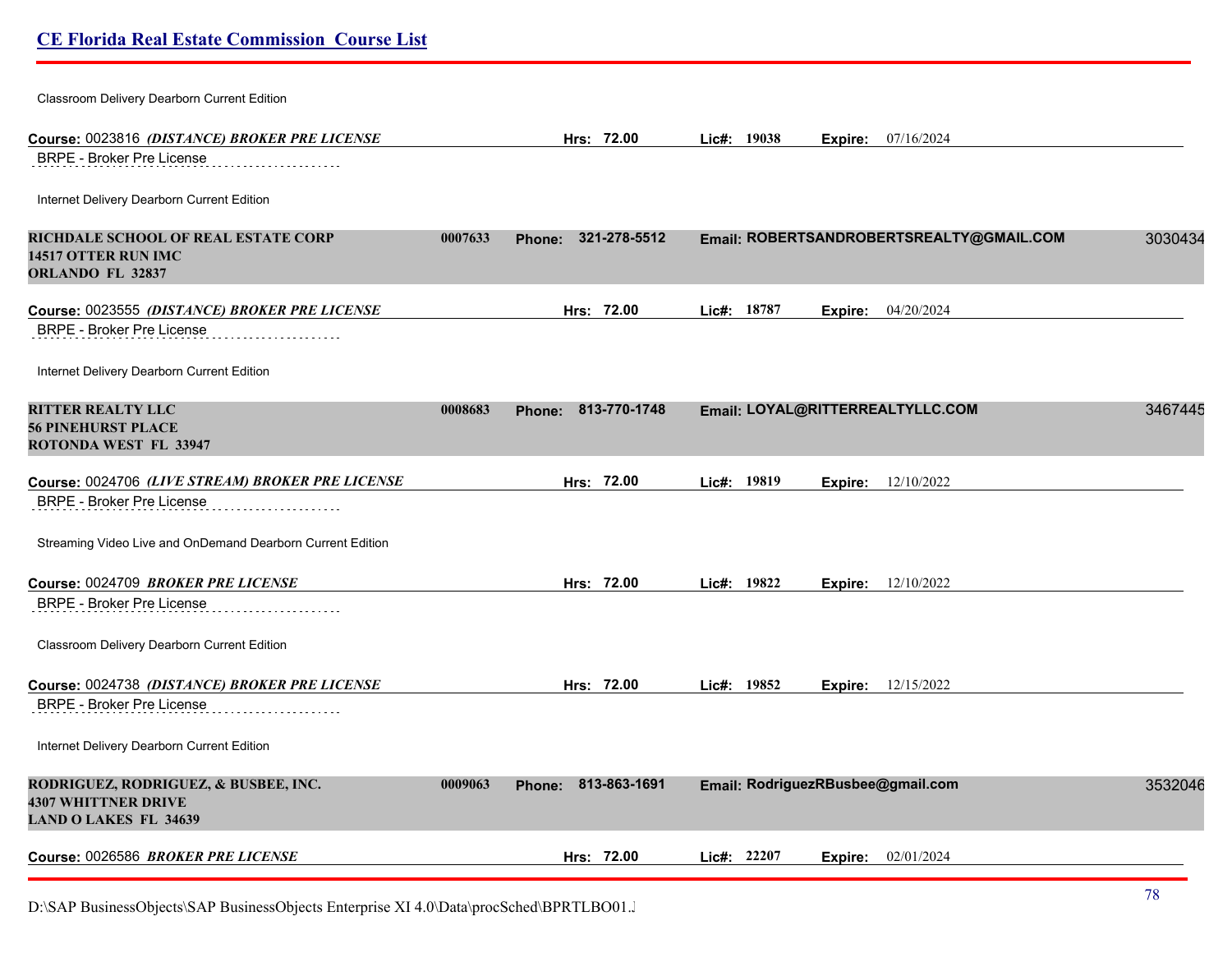Classroom Delivery Dearborn Current Edition

**Course:** 0023816 ***(DISTANCE) BROKER PRE LICENSE*** **Hrs: 72.00** **Lic#: 19038** **Expire:** 07/16/2024

BRPE - Broker Pre License

Internet Delivery Dearborn Current Edition

**RICHDALE SCHOOL OF REAL ESTATE CORP** **0007633** **Phone: 321-278-5512** **Email: ROBERTSANDROBERTSREALTY@GMAIL.COM** 3030434
**14517 OTTER RUN IMC**
**ORLANDO FL 32837**

**Course:** 0023555 ***(DISTANCE) BROKER PRE LICENSE*** **Hrs: 72.00** **Lic#: 18787** **Expire:** 04/20/2024

BRPE - Broker Pre License

Internet Delivery Dearborn Current Edition

**RITTER REALTY LLC** **0008683** **Phone: 813-770-1748** **Email: LOYAL@RITTERREALTYLLC.COM** 3467445
**56 PINEHURST PLACE**
**ROTONDA WEST FL 33947**

**Course:** 0024706 ***(LIVE STREAM) BROKER PRE LICENSE*** **Hrs: 72.00** **Lic#: 19819** **Expire:** 12/10/2022

BRPE - Broker Pre License

Streaming Video Live and OnDemand Dearborn Current Edition

**Course:** 0024709 ***BROKER PRE LICENSE*** **Hrs: 72.00** **Lic#: 19822** **Expire:** 12/10/2022

BRPE - Broker Pre License

Classroom Delivery Dearborn Current Edition

**Course:** 0024738 ***(DISTANCE) BROKER PRE LICENSE*** **Hrs: 72.00** **Lic#: 19852** **Expire:** 12/15/2022

BRPE - Broker Pre License

Internet Delivery Dearborn Current Edition

**RODRIGUEZ, RODRIGUEZ, & BUSBEE, INC.** **0009063** **Phone: 813-863-1691** **Email: RodriguezRBusbee@gmail.com** 3532046
**4307 WHITTNER DRIVE**
**LAND O LAKES FL 34639**

**Course:** 0026586 ***BROKER PRE LICENSE*** **Hrs: 72.00** **Lic#: 22207** **Expire:** 02/01/2024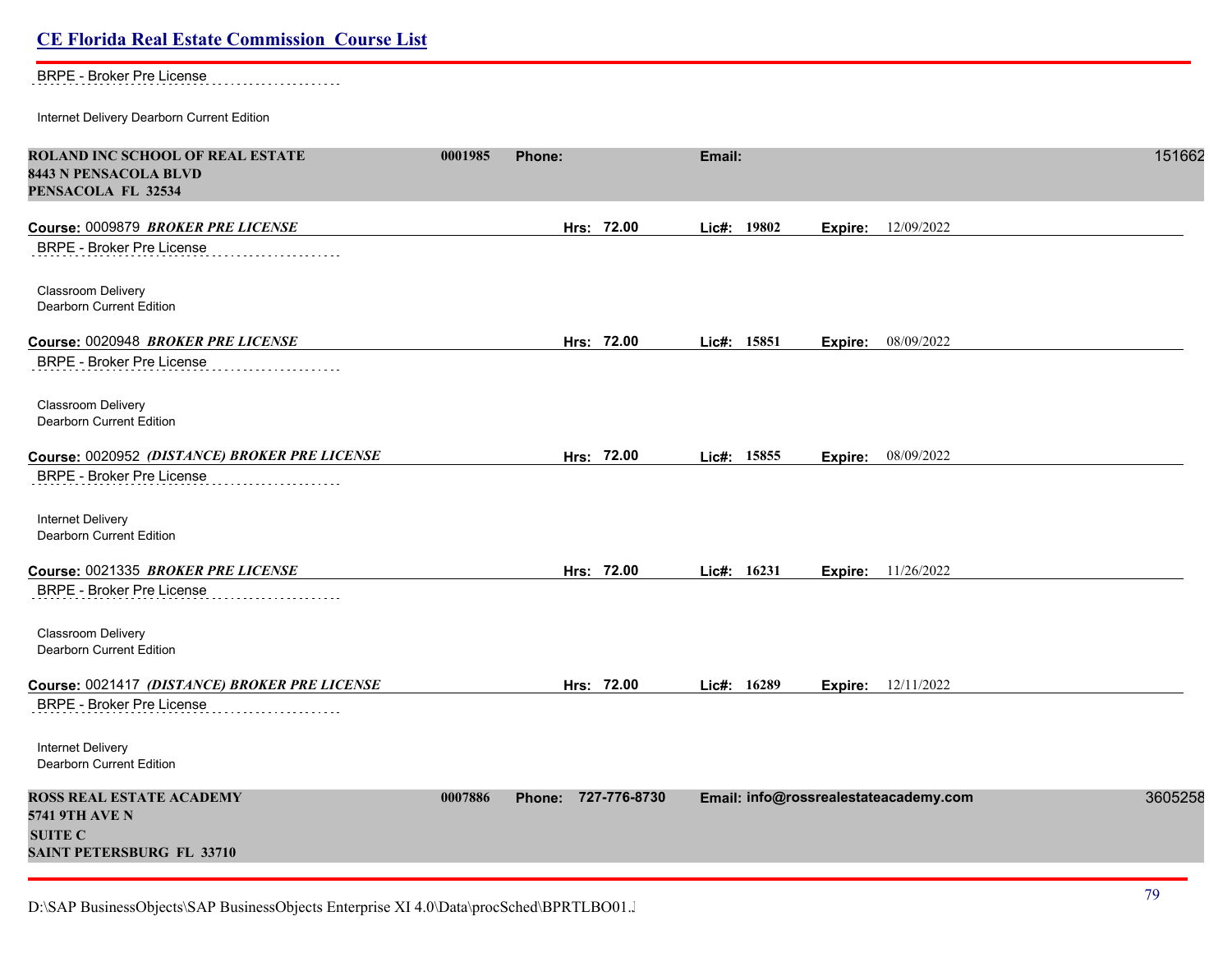BRPE - Broker Pre License

Internet Delivery Dearborn Current Edition

**ROLAND INC SCHOOL OF REAL ESTATE** **0001985** **Phone:** **Email:** 151662
**8443 N PENSACOLA BLVD**
**PENSACOLA FL 32534**

**Course:** 0009879 ***BROKER PRE LICENSE*** **Hrs: 72.00** **Lic#: 19802** **Expire:** 12/09/2022

BRPE - Broker Pre License

Classroom Delivery
Dearborn Current Edition

**Course:** 0020948 ***BROKER PRE LICENSE*** **Hrs: 72.00** **Lic#: 15851** **Expire:** 08/09/2022

BRPE - Broker Pre License

Classroom Delivery
Dearborn Current Edition

**Course:** 0020952 ***(DISTANCE) BROKER PRE LICENSE*** **Hrs: 72.00** **Lic#: 15855** **Expire:** 08/09/2022

BRPE - Broker Pre License

Internet Delivery
Dearborn Current Edition

**Course:** 0021335 ***BROKER PRE LICENSE*** **Hrs: 72.00** **Lic#: 16231** **Expire:** 11/26/2022

BRPE - Broker Pre License

Classroom Delivery
Dearborn Current Edition

**Course:** 0021417 ***(DISTANCE) BROKER PRE LICENSE*** **Hrs: 72.00** **Lic#: 16289** **Expire:** 12/11/2022

BRPE - Broker Pre License

Internet Delivery
Dearborn Current Edition

**ROSS REAL ESTATE ACADEMY** **0007886** **Phone: 727-776-8730** **Email: info@rossrealestateacademy.com** 3605258
**5741 9TH AVE N**
**SUITE C**
**SAINT PETERSBURG FL 33710**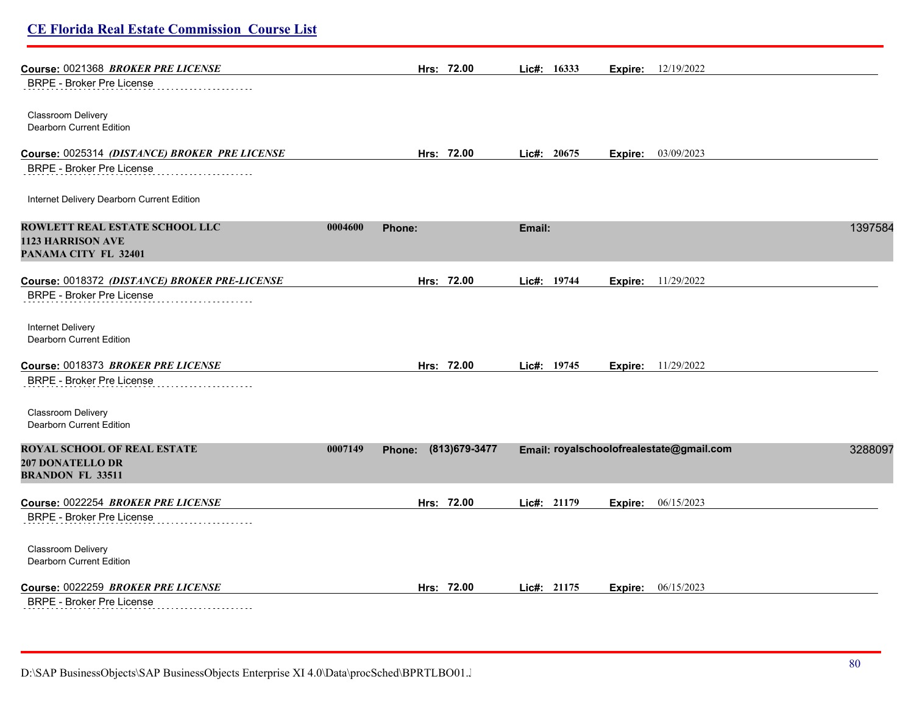**Course:** 0021368 ***BROKER PRE LICENSE*** **Hrs: 72.00** **Lic#: 16333** **Expire:** 12/19/2022

BRPE - Broker Pre License

Classroom Delivery
Dearborn Current Edition

**Course:** 0025314 ***(DISTANCE) BROKER PRE LICENSE*** **Hrs: 72.00** **Lic#: 20675** **Expire:** 03/09/2023

BRPE - Broker Pre License

Internet Delivery Dearborn Current Edition

**ROWLETT REAL ESTATE SCHOOL LLC** **0004600** **Phone:** **Email:** 1397584
**1123 HARRISON AVE**
**PANAMA CITY FL 32401**

**Course:** 0018372 ***(DISTANCE) BROKER PRE-LICENSE*** **Hrs: 72.00** **Lic#: 19744** **Expire:** 11/29/2022

BRPE - Broker Pre License

Internet Delivery
Dearborn Current Edition

**Course:** 0018373 ***BROKER PRE LICENSE*** **Hrs: 72.00** **Lic#: 19745** **Expire:** 11/29/2022

BRPE - Broker Pre License

Classroom Delivery
Dearborn Current Edition

**ROYAL SCHOOL OF REAL ESTATE** **0007149** **Phone: (813)679-3477** **Email: royalschoolofrealestate@gmail.com** 3288097
**207 DONATELLO DR**
**BRANDON FL 33511**

**Course:** 0022254 ***BROKER PRE LICENSE*** **Hrs: 72.00** **Lic#: 21179** **Expire:** 06/15/2023

BRPE - Broker Pre License

Classroom Delivery
Dearborn Current Edition

**Course:** 0022259 ***BROKER PRE LICENSE*** **Hrs: 72.00** **Lic#: 21175** **Expire:** 06/15/2023

BRPE - Broker Pre License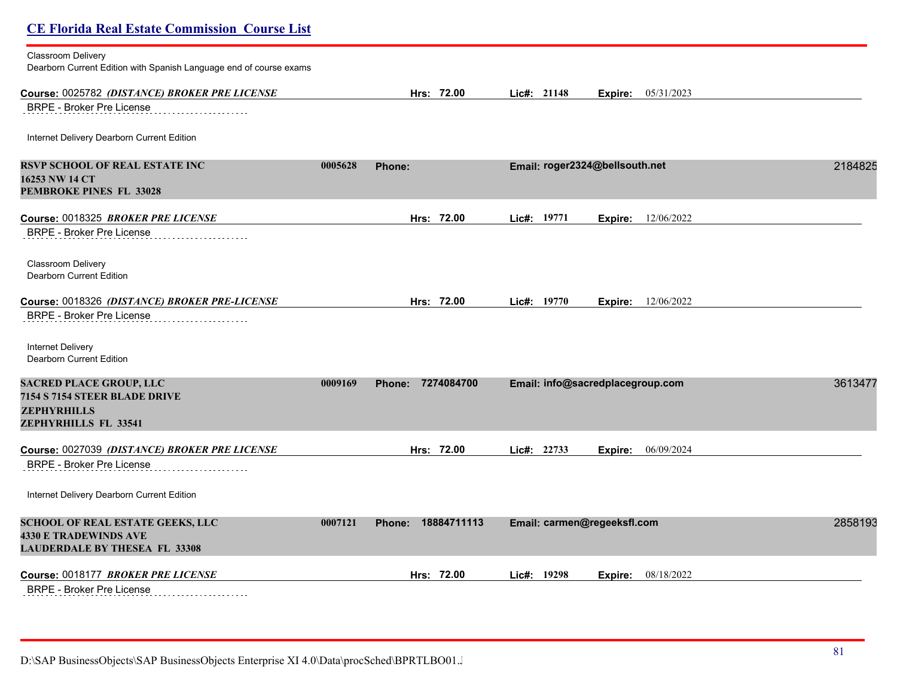Classroom Delivery
Dearborn Current Edition with Spanish Language end of course exams

**Course:** 0025782 ***(DISTANCE) BROKER PRE LICENSE*** **Hrs:** 72.00 **Lic#:** 21148 **Expire:** 05/31/2023

BRPE - Broker Pre License

Internet Delivery Dearborn Current Edition

**RSVP SCHOOL OF REAL ESTATE INC** **0005628** **Phone:** **Email:** roger2324@bellsouth.net 2184825
**16253 NW 14 CT**
**PEMBROKE PINES FL 33028**

**Course:** 0018325 ***BROKER PRE LICENSE*** **Hrs:** 72.00 **Lic#:** 19771 **Expire:** 12/06/2022

BRPE - Broker Pre License

Classroom Delivery
Dearborn Current Edition

**Course:** 0018326 ***(DISTANCE) BROKER PRE-LICENSE*** **Hrs:** 72.00 **Lic#:** 19770 **Expire:** 12/06/2022

BRPE - Broker Pre License

Internet Delivery
Dearborn Current Edition

**SACRED PLACE GROUP, LLC** **0009169** **Phone:** 7274084700 **Email:** info@sacredplacegroup.com 3613477
**7154 S 7154 STEER BLADE DRIVE**
**ZEPHYRHILLS**
**ZEPHYRHILLS FL 33541**

**Course:** 0027039 ***(DISTANCE) BROKER PRE LICENSE*** **Hrs:** 72.00 **Lic#:** 22733 **Expire:** 06/09/2024

BRPE - Broker Pre License

Internet Delivery Dearborn Current Edition

**SCHOOL OF REAL ESTATE GEEKS, LLC** **0007121** **Phone:** 18884711113 **Email:** carmen@regeeksfl.com 2858193
**4330 E TRADEWINDS AVE**
**LAUDERDALE BY THESEA FL 33308**

**Course:** 0018177 ***BROKER PRE LICENSE*** **Hrs:** 72.00 **Lic#:** 19298 **Expire:** 08/18/2022

BRPE - Broker Pre License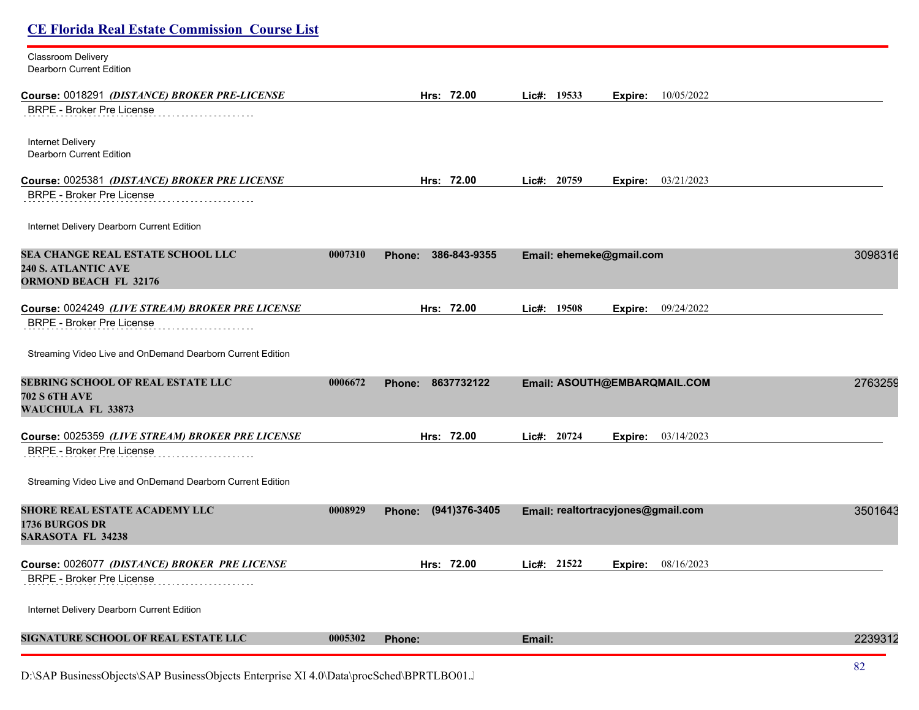Classroom Delivery
Dearborn Current Edition

**Course:** 0018291 ***(DISTANCE) BROKER PRE-LICENSE*** **Hrs: 72.00** **Lic#: 19533** **Expire:** 10/05/2022

BRPE - Broker Pre License

Internet Delivery
Dearborn Current Edition

**Course:** 0025381 ***(DISTANCE) BROKER PRE LICENSE*** **Hrs: 72.00** **Lic#: 20759** **Expire:** 03/21/2023

BRPE - Broker Pre License

Internet Delivery Dearborn Current Edition

**SEA CHANGE REAL ESTATE SCHOOL LLC** **0007310** **Phone: 386-843-9355** **Email: ehemeke@gmail.com** 3098316
**240 S. ATLANTIC AVE**
**ORMOND BEACH FL 32176**

**Course:** 0024249 ***(LIVE STREAM) BROKER PRE LICENSE*** **Hrs: 72.00** **Lic#: 19508** **Expire:** 09/24/2022

BRPE - Broker Pre License

Streaming Video Live and OnDemand Dearborn Current Edition

**SEBRING SCHOOL OF REAL ESTATE LLC** **0006672** **Phone: 8637732122** **Email: ASOUTH@EMBARQMAIL.COM** 2763259
**702 S 6TH AVE**
**WAUCHULA FL 33873**

**Course:** 0025359 ***(LIVE STREAM) BROKER PRE LICENSE*** **Hrs: 72.00** **Lic#: 20724** **Expire:** 03/14/2023

BRPE - Broker Pre License

Streaming Video Live and OnDemand Dearborn Current Edition

**SHORE REAL ESTATE ACADEMY LLC** **0008929** **Phone: (941)376-3405** **Email: realtortracyjones@gmail.com** 3501643
**1736 BURGOS DR**
**SARASOTA FL 34238**

**Course:** 0026077 ***(DISTANCE) BROKER PRE LICENSE*** **Hrs: 72.00** **Lic#: 21522** **Expire:** 08/16/2023

BRPE - Broker Pre License

Internet Delivery Dearborn Current Edition

**SIGNATURE SCHOOL OF REAL ESTATE LLC** **0005302** **Phone:** **Email:** 2239312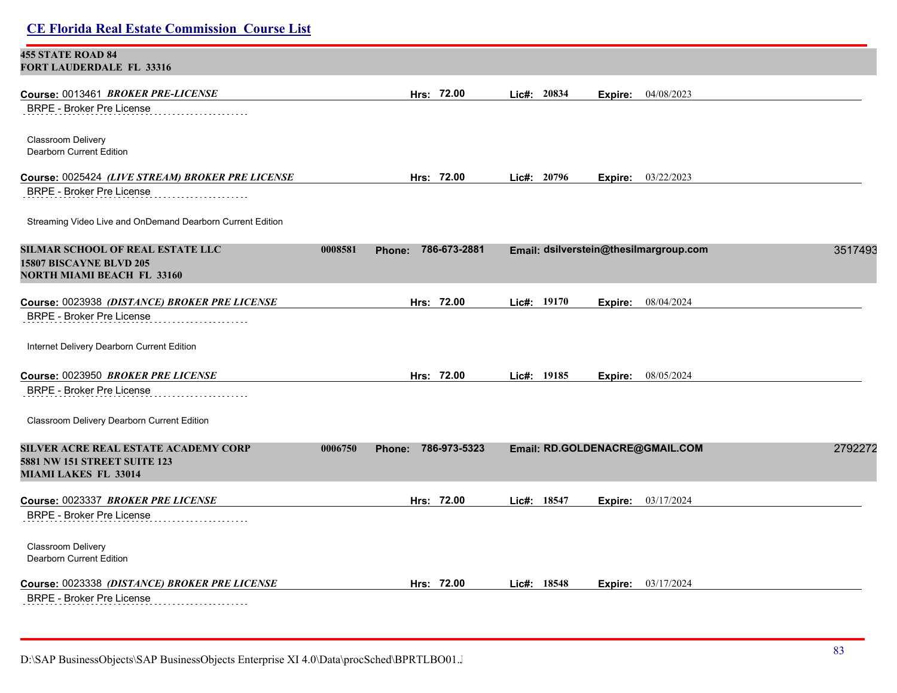**455 STATE ROAD 84**
**FORT LAUDERDALE FL 33316**

**Course:** 0013461 ***BROKER PRE-LICENSE*** **Hrs: 72.00** **Lic#: 20834** **Expire:** 04/08/2023

BRPE - Broker Pre License

Classroom Delivery
Dearborn Current Edition

**Course:** 0025424 ***(LIVE STREAM) BROKER PRE LICENSE*** **Hrs: 72.00** **Lic#: 20796** **Expire:** 03/22/2023

BRPE - Broker Pre License

Streaming Video Live and OnDemand Dearborn Current Edition

**SILMAR SCHOOL OF REAL ESTATE LLC** 0008581 **Phone: 786-673-2881** **Email: dsilverstein@thesilmargroup.com** 3517493
**15807 BISCAYNE BLVD 205**
**NORTH MIAMI BEACH FL 33160**

**Course:** 0023938 ***(DISTANCE) BROKER PRE LICENSE*** **Hrs: 72.00** **Lic#: 19170** **Expire:** 08/04/2024

BRPE - Broker Pre License

Internet Delivery Dearborn Current Edition

**Course:** 0023950 ***BROKER PRE LICENSE*** **Hrs: 72.00** **Lic#: 19185** **Expire:** 08/05/2024

BRPE - Broker Pre License

Classroom Delivery Dearborn Current Edition

**SILVER ACRE REAL ESTATE ACADEMY CORP** 0006750 **Phone: 786-973-5323** **Email: RD.GOLDENACRE@GMAIL.COM** 2792272
**5881 NW 151 STREET SUITE 123**
**MIAMI LAKES FL 33014**

**Course:** 0023337 ***BROKER PRE LICENSE*** **Hrs: 72.00** **Lic#: 18547** **Expire:** 03/17/2024

BRPE - Broker Pre License

Classroom Delivery
Dearborn Current Edition

**Course:** 0023338 ***(DISTANCE) BROKER PRE LICENSE*** **Hrs: 72.00** **Lic#: 18548** **Expire:** 03/17/2024

BRPE - Broker Pre License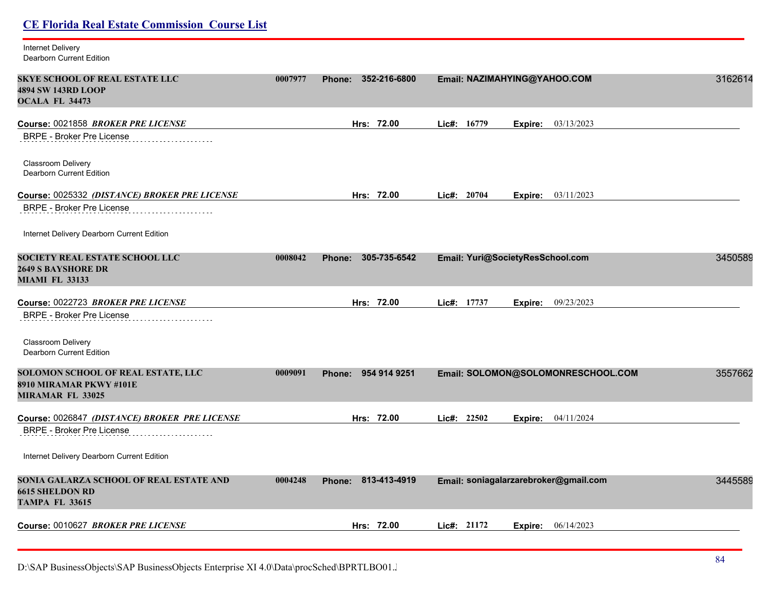Internet Delivery
Dearborn Current Edition

**SKYE SCHOOL OF REAL ESTATE LLC** **0007977** **Phone: 352-216-6800** **Email: NAZIMAHYING@YAHOO.COM** 3162614
**4894 SW 143RD LOOP**
**OCALA FL 34473**

**Course:** 0021858 ***BROKER PRE LICENSE*** **Hrs: 72.00** **Lic#: 16779** **Expire:** 03/13/2023

BRPE - Broker Pre License

Classroom Delivery
Dearborn Current Edition

**Course:** 0025332 ***(DISTANCE) BROKER PRE LICENSE*** **Hrs: 72.00** **Lic#: 20704** **Expire:** 03/11/2023

BRPE - Broker Pre License

Internet Delivery Dearborn Current Edition

**SOCIETY REAL ESTATE SCHOOL LLC** **0008042** **Phone: 305-735-6542** **Email: Yuri@SocietyResSchool.com** 3450589
**2649 S BAYSHORE DR**
**MIAMI FL 33133**

**Course:** 0022723 ***BROKER PRE LICENSE*** **Hrs: 72.00** **Lic#: 17737** **Expire:** 09/23/2023

BRPE - Broker Pre License

Classroom Delivery
Dearborn Current Edition

**SOLOMON SCHOOL OF REAL ESTATE, LLC** **0009091** **Phone: 954 914 9251** **Email: SOLOMON@SOLOMONRESCHOOL.COM** 3557662
**8910 MIRAMAR PKWY #101E**
**MIRAMAR FL 33025**

**Course:** 0026847 ***(DISTANCE) BROKER PRE LICENSE*** **Hrs: 72.00** **Lic#: 22502** **Expire:** 04/11/2024

BRPE - Broker Pre License

Internet Delivery Dearborn Current Edition

**SONIA GALARZA SCHOOL OF REAL ESTATE AND** **0004248** **Phone: 813-413-4919** **Email: soniagalarzarebroker@gmail.com** 3445589
**6615 SHELDON RD**
**TAMPA FL 33615**

**Course:** 0010627 ***BROKER PRE LICENSE*** **Hrs: 72.00** **Lic#: 21172** **Expire:** 06/14/2023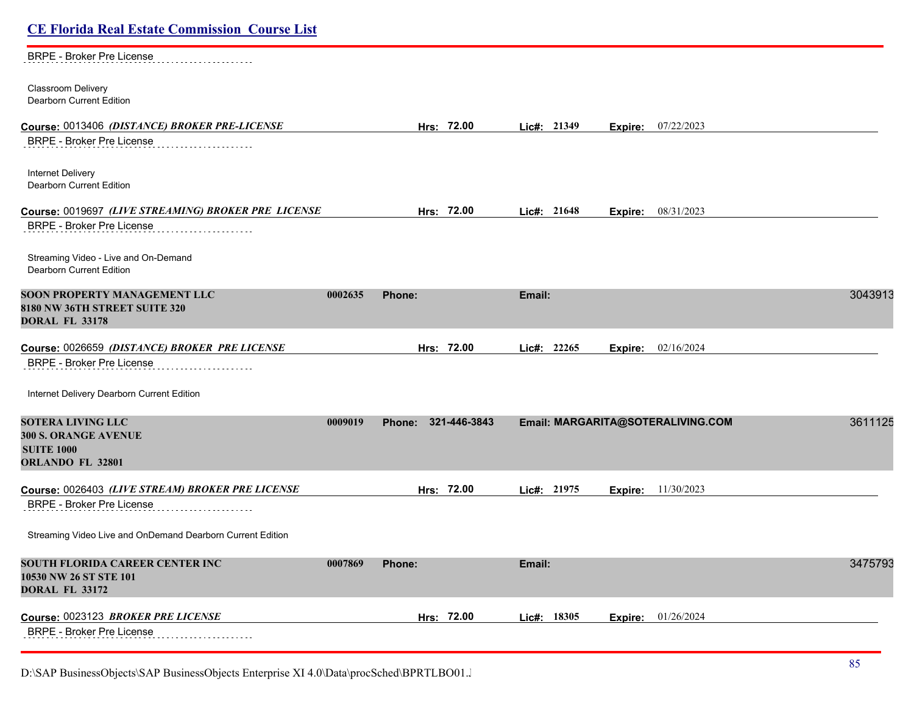BRPE - Broker Pre License

Classroom Delivery
Dearborn Current Edition

**Course:** 0013406 ***(DISTANCE) BROKER PRE-LICENSE*** **Hrs:** 72.00 **Lic#:** 21349 **Expire:** 07/22/2023

BRPE - Broker Pre License

Internet Delivery
Dearborn Current Edition

**Course:** 0019697 ***(LIVE STREAMING) BROKER PRE LICENSE*** **Hrs:** 72.00 **Lic#:** 21648 **Expire:** 08/31/2023

BRPE - Broker Pre License

Streaming Video - Live and On-Demand
Dearborn Current Edition

**SOON PROPERTY MANAGEMENT LLC** **0002635** **Phone:** **Email:** 3043913
**8180 NW 36TH STREET SUITE 320**
**DORAL FL 33178**

**Course:** 0026659 ***(DISTANCE) BROKER PRE LICENSE*** **Hrs:** 72.00 **Lic#:** 22265 **Expire:** 02/16/2024

BRPE - Broker Pre License

Internet Delivery Dearborn Current Edition

**SOTERA LIVING LLC** **0009019** **Phone: 321-446-3843** **Email: MARGARITA@SOTERALIVING.COM** 3611125
**300 S. ORANGE AVENUE**
**SUITE 1000**
**ORLANDO FL 32801**

**Course:** 0026403 ***(LIVE STREAM) BROKER PRE LICENSE*** **Hrs:** 72.00 **Lic#:** 21975 **Expire:** 11/30/2023

BRPE - Broker Pre License

Streaming Video Live and OnDemand Dearborn Current Edition

**SOUTH FLORIDA CAREER CENTER INC** **0007869** **Phone:** **Email:** 3475793
**10530 NW 26 ST STE 101**
**DORAL FL 33172**

**Course:** 0023123 ***BROKER PRE LICENSE*** **Hrs:** 72.00 **Lic#:** 18305 **Expire:** 01/26/2024

BRPE - Broker Pre License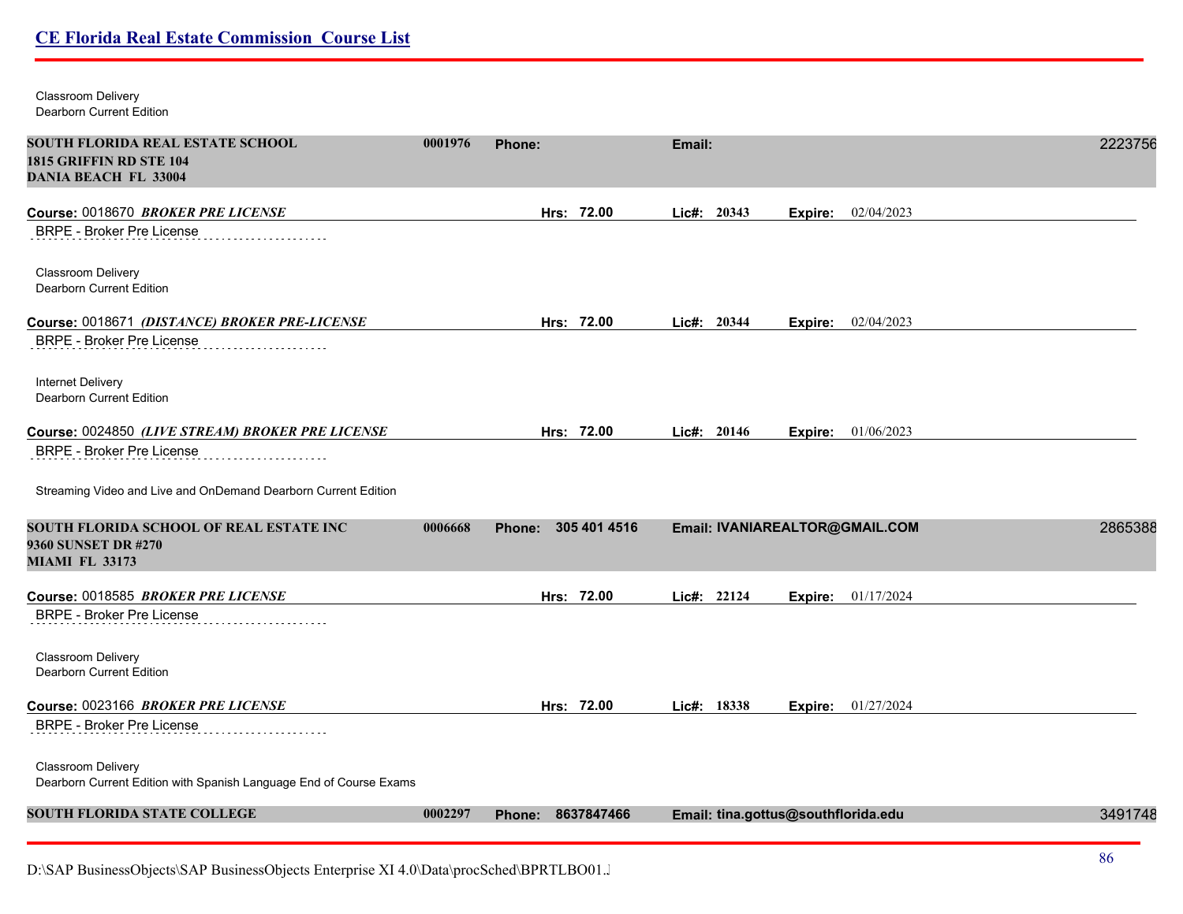Classroom Delivery
Dearborn Current Edition

**SOUTH FLORIDA REAL ESTATE SCHOOL** 0001976 **Phone:** **Email:** 2223756
**1815 GRIFFIN RD STE 104**
**DANIA BEACH FL 33004**

**Course:** 0018670 ***BROKER PRE LICENSE*** **Hrs: 72.00** **Lic#: 20343** **Expire:** 02/04/2023

BRPE - Broker Pre License

Classroom Delivery
Dearborn Current Edition

**Course:** 0018671 ***(DISTANCE) BROKER PRE-LICENSE*** **Hrs: 72.00** **Lic#: 20344** **Expire:** 02/04/2023

BRPE - Broker Pre License

Internet Delivery
Dearborn Current Edition

**Course:** 0024850 ***(LIVE STREAM) BROKER PRE LICENSE*** **Hrs: 72.00** **Lic#: 20146** **Expire:** 01/06/2023

BRPE - Broker Pre License

Streaming Video and Live and OnDemand Dearborn Current Edition

**SOUTH FLORIDA SCHOOL OF REAL ESTATE INC** 0006668 **Phone: 305 401 4516** **Email: IVANIAREALTOR@GMAIL.COM** 2865388
**9360 SUNSET DR #270**
**MIAMI FL 33173**

**Course:** 0018585 ***BROKER PRE LICENSE*** **Hrs: 72.00** **Lic#: 22124** **Expire:** 01/17/2024

BRPE - Broker Pre License

Classroom Delivery
Dearborn Current Edition

**Course:** 0023166 ***BROKER PRE LICENSE*** **Hrs: 72.00** **Lic#: 18338** **Expire:** 01/27/2024

BRPE - Broker Pre License

Classroom Delivery
Dearborn Current Edition with Spanish Language End of Course Exams

**SOUTH FLORIDA STATE COLLEGE** 0002297 **Phone: 8637847466** **Email: tina.gottus@southflorida.edu** 3491748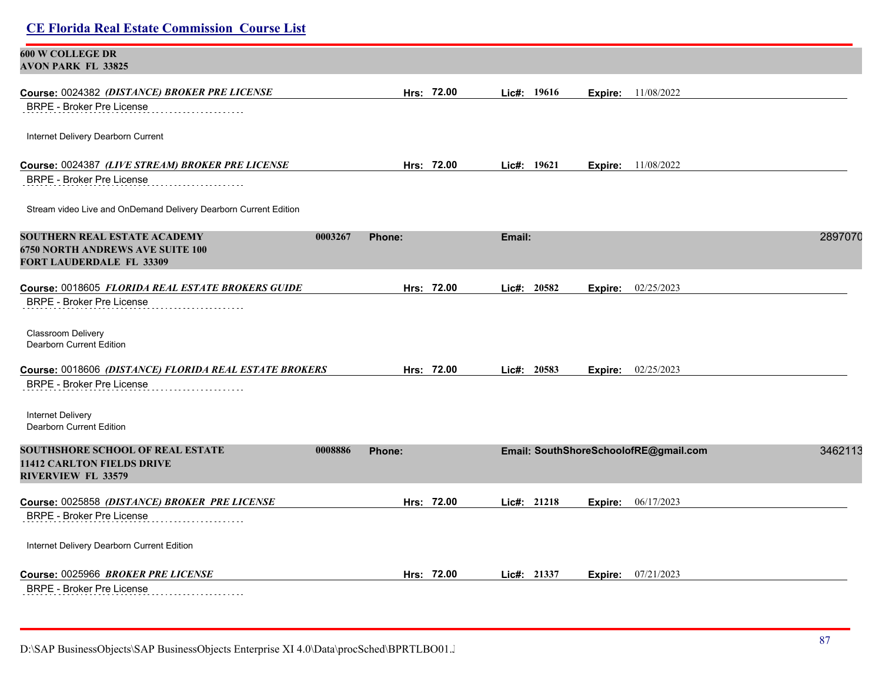**600 W COLLEGE DR**
**AVON PARK FL 33825**

**Course:** 0024382 ***(DISTANCE) BROKER PRE LICENSE*** **Hrs: 72.00** **Lic#: 19616** **Expire:** 11/08/2022

BRPE - Broker Pre License

Internet Delivery Dearborn Current

**Course:** 0024387 ***(LIVE STREAM) BROKER PRE LICENSE*** **Hrs: 72.00** **Lic#: 19621** **Expire:** 11/08/2022

BRPE - Broker Pre License

Stream video Live and OnDemand Delivery Dearborn Current Edition

**SOUTHERN REAL ESTATE ACADEMY** **0003267** **Phone:** **Email:** 2897070
**6750 NORTH ANDREWS AVE SUITE 100**
**FORT LAUDERDALE FL 33309**

**Course:** 0018605 ***FLORIDA REAL ESTATE BROKERS GUIDE*** **Hrs: 72.00** **Lic#: 20582** **Expire:** 02/25/2023

BRPE - Broker Pre License

Classroom Delivery
Dearborn Current Edition

**Course:** 0018606 ***(DISTANCE) FLORIDA REAL ESTATE BROKERS*** **Hrs: 72.00** **Lic#: 20583** **Expire:** 02/25/2023

BRPE - Broker Pre License

Internet Delivery
Dearborn Current Edition

**SOUTHSHORE SCHOOL OF REAL ESTATE** **0008886** **Phone:** **Email: SouthShoreSchoolofRE@gmail.com** 3462113
**11412 CARLTON FIELDS DRIVE**
**RIVERVIEW FL 33579**

**Course:** 0025858 ***(DISTANCE) BROKER PRE LICENSE*** **Hrs: 72.00** **Lic#: 21218** **Expire:** 06/17/2023

BRPE - Broker Pre License

Internet Delivery Dearborn Current Edition

**Course:** 0025966 ***BROKER PRE LICENSE*** **Hrs: 72.00** **Lic#: 21337** **Expire:** 07/21/2023

BRPE - Broker Pre License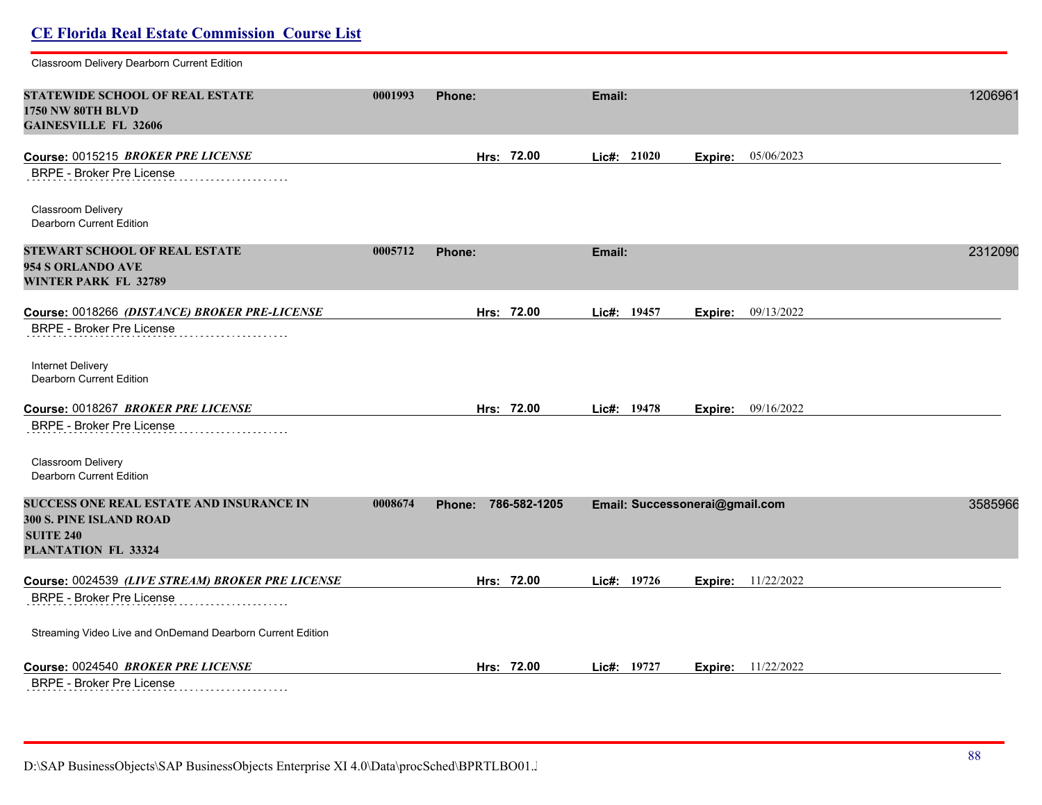Classroom Delivery Dearborn Current Edition

**STATEWIDE SCHOOL OF REAL ESTATE** **0001993** **Phone:** **Email:** 1206961
**1750 NW 80TH BLVD**
**GAINESVILLE FL 32606**

**Course:** 0015215 ***BROKER PRE LICENSE*** **Hrs: 72.00** **Lic#: 21020** **Expire:** 05/06/2023

BRPE - Broker Pre License

Classroom Delivery
Dearborn Current Edition

**STEWART SCHOOL OF REAL ESTATE** **0005712** **Phone:** **Email:** 2312090
**954 S ORLANDO AVE**
**WINTER PARK FL 32789**

**Course:** 0018266 ***(DISTANCE) BROKER PRE-LICENSE*** **Hrs: 72.00** **Lic#: 19457** **Expire:** 09/13/2022

BRPE - Broker Pre License

Internet Delivery
Dearborn Current Edition

**Course:** 0018267 ***BROKER PRE LICENSE*** **Hrs: 72.00** **Lic#: 19478** **Expire:** 09/16/2022

BRPE - Broker Pre License

Classroom Delivery
Dearborn Current Edition

**SUCCESS ONE REAL ESTATE AND INSURANCE IN** **0008674** **Phone: 786-582-1205** **Email: Successonerai@gmail.com** 3585966
**300 S. PINE ISLAND ROAD**
**SUITE 240**
**PLANTATION FL 33324**

**Course:** 0024539 ***(LIVE STREAM) BROKER PRE LICENSE*** **Hrs: 72.00** **Lic#: 19726** **Expire:** 11/22/2022

BRPE - Broker Pre License

Streaming Video Live and OnDemand Dearborn Current Edition

**Course:** 0024540 ***BROKER PRE LICENSE*** **Hrs: 72.00** **Lic#: 19727** **Expire:** 11/22/2022

BRPE - Broker Pre License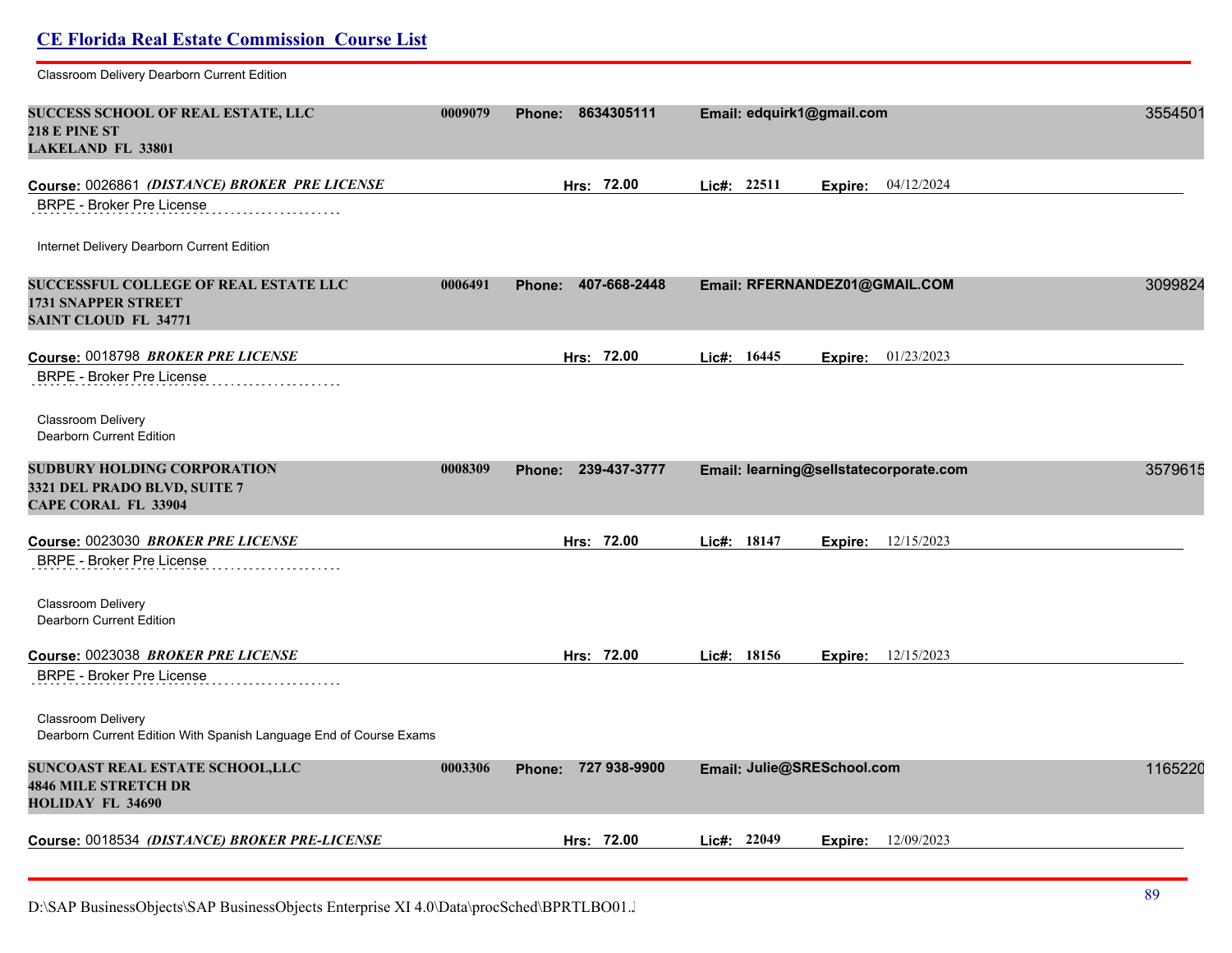Classroom Delivery Dearborn Current Edition

**SUCCESS SCHOOL OF REAL ESTATE, LLC** 0009079 **Phone:** 8634305111 **Email:** edquirk1@gmail.com 3554501
**218 E PINE ST**
**LAKELAND FL 33801**

**Course:** 0026861 ***(DISTANCE) BROKER PRE LICENSE*** **Hrs:** 72.00 **Lic#:** 22511 **Expire:** 04/12/2024

BRPE - Broker Pre License

Internet Delivery Dearborn Current Edition

**SUCCESSFUL COLLEGE OF REAL ESTATE LLC** 0006491 **Phone:** 407-668-2448 **Email:** RFERNANDEZ01@GMAIL.COM 3099824
**1731 SNAPPER STREET**
**SAINT CLOUD FL 34771**

**Course:** 0018798 ***BROKER PRE LICENSE*** **Hrs:** 72.00 **Lic#:** 16445 **Expire:** 01/23/2023

BRPE - Broker Pre License

Classroom Delivery
Dearborn Current Edition

**SUDBURY HOLDING CORPORATION** 0008309 **Phone:** 239-437-3777 **Email:** learning@sellstatecorporate.com 3579615
**3321 DEL PRADO BLVD, SUITE 7**
**CAPE CORAL FL 33904**

**Course:** 0023030 ***BROKER PRE LICENSE*** **Hrs:** 72.00 **Lic#:** 18147 **Expire:** 12/15/2023

BRPE - Broker Pre License

Classroom Delivery
Dearborn Current Edition

**Course:** 0023038 ***BROKER PRE LICENSE*** **Hrs:** 72.00 **Lic#:** 18156 **Expire:** 12/15/2023

BRPE - Broker Pre License

Classroom Delivery
Dearborn Current Edition With Spanish Language End of Course Exams

**SUNCOAST REAL ESTATE SCHOOL,LLC** 0003306 **Phone:** 727 938-9900 **Email:** Julie@SRESchool.com 1165220
**4846 MILE STRETCH DR**
**HOLIDAY FL 34690**

**Course:** 0018534 ***(DISTANCE) BROKER PRE-LICENSE*** **Hrs:** 72.00 **Lic#:** 22049 **Expire:** 12/09/2023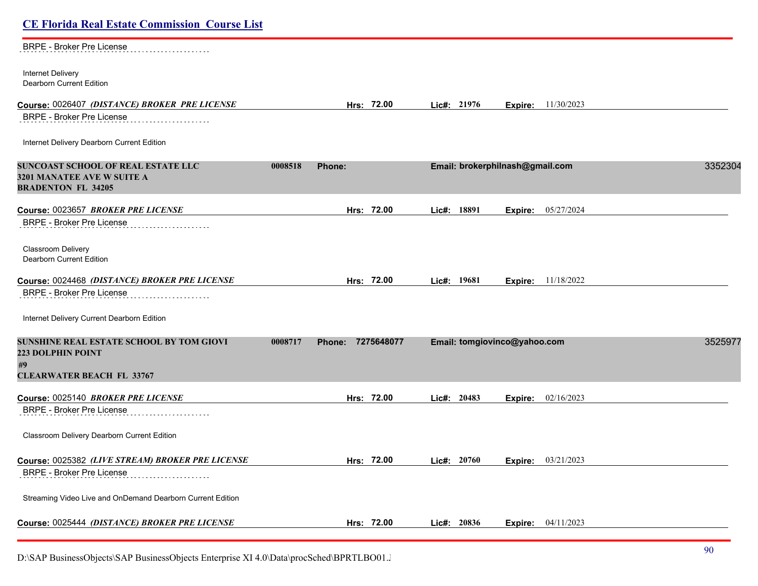BRPE - Broker Pre License

Internet Delivery
Dearborn Current Edition

**Course:** 0026407 ***(DISTANCE) BROKER PRE LICENSE*** **Hrs:** 72.00 **Lic#:** 21976 **Expire:** 11/30/2023

BRPE - Broker Pre License

Internet Delivery Dearborn Current Edition

**SUNCOAST SCHOOL OF REAL ESTATE LLC** 0008518 **Phone:** **Email:** brokerphilnash@gmail.com 3352304
**3201 MANATEE AVE W SUITE A**
**BRADENTON FL 34205**

**Course:** 0023657 ***BROKER PRE LICENSE*** **Hrs:** 72.00 **Lic#:** 18891 **Expire:** 05/27/2024

BRPE - Broker Pre License

Classroom Delivery
Dearborn Current Edition

**Course:** 0024468 ***(DISTANCE) BROKER PRE LICENSE*** **Hrs:** 72.00 **Lic#:** 19681 **Expire:** 11/18/2022

BRPE - Broker Pre License

Internet Delivery Current Dearborn Edition

**SUNSHINE REAL ESTATE SCHOOL BY TOM GIOVI** 0008717 **Phone:** 7275648077 **Email:** tomgiovinco@yahoo.com 3525977
**223 DOLPHIN POINT**
**#9**
**CLEARWATER BEACH FL 33767**

**Course:** 0025140 ***BROKER PRE LICENSE*** **Hrs:** 72.00 **Lic#:** 20483 **Expire:** 02/16/2023

BRPE - Broker Pre License

Classroom Delivery Dearborn Current Edition

**Course:** 0025382 ***(LIVE STREAM) BROKER PRE LICENSE*** **Hrs:** 72.00 **Lic#:** 20760 **Expire:** 03/21/2023

BRPE - Broker Pre License

Streaming Video Live and OnDemand Dearborn Current Edition

**Course:** 0025444 ***(DISTANCE) BROKER PRE LICENSE*** **Hrs:** 72.00 **Lic#:** 20836 **Expire:** 04/11/2023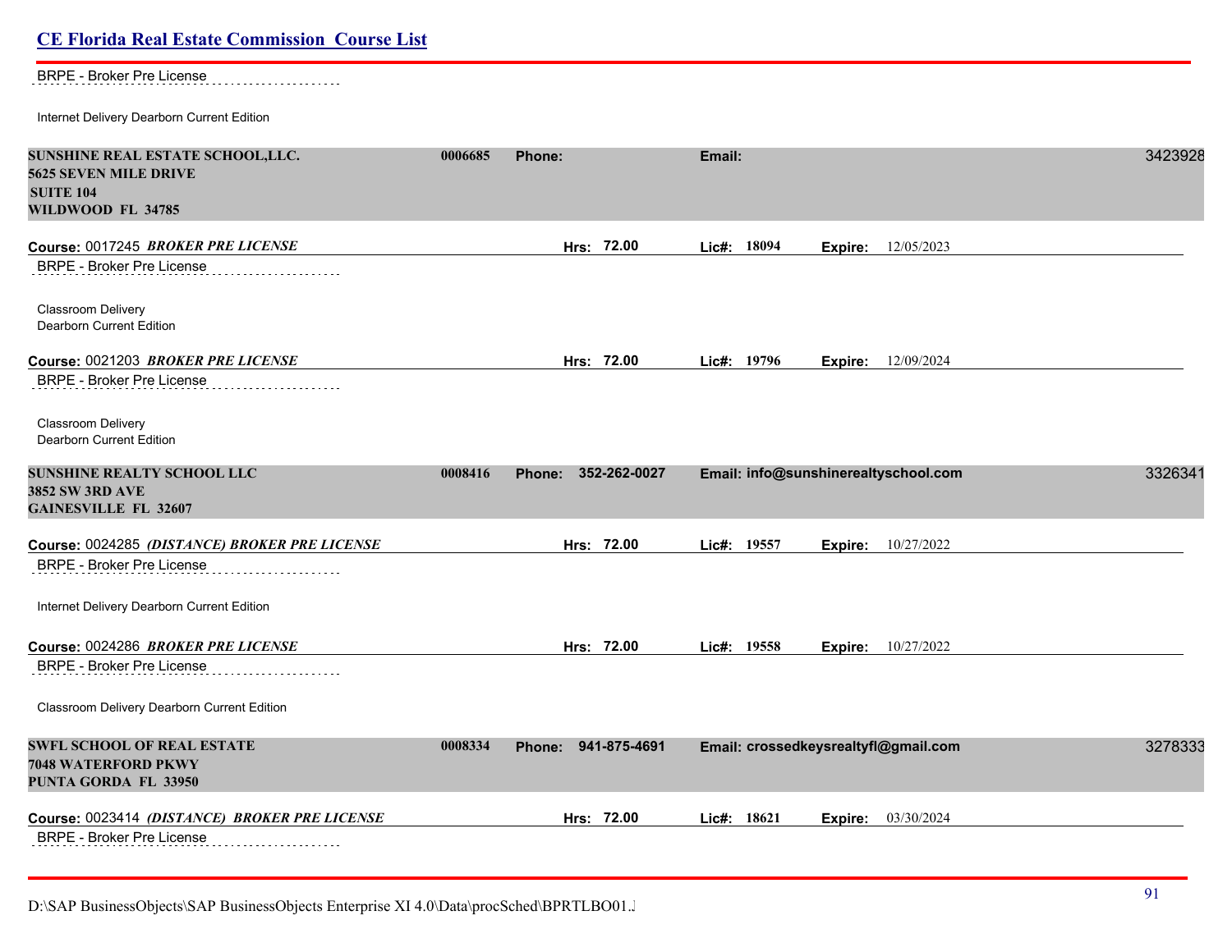BRPE - Broker Pre License

Internet Delivery Dearborn Current Edition

**SUNSHINE REAL ESTATE SCHOOL,LLC.** 0006685 **Phone:** **Email:** 3423928
**5625 SEVEN MILE DRIVE**
**SUITE 104**
**WILDWOOD FL 34785**

**Course:** 0017245 ***BROKER PRE LICENSE*** **Hrs: 72.00** **Lic#: 18094** **Expire:** 12/05/2023

BRPE - Broker Pre License

Classroom Delivery
Dearborn Current Edition

**Course:** 0021203 ***BROKER PRE LICENSE*** **Hrs: 72.00** **Lic#: 19796** **Expire:** 12/09/2024

BRPE - Broker Pre License

Classroom Delivery
Dearborn Current Edition

**SUNSHINE REALTY SCHOOL LLC** 0008416 **Phone: 352-262-0027** **Email: info@sunshinerealtyschool.com** 3326341
**3852 SW 3RD AVE**
**GAINESVILLE FL 32607**

**Course:** 0024285 ***(DISTANCE) BROKER PRE LICENSE*** **Hrs: 72.00** **Lic#: 19557** **Expire:** 10/27/2022

BRPE - Broker Pre License

Internet Delivery Dearborn Current Edition

**Course:** 0024286 ***BROKER PRE LICENSE*** **Hrs: 72.00** **Lic#: 19558** **Expire:** 10/27/2022

BRPE - Broker Pre License

Classroom Delivery Dearborn Current Edition

**SWFL SCHOOL OF REAL ESTATE** 0008334 **Phone: 941-875-4691** **Email: crossedkeysrealtyfl@gmail.com** 3278333
**7048 WATERFORD PKWY**
**PUNTA GORDA FL 33950**

**Course:** 0023414 ***(DISTANCE) BROKER PRE LICENSE*** **Hrs: 72.00** **Lic#: 18621** **Expire:** 03/30/2024

BRPE - Broker Pre License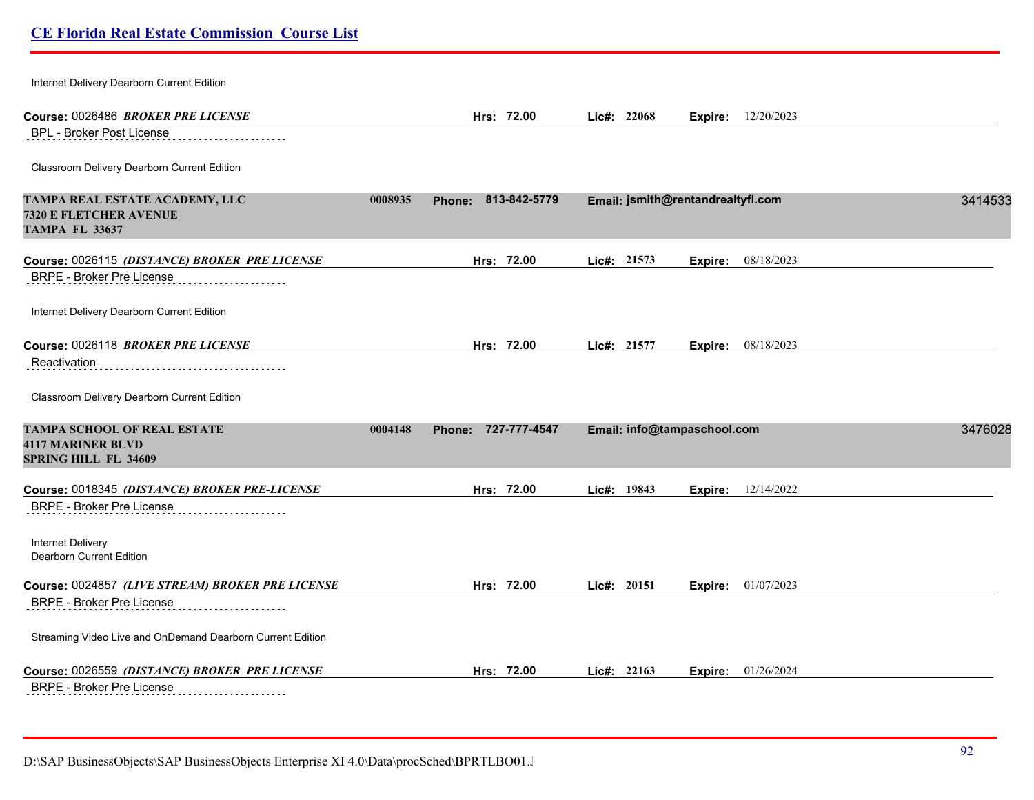Internet Delivery Dearborn Current Edition

**Course:** 0026486 ***BROKER PRE LICENSE*** **Hrs: 72.00** **Lic#: 22068** **Expire:** 12/20/2023

BPL - Broker Post License

Classroom Delivery Dearborn Current Edition

**TAMPA REAL ESTATE ACADEMY, LLC** **0008935** **Phone: 813-842-5779** **Email: jsmith@rentandrealtyfl.com** 3414533
**7320 E FLETCHER AVENUE**
**TAMPA FL 33637**

**Course:** 0026115 ***(DISTANCE) BROKER PRE LICENSE*** **Hrs: 72.00** **Lic#: 21573** **Expire:** 08/18/2023

BRPE - Broker Pre License

Internet Delivery Dearborn Current Edition

**Course:** 0026118 ***BROKER PRE LICENSE*** **Hrs: 72.00** **Lic#: 21577** **Expire:** 08/18/2023

Reactivation

Classroom Delivery Dearborn Current Edition

**TAMPA SCHOOL OF REAL ESTATE** **0004148** **Phone: 727-777-4547** **Email: info@tampaschool.com** 3476028
**4117 MARINER BLVD**
**SPRING HILL FL 34609**

**Course:** 0018345 ***(DISTANCE) BROKER PRE-LICENSE*** **Hrs: 72.00** **Lic#: 19843** **Expire:** 12/14/2022

BRPE - Broker Pre License

Internet Delivery
Dearborn Current Edition

**Course:** 0024857 ***(LIVE STREAM) BROKER PRE LICENSE*** **Hrs: 72.00** **Lic#: 20151** **Expire:** 01/07/2023

BRPE - Broker Pre License

Streaming Video Live and OnDemand Dearborn Current Edition

**Course:** 0026559 ***(DISTANCE) BROKER PRE LICENSE*** **Hrs: 72.00** **Lic#: 22163** **Expire:** 01/26/2024

BRPE - Broker Pre License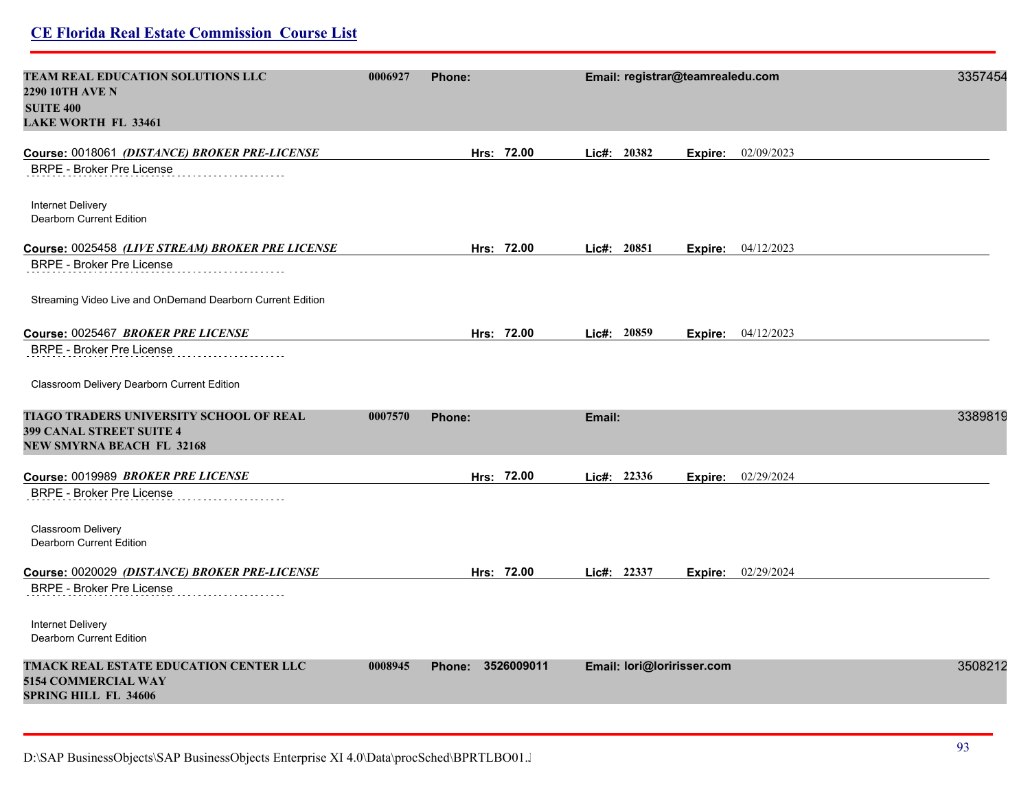## CE Florida Real Estate Commission Course List

**TEAM REAL EDUCATION SOLUTIONS LLC** 0006927 **Phone:** **Email: registrar@teamrealedu.com** 3357454
**2290 10TH AVE N**
**SUITE 400**
**LAKE WORTH FL 33461**

**Course:** 0018061 ***(DISTANCE) BROKER PRE-LICENSE*** **Hrs: 72.00** **Lic#: 20382** **Expire:** 02/09/2023

BRPE - Broker Pre License

Internet Delivery
Dearborn Current Edition

**Course:** 0025458 ***(LIVE STREAM) BROKER PRE LICENSE*** **Hrs: 72.00** **Lic#: 20851** **Expire:** 04/12/2023

BRPE - Broker Pre License

Streaming Video Live and OnDemand Dearborn Current Edition

**Course:** 0025467 ***BROKER PRE LICENSE*** **Hrs: 72.00** **Lic#: 20859** **Expire:** 04/12/2023

BRPE - Broker Pre License

Classroom Delivery Dearborn Current Edition

**TIAGO TRADERS UNIVERSITY SCHOOL OF REAL** 0007570 **Phone:** **Email:** 3389819
**399 CANAL STREET SUITE 4**
**NEW SMYRNA BEACH FL 32168**

**Course:** 0019989 ***BROKER PRE LICENSE*** **Hrs: 72.00** **Lic#: 22336** **Expire:** 02/29/2024

BRPE - Broker Pre License

Classroom Delivery
Dearborn Current Edition

**Course:** 0020029 ***(DISTANCE) BROKER PRE-LICENSE*** **Hrs: 72.00** **Lic#: 22337** **Expire:** 02/29/2024

BRPE - Broker Pre License

Internet Delivery
Dearborn Current Edition

**TMACK REAL ESTATE EDUCATION CENTER LLC** 0008945 **Phone: 3526009011** **Email: lori@loririsser.com** 3508212
**5154 COMMERCIAL WAY**
**SPRING HILL FL 34606**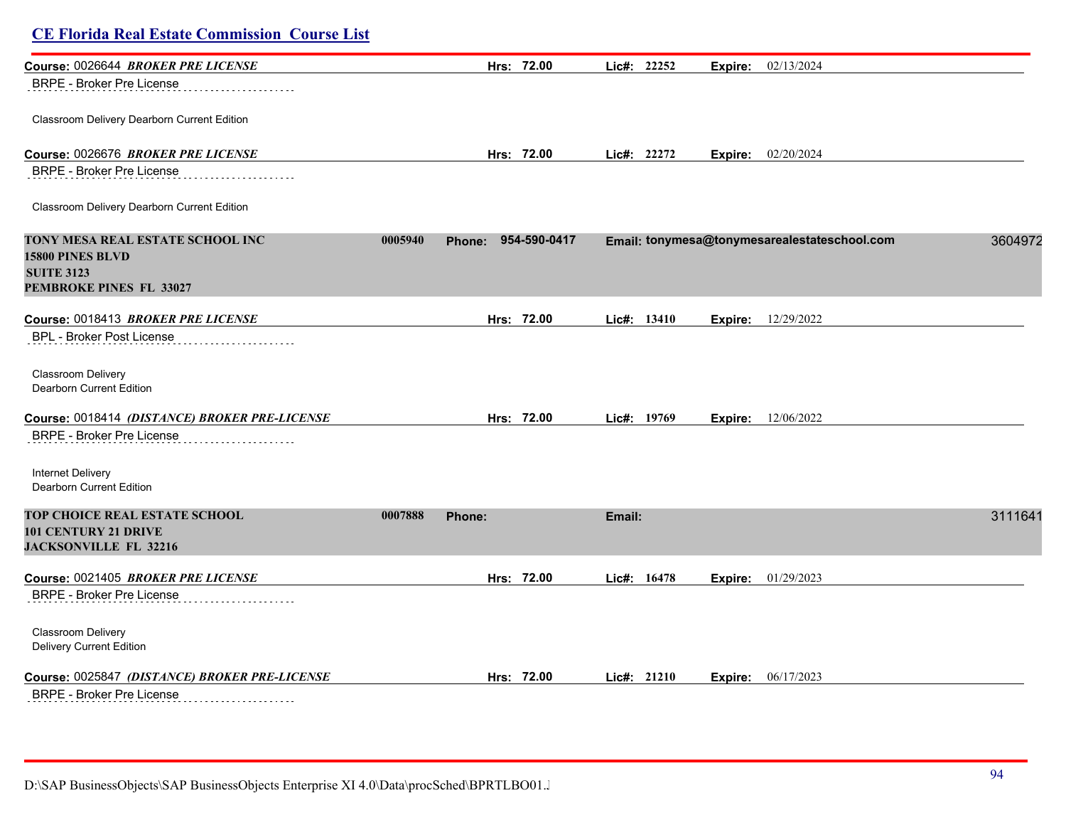**Course:** 0026644 ***BROKER PRE LICENSE*** **Hrs:** 72.00 **Lic#:** 22252 **Expire:** 02/13/2024

BRPE - Broker Pre License

Classroom Delivery Dearborn Current Edition

**Course:** 0026676 ***BROKER PRE LICENSE*** **Hrs:** 72.00 **Lic#:** 22272 **Expire:** 02/20/2024

BRPE - Broker Pre License

Classroom Delivery Dearborn Current Edition

**TONY MESA REAL ESTATE SCHOOL INC** **0005940** **Phone: 954-590-0417** **Email: tonymesa@tonymesarealestateschool.com** 3604972
**15800 PINES BLVD**
**SUITE 3123**
**PEMBROKE PINES FL 33027**

**Course:** 0018413 ***BROKER PRE LICENSE*** **Hrs:** 72.00 **Lic#:** 13410 **Expire:** 12/29/2022

BPL - Broker Post License

Classroom Delivery
Dearborn Current Edition

**Course:** 0018414 ***(DISTANCE) BROKER PRE-LICENSE*** **Hrs:** 72.00 **Lic#:** 19769 **Expire:** 12/06/2022

BRPE - Broker Pre License

Internet Delivery
Dearborn Current Edition

**TOP CHOICE REAL ESTATE SCHOOL** **0007888** **Phone:** **Email:** 3111641
**101 CENTURY 21 DRIVE**
**JACKSONVILLE FL 32216**

**Course:** 0021405 ***BROKER PRE LICENSE*** **Hrs:** 72.00 **Lic#:** 16478 **Expire:** 01/29/2023

BRPE - Broker Pre License

Classroom Delivery
Delivery Current Edition

**Course:** 0025847 ***(DISTANCE) BROKER PRE-LICENSE*** **Hrs:** 72.00 **Lic#:** 21210 **Expire:** 06/17/2023

BRPE - Broker Pre License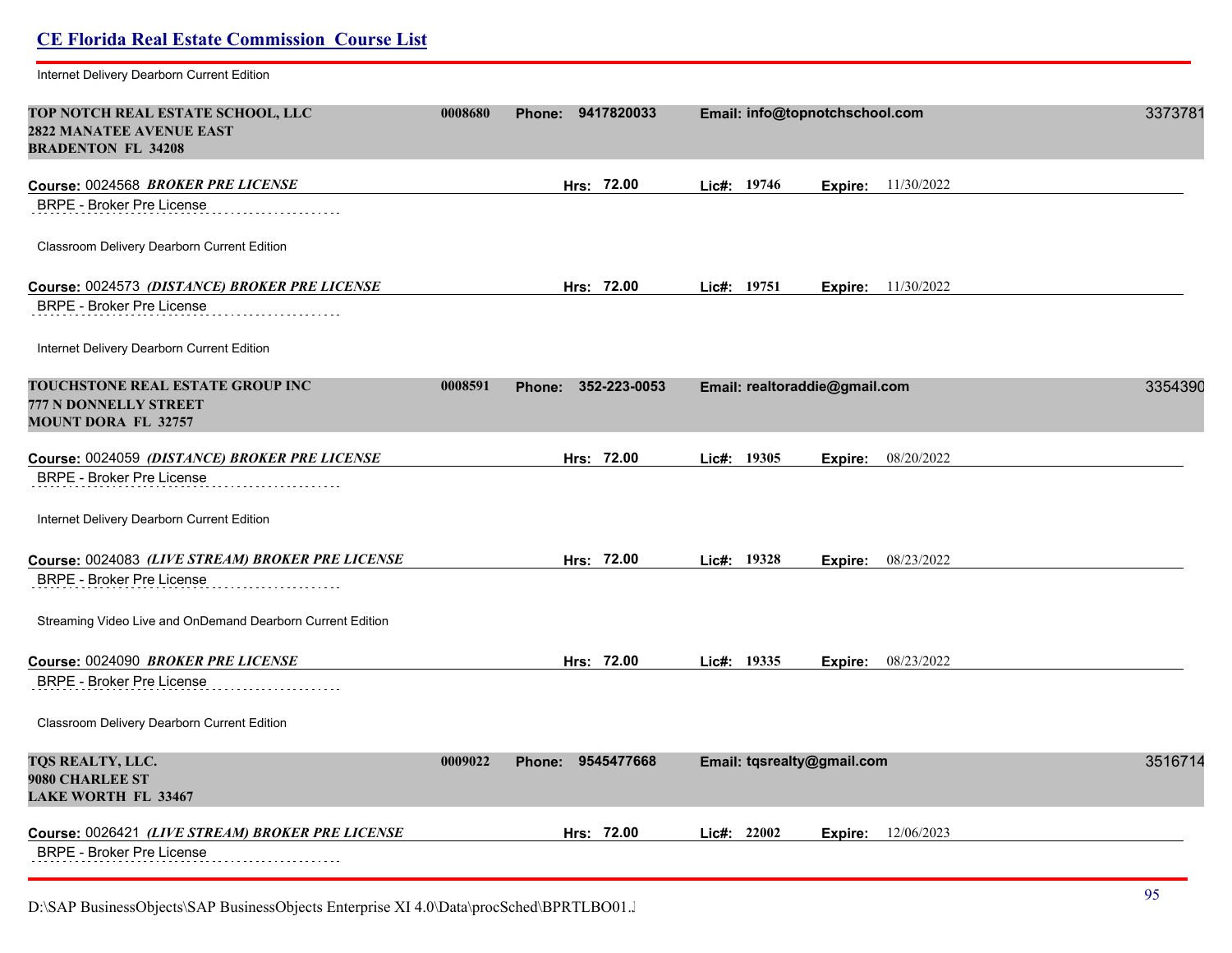Internet Delivery Dearborn Current Edition

**TOP NOTCH REAL ESTATE SCHOOL, LLC** | 0008680 | **Phone: 9417820033** | **Email: info@topnotchschool.com** | 3373781
**2822 MANATEE AVENUE EAST**
**BRADENTON FL 34208**

**Course:** 0024568 ***BROKER PRE LICENSE*** | **Hrs: 72.00** | **Lic#: 19746** | **Expire:** 11/30/2022

BRPE - Broker Pre License

Classroom Delivery Dearborn Current Edition

**Course:** 0024573 ***(DISTANCE) BROKER PRE LICENSE*** | **Hrs: 72.00** | **Lic#: 19751** | **Expire:** 11/30/2022

BRPE - Broker Pre License

Internet Delivery Dearborn Current Edition

**TOUCHSTONE REAL ESTATE GROUP INC** | 0008591 | **Phone: 352-223-0053** | **Email: realtoraddie@gmail.com** | 3354390
**777 N DONNELLY STREET**
**MOUNT DORA FL 32757**

**Course:** 0024059 ***(DISTANCE) BROKER PRE LICENSE*** | **Hrs: 72.00** | **Lic#: 19305** | **Expire:** 08/20/2022

BRPE - Broker Pre License

Internet Delivery Dearborn Current Edition

**Course:** 0024083 ***(LIVE STREAM) BROKER PRE LICENSE*** | **Hrs: 72.00** | **Lic#: 19328** | **Expire:** 08/23/2022

BRPE - Broker Pre License

Streaming Video Live and OnDemand Dearborn Current Edition

**Course:** 0024090 ***BROKER PRE LICENSE*** | **Hrs: 72.00** | **Lic#: 19335** | **Expire:** 08/23/2022

BRPE - Broker Pre License

Classroom Delivery Dearborn Current Edition

**TQS REALTY, LLC.** | 0009022 | **Phone: 9545477668** | **Email: tqsrealty@gmail.com** | 3516714
**9080 CHARLEE ST**
**LAKE WORTH FL 33467**

**Course:** 0026421 ***(LIVE STREAM) BROKER PRE LICENSE*** | **Hrs: 72.00** | **Lic#: 22002** | **Expire:** 12/06/2023

BRPE - Broker Pre License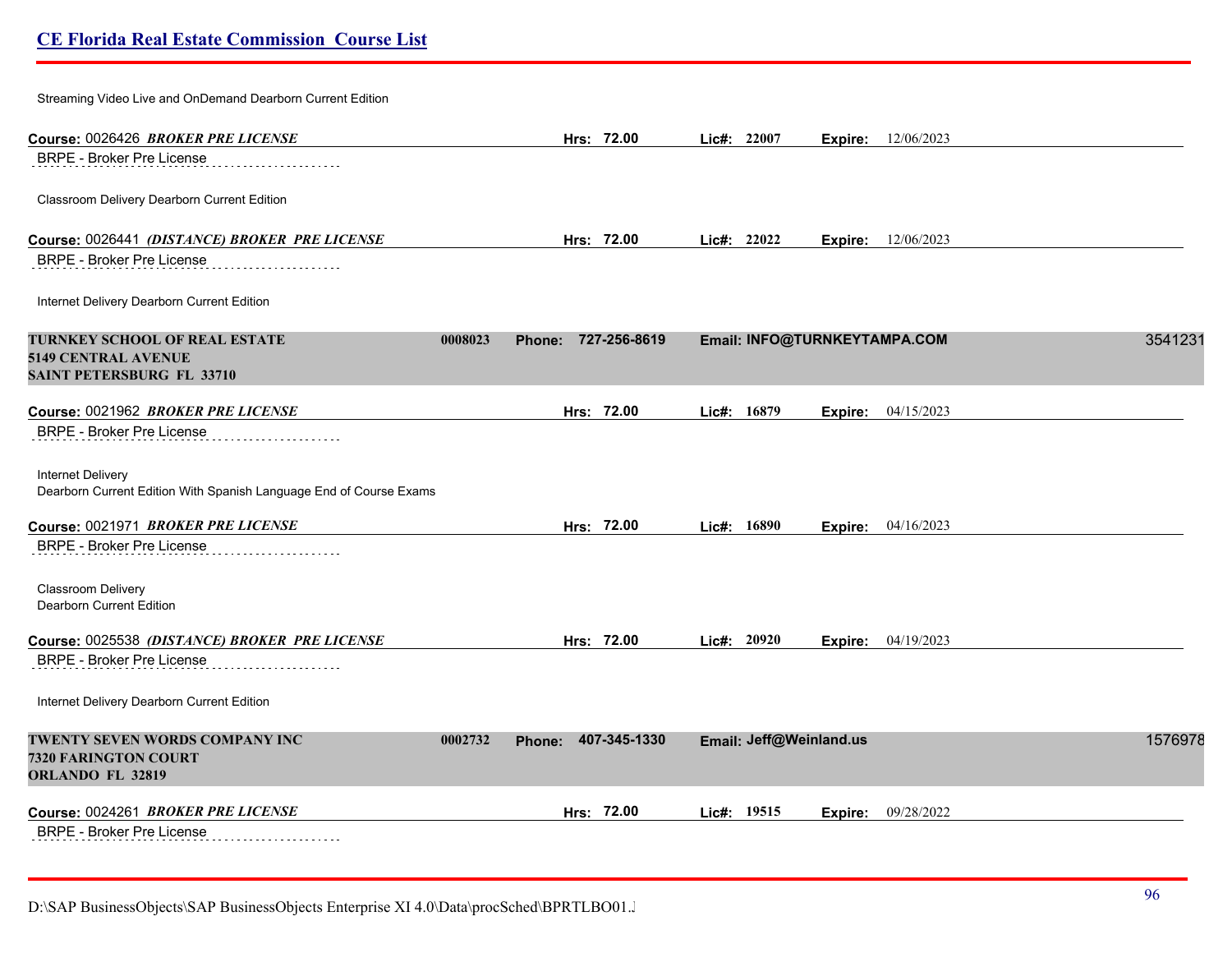Streaming Video Live and OnDemand Dearborn Current Edition

**Course:** 0026426 ***BROKER PRE LICENSE*** **Hrs: 72.00** **Lic#: 22007** **Expire:** 12/06/2023

BRPE - Broker Pre License

Classroom Delivery Dearborn Current Edition

**Course:** 0026441 ***(DISTANCE) BROKER PRE LICENSE*** **Hrs: 72.00** **Lic#: 22022** **Expire:** 12/06/2023

BRPE - Broker Pre License

Internet Delivery Dearborn Current Edition

**TURNKEY SCHOOL OF REAL ESTATE** **0008023** **Phone: 727-256-8619** **Email: INFO@TURNKEYTAMPA.COM** 3541231
**5149 CENTRAL AVENUE**
**SAINT PETERSBURG FL 33710**

**Course:** 0021962 ***BROKER PRE LICENSE*** **Hrs: 72.00** **Lic#: 16879** **Expire:** 04/15/2023

BRPE - Broker Pre License

Internet Delivery
Dearborn Current Edition With Spanish Language End of Course Exams

**Course:** 0021971 ***BROKER PRE LICENSE*** **Hrs: 72.00** **Lic#: 16890** **Expire:** 04/16/2023

BRPE - Broker Pre License

Classroom Delivery
Dearborn Current Edition

**Course:** 0025538 ***(DISTANCE) BROKER PRE LICENSE*** **Hrs: 72.00** **Lic#: 20920** **Expire:** 04/19/2023

BRPE - Broker Pre License

Internet Delivery Dearborn Current Edition

**TWENTY SEVEN WORDS COMPANY INC** **0002732** **Phone: 407-345-1330** **Email: Jeff@Weinland.us** 1576978
**7320 FARINGTON COURT**
**ORLANDO FL 32819**

**Course:** 0024261 ***BROKER PRE LICENSE*** **Hrs: 72.00** **Lic#: 19515** **Expire:** 09/28/2022

BRPE - Broker Pre License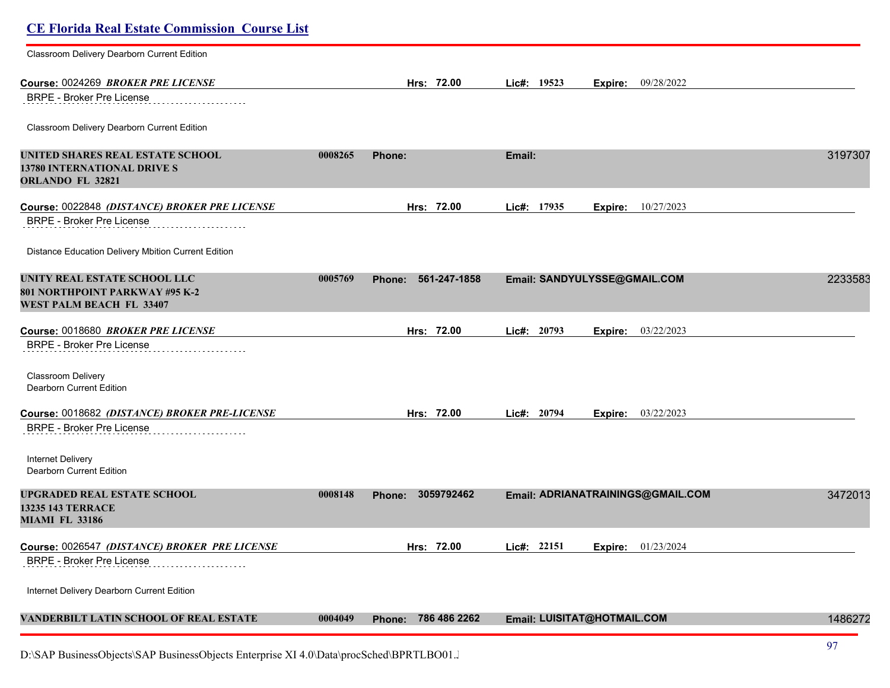Classroom Delivery Dearborn Current Edition

**Course:** 0024269 ***BROKER PRE LICENSE*** **Hrs: 72.00** **Lic#: 19523** **Expire:** 09/28/2022

BRPE - Broker Pre License

Classroom Delivery Dearborn Current Edition

**UNITED SHARES REAL ESTATE SCHOOL** **0008265** **Phone:** **Email:** 3197307
**13780 INTERNATIONAL DRIVE S**
**ORLANDO FL 32821**

**Course:** 0022848 ***(DISTANCE) BROKER PRE LICENSE*** **Hrs: 72.00** **Lic#: 17935** **Expire:** 10/27/2023

BRPE - Broker Pre License

Distance Education Delivery Mbition Current Edition

**UNITY REAL ESTATE SCHOOL LLC** **0005769** **Phone: 561-247-1858** **Email: SANDYULYSSE@GMAIL.COM** 2233583
**801 NORTHPOINT PARKWAY #95 K-2**
**WEST PALM BEACH FL 33407**

**Course:** 0018680 ***BROKER PRE LICENSE*** **Hrs: 72.00** **Lic#: 20793** **Expire:** 03/22/2023

BRPE - Broker Pre License

Classroom Delivery
Dearborn Current Edition

**Course:** 0018682 ***(DISTANCE) BROKER PRE-LICENSE*** **Hrs: 72.00** **Lic#: 20794** **Expire:** 03/22/2023

BRPE - Broker Pre License

Internet Delivery
Dearborn Current Edition

**UPGRADED REAL ESTATE SCHOOL** **0008148** **Phone: 3059792462** **Email: ADRIANATRAININGS@GMAIL.COM** 3472013
**13235 143 TERRACE**
**MIAMI FL 33186**

**Course:** 0026547 ***(DISTANCE) BROKER PRE LICENSE*** **Hrs: 72.00** **Lic#: 22151** **Expire:** 01/23/2024

BRPE - Broker Pre License

Internet Delivery Dearborn Current Edition

**VANDERBILT LATIN SCHOOL OF REAL ESTATE** **0004049** **Phone: 786 486 2262** **Email: LUISITAT@HOTMAIL.COM** 1486272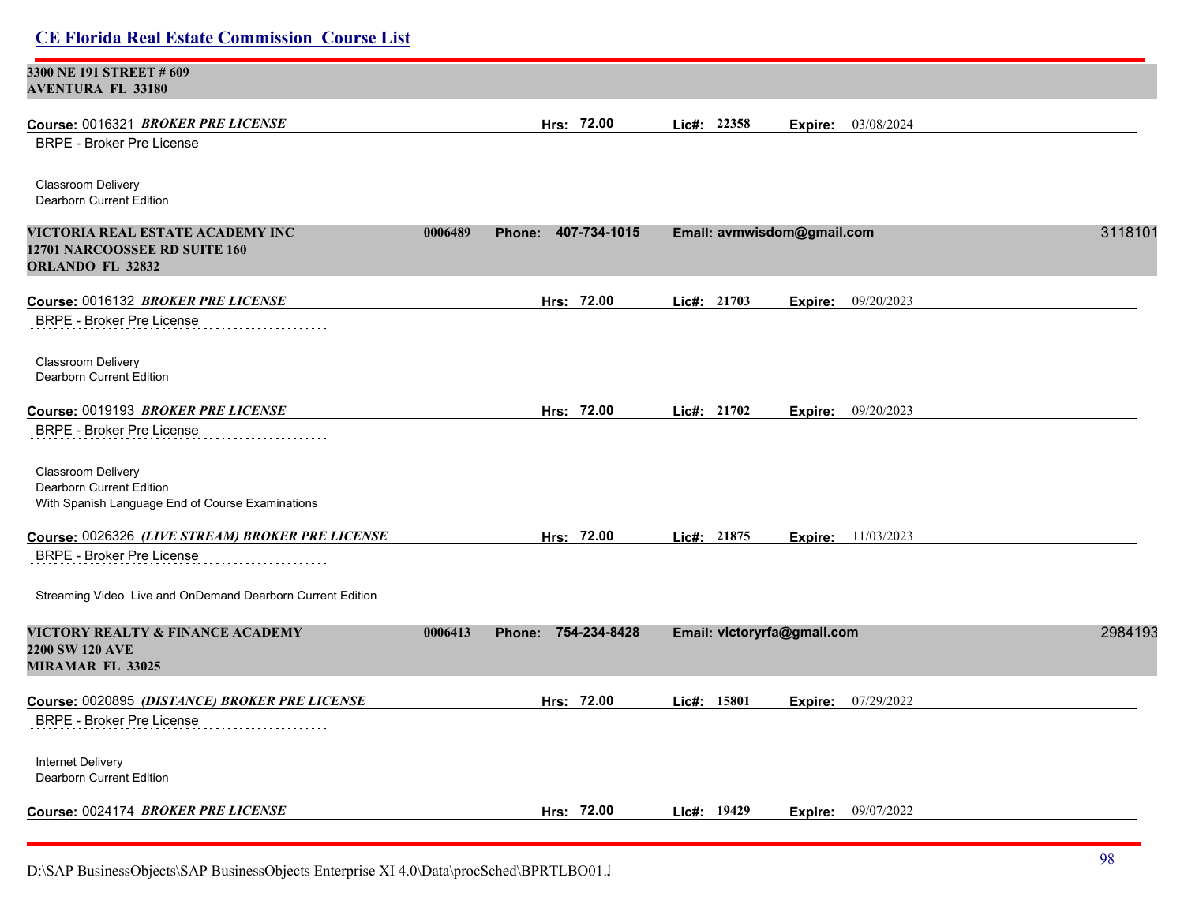**3300 NE 191 STREET # 609**
**AVENTURA FL 33180**

**Course:** 0016321 ***BROKER PRE LICENSE*** **Hrs: 72.00** **Lic#: 22358** **Expire:** 03/08/2024

BRPE - Broker Pre License

Classroom Delivery
Dearborn Current Edition

**VICTORIA REAL ESTATE ACADEMY INC** **0006489** **Phone: 407-734-1015** **Email: avmwisdom@gmail.com** 3118101
**12701 NARCOOSSEE RD SUITE 160**
**ORLANDO FL 32832**

**Course:** 0016132 ***BROKER PRE LICENSE*** **Hrs: 72.00** **Lic#: 21703** **Expire:** 09/20/2023

BRPE - Broker Pre License

Classroom Delivery
Dearborn Current Edition

**Course:** 0019193 ***BROKER PRE LICENSE*** **Hrs: 72.00** **Lic#: 21702** **Expire:** 09/20/2023

BRPE - Broker Pre License

Classroom Delivery
Dearborn Current Edition
With Spanish Language End of Course Examinations

**Course:** 0026326 ***(LIVE STREAM) BROKER PRE LICENSE*** **Hrs: 72.00** **Lic#: 21875** **Expire:** 11/03/2023

BRPE - Broker Pre License

Streaming Video Live and OnDemand Dearborn Current Edition

**VICTORY REALTY & FINANCE ACADEMY** **0006413** **Phone: 754-234-8428** **Email: victoryrfa@gmail.com** 2984193
**2200 SW 120 AVE**
**MIRAMAR FL 33025**

**Course:** 0020895 ***(DISTANCE) BROKER PRE LICENSE*** **Hrs: 72.00** **Lic#: 15801** **Expire:** 07/29/2022

BRPE - Broker Pre License

Internet Delivery
Dearborn Current Edition

**Course:** 0024174 ***BROKER PRE LICENSE*** **Hrs: 72.00** **Lic#: 19429** **Expire:** 09/07/2022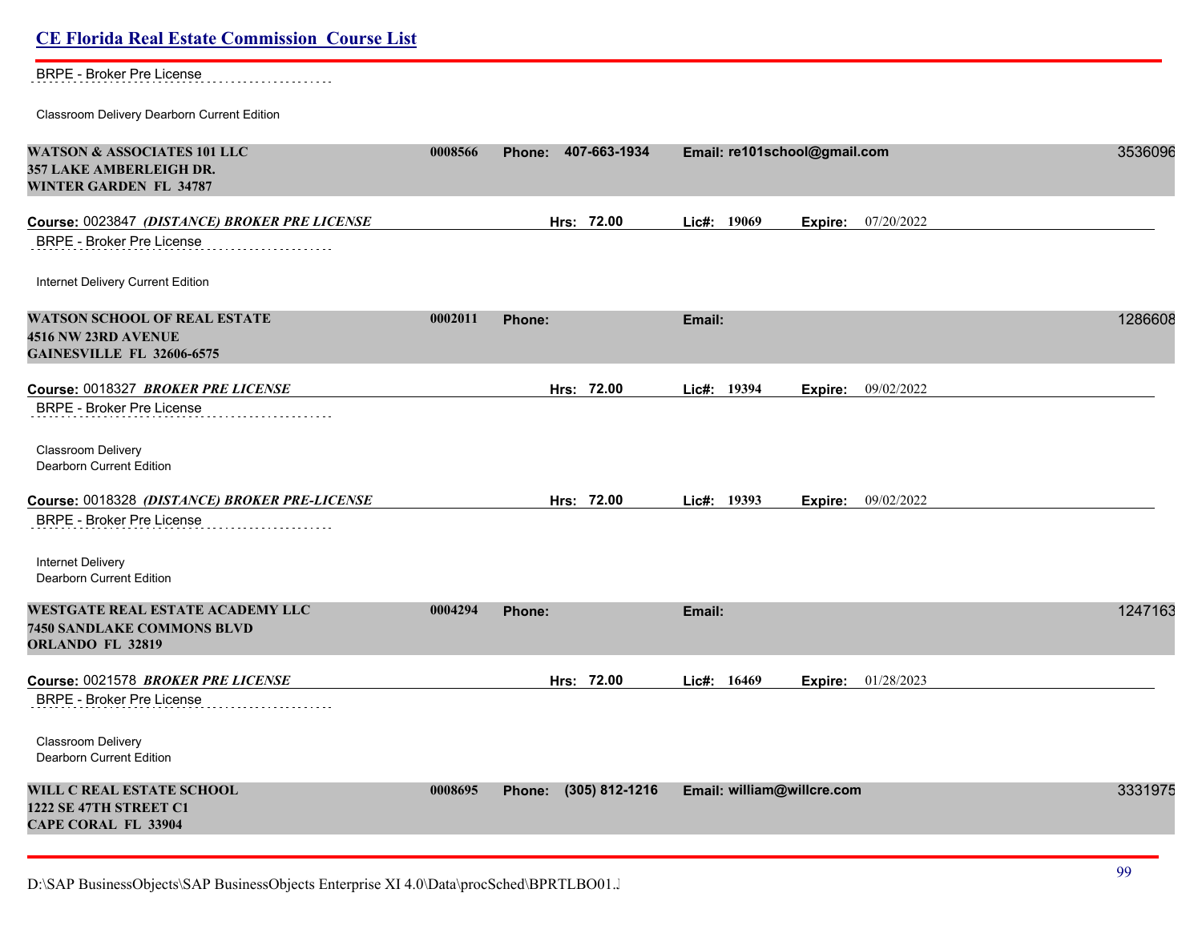BRPE - Broker Pre License

Classroom Delivery Dearborn Current Edition

**WATSON & ASSOCIATES 101 LLC** 0008566 **Phone: 407-663-1934** **Email: re101school@gmail.com** 3536096
**357 LAKE AMBERLEIGH DR.**
**WINTER GARDEN FL 34787**

**Course:** 0023847 ***(DISTANCE) BROKER PRE LICENSE*** **Hrs: 72.00** **Lic#: 19069** **Expire:** 07/20/2022

BRPE - Broker Pre License

Internet Delivery Current Edition

**WATSON SCHOOL OF REAL ESTATE** 0002011 **Phone:** **Email:** 1286608
**4516 NW 23RD AVENUE**
**GAINESVILLE FL 32606-6575**

**Course:** 0018327 ***BROKER PRE LICENSE*** **Hrs: 72.00** **Lic#: 19394** **Expire:** 09/02/2022

BRPE - Broker Pre License

Classroom Delivery
Dearborn Current Edition

**Course:** 0018328 ***(DISTANCE) BROKER PRE-LICENSE*** **Hrs: 72.00** **Lic#: 19393** **Expire:** 09/02/2022

BRPE - Broker Pre License

Internet Delivery
Dearborn Current Edition

**WESTGATE REAL ESTATE ACADEMY LLC** 0004294 **Phone:** **Email:** 1247163
**7450 SANDLAKE COMMONS BLVD**
**ORLANDO FL 32819**

**Course:** 0021578 ***BROKER PRE LICENSE*** **Hrs: 72.00** **Lic#: 16469** **Expire:** 01/28/2023

BRPE - Broker Pre License

Classroom Delivery
Dearborn Current Edition

**WILL C REAL ESTATE SCHOOL** 0008695 **Phone: (305) 812-1216** **Email: william@willcre.com** 3331975
**1222 SE 47TH STREET C1**
**CAPE CORAL FL 33904**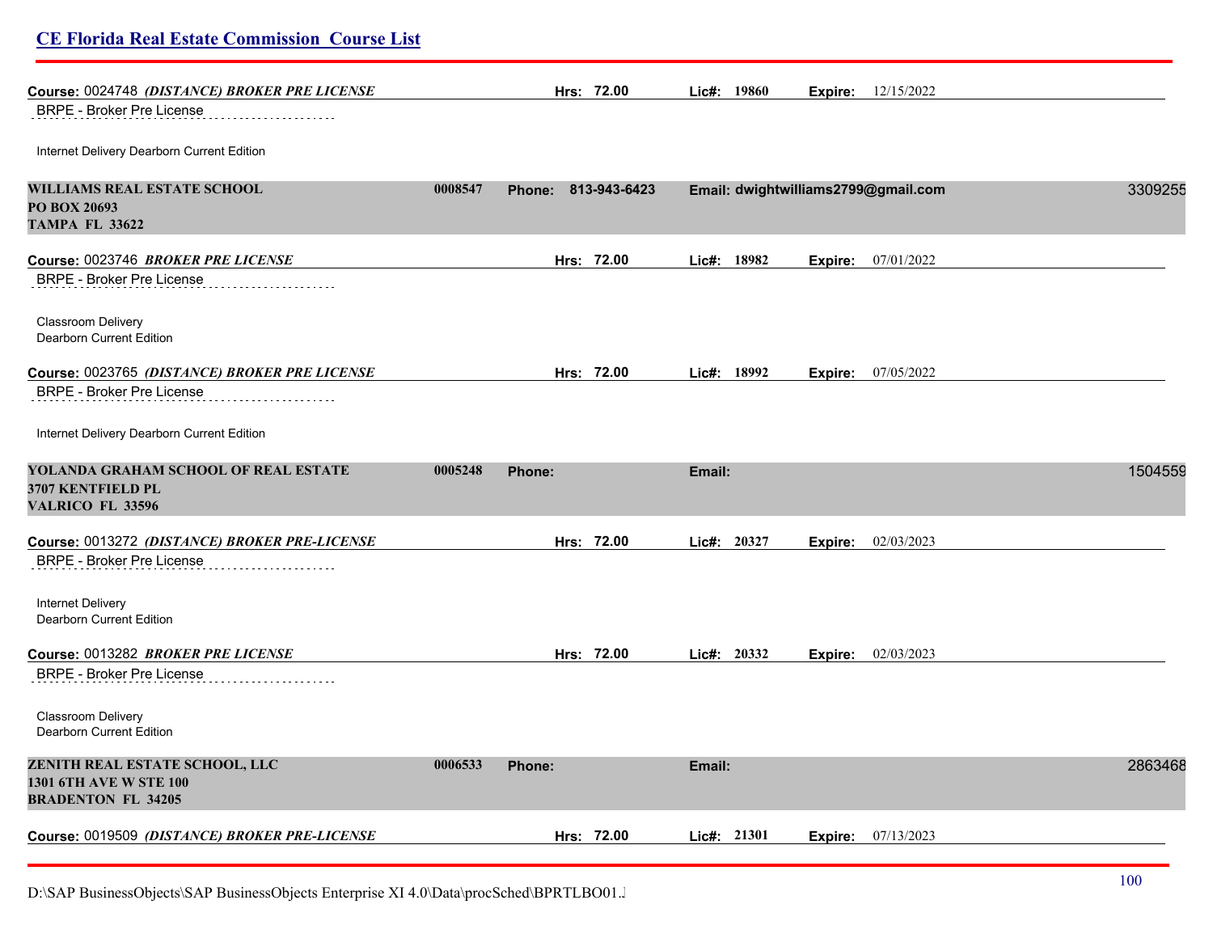**Course:** 0024748 ***(DISTANCE) BROKER PRE LICENSE*** **Hrs: 72.00** **Lic#: 19860** **Expire:** 12/15/2022

BRPE - Broker Pre License

Internet Delivery Dearborn Current Edition

**WILLIAMS REAL ESTATE SCHOOL** **0008547** **Phone: 813-943-6423** **Email: dwightwilliams2799@gmail.com** 3309255
**PO BOX 20693**
**TAMPA FL 33622**

**Course:** 0023746 ***BROKER PRE LICENSE*** **Hrs: 72.00** **Lic#: 18982** **Expire:** 07/01/2022

BRPE - Broker Pre License

Classroom Delivery
Dearborn Current Edition

**Course:** 0023765 ***(DISTANCE) BROKER PRE LICENSE*** **Hrs: 72.00** **Lic#: 18992** **Expire:** 07/05/2022

BRPE - Broker Pre License

Internet Delivery Dearborn Current Edition

**YOLANDA GRAHAM SCHOOL OF REAL ESTATE** **0005248** **Phone:** **Email:** 1504559
**3707 KENTFIELD PL**
**VALRICO FL 33596**

**Course:** 0013272 ***(DISTANCE) BROKER PRE-LICENSE*** **Hrs: 72.00** **Lic#: 20327** **Expire:** 02/03/2023

BRPE - Broker Pre License

Internet Delivery
Dearborn Current Edition

**Course:** 0013282 ***BROKER PRE LICENSE*** **Hrs: 72.00** **Lic#: 20332** **Expire:** 02/03/2023

BRPE - Broker Pre License

Classroom Delivery
Dearborn Current Edition

**ZENITH REAL ESTATE SCHOOL, LLC** **0006533** **Phone:** **Email:** 2863468
**1301 6TH AVE W STE 100**
**BRADENTON FL 34205**

**Course:** 0019509 ***(DISTANCE) BROKER PRE-LICENSE*** **Hrs: 72.00** **Lic#: 21301** **Expire:** 07/13/2023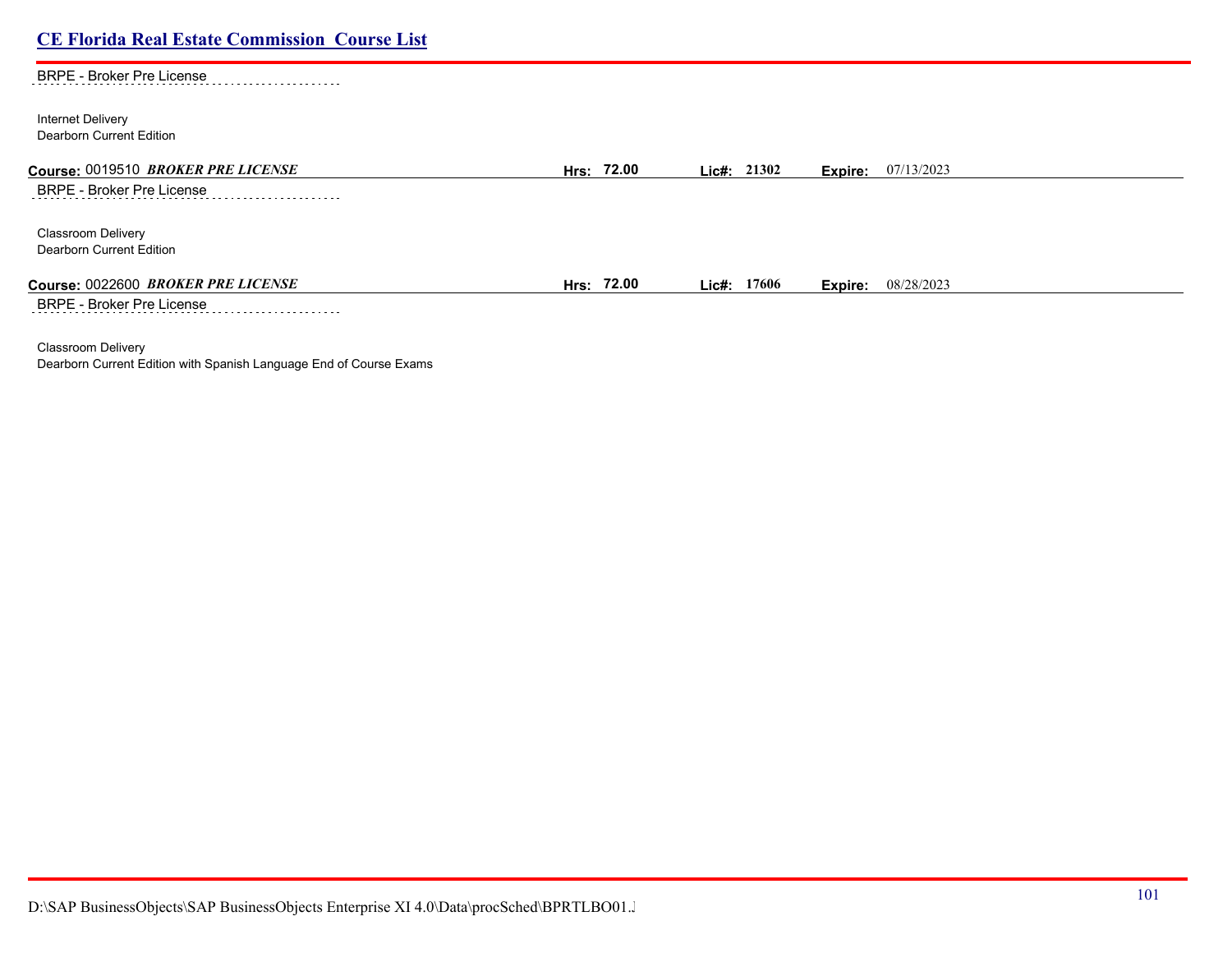BRPE - Broker Pre License

Internet Delivery
Dearborn Current Edition

**Course:** 0019510 ***BROKER PRE LICENSE*** **Hrs: 72.00** **Lic#: 21302** **Expire:** 07/13/2023

BRPE - Broker Pre License

Classroom Delivery
Dearborn Current Edition

**Course:** 0022600 ***BROKER PRE LICENSE*** **Hrs: 72.00** **Lic#: 17606** **Expire:** 08/28/2023

BRPE - Broker Pre License

Classroom Delivery
Dearborn Current Edition with Spanish Language End of Course Exams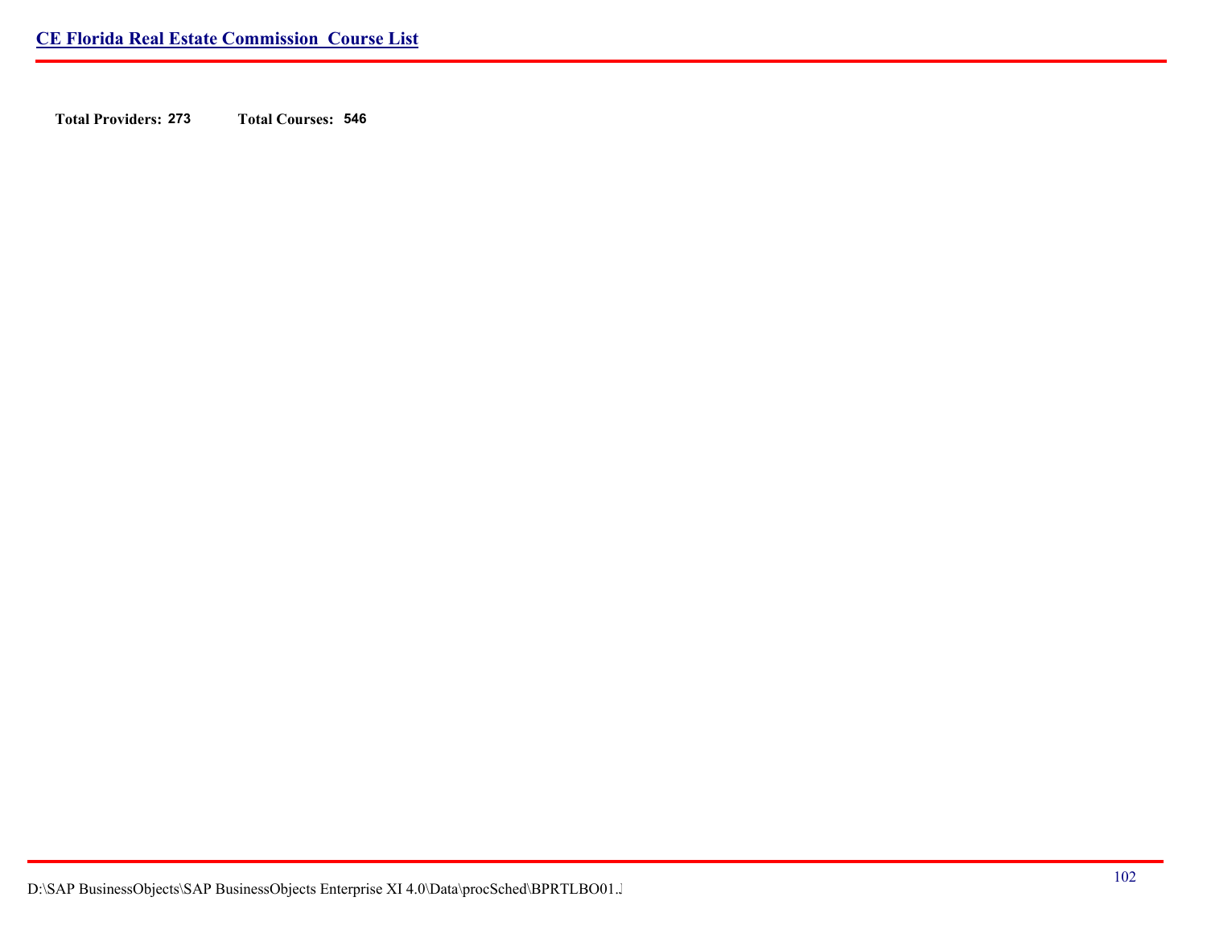**Total Providers:** 273 **Total Courses:** 546